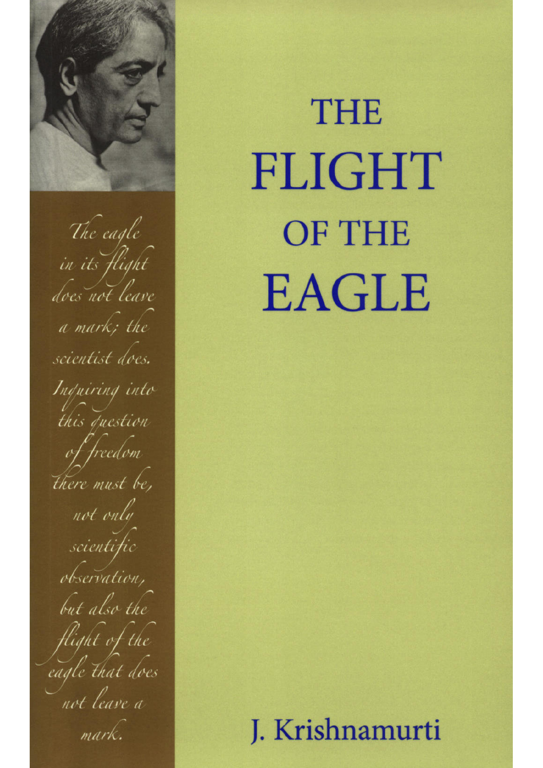# THE FLIGHT OF THE EAGLE

*The eagle in its flight does not leave a mark; the scientist does. Inquiring into this question of freedom there must be, not only scientific observation, but also the flight of the eagle that does not leave a mark.*

J. Krishnamurti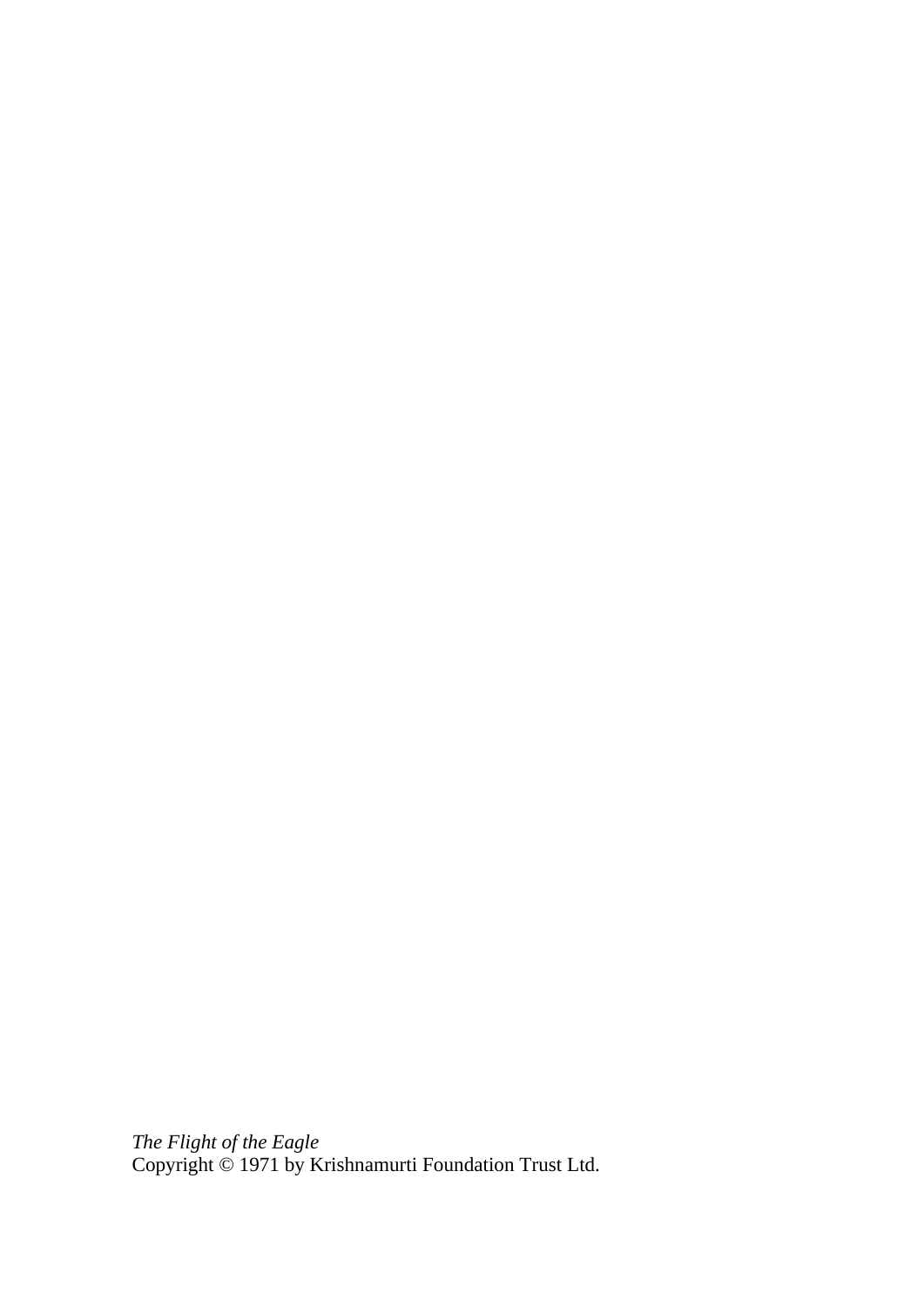*The Flight of the Eagle*
Copyright © 1971 by Krishnamurti Foundation Trust Ltd.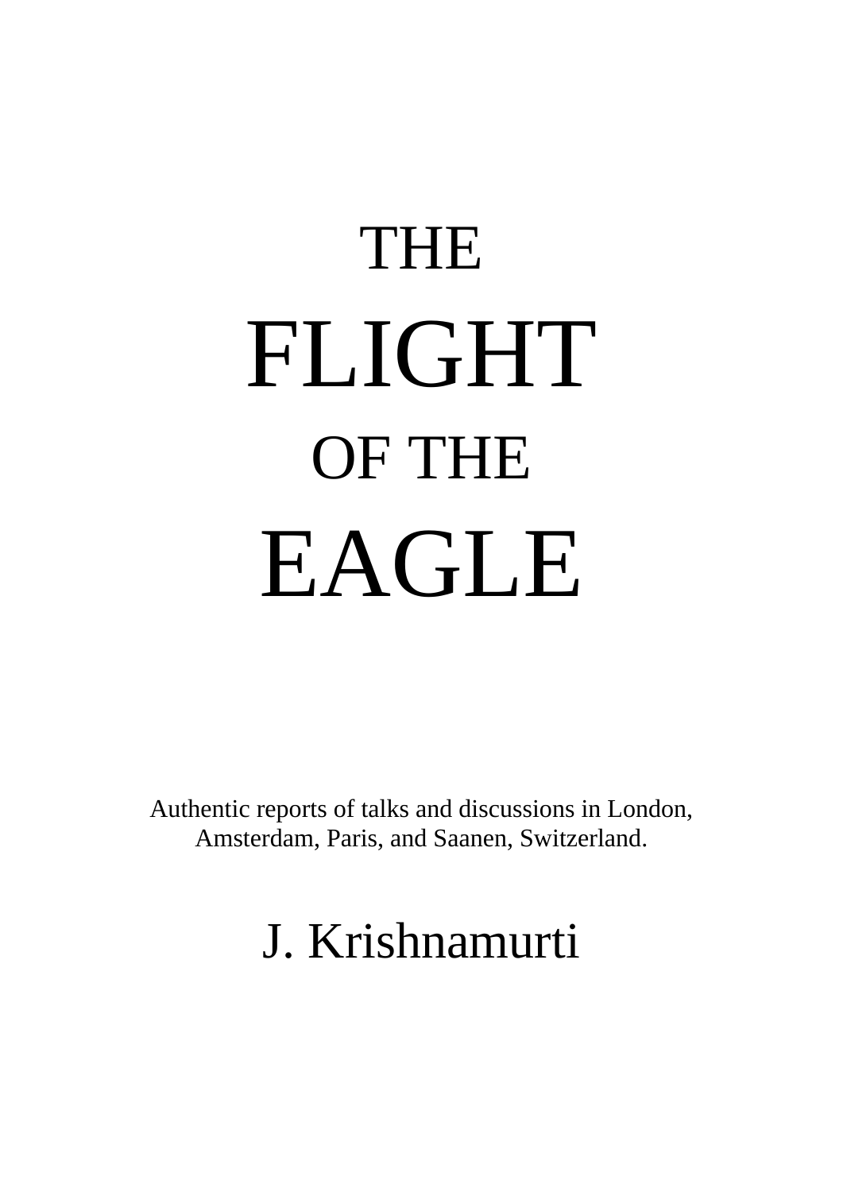# THE FLIGHT OF THE EAGLE

Authentic reports of talks and discussions in London, Amsterdam, Paris, and Saanen, Switzerland.

J. Krishnamurti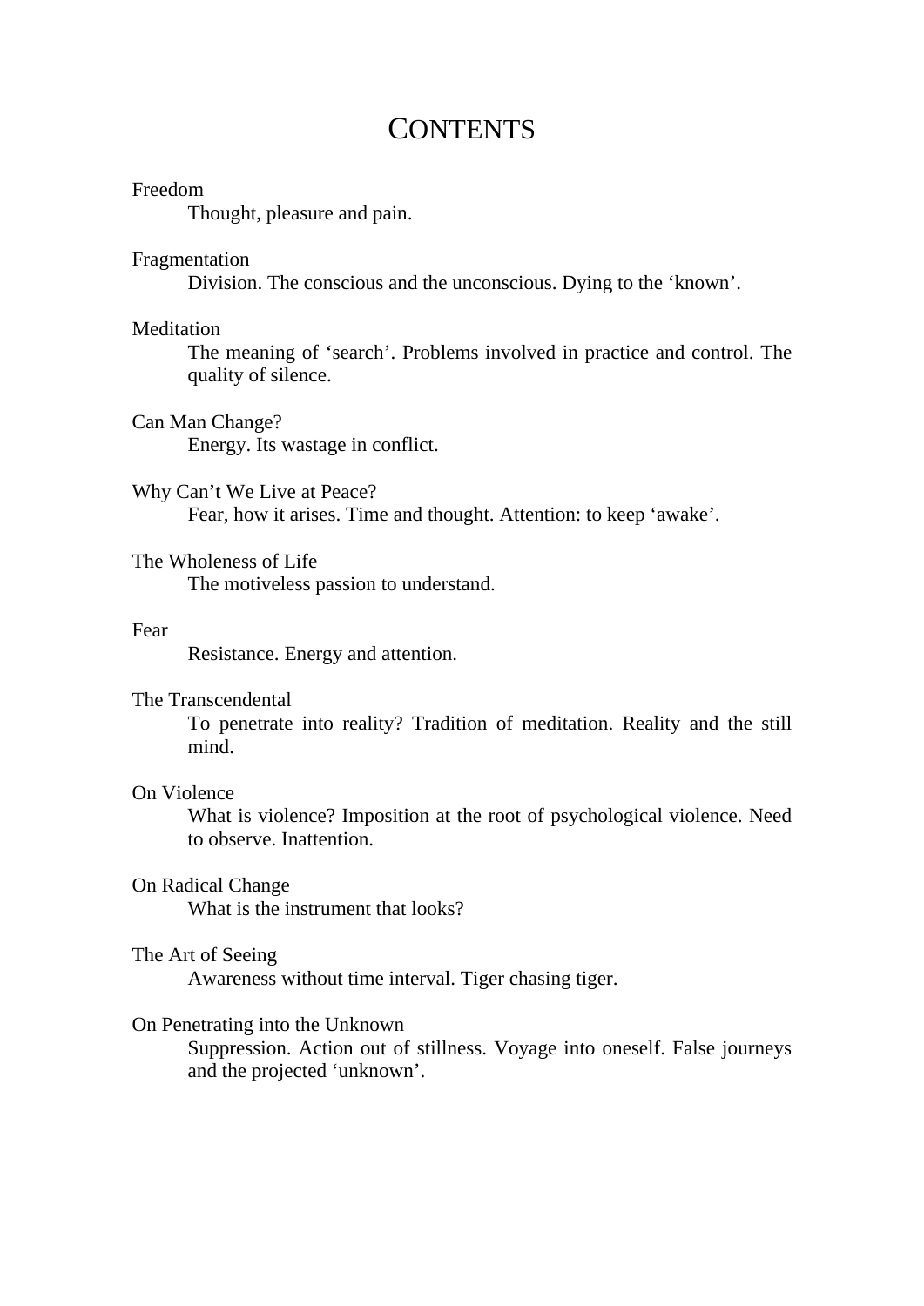# CONTENTS

Freedom
: Thought, pleasure and pain.

Fragmentation
: Division. The conscious and the unconscious. Dying to the 'known'.

Meditation
: The meaning of 'search'. Problems involved in practice and control. The quality of silence.

Can Man Change?
: Energy. Its wastage in conflict.

Why Can't We Live at Peace?
: Fear, how it arises. Time and thought. Attention: to keep 'awake'.

The Wholeness of Life
: The motiveless passion to understand.

Fear
: Resistance. Energy and attention.

The Transcendental
: To penetrate into reality? Tradition of meditation. Reality and the still mind.

On Violence
: What is violence? Imposition at the root of psychological violence. Need to observe. Inattention.

On Radical Change
: What is the instrument that looks?

The Art of Seeing
: Awareness without time interval. Tiger chasing tiger.

On Penetrating into the Unknown
: Suppression. Action out of stillness. Voyage into oneself. False journeys and the projected 'unknown'.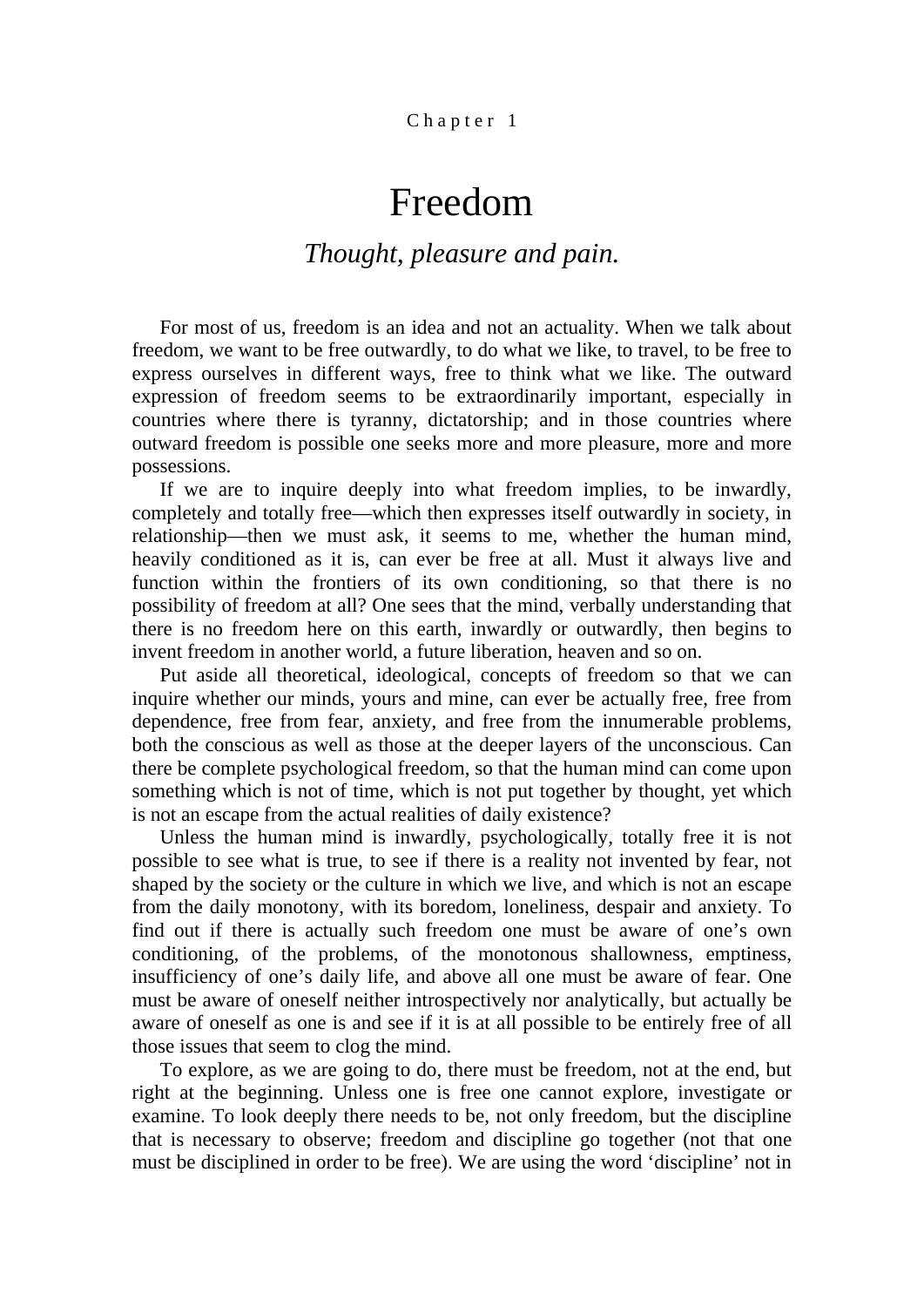Chapter 1

# Freedom

## *Thought, pleasure and pain.*

For most of us, freedom is an idea and not an actuality. When we talk about freedom, we want to be free outwardly, to do what we like, to travel, to be free to express ourselves in different ways, free to think what we like. The outward expression of freedom seems to be extraordinarily important, especially in countries where there is tyranny, dictatorship; and in those countries where outward freedom is possible one seeks more and more pleasure, more and more possessions.

If we are to inquire deeply into what freedom implies, to be inwardly, completely and totally free—which then expresses itself outwardly in society, in relationship—then we must ask, it seems to me, whether the human mind, heavily conditioned as it is, can ever be free at all. Must it always live and function within the frontiers of its own conditioning, so that there is no possibility of freedom at all? One sees that the mind, verbally understanding that there is no freedom here on this earth, inwardly or outwardly, then begins to invent freedom in another world, a future liberation, heaven and so on.

Put aside all theoretical, ideological, concepts of freedom so that we can inquire whether our minds, yours and mine, can ever be actually free, free from dependence, free from fear, anxiety, and free from the innumerable problems, both the conscious as well as those at the deeper layers of the unconscious. Can there be complete psychological freedom, so that the human mind can come upon something which is not of time, which is not put together by thought, yet which is not an escape from the actual realities of daily existence?

Unless the human mind is inwardly, psychologically, totally free it is not possible to see what is true, to see if there is a reality not invented by fear, not shaped by the society or the culture in which we live, and which is not an escape from the daily monotony, with its boredom, loneliness, despair and anxiety. To find out if there is actually such freedom one must be aware of one's own conditioning, of the problems, of the monotonous shallowness, emptiness, insufficiency of one's daily life, and above all one must be aware of fear. One must be aware of oneself neither introspectively nor analytically, but actually be aware of oneself as one is and see if it is at all possible to be entirely free of all those issues that seem to clog the mind.

To explore, as we are going to do, there must be freedom, not at the end, but right at the beginning. Unless one is free one cannot explore, investigate or examine. To look deeply there needs to be, not only freedom, but the discipline that is necessary to observe; freedom and discipline go together (not that one must be disciplined in order to be free). We are using the word 'discipline' not in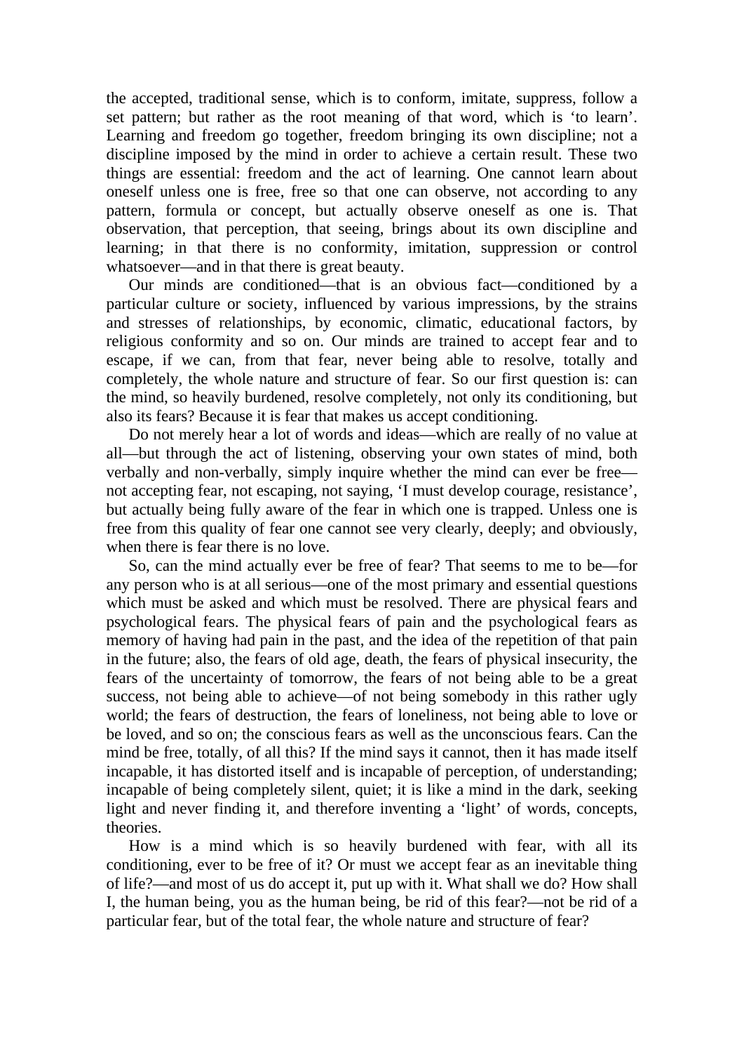the accepted, traditional sense, which is to conform, imitate, suppress, follow a set pattern; but rather as the root meaning of that word, which is 'to learn'. Learning and freedom go together, freedom bringing its own discipline; not a discipline imposed by the mind in order to achieve a certain result. These two things are essential: freedom and the act of learning. One cannot learn about oneself unless one is free, free so that one can observe, not according to any pattern, formula or concept, but actually observe oneself as one is. That observation, that perception, that seeing, brings about its own discipline and learning; in that there is no conformity, imitation, suppression or control whatsoever—and in that there is great beauty.

Our minds are conditioned—that is an obvious fact—conditioned by a particular culture or society, influenced by various impressions, by the strains and stresses of relationships, by economic, climatic, educational factors, by religious conformity and so on. Our minds are trained to accept fear and to escape, if we can, from that fear, never being able to resolve, totally and completely, the whole nature and structure of fear. So our first question is: can the mind, so heavily burdened, resolve completely, not only its conditioning, but also its fears? Because it is fear that makes us accept conditioning.

Do not merely hear a lot of words and ideas—which are really of no value at all—but through the act of listening, observing your own states of mind, both verbally and non-verbally, simply inquire whether the mind can ever be free—not accepting fear, not escaping, not saying, 'I must develop courage, resistance', but actually being fully aware of the fear in which one is trapped. Unless one is free from this quality of fear one cannot see very clearly, deeply; and obviously, when there is fear there is no love.

So, can the mind actually ever be free of fear? That seems to me to be—for any person who is at all serious—one of the most primary and essential questions which must be asked and which must be resolved. There are physical fears and psychological fears. The physical fears of pain and the psychological fears as memory of having had pain in the past, and the idea of the repetition of that pain in the future; also, the fears of old age, death, the fears of physical insecurity, the fears of the uncertainty of tomorrow, the fears of not being able to be a great success, not being able to achieve—of not being somebody in this rather ugly world; the fears of destruction, the fears of loneliness, not being able to love or be loved, and so on; the conscious fears as well as the unconscious fears. Can the mind be free, totally, of all this? If the mind says it cannot, then it has made itself incapable, it has distorted itself and is incapable of perception, of understanding; incapable of being completely silent, quiet; it is like a mind in the dark, seeking light and never finding it, and therefore inventing a 'light' of words, concepts, theories.

How is a mind which is so heavily burdened with fear, with all its conditioning, ever to be free of it? Or must we accept fear as an inevitable thing of life?—and most of us do accept it, put up with it. What shall we do? How shall I, the human being, you as the human being, be rid of this fear?—not be rid of a particular fear, but of the total fear, the whole nature and structure of fear?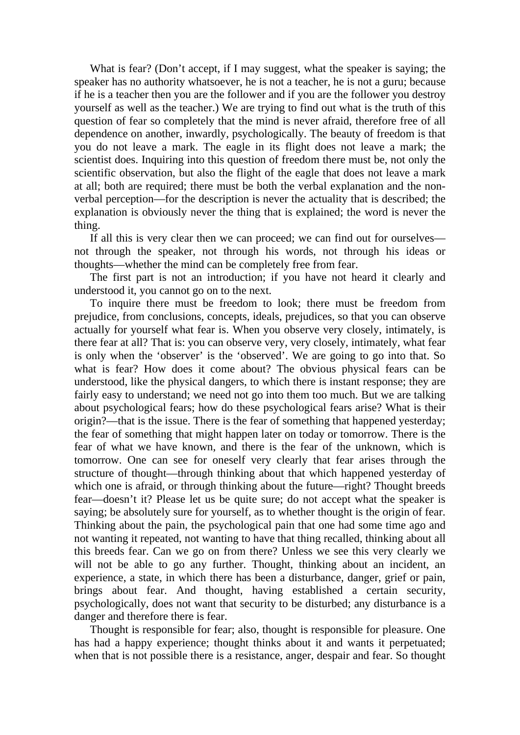What is fear? (Don’t accept, if I may suggest, what the speaker is saying; the speaker has no authority whatsoever, he is not a teacher, he is not a guru; because if he is a teacher then you are the follower and if you are the follower you destroy yourself as well as the teacher.) We are trying to find out what is the truth of this question of fear so completely that the mind is never afraid, therefore free of all dependence on another, inwardly, psychologically. The beauty of freedom is that you do not leave a mark. The eagle in its flight does not leave a mark; the scientist does. Inquiring into this question of freedom there must be, not only the scientific observation, but also the flight of the eagle that does not leave a mark at all; both are required; there must be both the verbal explanation and the non-verbal perception—for the description is never the actuality that is described; the explanation is obviously never the thing that is explained; the word is never the thing.

If all this is very clear then we can proceed; we can find out for ourselves—not through the speaker, not through his words, not through his ideas or thoughts—whether the mind can be completely free from fear.

The first part is not an introduction; if you have not heard it clearly and understood it, you cannot go on to the next.

To inquire there must be freedom to look; there must be freedom from prejudice, from conclusions, concepts, ideals, prejudices, so that you can observe actually for yourself what fear is. When you observe very closely, intimately, is there fear at all? That is: you can observe very, very closely, intimately, what fear is only when the ‘observer’ is the ‘observed’. We are going to go into that. So what is fear? How does it come about? The obvious physical fears can be understood, like the physical dangers, to which there is instant response; they are fairly easy to understand; we need not go into them too much. But we are talking about psychological fears; how do these psychological fears arise? What is their origin?—that is the issue. There is the fear of something that happened yesterday; the fear of something that might happen later on today or tomorrow. There is the fear of what we have known, and there is the fear of the unknown, which is tomorrow. One can see for oneself very clearly that fear arises through the structure of thought—through thinking about that which happened yesterday of which one is afraid, or through thinking about the future—right? Thought breeds fear—doesn’t it? Please let us be quite sure; do not accept what the speaker is saying; be absolutely sure for yourself, as to whether thought is the origin of fear. Thinking about the pain, the psychological pain that one had some time ago and not wanting it repeated, not wanting to have that thing recalled, thinking about all this breeds fear. Can we go on from there? Unless we see this very clearly we will not be able to go any further. Thought, thinking about an incident, an experience, a state, in which there has been a disturbance, danger, grief or pain, brings about fear. And thought, having established a certain security, psychologically, does not want that security to be disturbed; any disturbance is a danger and therefore there is fear.

Thought is responsible for fear; also, thought is responsible for pleasure. One has had a happy experience; thought thinks about it and wants it perpetuated; when that is not possible there is a resistance, anger, despair and fear. So thought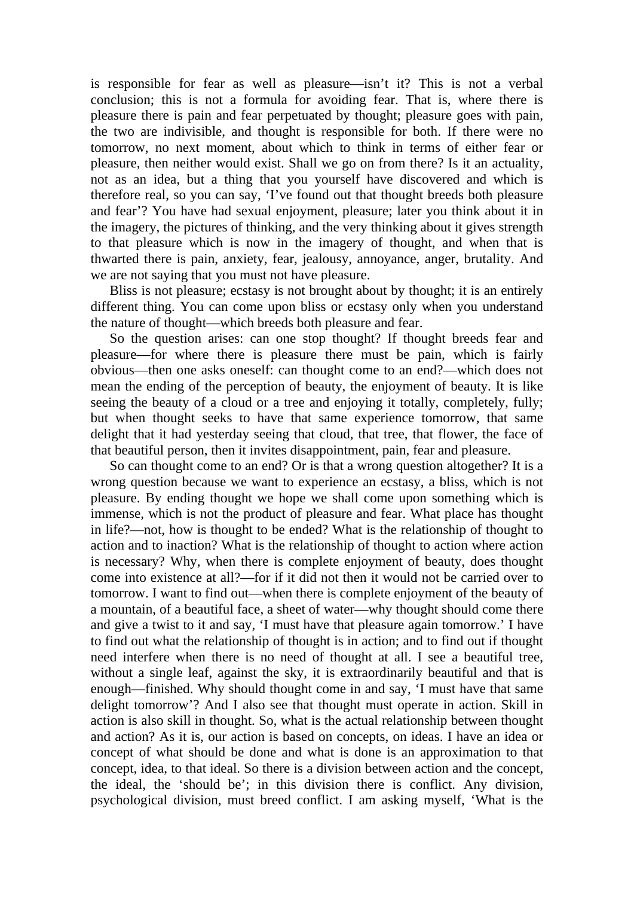is responsible for fear as well as pleasure—isn't it? This is not a verbal conclusion; this is not a formula for avoiding fear. That is, where there is pleasure there is pain and fear perpetuated by thought; pleasure goes with pain, the two are indivisible, and thought is responsible for both. If there were no tomorrow, no next moment, about which to think in terms of either fear or pleasure, then neither would exist. Shall we go on from there? Is it an actuality, not as an idea, but a thing that you yourself have discovered and which is therefore real, so you can say, 'I've found out that thought breeds both pleasure and fear'? You have had sexual enjoyment, pleasure; later you think about it in the imagery, the pictures of thinking, and the very thinking about it gives strength to that pleasure which is now in the imagery of thought, and when that is thwarted there is pain, anxiety, fear, jealousy, annoyance, anger, brutality. And we are not saying that you must not have pleasure.

Bliss is not pleasure; ecstasy is not brought about by thought; it is an entirely different thing. You can come upon bliss or ecstasy only when you understand the nature of thought—which breeds both pleasure and fear.

So the question arises: can one stop thought? If thought breeds fear and pleasure—for where there is pleasure there must be pain, which is fairly obvious—then one asks oneself: can thought come to an end?—which does not mean the ending of the perception of beauty, the enjoyment of beauty. It is like seeing the beauty of a cloud or a tree and enjoying it totally, completely, fully; but when thought seeks to have that same experience tomorrow, that same delight that it had yesterday seeing that cloud, that tree, that flower, the face of that beautiful person, then it invites disappointment, pain, fear and pleasure.

So can thought come to an end? Or is that a wrong question altogether? It is a wrong question because we want to experience an ecstasy, a bliss, which is not pleasure. By ending thought we hope we shall come upon something which is immense, which is not the product of pleasure and fear. What place has thought in life?—not, how is thought to be ended? What is the relationship of thought to action and to inaction? What is the relationship of thought to action where action is necessary? Why, when there is complete enjoyment of beauty, does thought come into existence at all?—for if it did not then it would not be carried over to tomorrow. I want to find out—when there is complete enjoyment of the beauty of a mountain, of a beautiful face, a sheet of water—why thought should come there and give a twist to it and say, 'I must have that pleasure again tomorrow.' I have to find out what the relationship of thought is in action; and to find out if thought need interfere when there is no need of thought at all. I see a beautiful tree, without a single leaf, against the sky, it is extraordinarily beautiful and that is enough—finished. Why should thought come in and say, 'I must have that same delight tomorrow'? And I also see that thought must operate in action. Skill in action is also skill in thought. So, what is the actual relationship between thought and action? As it is, our action is based on concepts, on ideas. I have an idea or concept of what should be done and what is done is an approximation to that concept, idea, to that ideal. So there is a division between action and the concept, the ideal, the 'should be'; in this division there is conflict. Any division, psychological division, must breed conflict. I am asking myself, 'What is the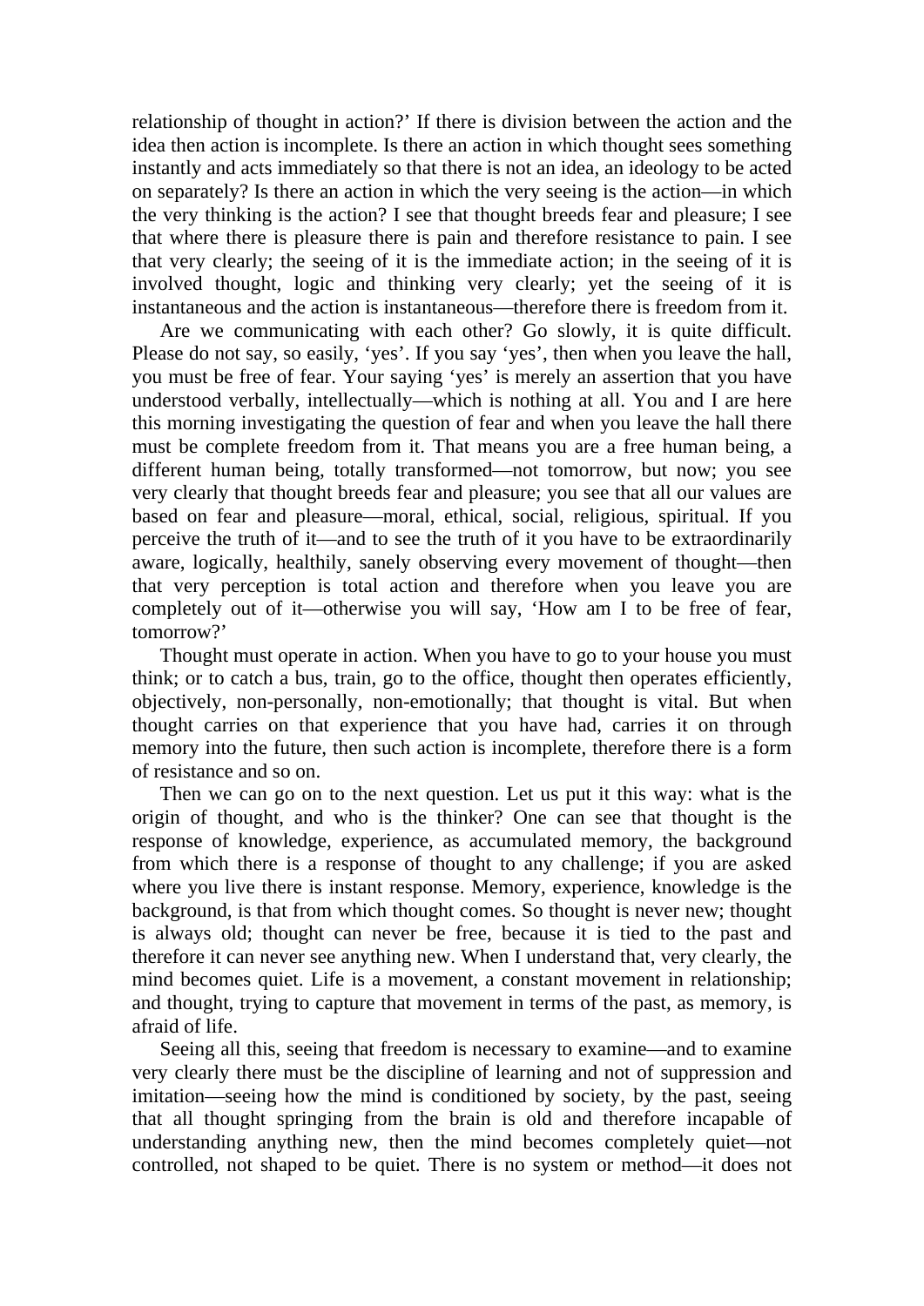relationship of thought in action?' If there is division between the action and the idea then action is incomplete. Is there an action in which thought sees something instantly and acts immediately so that there is not an idea, an ideology to be acted on separately? Is there an action in which the very seeing is the action—in which the very thinking is the action? I see that thought breeds fear and pleasure; I see that where there is pleasure there is pain and therefore resistance to pain. I see that very clearly; the seeing of it is the immediate action; in the seeing of it is involved thought, logic and thinking very clearly; yet the seeing of it is instantaneous and the action is instantaneous—therefore there is freedom from it.

Are we communicating with each other? Go slowly, it is quite difficult. Please do not say, so easily, 'yes'. If you say 'yes', then when you leave the hall, you must be free of fear. Your saying 'yes' is merely an assertion that you have understood verbally, intellectually—which is nothing at all. You and I are here this morning investigating the question of fear and when you leave the hall there must be complete freedom from it. That means you are a free human being, a different human being, totally transformed—not tomorrow, but now; you see very clearly that thought breeds fear and pleasure; you see that all our values are based on fear and pleasure—moral, ethical, social, religious, spiritual. If you perceive the truth of it—and to see the truth of it you have to be extraordinarily aware, logically, healthily, sanely observing every movement of thought—then that very perception is total action and therefore when you leave you are completely out of it—otherwise you will say, 'How am I to be free of fear, tomorrow?'

Thought must operate in action. When you have to go to your house you must think; or to catch a bus, train, go to the office, thought then operates efficiently, objectively, non-personally, non-emotionally; that thought is vital. But when thought carries on that experience that you have had, carries it on through memory into the future, then such action is incomplete, therefore there is a form of resistance and so on.

Then we can go on to the next question. Let us put it this way: what is the origin of thought, and who is the thinker? One can see that thought is the response of knowledge, experience, as accumulated memory, the background from which there is a response of thought to any challenge; if you are asked where you live there is instant response. Memory, experience, knowledge is the background, is that from which thought comes. So thought is never new; thought is always old; thought can never be free, because it is tied to the past and therefore it can never see anything new. When I understand that, very clearly, the mind becomes quiet. Life is a movement, a constant movement in relationship; and thought, trying to capture that movement in terms of the past, as memory, is afraid of life.

Seeing all this, seeing that freedom is necessary to examine—and to examine very clearly there must be the discipline of learning and not of suppression and imitation—seeing how the mind is conditioned by society, by the past, seeing that all thought springing from the brain is old and therefore incapable of understanding anything new, then the mind becomes completely quiet—not controlled, not shaped to be quiet. There is no system or method—it does not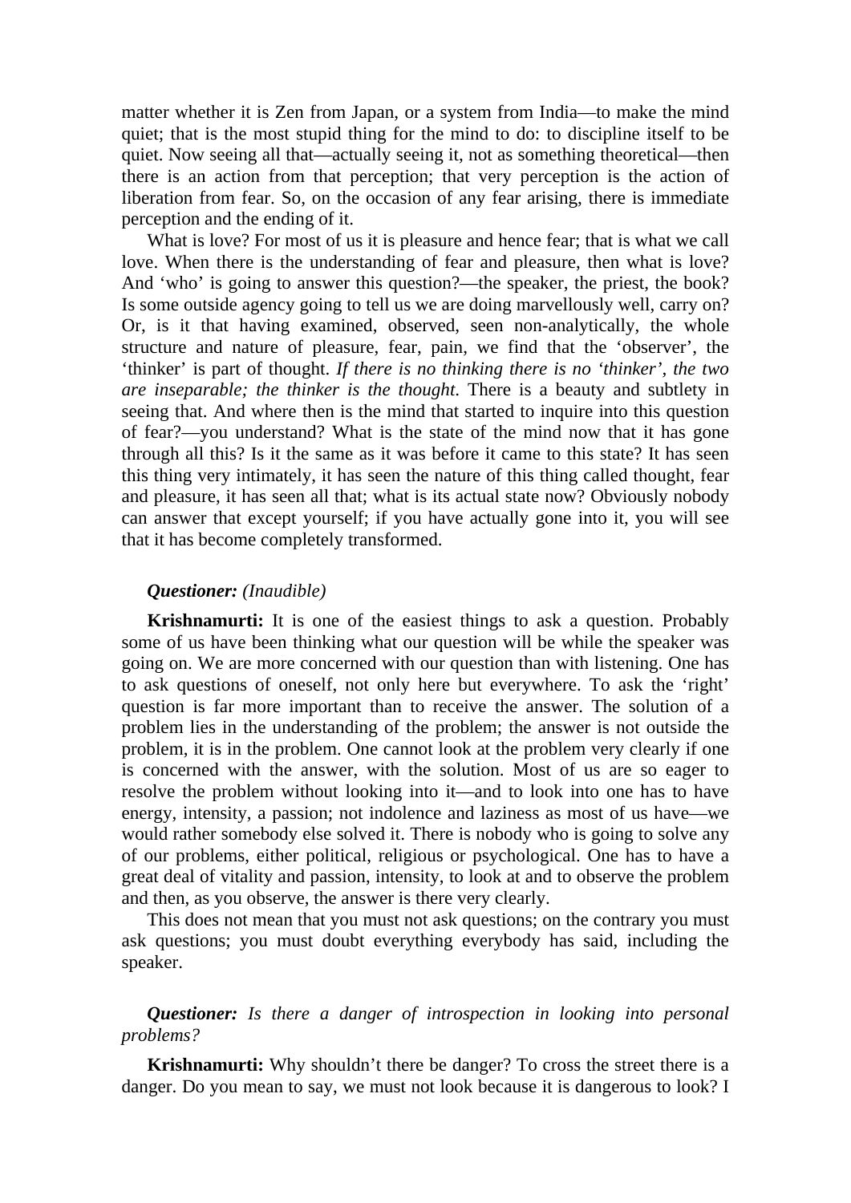matter whether it is Zen from Japan, or a system from India—to make the mind quiet; that is the most stupid thing for the mind to do: to discipline itself to be quiet. Now seeing all that—actually seeing it, not as something theoretical—then there is an action from that perception; that very perception is the action of liberation from fear. So, on the occasion of any fear arising, there is immediate perception and the ending of it.

What is love? For most of us it is pleasure and hence fear; that is what we call love. When there is the understanding of fear and pleasure, then what is love? And 'who' is going to answer this question?—the speaker, the priest, the book? Is some outside agency going to tell us we are doing marvellously well, carry on? Or, is it that having examined, observed, seen non-analytically, the whole structure and nature of pleasure, fear, pain, we find that the 'observer', the 'thinker' is part of thought. *If there is no thinking there is no 'thinker', the two are inseparable; the thinker is the thought.* There is a beauty and subtlety in seeing that. And where then is the mind that started to inquire into this question of fear?—you understand? What is the state of the mind now that it has gone through all this? Is it the same as it was before it came to this state? It has seen this thing very intimately, it has seen the nature of this thing called thought, fear and pleasure, it has seen all that; what is its actual state now? Obviously nobody can answer that except yourself; if you have actually gone into it, you will see that it has become completely transformed.

***Questioner:*** *(Inaudible)*

**Krishnamurti:** It is one of the easiest things to ask a question. Probably some of us have been thinking what our question will be while the speaker was going on. We are more concerned with our question than with listening. One has to ask questions of oneself, not only here but everywhere. To ask the 'right' question is far more important than to receive the answer. The solution of a problem lies in the understanding of the problem; the answer is not outside the problem, it is in the problem. One cannot look at the problem very clearly if one is concerned with the answer, with the solution. Most of us are so eager to resolve the problem without looking into it—and to look into one has to have energy, intensity, a passion; not indolence and laziness as most of us have—we would rather somebody else solved it. There is nobody who is going to solve any of our problems, either political, religious or psychological. One has to have a great deal of vitality and passion, intensity, to look at and to observe the problem and then, as you observe, the answer is there very clearly.

This does not mean that you must not ask questions; on the contrary you must ask questions; you must doubt everything everybody has said, including the speaker.

***Questioner:*** *Is there a danger of introspection in looking into personal problems?*

**Krishnamurti:** Why shouldn't there be danger? To cross the street there is a danger. Do you mean to say, we must not look because it is dangerous to look? I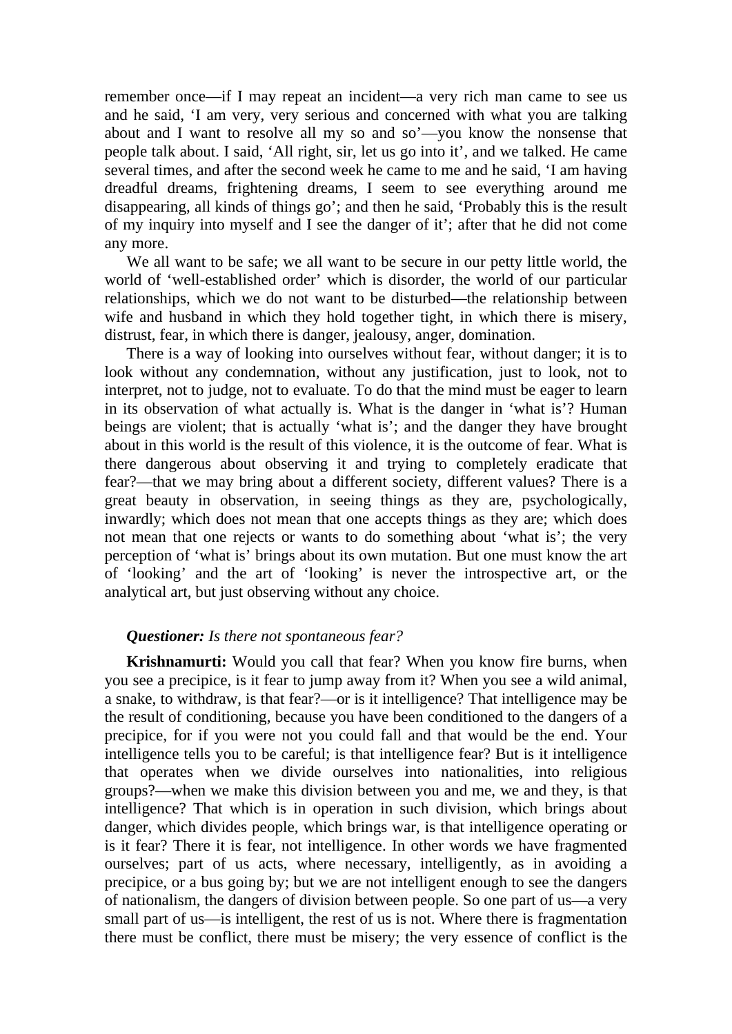remember once—if I may repeat an incident—a very rich man came to see us and he said, 'I am very, very serious and concerned with what you are talking about and I want to resolve all my so and so'—you know the nonsense that people talk about. I said, 'All right, sir, let us go into it', and we talked. He came several times, and after the second week he came to me and he said, 'I am having dreadful dreams, frightening dreams, I seem to see everything around me disappearing, all kinds of things go'; and then he said, 'Probably this is the result of my inquiry into myself and I see the danger of it'; after that he did not come any more.

We all want to be safe; we all want to be secure in our petty little world, the world of 'well-established order' which is disorder, the world of our particular relationships, which we do not want to be disturbed—the relationship between wife and husband in which they hold together tight, in which there is misery, distrust, fear, in which there is danger, jealousy, anger, domination.

There is a way of looking into ourselves without fear, without danger; it is to look without any condemnation, without any justification, just to look, not to interpret, not to judge, not to evaluate. To do that the mind must be eager to learn in its observation of what actually is. What is the danger in 'what is'? Human beings are violent; that is actually 'what is'; and the danger they have brought about in this world is the result of this violence, it is the outcome of fear. What is there dangerous about observing it and trying to completely eradicate that fear?—that we may bring about a different society, different values? There is a great beauty in observation, in seeing things as they are, psychologically, inwardly; which does not mean that one accepts things as they are; which does not mean that one rejects or wants to do something about 'what is'; the very perception of 'what is' brings about its own mutation. But one must know the art of 'looking' and the art of 'looking' is never the introspective art, or the analytical art, but just observing without any choice.

***Questioner:*** *Is there not spontaneous fear?*

**Krishnamurti:** Would you call that fear? When you know fire burns, when you see a precipice, is it fear to jump away from it? When you see a wild animal, a snake, to withdraw, is that fear?—or is it intelligence? That intelligence may be the result of conditioning, because you have been conditioned to the dangers of a precipice, for if you were not you could fall and that would be the end. Your intelligence tells you to be careful; is that intelligence fear? But is it intelligence that operates when we divide ourselves into nationalities, into religious groups?—when we make this division between you and me, we and they, is that intelligence? That which is in operation in such division, which brings about danger, which divides people, which brings war, is that intelligence operating or is it fear? There it is fear, not intelligence. In other words we have fragmented ourselves; part of us acts, where necessary, intelligently, as in avoiding a precipice, or a bus going by; but we are not intelligent enough to see the dangers of nationalism, the dangers of division between people. So one part of us—a very small part of us—is intelligent, the rest of us is not. Where there is fragmentation there must be conflict, there must be misery; the very essence of conflict is the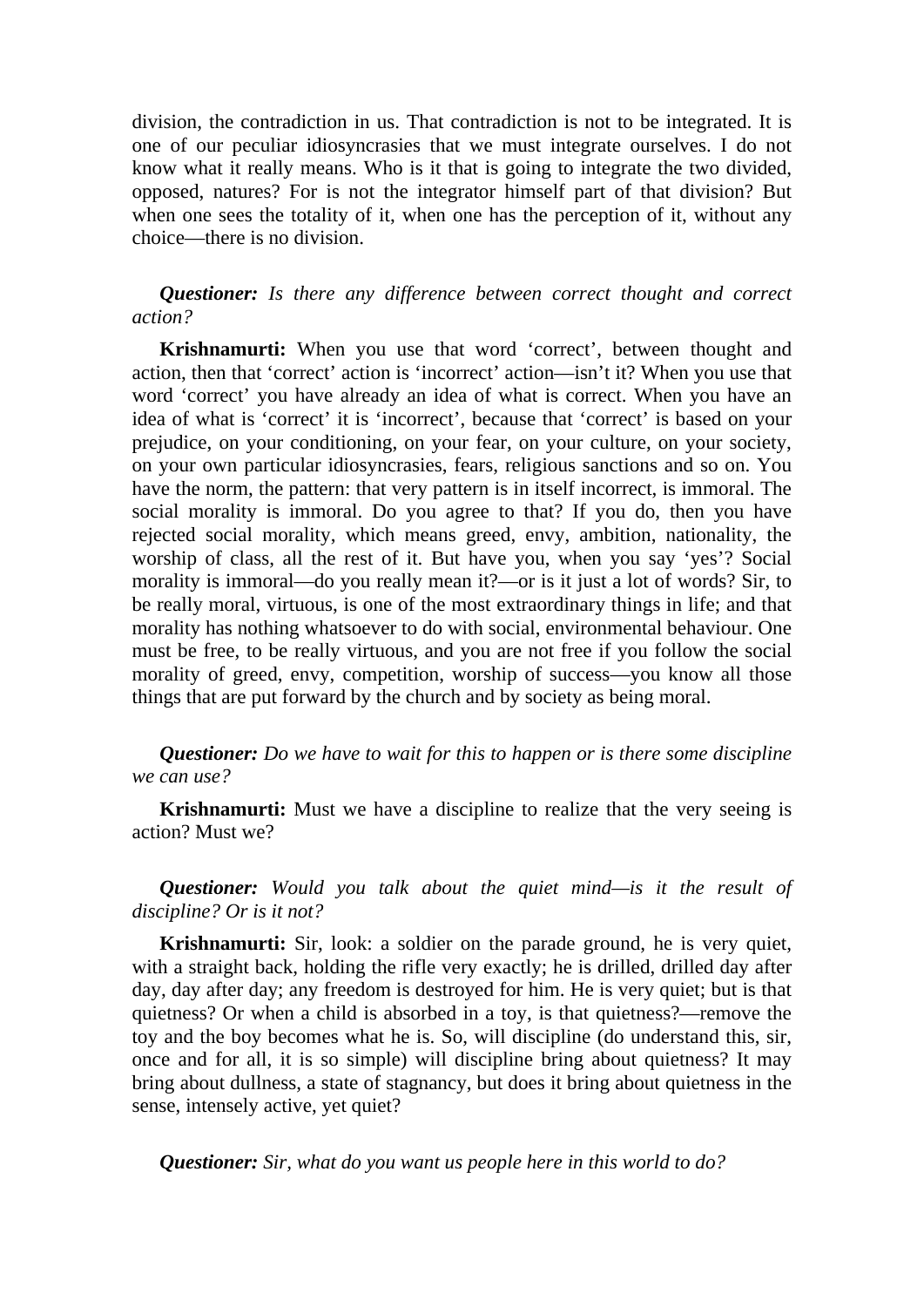division, the contradiction in us. That contradiction is not to be integrated. It is one of our peculiar idiosyncrasies that we must integrate ourselves. I do not know what it really means. Who is it that is going to integrate the two divided, opposed, natures? For is not the integrator himself part of that division? But when one sees the totality of it, when one has the perception of it, without any choice—there is no division.

***Questioner:*** *Is there any difference between correct thought and correct action?*

**Krishnamurti:** When you use that word 'correct', between thought and action, then that 'correct' action is 'incorrect' action—isn't it? When you use that word 'correct' you have already an idea of what is correct. When you have an idea of what is 'correct' it is 'incorrect', because that 'correct' is based on your prejudice, on your conditioning, on your fear, on your culture, on your society, on your own particular idiosyncrasies, fears, religious sanctions and so on. You have the norm, the pattern: that very pattern is in itself incorrect, is immoral. The social morality is immoral. Do you agree to that? If you do, then you have rejected social morality, which means greed, envy, ambition, nationality, the worship of class, all the rest of it. But have you, when you say 'yes'? Social morality is immoral—do you really mean it?—or is it just a lot of words? Sir, to be really moral, virtuous, is one of the most extraordinary things in life; and that morality has nothing whatsoever to do with social, environmental behaviour. One must be free, to be really virtuous, and you are not free if you follow the social morality of greed, envy, competition, worship of success—you know all those things that are put forward by the church and by society as being moral.

***Questioner:*** *Do we have to wait for this to happen or is there some discipline we can use?*

**Krishnamurti:** Must we have a discipline to realize that the very seeing is action? Must we?

***Questioner:*** *Would you talk about the quiet mind—is it the result of discipline? Or is it not?*

**Krishnamurti:** Sir, look: a soldier on the parade ground, he is very quiet, with a straight back, holding the rifle very exactly; he is drilled, drilled day after day, day after day; any freedom is destroyed for him. He is very quiet; but is that quietness? Or when a child is absorbed in a toy, is that quietness?—remove the toy and the boy becomes what he is. So, will discipline (do understand this, sir, once and for all, it is so simple) will discipline bring about quietness? It may bring about dullness, a state of stagnancy, but does it bring about quietness in the sense, intensely active, yet quiet?

***Questioner:*** *Sir, what do you want us people here in this world to do?*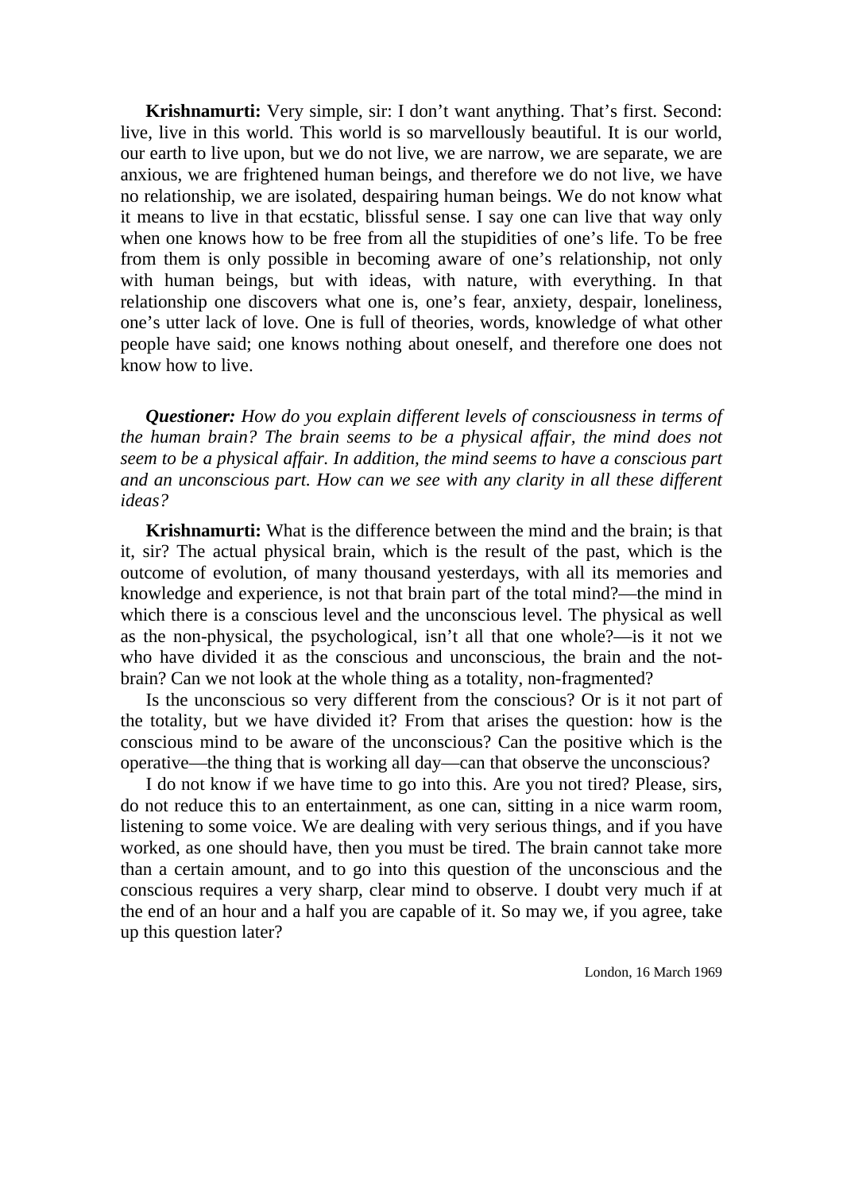**Krishnamurti:** Very simple, sir: I don't want anything. That's first. Second: live, live in this world. This world is so marvellously beautiful. It is our world, our earth to live upon, but we do not live, we are narrow, we are separate, we are anxious, we are frightened human beings, and therefore we do not live, we have no relationship, we are isolated, despairing human beings. We do not know what it means to live in that ecstatic, blissful sense. I say one can live that way only when one knows how to be free from all the stupidities of one's life. To be free from them is only possible in becoming aware of one's relationship, not only with human beings, but with ideas, with nature, with everything. In that relationship one discovers what one is, one's fear, anxiety, despair, loneliness, one's utter lack of love. One is full of theories, words, knowledge of what other people have said; one knows nothing about oneself, and therefore one does not know how to live.

***Questioner:*** *How do you explain different levels of consciousness in terms of the human brain? The brain seems to be a physical affair, the mind does not seem to be a physical affair. In addition, the mind seems to have a conscious part and an unconscious part. How can we see with any clarity in all these different ideas?*

**Krishnamurti:** What is the difference between the mind and the brain; is that it, sir? The actual physical brain, which is the result of the past, which is the outcome of evolution, of many thousand yesterdays, with all its memories and knowledge and experience, is not that brain part of the total mind?—the mind in which there is a conscious level and the unconscious level. The physical as well as the non-physical, the psychological, isn't all that one whole?—is it not we who have divided it as the conscious and unconscious, the brain and the not-brain? Can we not look at the whole thing as a totality, non-fragmented?

Is the unconscious so very different from the conscious? Or is it not part of the totality, but we have divided it? From that arises the question: how is the conscious mind to be aware of the unconscious? Can the positive which is the operative—the thing that is working all day—can that observe the unconscious?

I do not know if we have time to go into this. Are you not tired? Please, sirs, do not reduce this to an entertainment, as one can, sitting in a nice warm room, listening to some voice. We are dealing with very serious things, and if you have worked, as one should have, then you must be tired. The brain cannot take more than a certain amount, and to go into this question of the unconscious and the conscious requires a very sharp, clear mind to observe. I doubt very much if at the end of an hour and a half you are capable of it. So may we, if you agree, take up this question later?

London, 16 March 1969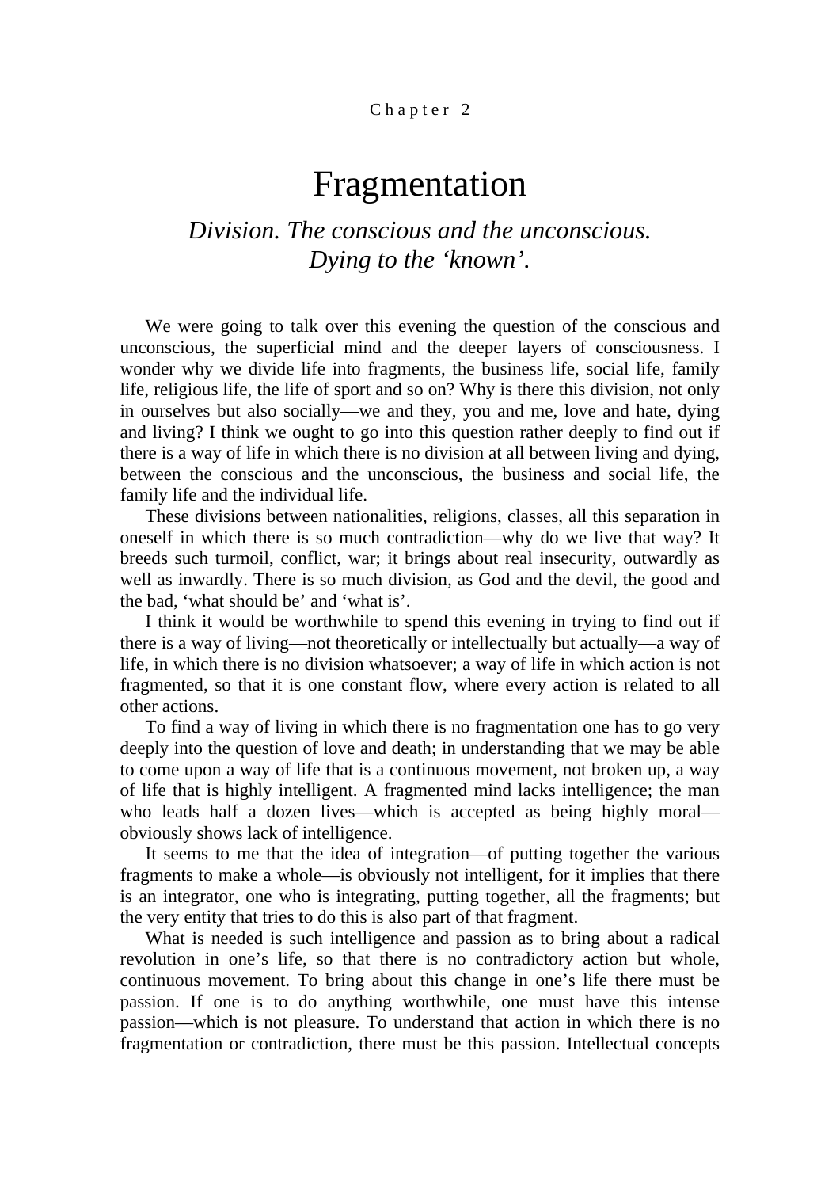Chapter 2

# Fragmentation

*Division. The conscious and the unconscious. Dying to the 'known'.*

We were going to talk over this evening the question of the conscious and unconscious, the superficial mind and the deeper layers of consciousness. I wonder why we divide life into fragments, the business life, social life, family life, religious life, the life of sport and so on? Why is there this division, not only in ourselves but also socially—we and they, you and me, love and hate, dying and living? I think we ought to go into this question rather deeply to find out if there is a way of life in which there is no division at all between living and dying, between the conscious and the unconscious, the business and social life, the family life and the individual life.

These divisions between nationalities, religions, classes, all this separation in oneself in which there is so much contradiction—why do we live that way? It breeds such turmoil, conflict, war; it brings about real insecurity, outwardly as well as inwardly. There is so much division, as God and the devil, the good and the bad, 'what should be' and 'what is'.

I think it would be worthwhile to spend this evening in trying to find out if there is a way of living—not theoretically or intellectually but actually—a way of life, in which there is no division whatsoever; a way of life in which action is not fragmented, so that it is one constant flow, where every action is related to all other actions.

To find a way of living in which there is no fragmentation one has to go very deeply into the question of love and death; in understanding that we may be able to come upon a way of life that is a continuous movement, not broken up, a way of life that is highly intelligent. A fragmented mind lacks intelligence; the man who leads half a dozen lives—which is accepted as being highly moral—obviously shows lack of intelligence.

It seems to me that the idea of integration—of putting together the various fragments to make a whole—is obviously not intelligent, for it implies that there is an integrator, one who is integrating, putting together, all the fragments; but the very entity that tries to do this is also part of that fragment.

What is needed is such intelligence and passion as to bring about a radical revolution in one's life, so that there is no contradictory action but whole, continuous movement. To bring about this change in one's life there must be passion. If one is to do anything worthwhile, one must have this intense passion—which is not pleasure. To understand that action in which there is no fragmentation or contradiction, there must be this passion. Intellectual concepts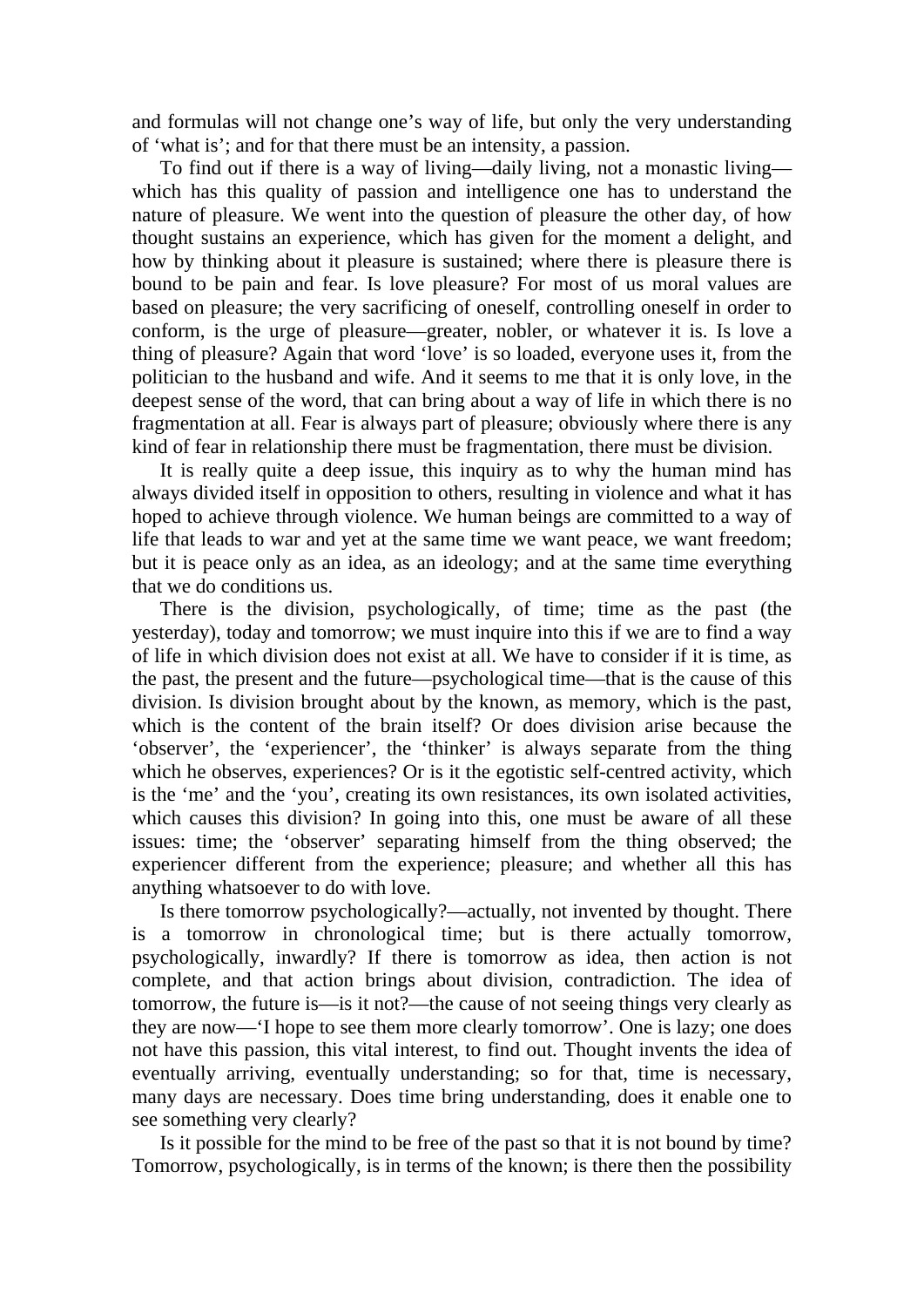and formulas will not change one's way of life, but only the very understanding of 'what is'; and for that there must be an intensity, a passion.

To find out if there is a way of living—daily living, not a monastic living—which has this quality of passion and intelligence one has to understand the nature of pleasure. We went into the question of pleasure the other day, of how thought sustains an experience, which has given for the moment a delight, and how by thinking about it pleasure is sustained; where there is pleasure there is bound to be pain and fear. Is love pleasure? For most of us moral values are based on pleasure; the very sacrificing of oneself, controlling oneself in order to conform, is the urge of pleasure—greater, nobler, or whatever it is. Is love a thing of pleasure? Again that word 'love' is so loaded, everyone uses it, from the politician to the husband and wife. And it seems to me that it is only love, in the deepest sense of the word, that can bring about a way of life in which there is no fragmentation at all. Fear is always part of pleasure; obviously where there is any kind of fear in relationship there must be fragmentation, there must be division.

It is really quite a deep issue, this inquiry as to why the human mind has always divided itself in opposition to others, resulting in violence and what it has hoped to achieve through violence. We human beings are committed to a way of life that leads to war and yet at the same time we want peace, we want freedom; but it is peace only as an idea, as an ideology; and at the same time everything that we do conditions us.

There is the division, psychologically, of time; time as the past (the yesterday), today and tomorrow; we must inquire into this if we are to find a way of life in which division does not exist at all. We have to consider if it is time, as the past, the present and the future—psychological time—that is the cause of this division. Is division brought about by the known, as memory, which is the past, which is the content of the brain itself? Or does division arise because the 'observer', the 'experiencer', the 'thinker' is always separate from the thing which he observes, experiences? Or is it the egotistic self-centred activity, which is the 'me' and the 'you', creating its own resistances, its own isolated activities, which causes this division? In going into this, one must be aware of all these issues: time; the 'observer' separating himself from the thing observed; the experiencer different from the experience; pleasure; and whether all this has anything whatsoever to do with love.

Is there tomorrow psychologically?—actually, not invented by thought. There is a tomorrow in chronological time; but is there actually tomorrow, psychologically, inwardly? If there is tomorrow as idea, then action is not complete, and that action brings about division, contradiction. The idea of tomorrow, the future is—is it not?—the cause of not seeing things very clearly as they are now—'I hope to see them more clearly tomorrow'. One is lazy; one does not have this passion, this vital interest, to find out. Thought invents the idea of eventually arriving, eventually understanding; so for that, time is necessary, many days are necessary. Does time bring understanding, does it enable one to see something very clearly?

Is it possible for the mind to be free of the past so that it is not bound by time? Tomorrow, psychologically, is in terms of the known; is there then the possibility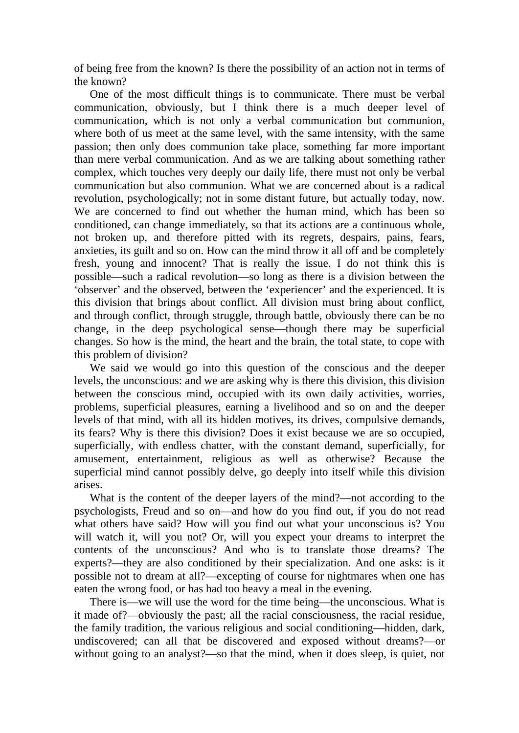of being free from the known? Is there the possibility of an action not in terms of the known?

One of the most difficult things is to communicate. There must be verbal communication, obviously, but I think there is a much deeper level of communication, which is not only a verbal communication but communion, where both of us meet at the same level, with the same intensity, with the same passion; then only does communion take place, something far more important than mere verbal communication. And as we are talking about something rather complex, which touches very deeply our daily life, there must not only be verbal communication but also communion. What we are concerned about is a radical revolution, psychologically; not in some distant future, but actually today, now. We are concerned to find out whether the human mind, which has been so conditioned, can change immediately, so that its actions are a continuous whole, not broken up, and therefore pitted with its regrets, despairs, pains, fears, anxieties, its guilt and so on. How can the mind throw it all off and be completely fresh, young and innocent? That is really the issue. I do not think this is possible—such a radical revolution—so long as there is a division between the 'observer' and the observed, between the 'experiencer' and the experienced. It is this division that brings about conflict. All division must bring about conflict, and through conflict, through struggle, through battle, obviously there can be no change, in the deep psychological sense—though there may be superficial changes. So how is the mind, the heart and the brain, the total state, to cope with this problem of division?

We said we would go into this question of the conscious and the deeper levels, the unconscious: and we are asking why is there this division, this division between the conscious mind, occupied with its own daily activities, worries, problems, superficial pleasures, earning a livelihood and so on and the deeper levels of that mind, with all its hidden motives, its drives, compulsive demands, its fears? Why is there this division? Does it exist because we are so occupied, superficially, with endless chatter, with the constant demand, superficially, for amusement, entertainment, religious as well as otherwise? Because the superficial mind cannot possibly delve, go deeply into itself while this division arises.

What is the content of the deeper layers of the mind?—not according to the psychologists, Freud and so on—and how do you find out, if you do not read what others have said? How will you find out what your unconscious is? You will watch it, will you not? Or, will you expect your dreams to interpret the contents of the unconscious? And who is to translate those dreams? The experts?—they are also conditioned by their specialization. And one asks: is it possible not to dream at all?—excepting of course for nightmares when one has eaten the wrong food, or has had too heavy a meal in the evening.

There is—we will use the word for the time being—the unconscious. What is it made of?—obviously the past; all the racial consciousness, the racial residue, the family tradition, the various religious and social conditioning—hidden, dark, undiscovered; can all that be discovered and exposed without dreams?—or without going to an analyst?—so that the mind, when it does sleep, is quiet, not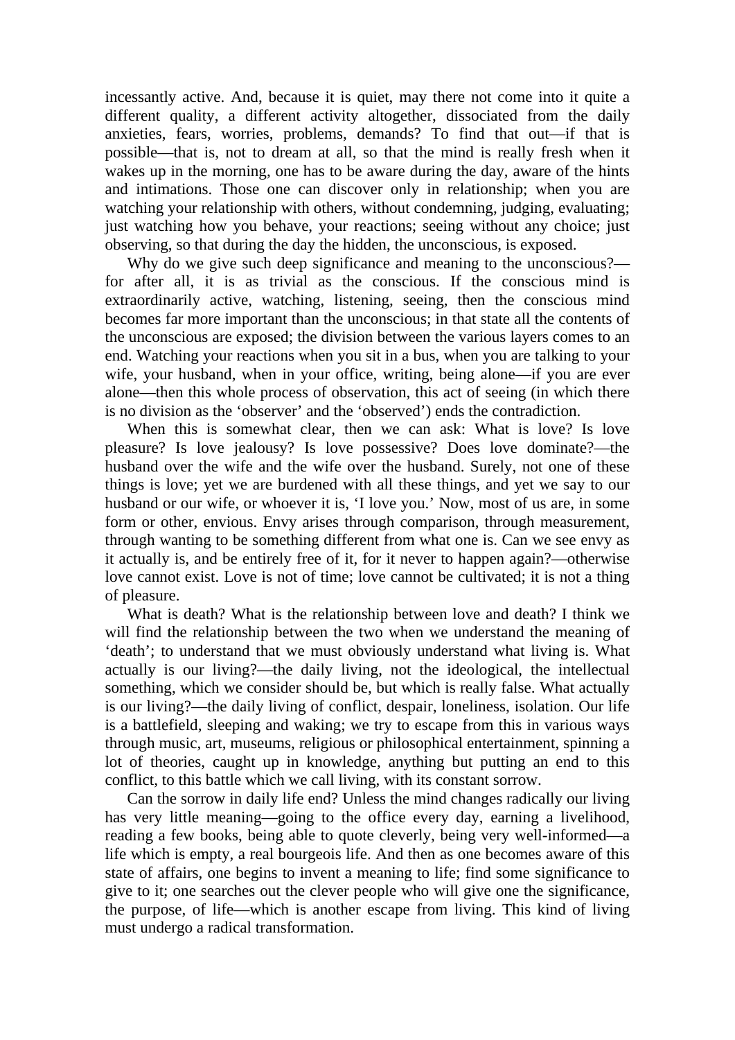incessantly active. And, because it is quiet, may there not come into it quite a different quality, a different activity altogether, dissociated from the daily anxieties, fears, worries, problems, demands? To find that out—if that is possible—that is, not to dream at all, so that the mind is really fresh when it wakes up in the morning, one has to be aware during the day, aware of the hints and intimations. Those one can discover only in relationship; when you are watching your relationship with others, without condemning, judging, evaluating; just watching how you behave, your reactions; seeing without any choice; just observing, so that during the day the hidden, the unconscious, is exposed.

Why do we give such deep significance and meaning to the unconscious?—for after all, it is as trivial as the conscious. If the conscious mind is extraordinarily active, watching, listening, seeing, then the conscious mind becomes far more important than the unconscious; in that state all the contents of the unconscious are exposed; the division between the various layers comes to an end. Watching your reactions when you sit in a bus, when you are talking to your wife, your husband, when in your office, writing, being alone—if you are ever alone—then this whole process of observation, this act of seeing (in which there is no division as the 'observer' and the 'observed') ends the contradiction.

When this is somewhat clear, then we can ask: What is love? Is love pleasure? Is love jealousy? Is love possessive? Does love dominate?—the husband over the wife and the wife over the husband. Surely, not one of these things is love; yet we are burdened with all these things, and yet we say to our husband or our wife, or whoever it is, 'I love you.' Now, most of us are, in some form or other, envious. Envy arises through comparison, through measurement, through wanting to be something different from what one is. Can we see envy as it actually is, and be entirely free of it, for it never to happen again?—otherwise love cannot exist. Love is not of time; love cannot be cultivated; it is not a thing of pleasure.

What is death? What is the relationship between love and death? I think we will find the relationship between the two when we understand the meaning of 'death'; to understand that we must obviously understand what living is. What actually is our living?—the daily living, not the ideological, the intellectual something, which we consider should be, but which is really false. What actually is our living?—the daily living of conflict, despair, loneliness, isolation. Our life is a battlefield, sleeping and waking; we try to escape from this in various ways through music, art, museums, religious or philosophical entertainment, spinning a lot of theories, caught up in knowledge, anything but putting an end to this conflict, to this battle which we call living, with its constant sorrow.

Can the sorrow in daily life end? Unless the mind changes radically our living has very little meaning—going to the office every day, earning a livelihood, reading a few books, being able to quote cleverly, being very well-informed—a life which is empty, a real bourgeois life. And then as one becomes aware of this state of affairs, one begins to invent a meaning to life; find some significance to give to it; one searches out the clever people who will give one the significance, the purpose, of life—which is another escape from living. This kind of living must undergo a radical transformation.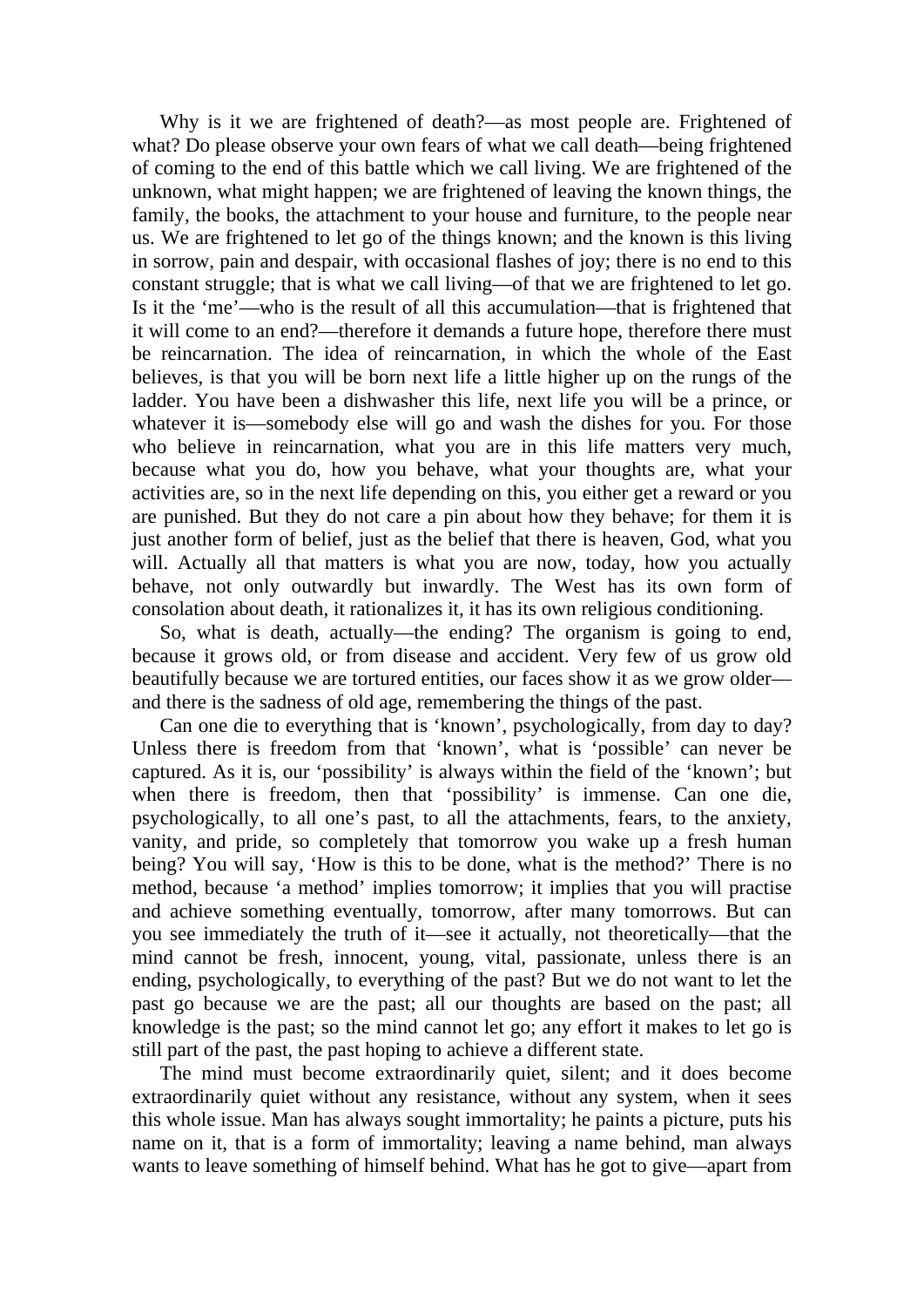Why is it we are frightened of death?—as most people are. Frightened of what? Do please observe your own fears of what we call death—being frightened of coming to the end of this battle which we call living. We are frightened of the unknown, what might happen; we are frightened of leaving the known things, the family, the books, the attachment to your house and furniture, to the people near us. We are frightened to let go of the things known; and the known is this living in sorrow, pain and despair, with occasional flashes of joy; there is no end to this constant struggle; that is what we call living—of that we are frightened to let go. Is it the 'me'—who is the result of all this accumulation—that is frightened that it will come to an end?—therefore it demands a future hope, therefore there must be reincarnation. The idea of reincarnation, in which the whole of the East believes, is that you will be born next life a little higher up on the rungs of the ladder. You have been a dishwasher this life, next life you will be a prince, or whatever it is—somebody else will go and wash the dishes for you. For those who believe in reincarnation, what you are in this life matters very much, because what you do, how you behave, what your thoughts are, what your activities are, so in the next life depending on this, you either get a reward or you are punished. But they do not care a pin about how they behave; for them it is just another form of belief, just as the belief that there is heaven, God, what you will. Actually all that matters is what you are now, today, how you actually behave, not only outwardly but inwardly. The West has its own form of consolation about death, it rationalizes it, it has its own religious conditioning.

So, what is death, actually—the ending? The organism is going to end, because it grows old, or from disease and accident. Very few of us grow old beautifully because we are tortured entities, our faces show it as we grow older—and there is the sadness of old age, remembering the things of the past.

Can one die to everything that is 'known', psychologically, from day to day? Unless there is freedom from that 'known', what is 'possible' can never be captured. As it is, our 'possibility' is always within the field of the 'known'; but when there is freedom, then that 'possibility' is immense. Can one die, psychologically, to all one's past, to all the attachments, fears, to the anxiety, vanity, and pride, so completely that tomorrow you wake up a fresh human being? You will say, 'How is this to be done, what is the method?' There is no method, because 'a method' implies tomorrow; it implies that you will practise and achieve something eventually, tomorrow, after many tomorrows. But can you see immediately the truth of it—see it actually, not theoretically—that the mind cannot be fresh, innocent, young, vital, passionate, unless there is an ending, psychologically, to everything of the past? But we do not want to let the past go because we are the past; all our thoughts are based on the past; all knowledge is the past; so the mind cannot let go; any effort it makes to let go is still part of the past, the past hoping to achieve a different state.

The mind must become extraordinarily quiet, silent; and it does become extraordinarily quiet without any resistance, without any system, when it sees this whole issue. Man has always sought immortality; he paints a picture, puts his name on it, that is a form of immortality; leaving a name behind, man always wants to leave something of himself behind. What has he got to give—apart from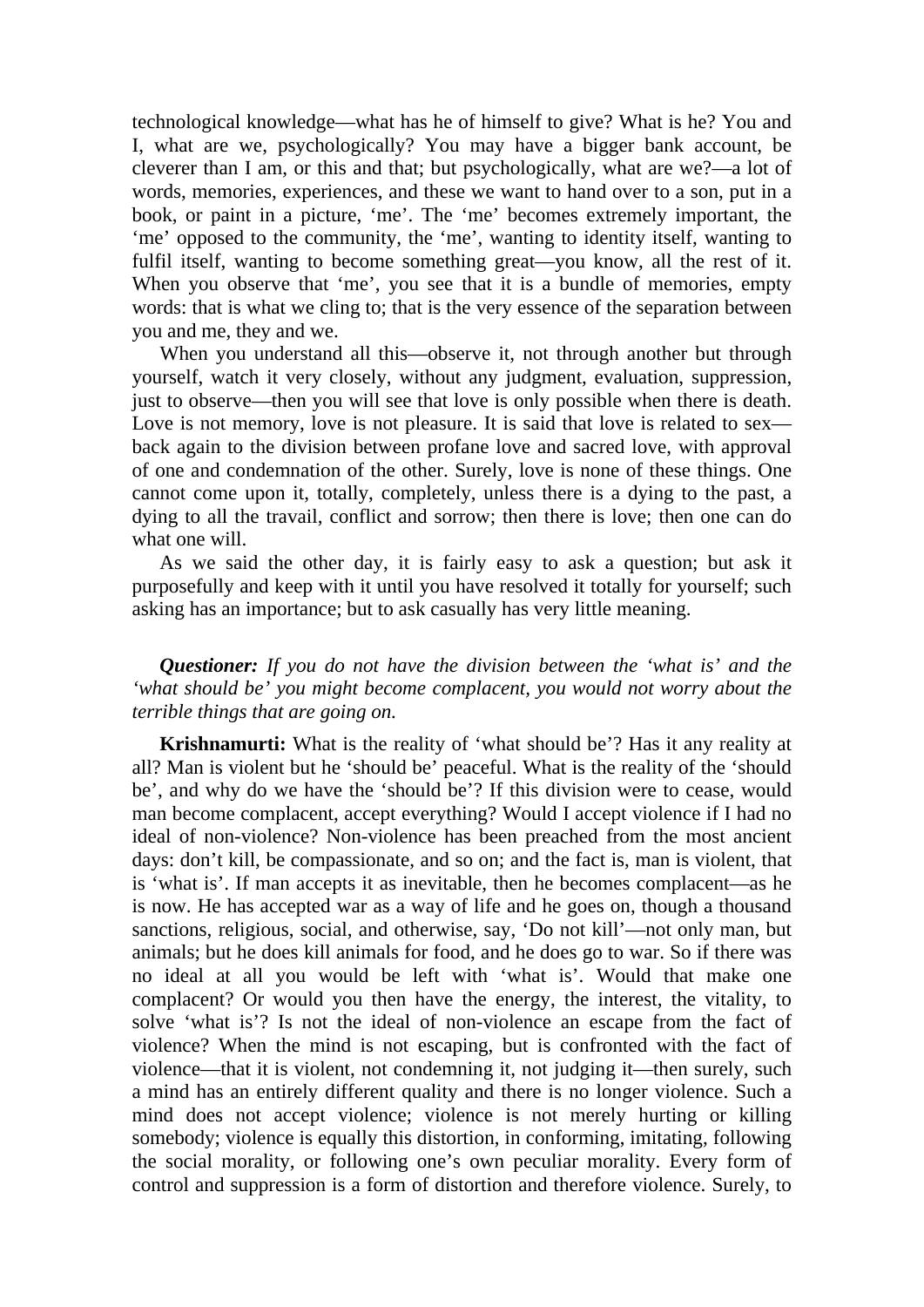technological knowledge—what has he of himself to give? What is he? You and I, what are we, psychologically? You may have a bigger bank account, be cleverer than I am, or this and that; but psychologically, what are we?—a lot of words, memories, experiences, and these we want to hand over to a son, put in a book, or paint in a picture, 'me'. The 'me' becomes extremely important, the 'me' opposed to the community, the 'me', wanting to identity itself, wanting to fulfil itself, wanting to become something great—you know, all the rest of it. When you observe that 'me', you see that it is a bundle of memories, empty words: that is what we cling to; that is the very essence of the separation between you and me, they and we.

When you understand all this—observe it, not through another but through yourself, watch it very closely, without any judgment, evaluation, suppression, just to observe—then you will see that love is only possible when there is death. Love is not memory, love is not pleasure. It is said that love is related to sex—back again to the division between profane love and sacred love, with approval of one and condemnation of the other. Surely, love is none of these things. One cannot come upon it, totally, completely, unless there is a dying to the past, a dying to all the travail, conflict and sorrow; then there is love; then one can do what one will.

As we said the other day, it is fairly easy to ask a question; but ask it purposefully and keep with it until you have resolved it totally for yourself; such asking has an importance; but to ask casually has very little meaning.

***Questioner:*** *If you do not have the division between the 'what is' and the 'what should be' you might become complacent, you would not worry about the terrible things that are going on.*

**Krishnamurti:** What is the reality of 'what should be'? Has it any reality at all? Man is violent but he 'should be' peaceful. What is the reality of the 'should be', and why do we have the 'should be'? If this division were to cease, would man become complacent, accept everything? Would I accept violence if I had no ideal of non-violence? Non-violence has been preached from the most ancient days: don't kill, be compassionate, and so on; and the fact is, man is violent, that is 'what is'. If man accepts it as inevitable, then he becomes complacent—as he is now. He has accepted war as a way of life and he goes on, though a thousand sanctions, religious, social, and otherwise, say, 'Do not kill'—not only man, but animals; but he does kill animals for food, and he does go to war. So if there was no ideal at all you would be left with 'what is'. Would that make one complacent? Or would you then have the energy, the interest, the vitality, to solve 'what is'? Is not the ideal of non-violence an escape from the fact of violence? When the mind is not escaping, but is confronted with the fact of violence—that it is violent, not condemning it, not judging it—then surely, such a mind has an entirely different quality and there is no longer violence. Such a mind does not accept violence; violence is not merely hurting or killing somebody; violence is equally this distortion, in conforming, imitating, following the social morality, or following one's own peculiar morality. Every form of control and suppression is a form of distortion and therefore violence. Surely, to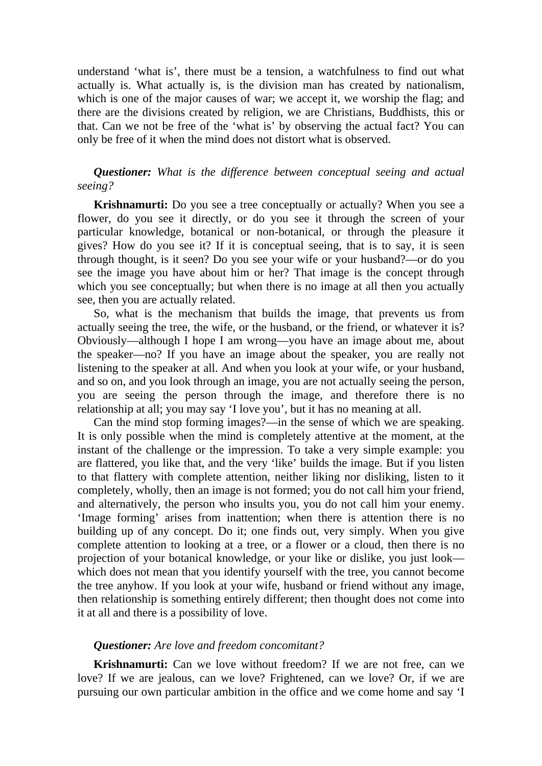understand 'what is', there must be a tension, a watchfulness to find out what actually is. What actually is, is the division man has created by nationalism, which is one of the major causes of war; we accept it, we worship the flag; and there are the divisions created by religion, we are Christians, Buddhists, this or that. Can we not be free of the 'what is' by observing the actual fact? You can only be free of it when the mind does not distort what is observed.

***Questioner:*** *What is the difference between conceptual seeing and actual seeing?*

**Krishnamurti:** Do you see a tree conceptually or actually? When you see a flower, do you see it directly, or do you see it through the screen of your particular knowledge, botanical or non-botanical, or through the pleasure it gives? How do you see it? If it is conceptual seeing, that is to say, it is seen through thought, is it seen? Do you see your wife or your husband?—or do you see the image you have about him or her? That image is the concept through which you see conceptually; but when there is no image at all then you actually see, then you are actually related.

So, what is the mechanism that builds the image, that prevents us from actually seeing the tree, the wife, or the husband, or the friend, or whatever it is? Obviously—although I hope I am wrong—you have an image about me, about the speaker—no? If you have an image about the speaker, you are really not listening to the speaker at all. And when you look at your wife, or your husband, and so on, and you look through an image, you are not actually seeing the person, you are seeing the person through the image, and therefore there is no relationship at all; you may say 'I love you', but it has no meaning at all.

Can the mind stop forming images?—in the sense of which we are speaking. It is only possible when the mind is completely attentive at the moment, at the instant of the challenge or the impression. To take a very simple example: you are flattered, you like that, and the very 'like' builds the image. But if you listen to that flattery with complete attention, neither liking nor disliking, listen to it completely, wholly, then an image is not formed; you do not call him your friend, and alternatively, the person who insults you, you do not call him your enemy. 'Image forming' arises from inattention; when there is attention there is no building up of any concept. Do it; one finds out, very simply. When you give complete attention to looking at a tree, or a flower or a cloud, then there is no projection of your botanical knowledge, or your like or dislike, you just look—which does not mean that you identify yourself with the tree, you cannot become the tree anyhow. If you look at your wife, husband or friend without any image, then relationship is something entirely different; then thought does not come into it at all and there is a possibility of love.

***Questioner:*** *Are love and freedom concomitant?*

**Krishnamurti:** Can we love without freedom? If we are not free, can we love? If we are jealous, can we love? Frightened, can we love? Or, if we are pursuing our own particular ambition in the office and we come home and say 'I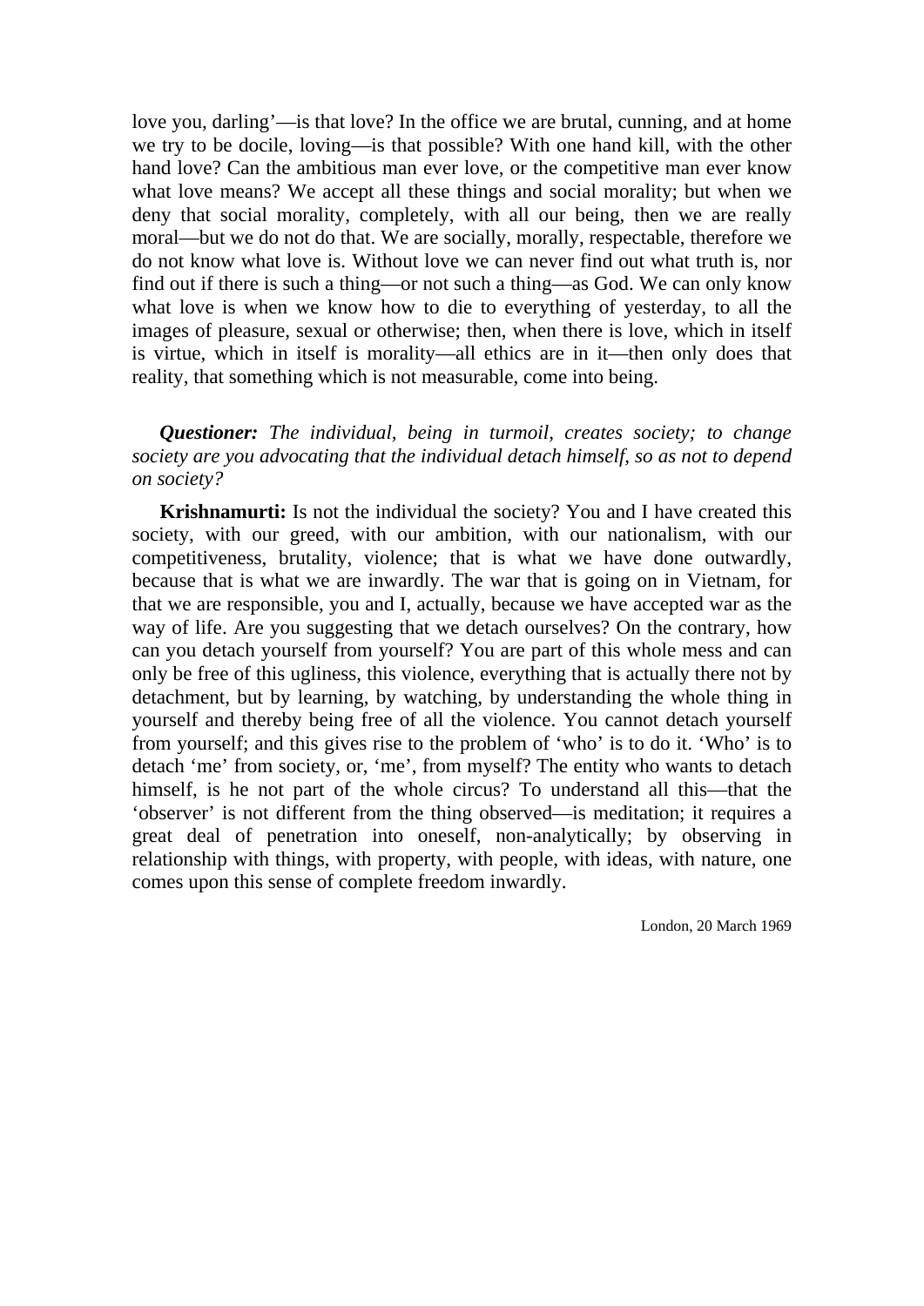love you, darling'—is that love? In the office we are brutal, cunning, and at home we try to be docile, loving—is that possible? With one hand kill, with the other hand love? Can the ambitious man ever love, or the competitive man ever know what love means? We accept all these things and social morality; but when we deny that social morality, completely, with all our being, then we are really moral—but we do not do that. We are socially, morally, respectable, therefore we do not know what love is. Without love we can never find out what truth is, nor find out if there is such a thing—or not such a thing—as God. We can only know what love is when we know how to die to everything of yesterday, to all the images of pleasure, sexual or otherwise; then, when there is love, which in itself is virtue, which in itself is morality—all ethics are in it—then only does that reality, that something which is not measurable, come into being.

***Questioner:*** *The individual, being in turmoil, creates society; to change society are you advocating that the individual detach himself, so as not to depend on society?*

**Krishnamurti:** Is not the individual the society? You and I have created this society, with our greed, with our ambition, with our nationalism, with our competitiveness, brutality, violence; that is what we have done outwardly, because that is what we are inwardly. The war that is going on in Vietnam, for that we are responsible, you and I, actually, because we have accepted war as the way of life. Are you suggesting that we detach ourselves? On the contrary, how can you detach yourself from yourself? You are part of this whole mess and can only be free of this ugliness, this violence, everything that is actually there not by detachment, but by learning, by watching, by understanding the whole thing in yourself and thereby being free of all the violence. You cannot detach yourself from yourself; and this gives rise to the problem of 'who' is to do it. 'Who' is to detach 'me' from society, or, 'me', from myself? The entity who wants to detach himself, is he not part of the whole circus? To understand all this—that the 'observer' is not different from the thing observed—is meditation; it requires a great deal of penetration into oneself, non-analytically; by observing in relationship with things, with property, with people, with ideas, with nature, one comes upon this sense of complete freedom inwardly.

London, 20 March 1969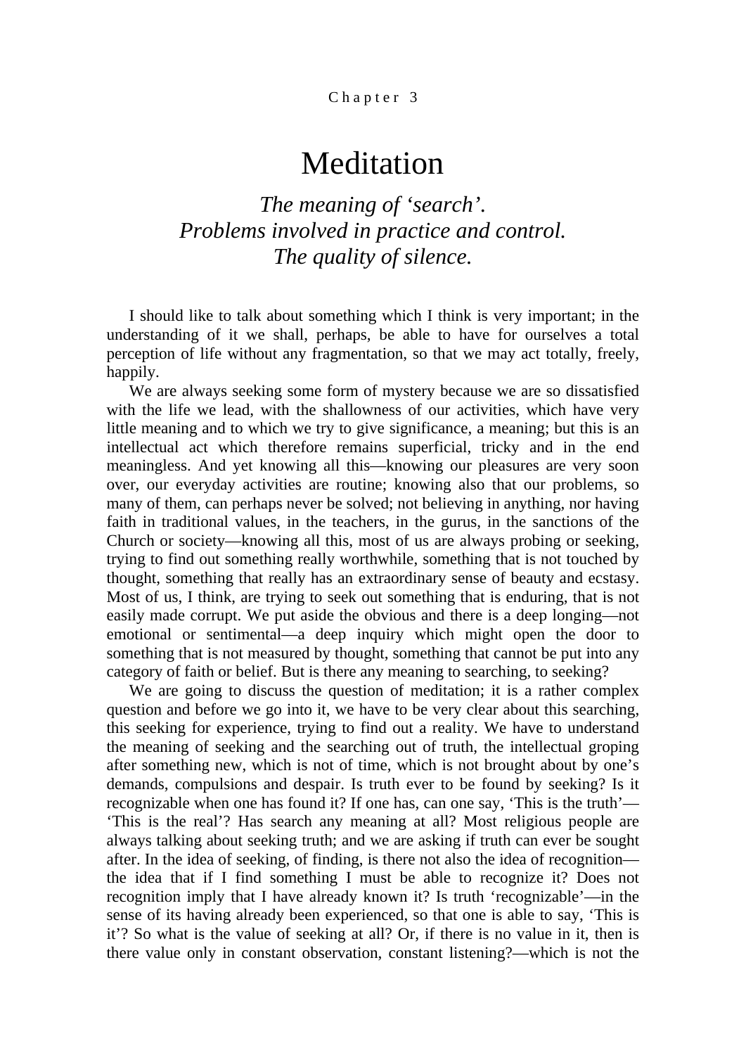Chapter 3

# Meditation

*The meaning of 'search'.*
*Problems involved in practice and control.*
*The quality of silence.*

I should like to talk about something which I think is very important; in the understanding of it we shall, perhaps, be able to have for ourselves a total perception of life without any fragmentation, so that we may act totally, freely, happily.

We are always seeking some form of mystery because we are so dissatisfied with the life we lead, with the shallowness of our activities, which have very little meaning and to which we try to give significance, a meaning; but this is an intellectual act which therefore remains superficial, tricky and in the end meaningless. And yet knowing all this—knowing our pleasures are very soon over, our everyday activities are routine; knowing also that our problems, so many of them, can perhaps never be solved; not believing in anything, nor having faith in traditional values, in the teachers, in the gurus, in the sanctions of the Church or society—knowing all this, most of us are always probing or seeking, trying to find out something really worthwhile, something that is not touched by thought, something that really has an extraordinary sense of beauty and ecstasy. Most of us, I think, are trying to seek out something that is enduring, that is not easily made corrupt. We put aside the obvious and there is a deep longing—not emotional or sentimental—a deep inquiry which might open the door to something that is not measured by thought, something that cannot be put into any category of faith or belief. But is there any meaning to searching, to seeking?

We are going to discuss the question of meditation; it is a rather complex question and before we go into it, we have to be very clear about this searching, this seeking for experience, trying to find out a reality. We have to understand the meaning of seeking and the searching out of truth, the intellectual groping after something new, which is not of time, which is not brought about by one's demands, compulsions and despair. Is truth ever to be found by seeking? Is it recognizable when one has found it? If one has, can one say, 'This is the truth'—'This is the real'? Has search any meaning at all? Most religious people are always talking about seeking truth; and we are asking if truth can ever be sought after. In the idea of seeking, of finding, is there not also the idea of recognition—the idea that if I find something I must be able to recognize it? Does not recognition imply that I have already known it? Is truth 'recognizable'—in the sense of its having already been experienced, so that one is able to say, 'This is it'? So what is the value of seeking at all? Or, if there is no value in it, then is there value only in constant observation, constant listening?—which is not the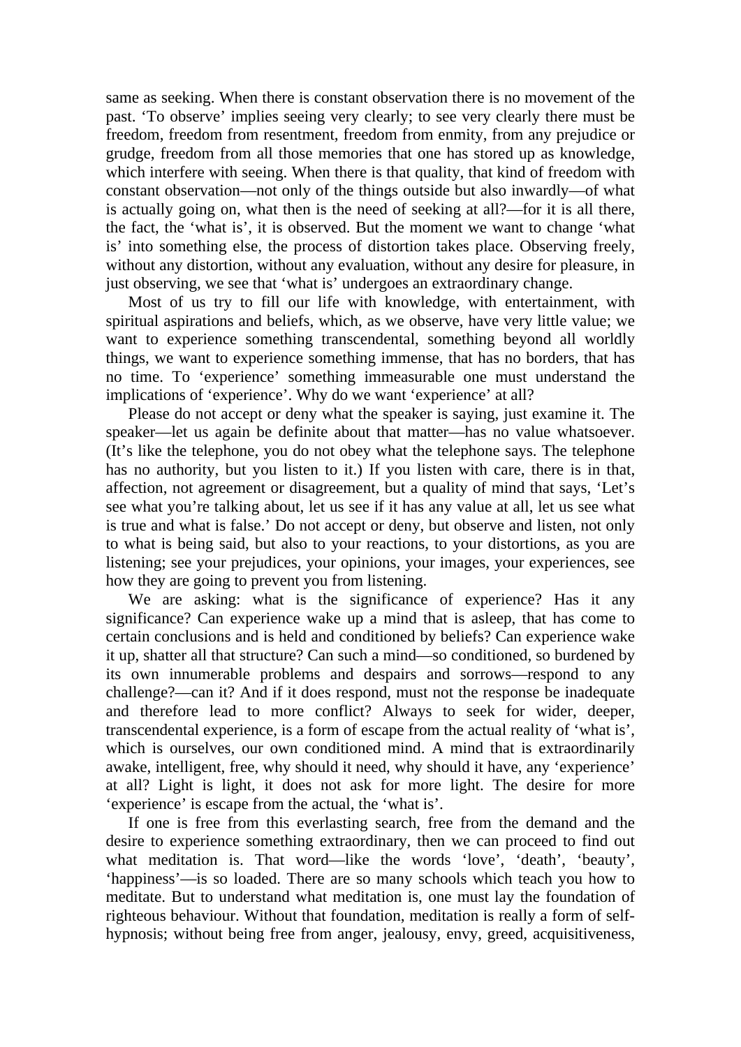same as seeking. When there is constant observation there is no movement of the past. 'To observe' implies seeing very clearly; to see very clearly there must be freedom, freedom from resentment, freedom from enmity, from any prejudice or grudge, freedom from all those memories that one has stored up as knowledge, which interfere with seeing. When there is that quality, that kind of freedom with constant observation—not only of the things outside but also inwardly—of what is actually going on, what then is the need of seeking at all?—for it is all there, the fact, the 'what is', it is observed. But the moment we want to change 'what is' into something else, the process of distortion takes place. Observing freely, without any distortion, without any evaluation, without any desire for pleasure, in just observing, we see that 'what is' undergoes an extraordinary change.

Most of us try to fill our life with knowledge, with entertainment, with spiritual aspirations and beliefs, which, as we observe, have very little value; we want to experience something transcendental, something beyond all worldly things, we want to experience something immense, that has no borders, that has no time. To 'experience' something immeasurable one must understand the implications of 'experience'. Why do we want 'experience' at all?

Please do not accept or deny what the speaker is saying, just examine it. The speaker—let us again be definite about that matter—has no value whatsoever. (It's like the telephone, you do not obey what the telephone says. The telephone has no authority, but you listen to it.) If you listen with care, there is in that, affection, not agreement or disagreement, but a quality of mind that says, 'Let's see what you're talking about, let us see if it has any value at all, let us see what is true and what is false.' Do not accept or deny, but observe and listen, not only to what is being said, but also to your reactions, to your distortions, as you are listening; see your prejudices, your opinions, your images, your experiences, see how they are going to prevent you from listening.

We are asking: what is the significance of experience? Has it any significance? Can experience wake up a mind that is asleep, that has come to certain conclusions and is held and conditioned by beliefs? Can experience wake it up, shatter all that structure? Can such a mind—so conditioned, so burdened by its own innumerable problems and despairs and sorrows—respond to any challenge?—can it? And if it does respond, must not the response be inadequate and therefore lead to more conflict? Always to seek for wider, deeper, transcendental experience, is a form of escape from the actual reality of 'what is', which is ourselves, our own conditioned mind. A mind that is extraordinarily awake, intelligent, free, why should it need, why should it have, any 'experience' at all? Light is light, it does not ask for more light. The desire for more 'experience' is escape from the actual, the 'what is'.

If one is free from this everlasting search, free from the demand and the desire to experience something extraordinary, then we can proceed to find out what meditation is. That word—like the words 'love', 'death', 'beauty', 'happiness'—is so loaded. There are so many schools which teach you how to meditate. But to understand what meditation is, one must lay the foundation of righteous behaviour. Without that foundation, meditation is really a form of self-hypnosis; without being free from anger, jealousy, envy, greed, acquisitiveness,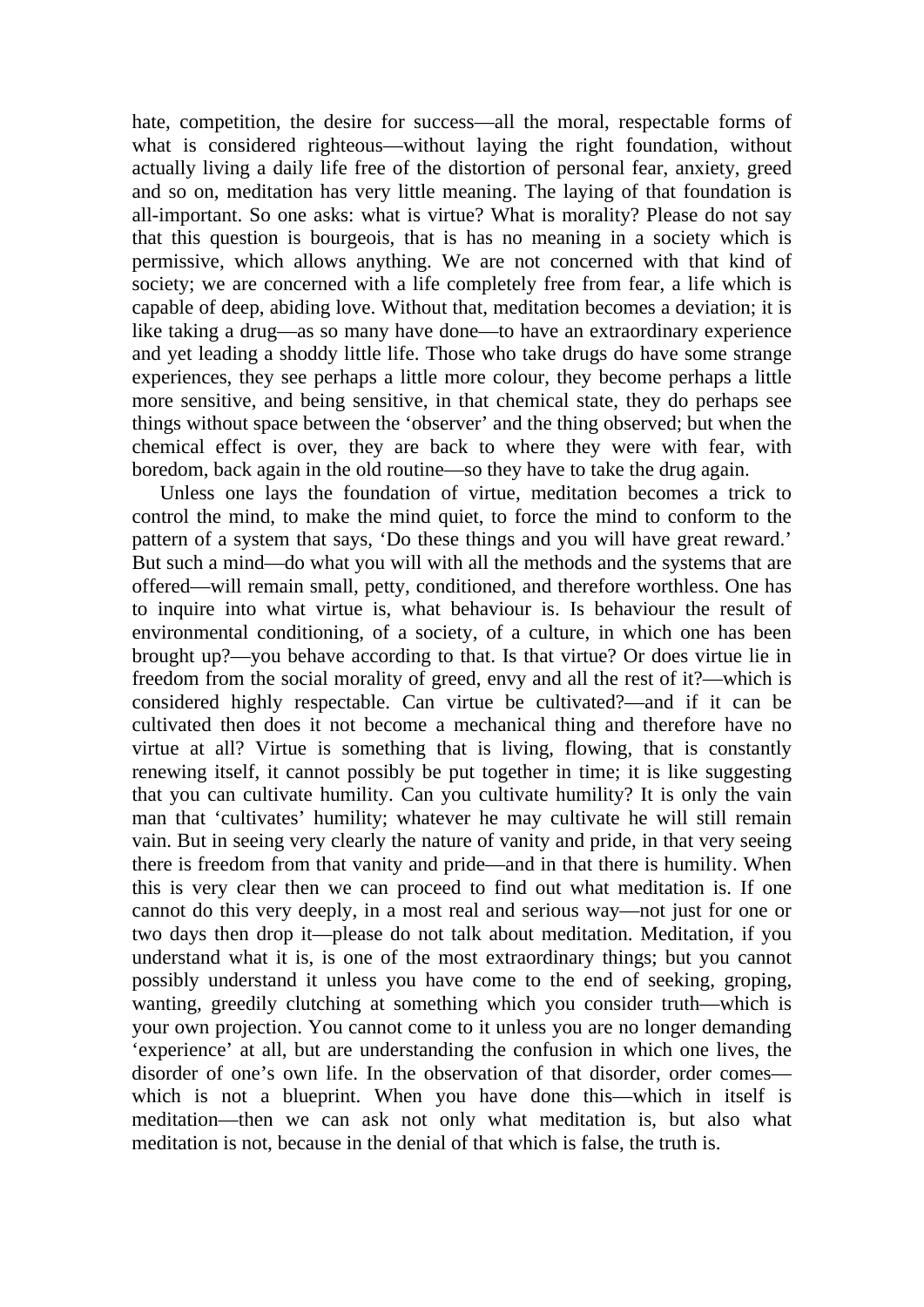hate, competition, the desire for success—all the moral, respectable forms of what is considered righteous—without laying the right foundation, without actually living a daily life free of the distortion of personal fear, anxiety, greed and so on, meditation has very little meaning. The laying of that foundation is all-important. So one asks: what is virtue? What is morality? Please do not say that this question is bourgeois, that is has no meaning in a society which is permissive, which allows anything. We are not concerned with that kind of society; we are concerned with a life completely free from fear, a life which is capable of deep, abiding love. Without that, meditation becomes a deviation; it is like taking a drug—as so many have done—to have an extraordinary experience and yet leading a shoddy little life. Those who take drugs do have some strange experiences, they see perhaps a little more colour, they become perhaps a little more sensitive, and being sensitive, in that chemical state, they do perhaps see things without space between the 'observer' and the thing observed; but when the chemical effect is over, they are back to where they were with fear, with boredom, back again in the old routine—so they have to take the drug again.

Unless one lays the foundation of virtue, meditation becomes a trick to control the mind, to make the mind quiet, to force the mind to conform to the pattern of a system that says, 'Do these things and you will have great reward.' But such a mind—do what you will with all the methods and the systems that are offered—will remain small, petty, conditioned, and therefore worthless. One has to inquire into what virtue is, what behaviour is. Is behaviour the result of environmental conditioning, of a society, of a culture, in which one has been brought up?—you behave according to that. Is that virtue? Or does virtue lie in freedom from the social morality of greed, envy and all the rest of it?—which is considered highly respectable. Can virtue be cultivated?—and if it can be cultivated then does it not become a mechanical thing and therefore have no virtue at all? Virtue is something that is living, flowing, that is constantly renewing itself, it cannot possibly be put together in time; it is like suggesting that you can cultivate humility. Can you cultivate humility? It is only the vain man that 'cultivates' humility; whatever he may cultivate he will still remain vain. But in seeing very clearly the nature of vanity and pride, in that very seeing there is freedom from that vanity and pride—and in that there is humility. When this is very clear then we can proceed to find out what meditation is. If one cannot do this very deeply, in a most real and serious way—not just for one or two days then drop it—please do not talk about meditation. Meditation, if you understand what it is, is one of the most extraordinary things; but you cannot possibly understand it unless you have come to the end of seeking, groping, wanting, greedily clutching at something which you consider truth—which is your own projection. You cannot come to it unless you are no longer demanding 'experience' at all, but are understanding the confusion in which one lives, the disorder of one's own life. In the observation of that disorder, order comes—which is not a blueprint. When you have done this—which in itself is meditation—then we can ask not only what meditation is, but also what meditation is not, because in the denial of that which is false, the truth is.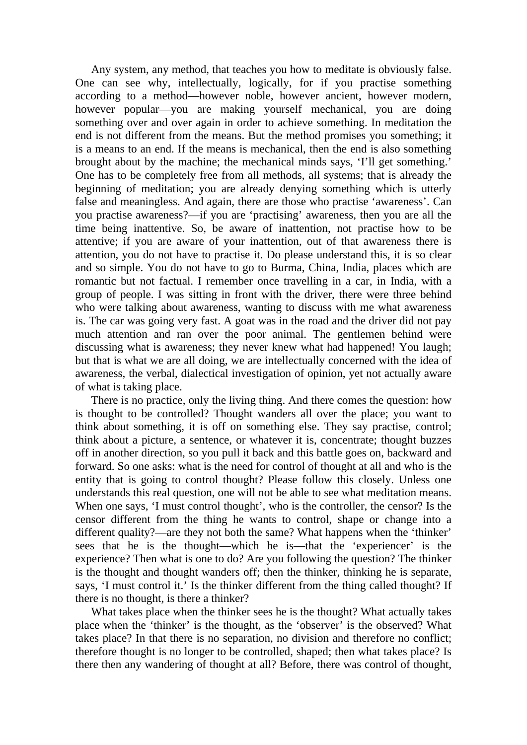Any system, any method, that teaches you how to meditate is obviously false. One can see why, intellectually, logically, for if you practise something according to a method—however noble, however ancient, however modern, however popular—you are making yourself mechanical, you are doing something over and over again in order to achieve something. In meditation the end is not different from the means. But the method promises you something; it is a means to an end. If the means is mechanical, then the end is also something brought about by the machine; the mechanical minds says, 'I'll get something.' One has to be completely free from all methods, all systems; that is already the beginning of meditation; you are already denying something which is utterly false and meaningless. And again, there are those who practise 'awareness'. Can you practise awareness?—if you are 'practising' awareness, then you are all the time being inattentive. So, be aware of inattention, not practise how to be attentive; if you are aware of your inattention, out of that awareness there is attention, you do not have to practise it. Do please understand this, it is so clear and so simple. You do not have to go to Burma, China, India, places which are romantic but not factual. I remember once travelling in a car, in India, with a group of people. I was sitting in front with the driver, there were three behind who were talking about awareness, wanting to discuss with me what awareness is. The car was going very fast. A goat was in the road and the driver did not pay much attention and ran over the poor animal. The gentlemen behind were discussing what is awareness; they never knew what had happened! You laugh; but that is what we are all doing, we are intellectually concerned with the idea of awareness, the verbal, dialectical investigation of opinion, yet not actually aware of what is taking place.

There is no practice, only the living thing. And there comes the question: how is thought to be controlled? Thought wanders all over the place; you want to think about something, it is off on something else. They say practise, control; think about a picture, a sentence, or whatever it is, concentrate; thought buzzes off in another direction, so you pull it back and this battle goes on, backward and forward. So one asks: what is the need for control of thought at all and who is the entity that is going to control thought? Please follow this closely. Unless one understands this real question, one will not be able to see what meditation means. When one says, 'I must control thought', who is the controller, the censor? Is the censor different from the thing he wants to control, shape or change into a different quality?—are they not both the same? What happens when the 'thinker' sees that he is the thought—which he is—that the 'experiencer' is the experience? Then what is one to do? Are you following the question? The thinker is the thought and thought wanders off; then the thinker, thinking he is separate, says, 'I must control it.' Is the thinker different from the thing called thought? If there is no thought, is there a thinker?

What takes place when the thinker sees he is the thought? What actually takes place when the 'thinker' is the thought, as the 'observer' is the observed? What takes place? In that there is no separation, no division and therefore no conflict; therefore thought is no longer to be controlled, shaped; then what takes place? Is there then any wandering of thought at all? Before, there was control of thought,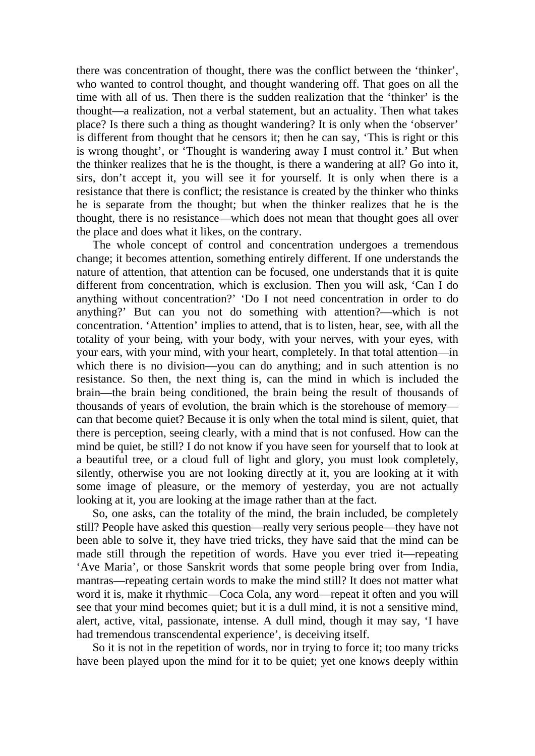there was concentration of thought, there was the conflict between the 'thinker', who wanted to control thought, and thought wandering off. That goes on all the time with all of us. Then there is the sudden realization that the 'thinker' is the thought—a realization, not a verbal statement, but an actuality. Then what takes place? Is there such a thing as thought wandering? It is only when the 'observer' is different from thought that he censors it; then he can say, 'This is right or this is wrong thought', or 'Thought is wandering away I must control it.' But when the thinker realizes that he is the thought, is there a wandering at all? Go into it, sirs, don't accept it, you will see it for yourself. It is only when there is a resistance that there is conflict; the resistance is created by the thinker who thinks he is separate from the thought; but when the thinker realizes that he is the thought, there is no resistance—which does not mean that thought goes all over the place and does what it likes, on the contrary.

The whole concept of control and concentration undergoes a tremendous change; it becomes attention, something entirely different. If one understands the nature of attention, that attention can be focused, one understands that it is quite different from concentration, which is exclusion. Then you will ask, 'Can I do anything without concentration?' 'Do I not need concentration in order to do anything?' But can you not do something with attention?—which is not concentration. 'Attention' implies to attend, that is to listen, hear, see, with all the totality of your being, with your body, with your nerves, with your eyes, with your ears, with your mind, with your heart, completely. In that total attention—in which there is no division—you can do anything; and in such attention is no resistance. So then, the next thing is, can the mind in which is included the brain—the brain being conditioned, the brain being the result of thousands of thousands of years of evolution, the brain which is the storehouse of memory—can that become quiet? Because it is only when the total mind is silent, quiet, that there is perception, seeing clearly, with a mind that is not confused. How can the mind be quiet, be still? I do not know if you have seen for yourself that to look at a beautiful tree, or a cloud full of light and glory, you must look completely, silently, otherwise you are not looking directly at it, you are looking at it with some image of pleasure, or the memory of yesterday, you are not actually looking at it, you are looking at the image rather than at the fact.

So, one asks, can the totality of the mind, the brain included, be completely still? People have asked this question—really very serious people—they have not been able to solve it, they have tried tricks, they have said that the mind can be made still through the repetition of words. Have you ever tried it—repeating 'Ave Maria', or those Sanskrit words that some people bring over from India, mantras—repeating certain words to make the mind still? It does not matter what word it is, make it rhythmic—Coca Cola, any word—repeat it often and you will see that your mind becomes quiet; but it is a dull mind, it is not a sensitive mind, alert, active, vital, passionate, intense. A dull mind, though it may say, 'I have had tremendous transcendental experience', is deceiving itself.

So it is not in the repetition of words, nor in trying to force it; too many tricks have been played upon the mind for it to be quiet; yet one knows deeply within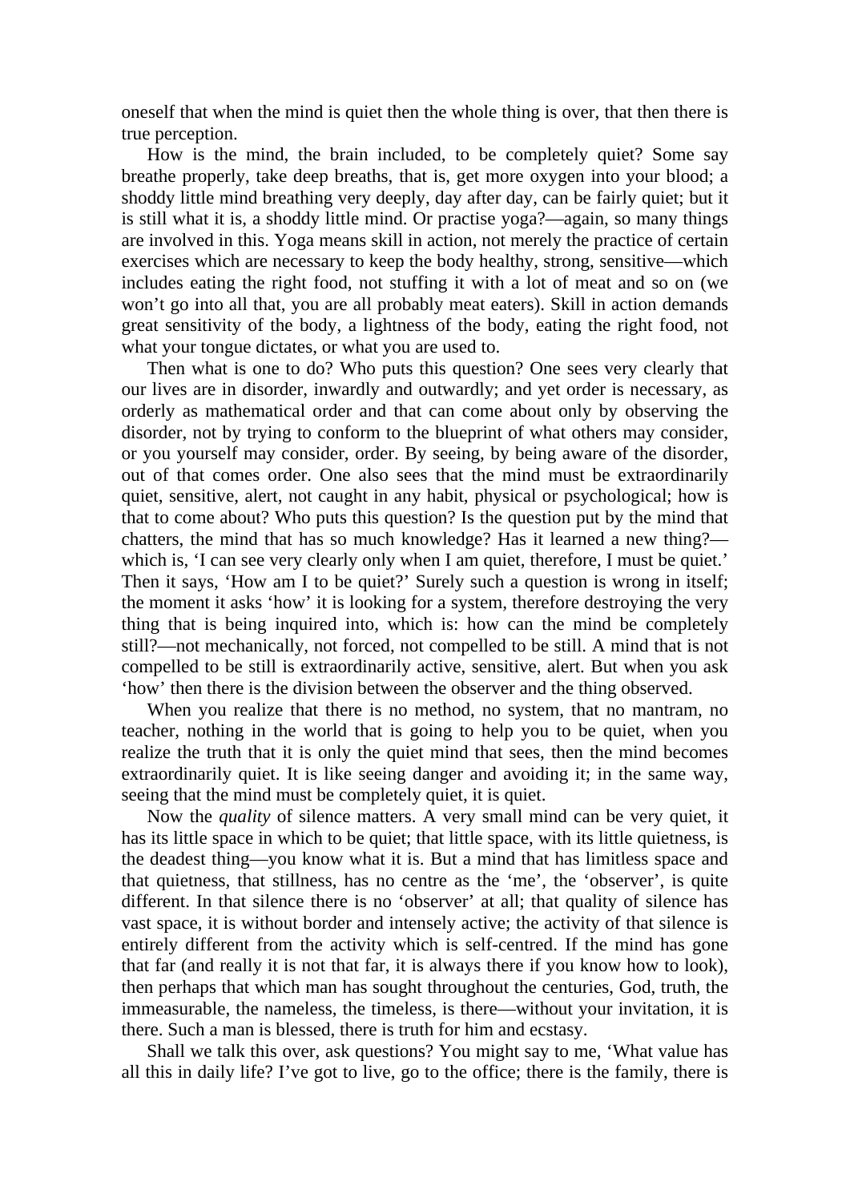oneself that when the mind is quiet then the whole thing is over, that then there is true perception.

How is the mind, the brain included, to be completely quiet? Some say breathe properly, take deep breaths, that is, get more oxygen into your blood; a shoddy little mind breathing very deeply, day after day, can be fairly quiet; but it is still what it is, a shoddy little mind. Or practise yoga?—again, so many things are involved in this. Yoga means skill in action, not merely the practice of certain exercises which are necessary to keep the body healthy, strong, sensitive—which includes eating the right food, not stuffing it with a lot of meat and so on (we won't go into all that, you are all probably meat eaters). Skill in action demands great sensitivity of the body, a lightness of the body, eating the right food, not what your tongue dictates, or what you are used to.

Then what is one to do? Who puts this question? One sees very clearly that our lives are in disorder, inwardly and outwardly; and yet order is necessary, as orderly as mathematical order and that can come about only by observing the disorder, not by trying to conform to the blueprint of what others may consider, or you yourself may consider, order. By seeing, by being aware of the disorder, out of that comes order. One also sees that the mind must be extraordinarily quiet, sensitive, alert, not caught in any habit, physical or psychological; how is that to come about? Who puts this question? Is the question put by the mind that chatters, the mind that has so much knowledge? Has it learned a new thing?—which is, 'I can see very clearly only when I am quiet, therefore, I must be quiet.' Then it says, 'How am I to be quiet?' Surely such a question is wrong in itself; the moment it asks 'how' it is looking for a system, therefore destroying the very thing that is being inquired into, which is: how can the mind be completely still?—not mechanically, not forced, not compelled to be still. A mind that is not compelled to be still is extraordinarily active, sensitive, alert. But when you ask 'how' then there is the division between the observer and the thing observed.

When you realize that there is no method, no system, that no mantram, no teacher, nothing in the world that is going to help you to be quiet, when you realize the truth that it is only the quiet mind that sees, then the mind becomes extraordinarily quiet. It is like seeing danger and avoiding it; in the same way, seeing that the mind must be completely quiet, it is quiet.

Now the *quality* of silence matters. A very small mind can be very quiet, it has its little space in which to be quiet; that little space, with its little quietness, is the deadest thing—you know what it is. But a mind that has limitless space and that quietness, that stillness, has no centre as the 'me', the 'observer', is quite different. In that silence there is no 'observer' at all; that quality of silence has vast space, it is without border and intensely active; the activity of that silence is entirely different from the activity which is self-centred. If the mind has gone that far (and really it is not that far, it is always there if you know how to look), then perhaps that which man has sought throughout the centuries, God, truth, the immeasurable, the nameless, the timeless, is there—without your invitation, it is there. Such a man is blessed, there is truth for him and ecstasy.

Shall we talk this over, ask questions? You might say to me, 'What value has all this in daily life? I've got to live, go to the office; there is the family, there is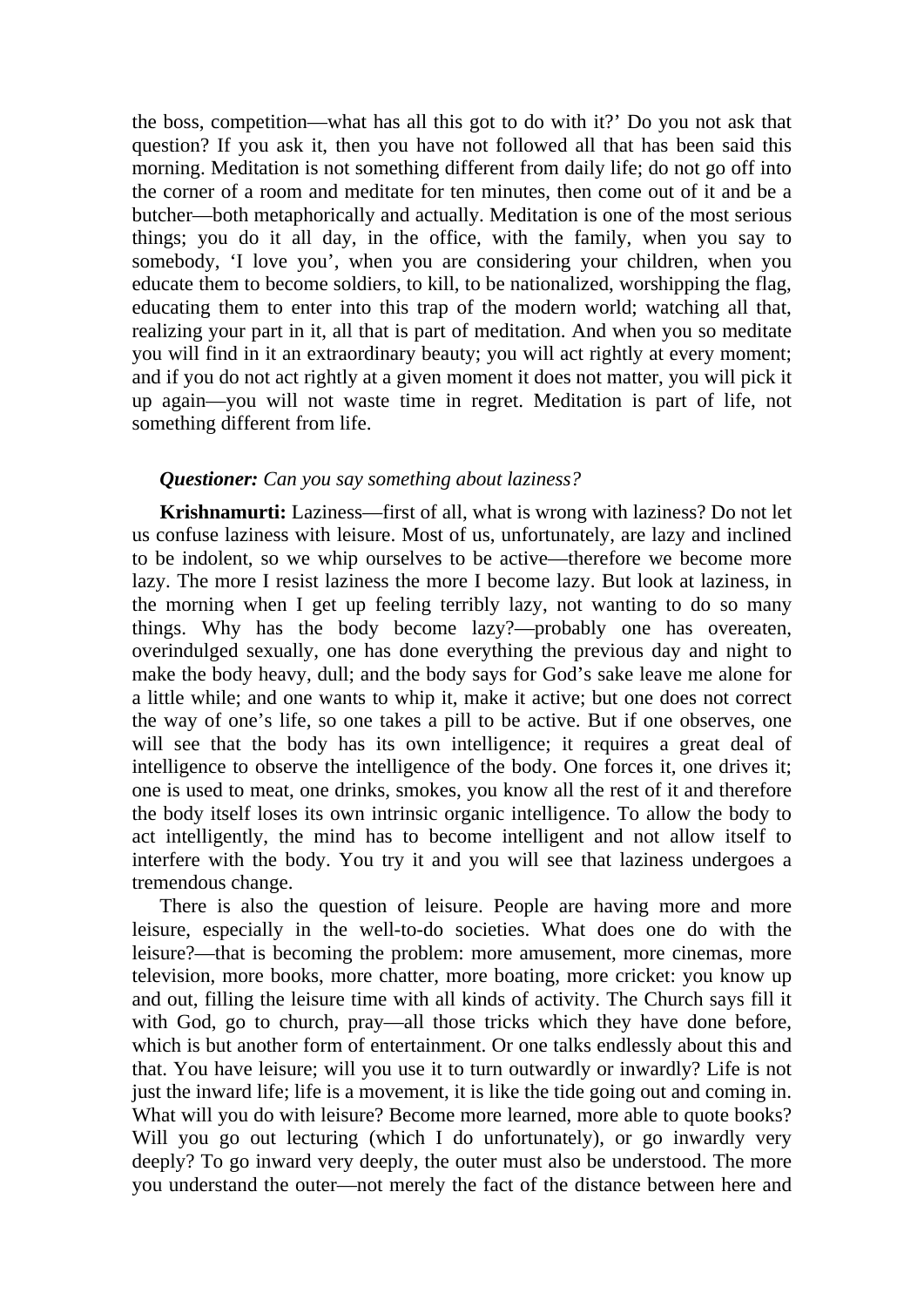the boss, competition—what has all this got to do with it?' Do you not ask that question? If you ask it, then you have not followed all that has been said this morning. Meditation is not something different from daily life; do not go off into the corner of a room and meditate for ten minutes, then come out of it and be a butcher—both metaphorically and actually. Meditation is one of the most serious things; you do it all day, in the office, with the family, when you say to somebody, 'I love you', when you are considering your children, when you educate them to become soldiers, to kill, to be nationalized, worshipping the flag, educating them to enter into this trap of the modern world; watching all that, realizing your part in it, all that is part of meditation. And when you so meditate you will find in it an extraordinary beauty; you will act rightly at every moment; and if you do not act rightly at a given moment it does not matter, you will pick it up again—you will not waste time in regret. Meditation is part of life, not something different from life.

***Questioner:*** *Can you say something about laziness?*

**Krishnamurti:** Laziness—first of all, what is wrong with laziness? Do not let us confuse laziness with leisure. Most of us, unfortunately, are lazy and inclined to be indolent, so we whip ourselves to be active—therefore we become more lazy. The more I resist laziness the more I become lazy. But look at laziness, in the morning when I get up feeling terribly lazy, not wanting to do so many things. Why has the body become lazy?—probably one has overeaten, overindulged sexually, one has done everything the previous day and night to make the body heavy, dull; and the body says for God's sake leave me alone for a little while; and one wants to whip it, make it active; but one does not correct the way of one's life, so one takes a pill to be active. But if one observes, one will see that the body has its own intelligence; it requires a great deal of intelligence to observe the intelligence of the body. One forces it, one drives it; one is used to meat, one drinks, smokes, you know all the rest of it and therefore the body itself loses its own intrinsic organic intelligence. To allow the body to act intelligently, the mind has to become intelligent and not allow itself to interfere with the body. You try it and you will see that laziness undergoes a tremendous change.

There is also the question of leisure. People are having more and more leisure, especially in the well-to-do societies. What does one do with the leisure?—that is becoming the problem: more amusement, more cinemas, more television, more books, more chatter, more boating, more cricket: you know up and out, filling the leisure time with all kinds of activity. The Church says fill it with God, go to church, pray—all those tricks which they have done before, which is but another form of entertainment. Or one talks endlessly about this and that. You have leisure; will you use it to turn outwardly or inwardly? Life is not just the inward life; life is a movement, it is like the tide going out and coming in. What will you do with leisure? Become more learned, more able to quote books? Will you go out lecturing (which I do unfortunately), or go inwardly very deeply? To go inward very deeply, the outer must also be understood. The more you understand the outer—not merely the fact of the distance between here and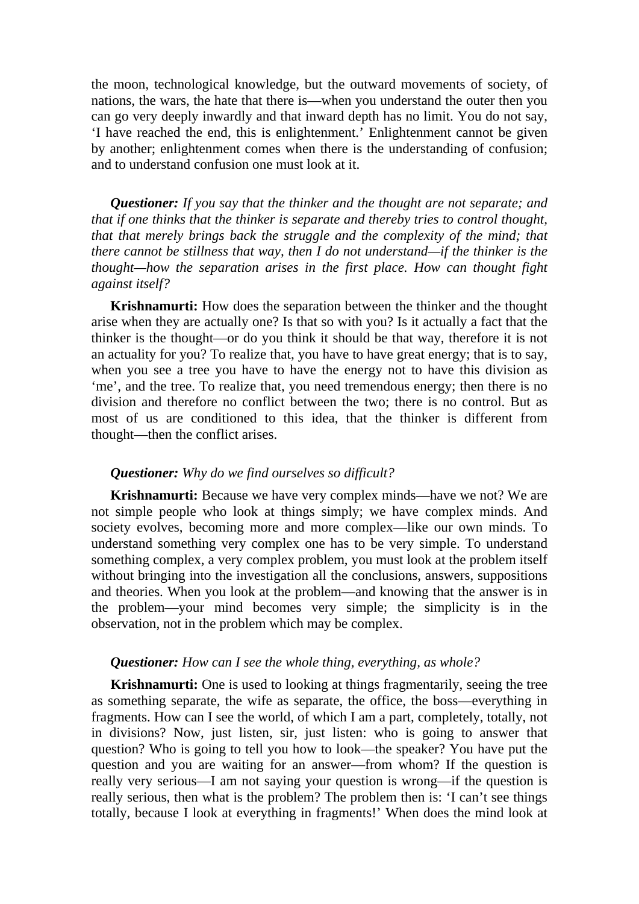the moon, technological knowledge, but the outward movements of society, of nations, the wars, the hate that there is—when you understand the outer then you can go very deeply inwardly and that inward depth has no limit. You do not say, 'I have reached the end, this is enlightenment.' Enlightenment cannot be given by another; enlightenment comes when there is the understanding of confusion; and to understand confusion one must look at it.

***Questioner:*** *If you say that the thinker and the thought are not separate; and that if one thinks that the thinker is separate and thereby tries to control thought, that that merely brings back the struggle and the complexity of the mind; that there cannot be stillness that way, then I do not understand—if the thinker is the thought—how the separation arises in the first place. How can thought fight against itself?*

**Krishnamurti:** How does the separation between the thinker and the thought arise when they are actually one? Is that so with you? Is it actually a fact that the thinker is the thought—or do you think it should be that way, therefore it is not an actuality for you? To realize that, you have to have great energy; that is to say, when you see a tree you have to have the energy not to have this division as 'me', and the tree. To realize that, you need tremendous energy; then there is no division and therefore no conflict between the two; there is no control. But as most of us are conditioned to this idea, that the thinker is different from thought—then the conflict arises.

***Questioner:*** *Why do we find ourselves so difficult?*

**Krishnamurti:** Because we have very complex minds—have we not? We are not simple people who look at things simply; we have complex minds. And society evolves, becoming more and more complex—like our own minds. To understand something very complex one has to be very simple. To understand something complex, a very complex problem, you must look at the problem itself without bringing into the investigation all the conclusions, answers, suppositions and theories. When you look at the problem—and knowing that the answer is in the problem—your mind becomes very simple; the simplicity is in the observation, not in the problem which may be complex.

***Questioner:*** *How can I see the whole thing, everything, as whole?*

**Krishnamurti:** One is used to looking at things fragmentarily, seeing the tree as something separate, the wife as separate, the office, the boss—everything in fragments. How can I see the world, of which I am a part, completely, totally, not in divisions? Now, just listen, sir, just listen: who is going to answer that question? Who is going to tell you how to look—the speaker? You have put the question and you are waiting for an answer—from whom? If the question is really very serious—I am not saying your question is wrong—if the question is really serious, then what is the problem? The problem then is: 'I can't see things totally, because I look at everything in fragments!' When does the mind look at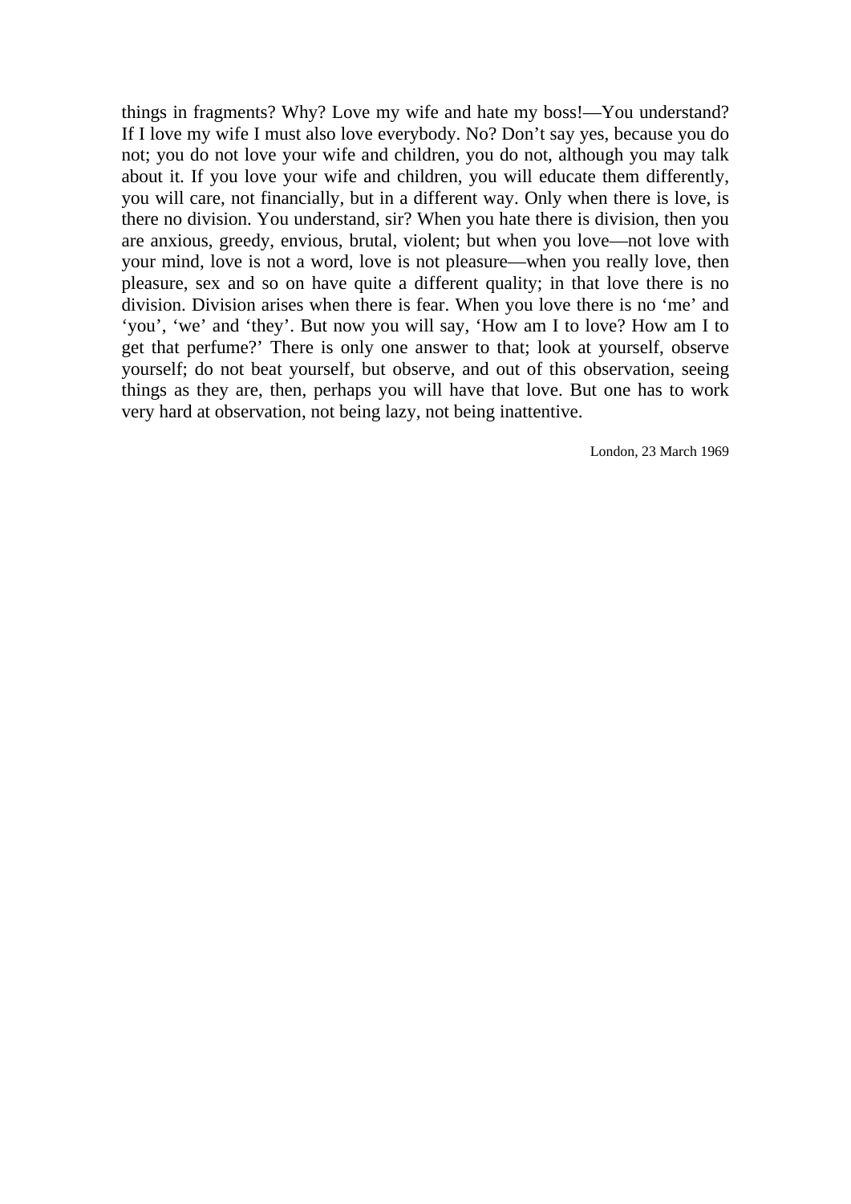things in fragments? Why? Love my wife and hate my boss!—You understand? If I love my wife I must also love everybody. No? Don't say yes, because you do not; you do not love your wife and children, you do not, although you may talk about it. If you love your wife and children, you will educate them differently, you will care, not financially, but in a different way. Only when there is love, is there no division. You understand, sir? When you hate there is division, then you are anxious, greedy, envious, brutal, violent; but when you love—not love with your mind, love is not a word, love is not pleasure—when you really love, then pleasure, sex and so on have quite a different quality; in that love there is no division. Division arises when there is fear. When you love there is no 'me' and 'you', 'we' and 'they'. But now you will say, 'How am I to love? How am I to get that perfume?' There is only one answer to that; look at yourself, observe yourself; do not beat yourself, but observe, and out of this observation, seeing things as they are, then, perhaps you will have that love. But one has to work very hard at observation, not being lazy, not being inattentive.

London, 23 March 1969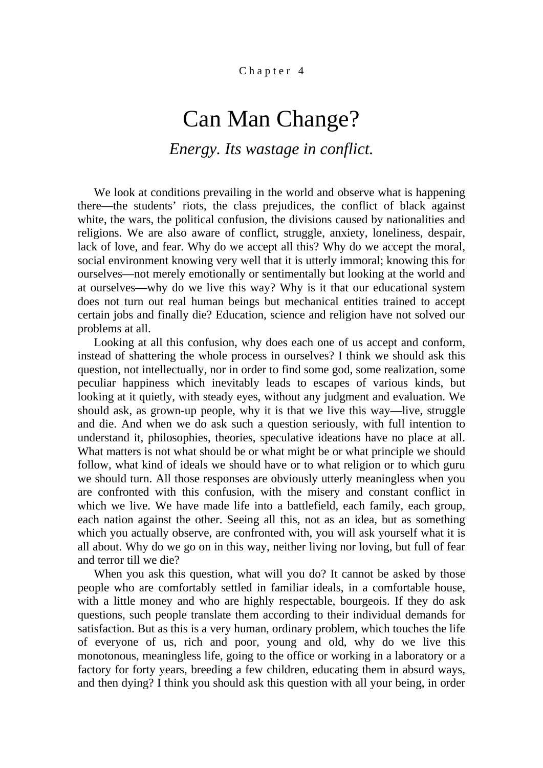Chapter 4

# Can Man Change?

## *Energy. Its wastage in conflict.*

We look at conditions prevailing in the world and observe what is happening there—the students' riots, the class prejudices, the conflict of black against white, the wars, the political confusion, the divisions caused by nationalities and religions. We are also aware of conflict, struggle, anxiety, loneliness, despair, lack of love, and fear. Why do we accept all this? Why do we accept the moral, social environment knowing very well that it is utterly immoral; knowing this for ourselves—not merely emotionally or sentimentally but looking at the world and at ourselves—why do we live this way? Why is it that our educational system does not turn out real human beings but mechanical entities trained to accept certain jobs and finally die? Education, science and religion have not solved our problems at all.

Looking at all this confusion, why does each one of us accept and conform, instead of shattering the whole process in ourselves? I think we should ask this question, not intellectually, nor in order to find some god, some realization, some peculiar happiness which inevitably leads to escapes of various kinds, but looking at it quietly, with steady eyes, without any judgment and evaluation. We should ask, as grown-up people, why it is that we live this way—live, struggle and die. And when we do ask such a question seriously, with full intention to understand it, philosophies, theories, speculative ideations have no place at all. What matters is not what should be or what might be or what principle we should follow, what kind of ideals we should have or to what religion or to which guru we should turn. All those responses are obviously utterly meaningless when you are confronted with this confusion, with the misery and constant conflict in which we live. We have made life into a battlefield, each family, each group, each nation against the other. Seeing all this, not as an idea, but as something which you actually observe, are confronted with, you will ask yourself what it is all about. Why do we go on in this way, neither living nor loving, but full of fear and terror till we die?

When you ask this question, what will you do? It cannot be asked by those people who are comfortably settled in familiar ideals, in a comfortable house, with a little money and who are highly respectable, bourgeois. If they do ask questions, such people translate them according to their individual demands for satisfaction. But as this is a very human, ordinary problem, which touches the life of everyone of us, rich and poor, young and old, why do we live this monotonous, meaningless life, going to the office or working in a laboratory or a factory for forty years, breeding a few children, educating them in absurd ways, and then dying? I think you should ask this question with all your being, in order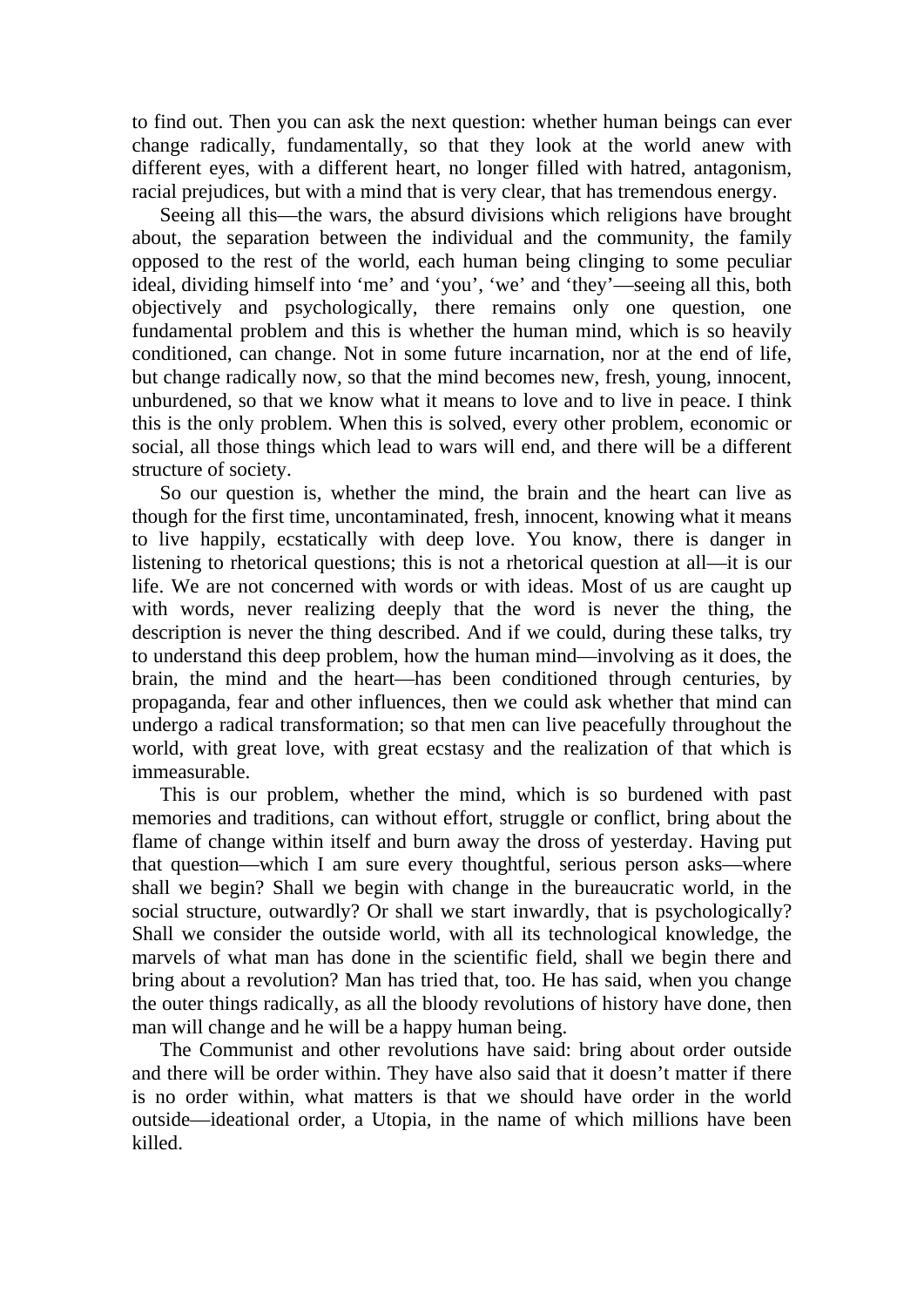to find out. Then you can ask the next question: whether human beings can ever change radically, fundamentally, so that they look at the world anew with different eyes, with a different heart, no longer filled with hatred, antagonism, racial prejudices, but with a mind that is very clear, that has tremendous energy.

Seeing all this—the wars, the absurd divisions which religions have brought about, the separation between the individual and the community, the family opposed to the rest of the world, each human being clinging to some peculiar ideal, dividing himself into 'me' and 'you', 'we' and 'they'—seeing all this, both objectively and psychologically, there remains only one question, one fundamental problem and this is whether the human mind, which is so heavily conditioned, can change. Not in some future incarnation, nor at the end of life, but change radically now, so that the mind becomes new, fresh, young, innocent, unburdened, so that we know what it means to love and to live in peace. I think this is the only problem. When this is solved, every other problem, economic or social, all those things which lead to wars will end, and there will be a different structure of society.

So our question is, whether the mind, the brain and the heart can live as though for the first time, uncontaminated, fresh, innocent, knowing what it means to live happily, ecstatically with deep love. You know, there is danger in listening to rhetorical questions; this is not a rhetorical question at all—it is our life. We are not concerned with words or with ideas. Most of us are caught up with words, never realizing deeply that the word is never the thing, the description is never the thing described. And if we could, during these talks, try to understand this deep problem, how the human mind—involving as it does, the brain, the mind and the heart—has been conditioned through centuries, by propaganda, fear and other influences, then we could ask whether that mind can undergo a radical transformation; so that men can live peacefully throughout the world, with great love, with great ecstasy and the realization of that which is immeasurable.

This is our problem, whether the mind, which is so burdened with past memories and traditions, can without effort, struggle or conflict, bring about the flame of change within itself and burn away the dross of yesterday. Having put that question—which I am sure every thoughtful, serious person asks—where shall we begin? Shall we begin with change in the bureaucratic world, in the social structure, outwardly? Or shall we start inwardly, that is psychologically? Shall we consider the outside world, with all its technological knowledge, the marvels of what man has done in the scientific field, shall we begin there and bring about a revolution? Man has tried that, too. He has said, when you change the outer things radically, as all the bloody revolutions of history have done, then man will change and he will be a happy human being.

The Communist and other revolutions have said: bring about order outside and there will be order within. They have also said that it doesn't matter if there is no order within, what matters is that we should have order in the world outside—ideational order, a Utopia, in the name of which millions have been killed.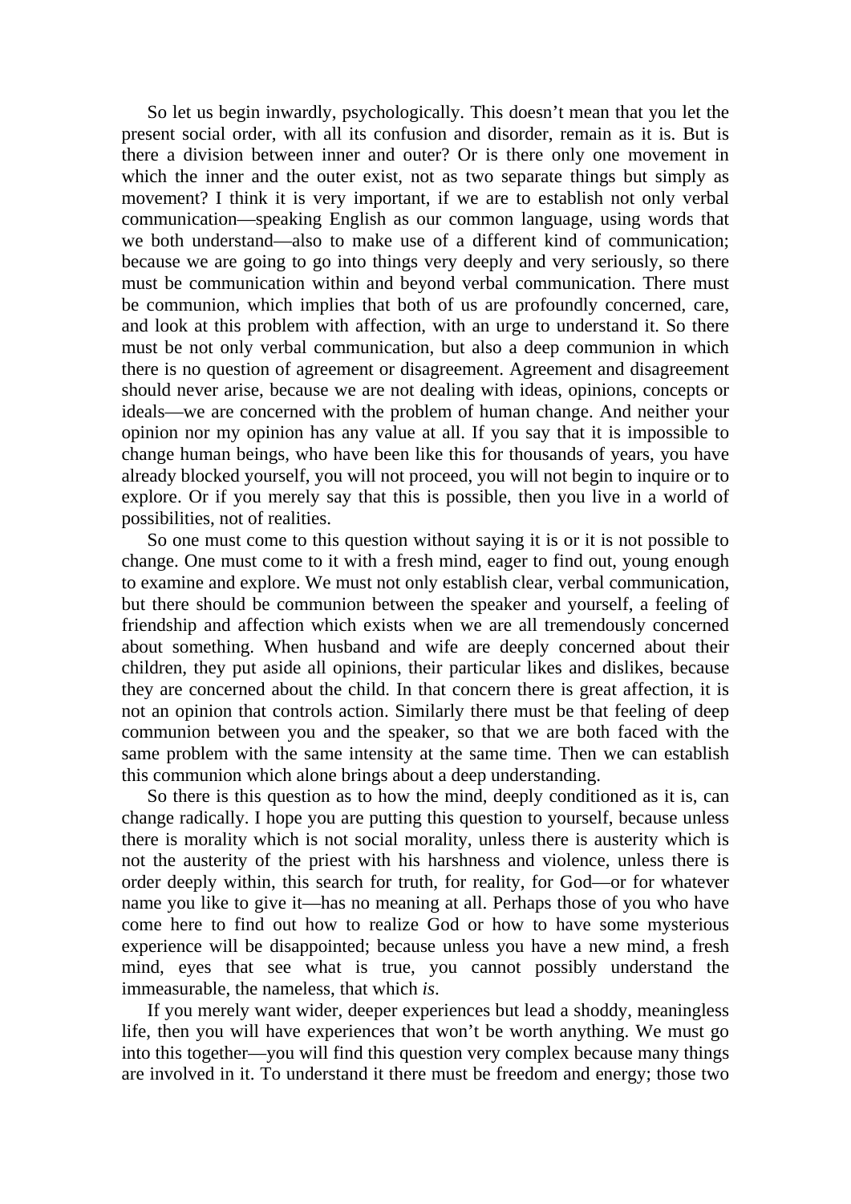So let us begin inwardly, psychologically. This doesn't mean that you let the present social order, with all its confusion and disorder, remain as it is. But is there a division between inner and outer? Or is there only one movement in which the inner and the outer exist, not as two separate things but simply as movement? I think it is very important, if we are to establish not only verbal communication—speaking English as our common language, using words that we both understand—also to make use of a different kind of communication; because we are going to go into things very deeply and very seriously, so there must be communication within and beyond verbal communication. There must be communion, which implies that both of us are profoundly concerned, care, and look at this problem with affection, with an urge to understand it. So there must be not only verbal communication, but also a deep communion in which there is no question of agreement or disagreement. Agreement and disagreement should never arise, because we are not dealing with ideas, opinions, concepts or ideals—we are concerned with the problem of human change. And neither your opinion nor my opinion has any value at all. If you say that it is impossible to change human beings, who have been like this for thousands of years, you have already blocked yourself, you will not proceed, you will not begin to inquire or to explore. Or if you merely say that this is possible, then you live in a world of possibilities, not of realities.

So one must come to this question without saying it is or it is not possible to change. One must come to it with a fresh mind, eager to find out, young enough to examine and explore. We must not only establish clear, verbal communication, but there should be communion between the speaker and yourself, a feeling of friendship and affection which exists when we are all tremendously concerned about something. When husband and wife are deeply concerned about their children, they put aside all opinions, their particular likes and dislikes, because they are concerned about the child. In that concern there is great affection, it is not an opinion that controls action. Similarly there must be that feeling of deep communion between you and the speaker, so that we are both faced with the same problem with the same intensity at the same time. Then we can establish this communion which alone brings about a deep understanding.

So there is this question as to how the mind, deeply conditioned as it is, can change radically. I hope you are putting this question to yourself, because unless there is morality which is not social morality, unless there is austerity which is not the austerity of the priest with his harshness and violence, unless there is order deeply within, this search for truth, for reality, for God—or for whatever name you like to give it—has no meaning at all. Perhaps those of you who have come here to find out how to realize God or how to have some mysterious experience will be disappointed; because unless you have a new mind, a fresh mind, eyes that see what is true, you cannot possibly understand the immeasurable, the nameless, that which *is*.

If you merely want wider, deeper experiences but lead a shoddy, meaningless life, then you will have experiences that won't be worth anything. We must go into this together—you will find this question very complex because many things are involved in it. To understand it there must be freedom and energy; those two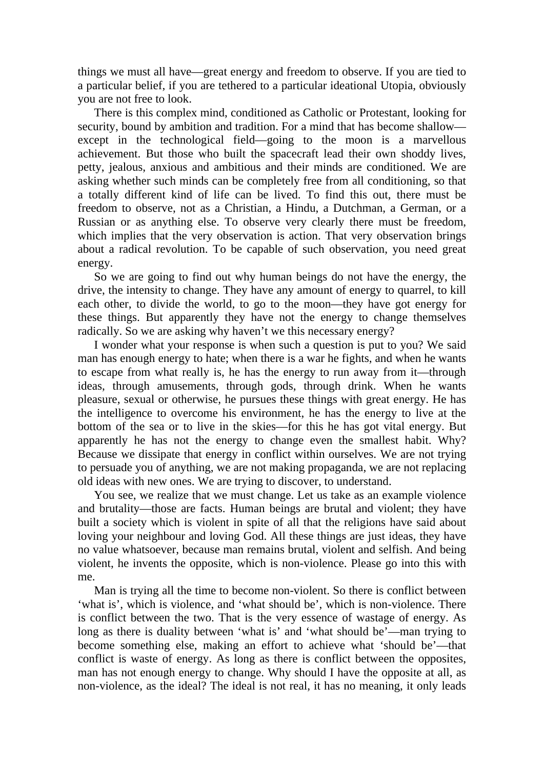things we must all have—great energy and freedom to observe. If you are tied to a particular belief, if you are tethered to a particular ideational Utopia, obviously you are not free to look.

There is this complex mind, conditioned as Catholic or Protestant, looking for security, bound by ambition and tradition. For a mind that has become shallow—except in the technological field—going to the moon is a marvellous achievement. But those who built the spacecraft lead their own shoddy lives, petty, jealous, anxious and ambitious and their minds are conditioned. We are asking whether such minds can be completely free from all conditioning, so that a totally different kind of life can be lived. To find this out, there must be freedom to observe, not as a Christian, a Hindu, a Dutchman, a German, or a Russian or as anything else. To observe very clearly there must be freedom, which implies that the very observation is action. That very observation brings about a radical revolution. To be capable of such observation, you need great energy.

So we are going to find out why human beings do not have the energy, the drive, the intensity to change. They have any amount of energy to quarrel, to kill each other, to divide the world, to go to the moon—they have got energy for these things. But apparently they have not the energy to change themselves radically. So we are asking why haven't we this necessary energy?

I wonder what your response is when such a question is put to you? We said man has enough energy to hate; when there is a war he fights, and when he wants to escape from what really is, he has the energy to run away from it—through ideas, through amusements, through gods, through drink. When he wants pleasure, sexual or otherwise, he pursues these things with great energy. He has the intelligence to overcome his environment, he has the energy to live at the bottom of the sea or to live in the skies—for this he has got vital energy. But apparently he has not the energy to change even the smallest habit. Why? Because we dissipate that energy in conflict within ourselves. We are not trying to persuade you of anything, we are not making propaganda, we are not replacing old ideas with new ones. We are trying to discover, to understand.

You see, we realize that we must change. Let us take as an example violence and brutality—those are facts. Human beings are brutal and violent; they have built a society which is violent in spite of all that the religions have said about loving your neighbour and loving God. All these things are just ideas, they have no value whatsoever, because man remains brutal, violent and selfish. And being violent, he invents the opposite, which is non-violence. Please go into this with me.

Man is trying all the time to become non-violent. So there is conflict between 'what is', which is violence, and 'what should be', which is non-violence. There is conflict between the two. That is the very essence of wastage of energy. As long as there is duality between 'what is' and 'what should be'—man trying to become something else, making an effort to achieve what 'should be'—that conflict is waste of energy. As long as there is conflict between the opposites, man has not enough energy to change. Why should I have the opposite at all, as non-violence, as the ideal? The ideal is not real, it has no meaning, it only leads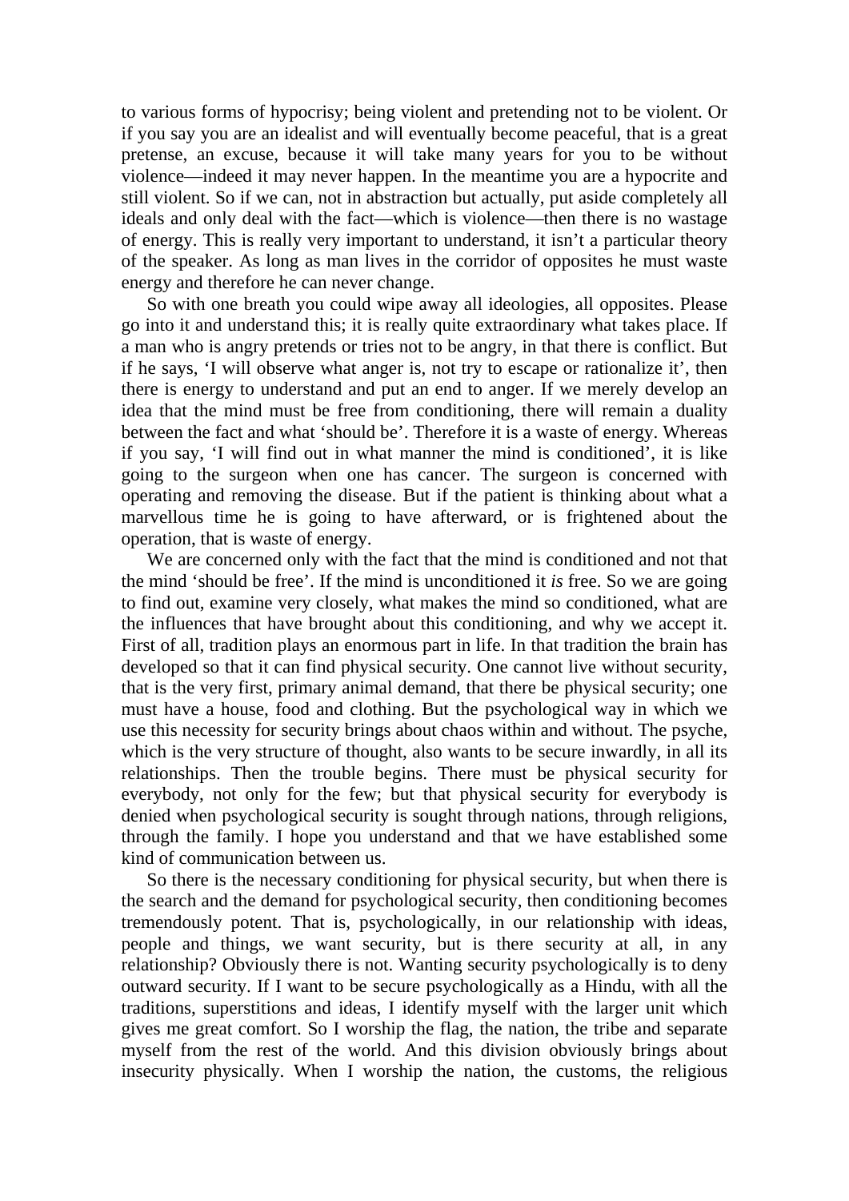to various forms of hypocrisy; being violent and pretending not to be violent. Or if you say you are an idealist and will eventually become peaceful, that is a great pretense, an excuse, because it will take many years for you to be without violence—indeed it may never happen. In the meantime you are a hypocrite and still violent. So if we can, not in abstraction but actually, put aside completely all ideals and only deal with the fact—which is violence—then there is no wastage of energy. This is really very important to understand, it isn't a particular theory of the speaker. As long as man lives in the corridor of opposites he must waste energy and therefore he can never change.

So with one breath you could wipe away all ideologies, all opposites. Please go into it and understand this; it is really quite extraordinary what takes place. If a man who is angry pretends or tries not to be angry, in that there is conflict. But if he says, 'I will observe what anger is, not try to escape or rationalize it', then there is energy to understand and put an end to anger. If we merely develop an idea that the mind must be free from conditioning, there will remain a duality between the fact and what 'should be'. Therefore it is a waste of energy. Whereas if you say, 'I will find out in what manner the mind is conditioned', it is like going to the surgeon when one has cancer. The surgeon is concerned with operating and removing the disease. But if the patient is thinking about what a marvellous time he is going to have afterward, or is frightened about the operation, that is waste of energy.

We are concerned only with the fact that the mind is conditioned and not that the mind 'should be free'. If the mind is unconditioned it *is* free. So we are going to find out, examine very closely, what makes the mind so conditioned, what are the influences that have brought about this conditioning, and why we accept it. First of all, tradition plays an enormous part in life. In that tradition the brain has developed so that it can find physical security. One cannot live without security, that is the very first, primary animal demand, that there be physical security; one must have a house, food and clothing. But the psychological way in which we use this necessity for security brings about chaos within and without. The psyche, which is the very structure of thought, also wants to be secure inwardly, in all its relationships. Then the trouble begins. There must be physical security for everybody, not only for the few; but that physical security for everybody is denied when psychological security is sought through nations, through religions, through the family. I hope you understand and that we have established some kind of communication between us.

So there is the necessary conditioning for physical security, but when there is the search and the demand for psychological security, then conditioning becomes tremendously potent. That is, psychologically, in our relationship with ideas, people and things, we want security, but is there security at all, in any relationship? Obviously there is not. Wanting security psychologically is to deny outward security. If I want to be secure psychologically as a Hindu, with all the traditions, superstitions and ideas, I identify myself with the larger unit which gives me great comfort. So I worship the flag, the nation, the tribe and separate myself from the rest of the world. And this division obviously brings about insecurity physically. When I worship the nation, the customs, the religious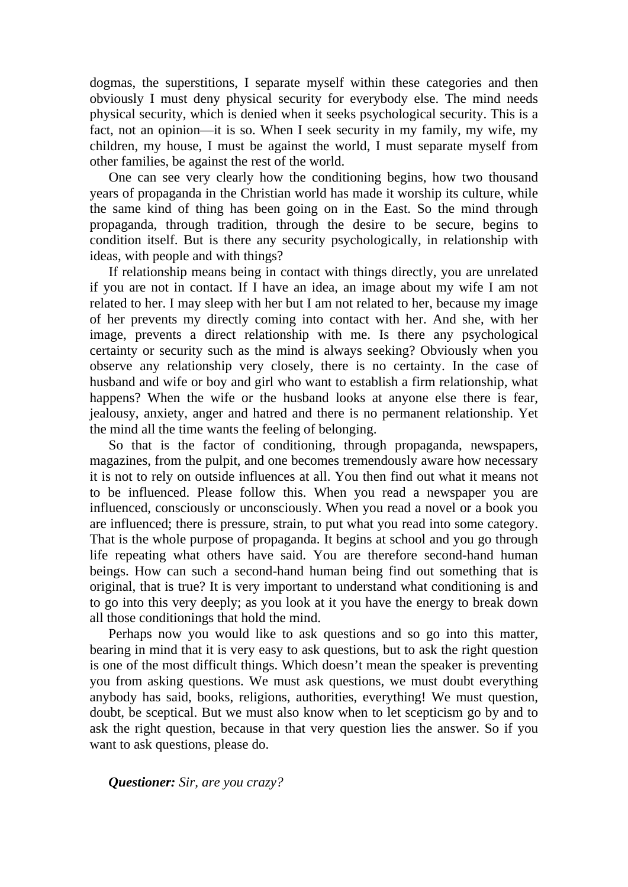dogmas, the superstitions, I separate myself within these categories and then obviously I must deny physical security for everybody else. The mind needs physical security, which is denied when it seeks psychological security. This is a fact, not an opinion—it is so. When I seek security in my family, my wife, my children, my house, I must be against the world, I must separate myself from other families, be against the rest of the world.

One can see very clearly how the conditioning begins, how two thousand years of propaganda in the Christian world has made it worship its culture, while the same kind of thing has been going on in the East. So the mind through propaganda, through tradition, through the desire to be secure, begins to condition itself. But is there any security psychologically, in relationship with ideas, with people and with things?

If relationship means being in contact with things directly, you are unrelated if you are not in contact. If I have an idea, an image about my wife I am not related to her. I may sleep with her but I am not related to her, because my image of her prevents my directly coming into contact with her. And she, with her image, prevents a direct relationship with me. Is there any psychological certainty or security such as the mind is always seeking? Obviously when you observe any relationship very closely, there is no certainty. In the case of husband and wife or boy and girl who want to establish a firm relationship, what happens? When the wife or the husband looks at anyone else there is fear, jealousy, anxiety, anger and hatred and there is no permanent relationship. Yet the mind all the time wants the feeling of belonging.

So that is the factor of conditioning, through propaganda, newspapers, magazines, from the pulpit, and one becomes tremendously aware how necessary it is not to rely on outside influences at all. You then find out what it means not to be influenced. Please follow this. When you read a newspaper you are influenced, consciously or unconsciously. When you read a novel or a book you are influenced; there is pressure, strain, to put what you read into some category. That is the whole purpose of propaganda. It begins at school and you go through life repeating what others have said. You are therefore second-hand human beings. How can such a second-hand human being find out something that is original, that is true? It is very important to understand what conditioning is and to go into this very deeply; as you look at it you have the energy to break down all those conditionings that hold the mind.

Perhaps now you would like to ask questions and so go into this matter, bearing in mind that it is very easy to ask questions, but to ask the right question is one of the most difficult things. Which doesn't mean the speaker is preventing you from asking questions. We must ask questions, we must doubt everything anybody has said, books, religions, authorities, everything! We must question, doubt, be sceptical. But we must also know when to let scepticism go by and to ask the right question, because in that very question lies the answer. So if you want to ask questions, please do.

***Questioner:*** *Sir, are you crazy?*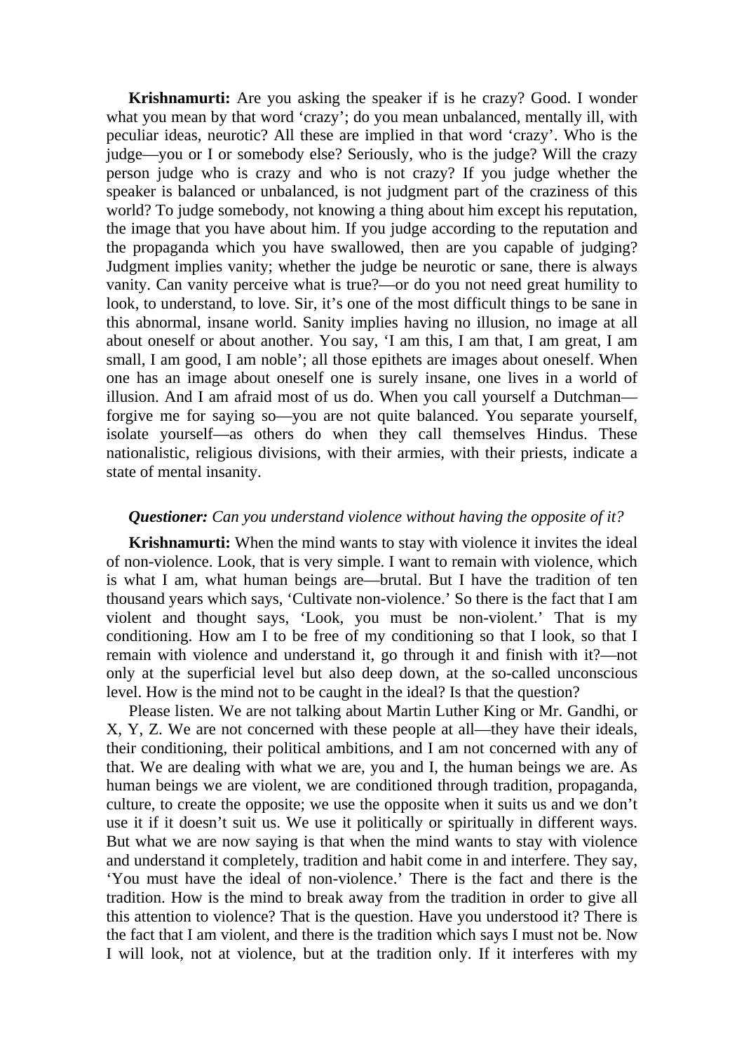**Krishnamurti:** Are you asking the speaker if is he crazy? Good. I wonder what you mean by that word 'crazy'; do you mean unbalanced, mentally ill, with peculiar ideas, neurotic? All these are implied in that word 'crazy'. Who is the judge—you or I or somebody else? Seriously, who is the judge? Will the crazy person judge who is crazy and who is not crazy? If you judge whether the speaker is balanced or unbalanced, is not judgment part of the craziness of this world? To judge somebody, not knowing a thing about him except his reputation, the image that you have about him. If you judge according to the reputation and the propaganda which you have swallowed, then are you capable of judging? Judgment implies vanity; whether the judge be neurotic or sane, there is always vanity. Can vanity perceive what is true?—or do you not need great humility to look, to understand, to love. Sir, it's one of the most difficult things to be sane in this abnormal, insane world. Sanity implies having no illusion, no image at all about oneself or about another. You say, 'I am this, I am that, I am great, I am small, I am good, I am noble'; all those epithets are images about oneself. When one has an image about oneself one is surely insane, one lives in a world of illusion. And I am afraid most of us do. When you call yourself a Dutchman—forgive me for saying so—you are not quite balanced. You separate yourself, isolate yourself—as others do when they call themselves Hindus. These nationalistic, religious divisions, with their armies, with their priests, indicate a state of mental insanity.

***Questioner:*** *Can you understand violence without having the opposite of it?*

**Krishnamurti:** When the mind wants to stay with violence it invites the ideal of non-violence. Look, that is very simple. I want to remain with violence, which is what I am, what human beings are—brutal. But I have the tradition of ten thousand years which says, 'Cultivate non-violence.' So there is the fact that I am violent and thought says, 'Look, you must be non-violent.' That is my conditioning. How am I to be free of my conditioning so that I look, so that I remain with violence and understand it, go through it and finish with it?—not only at the superficial level but also deep down, at the so-called unconscious level. How is the mind not to be caught in the ideal? Is that the question?

Please listen. We are not talking about Martin Luther King or Mr. Gandhi, or X, Y, Z. We are not concerned with these people at all—they have their ideals, their conditioning, their political ambitions, and I am not concerned with any of that. We are dealing with what we are, you and I, the human beings we are. As human beings we are violent, we are conditioned through tradition, propaganda, culture, to create the opposite; we use the opposite when it suits us and we don't use it if it doesn't suit us. We use it politically or spiritually in different ways. But what we are now saying is that when the mind wants to stay with violence and understand it completely, tradition and habit come in and interfere. They say, 'You must have the ideal of non-violence.' There is the fact and there is the tradition. How is the mind to break away from the tradition in order to give all this attention to violence? That is the question. Have you understood it? There is the fact that I am violent, and there is the tradition which says I must not be. Now I will look, not at violence, but at the tradition only. If it interferes with my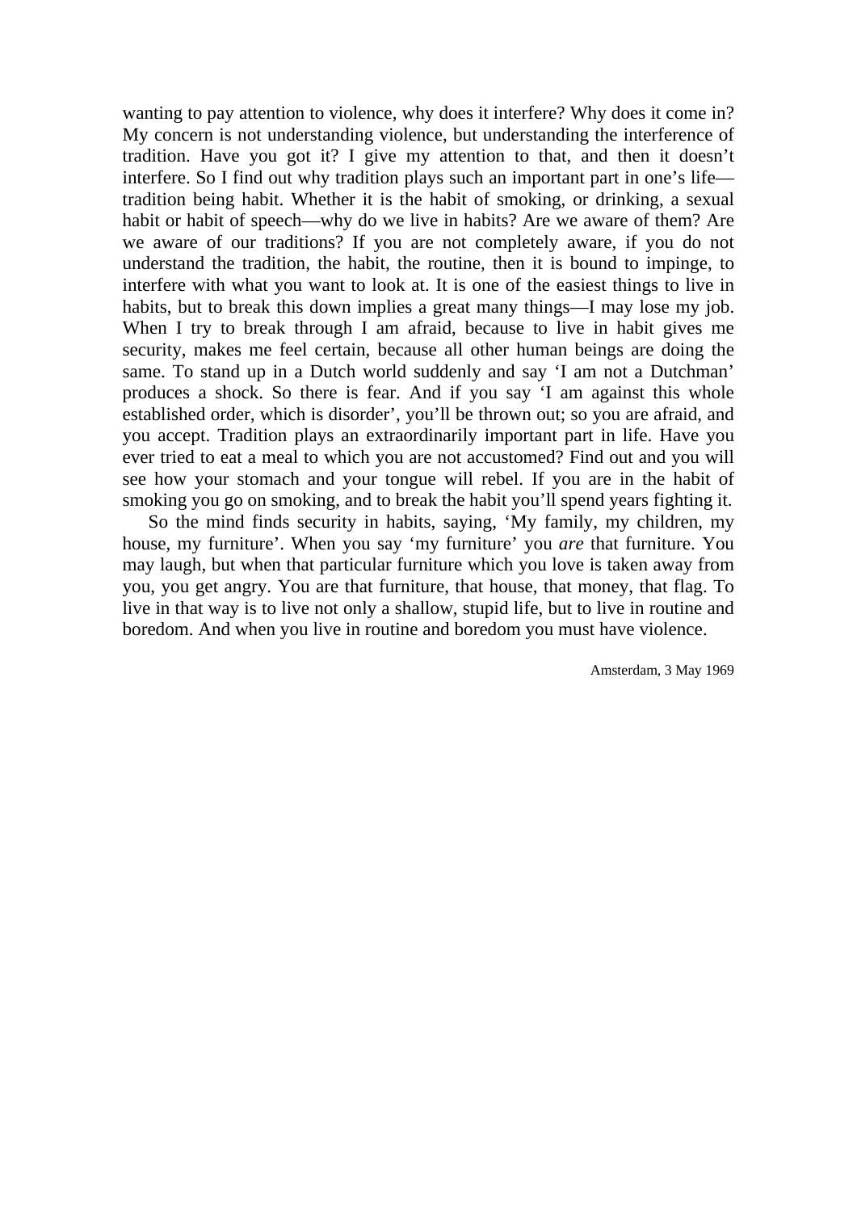wanting to pay attention to violence, why does it interfere? Why does it come in? My concern is not understanding violence, but understanding the interference of tradition. Have you got it? I give my attention to that, and then it doesn't interfere. So I find out why tradition plays such an important part in one's life—tradition being habit. Whether it is the habit of smoking, or drinking, a sexual habit or habit of speech—why do we live in habits? Are we aware of them? Are we aware of our traditions? If you are not completely aware, if you do not understand the tradition, the habit, the routine, then it is bound to impinge, to interfere with what you want to look at. It is one of the easiest things to live in habits, but to break this down implies a great many things—I may lose my job. When I try to break through I am afraid, because to live in habit gives me security, makes me feel certain, because all other human beings are doing the same. To stand up in a Dutch world suddenly and say 'I am not a Dutchman' produces a shock. So there is fear. And if you say 'I am against this whole established order, which is disorder', you'll be thrown out; so you are afraid, and you accept. Tradition plays an extraordinarily important part in life. Have you ever tried to eat a meal to which you are not accustomed? Find out and you will see how your stomach and your tongue will rebel. If you are in the habit of smoking you go on smoking, and to break the habit you'll spend years fighting it.

So the mind finds security in habits, saying, 'My family, my children, my house, my furniture'. When you say 'my furniture' you *are* that furniture. You may laugh, but when that particular furniture which you love is taken away from you, you get angry. You are that furniture, that house, that money, that flag. To live in that way is to live not only a shallow, stupid life, but to live in routine and boredom. And when you live in routine and boredom you must have violence.

Amsterdam, 3 May 1969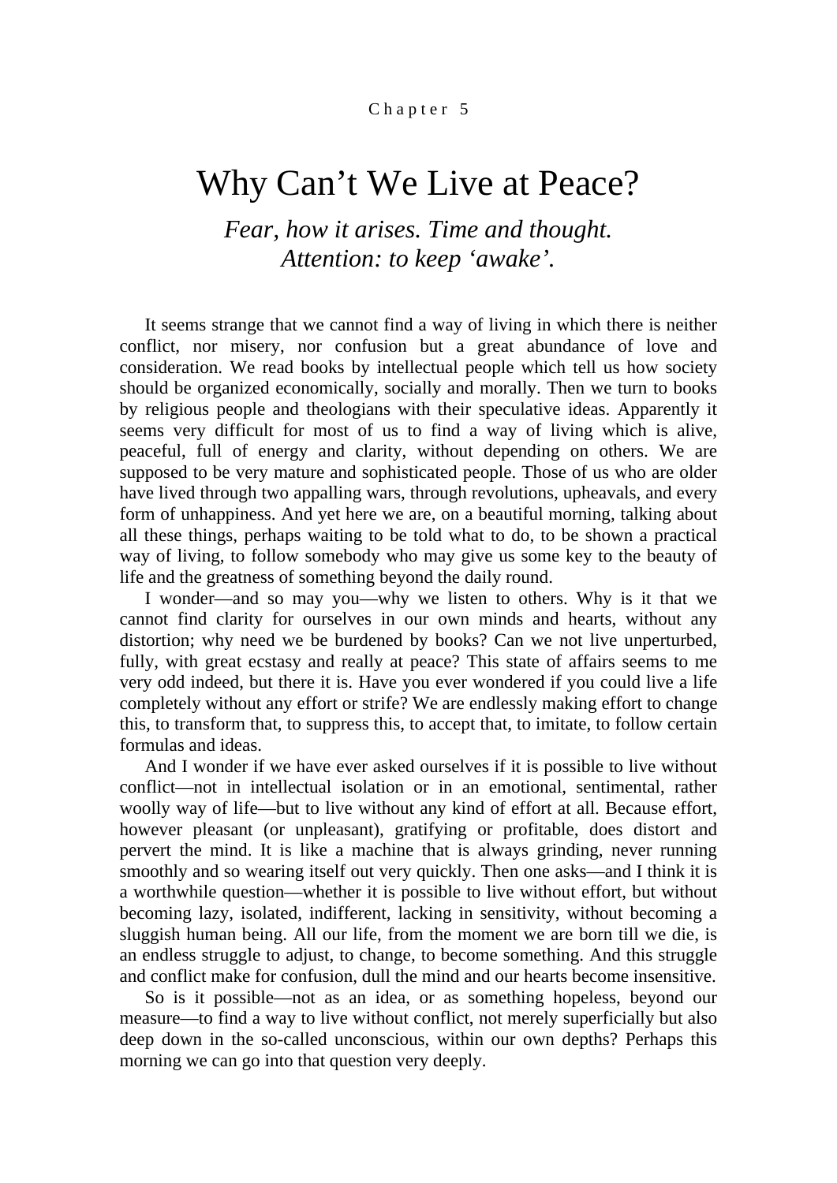Chapter 5

# Why Can't We Live at Peace?

*Fear, how it arises. Time and thought. Attention: to keep 'awake'.*

It seems strange that we cannot find a way of living in which there is neither conflict, nor misery, nor confusion but a great abundance of love and consideration. We read books by intellectual people which tell us how society should be organized economically, socially and morally. Then we turn to books by religious people and theologians with their speculative ideas. Apparently it seems very difficult for most of us to find a way of living which is alive, peaceful, full of energy and clarity, without depending on others. We are supposed to be very mature and sophisticated people. Those of us who are older have lived through two appalling wars, through revolutions, upheavals, and every form of unhappiness. And yet here we are, on a beautiful morning, talking about all these things, perhaps waiting to be told what to do, to be shown a practical way of living, to follow somebody who may give us some key to the beauty of life and the greatness of something beyond the daily round.

I wonder—and so may you—why we listen to others. Why is it that we cannot find clarity for ourselves in our own minds and hearts, without any distortion; why need we be burdened by books? Can we not live unperturbed, fully, with great ecstasy and really at peace? This state of affairs seems to me very odd indeed, but there it is. Have you ever wondered if you could live a life completely without any effort or strife? We are endlessly making effort to change this, to transform that, to suppress this, to accept that, to imitate, to follow certain formulas and ideas.

And I wonder if we have ever asked ourselves if it is possible to live without conflict—not in intellectual isolation or in an emotional, sentimental, rather woolly way of life—but to live without any kind of effort at all. Because effort, however pleasant (or unpleasant), gratifying or profitable, does distort and pervert the mind. It is like a machine that is always grinding, never running smoothly and so wearing itself out very quickly. Then one asks—and I think it is a worthwhile question—whether it is possible to live without effort, but without becoming lazy, isolated, indifferent, lacking in sensitivity, without becoming a sluggish human being. All our life, from the moment we are born till we die, is an endless struggle to adjust, to change, to become something. And this struggle and conflict make for confusion, dull the mind and our hearts become insensitive.

So is it possible—not as an idea, or as something hopeless, beyond our measure—to find a way to live without conflict, not merely superficially but also deep down in the so-called unconscious, within our own depths? Perhaps this morning we can go into that question very deeply.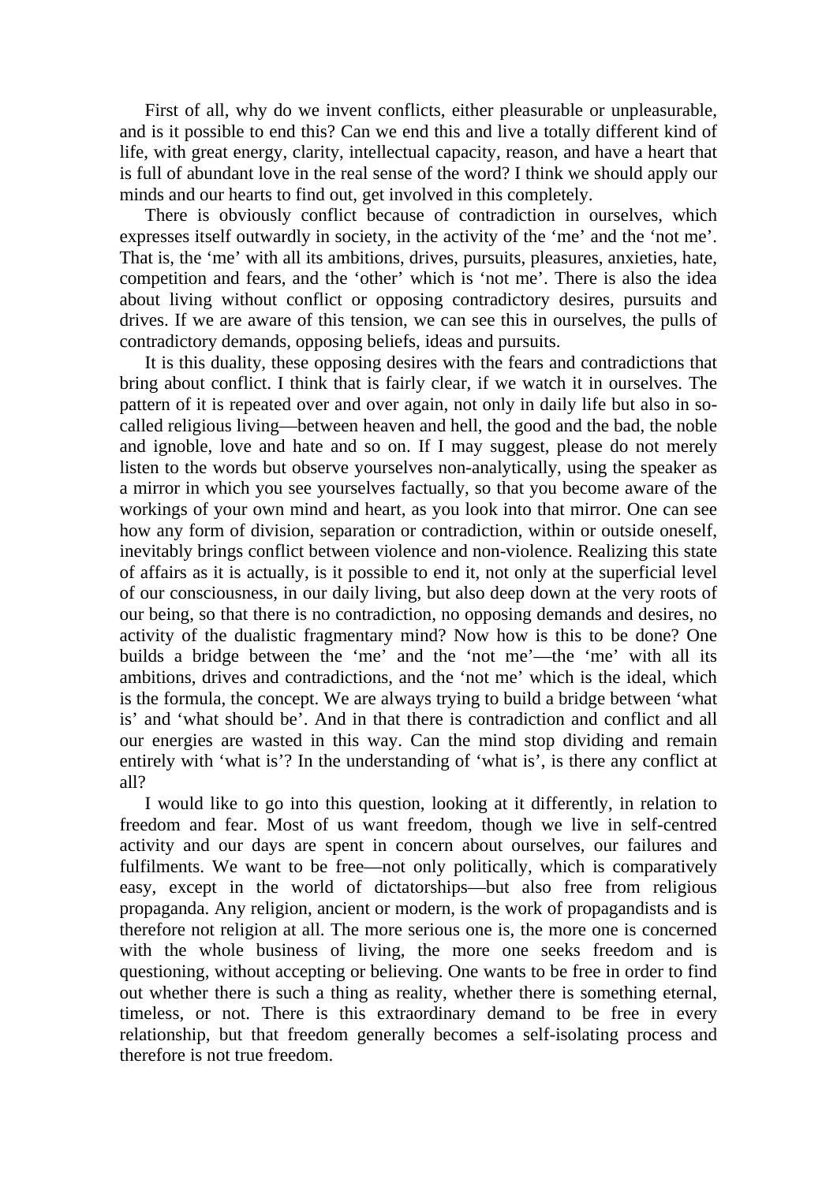First of all, why do we invent conflicts, either pleasurable or unpleasurable, and is it possible to end this? Can we end this and live a totally different kind of life, with great energy, clarity, intellectual capacity, reason, and have a heart that is full of abundant love in the real sense of the word? I think we should apply our minds and our hearts to find out, get involved in this completely.

There is obviously conflict because of contradiction in ourselves, which expresses itself outwardly in society, in the activity of the 'me' and the 'not me'. That is, the 'me' with all its ambitions, drives, pursuits, pleasures, anxieties, hate, competition and fears, and the 'other' which is 'not me'. There is also the idea about living without conflict or opposing contradictory desires, pursuits and drives. If we are aware of this tension, we can see this in ourselves, the pulls of contradictory demands, opposing beliefs, ideas and pursuits.

It is this duality, these opposing desires with the fears and contradictions that bring about conflict. I think that is fairly clear, if we watch it in ourselves. The pattern of it is repeated over and over again, not only in daily life but also in so-called religious living—between heaven and hell, the good and the bad, the noble and ignoble, love and hate and so on. If I may suggest, please do not merely listen to the words but observe yourselves non-analytically, using the speaker as a mirror in which you see yourselves factually, so that you become aware of the workings of your own mind and heart, as you look into that mirror. One can see how any form of division, separation or contradiction, within or outside oneself, inevitably brings conflict between violence and non-violence. Realizing this state of affairs as it is actually, is it possible to end it, not only at the superficial level of our consciousness, in our daily living, but also deep down at the very roots of our being, so that there is no contradiction, no opposing demands and desires, no activity of the dualistic fragmentary mind? Now how is this to be done? One builds a bridge between the 'me' and the 'not me'—the 'me' with all its ambitions, drives and contradictions, and the 'not me' which is the ideal, which is the formula, the concept. We are always trying to build a bridge between 'what is' and 'what should be'. And in that there is contradiction and conflict and all our energies are wasted in this way. Can the mind stop dividing and remain entirely with 'what is'? In the understanding of 'what is', is there any conflict at all?

I would like to go into this question, looking at it differently, in relation to freedom and fear. Most of us want freedom, though we live in self-centred activity and our days are spent in concern about ourselves, our failures and fulfilments. We want to be free—not only politically, which is comparatively easy, except in the world of dictatorships—but also free from religious propaganda. Any religion, ancient or modern, is the work of propagandists and is therefore not religion at all. The more serious one is, the more one is concerned with the whole business of living, the more one seeks freedom and is questioning, without accepting or believing. One wants to be free in order to find out whether there is such a thing as reality, whether there is something eternal, timeless, or not. There is this extraordinary demand to be free in every relationship, but that freedom generally becomes a self-isolating process and therefore is not true freedom.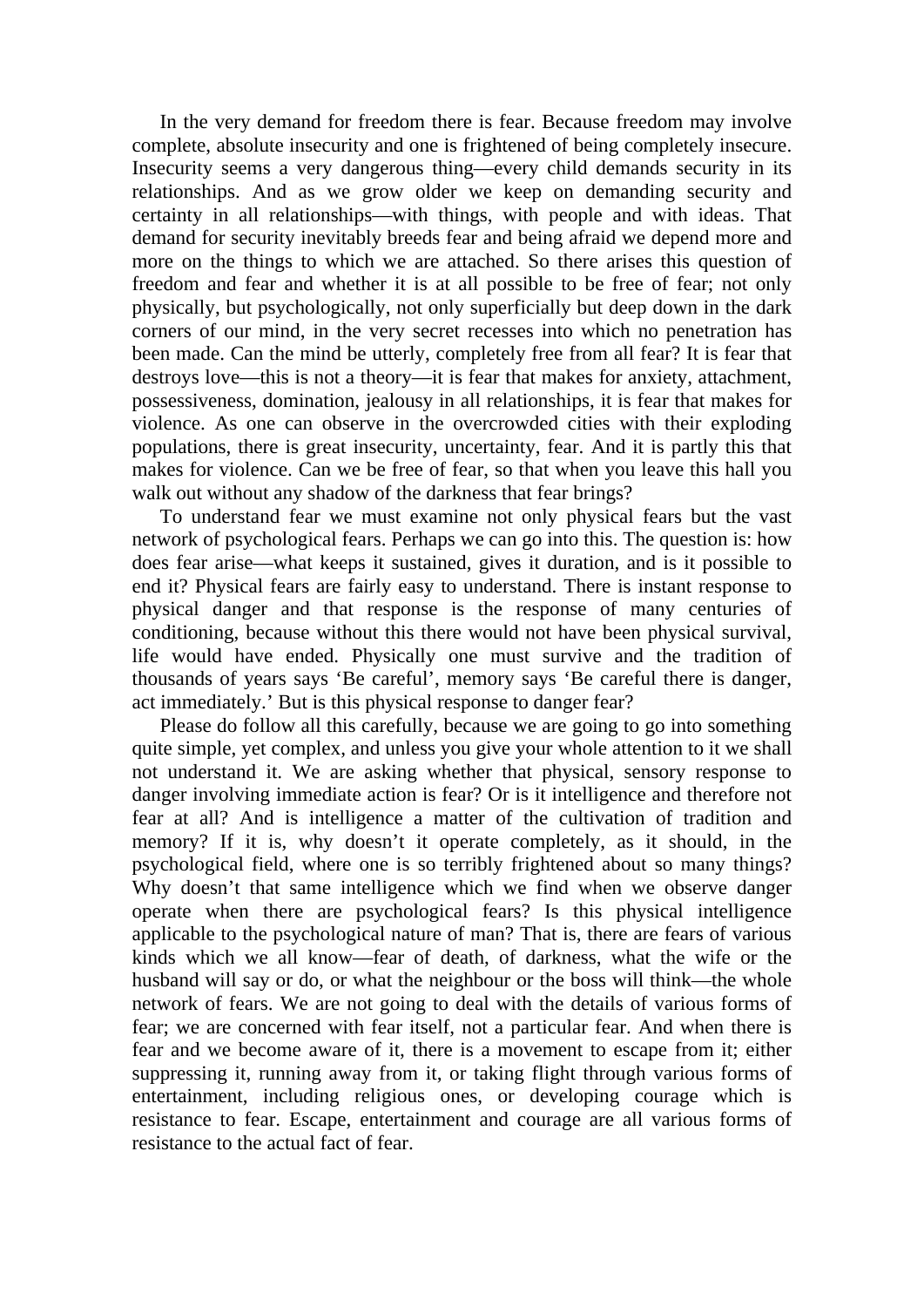In the very demand for freedom there is fear. Because freedom may involve complete, absolute insecurity and one is frightened of being completely insecure. Insecurity seems a very dangerous thing—every child demands security in its relationships. And as we grow older we keep on demanding security and certainty in all relationships—with things, with people and with ideas. That demand for security inevitably breeds fear and being afraid we depend more and more on the things to which we are attached. So there arises this question of freedom and fear and whether it is at all possible to be free of fear; not only physically, but psychologically, not only superficially but deep down in the dark corners of our mind, in the very secret recesses into which no penetration has been made. Can the mind be utterly, completely free from all fear? It is fear that destroys love—this is not a theory—it is fear that makes for anxiety, attachment, possessiveness, domination, jealousy in all relationships, it is fear that makes for violence. As one can observe in the overcrowded cities with their exploding populations, there is great insecurity, uncertainty, fear. And it is partly this that makes for violence. Can we be free of fear, so that when you leave this hall you walk out without any shadow of the darkness that fear brings?

To understand fear we must examine not only physical fears but the vast network of psychological fears. Perhaps we can go into this. The question is: how does fear arise—what keeps it sustained, gives it duration, and is it possible to end it? Physical fears are fairly easy to understand. There is instant response to physical danger and that response is the response of many centuries of conditioning, because without this there would not have been physical survival, life would have ended. Physically one must survive and the tradition of thousands of years says 'Be careful', memory says 'Be careful there is danger, act immediately.' But is this physical response to danger fear?

Please do follow all this carefully, because we are going to go into something quite simple, yet complex, and unless you give your whole attention to it we shall not understand it. We are asking whether that physical, sensory response to danger involving immediate action is fear? Or is it intelligence and therefore not fear at all? And is intelligence a matter of the cultivation of tradition and memory? If it is, why doesn't it operate completely, as it should, in the psychological field, where one is so terribly frightened about so many things? Why doesn't that same intelligence which we find when we observe danger operate when there are psychological fears? Is this physical intelligence applicable to the psychological nature of man? That is, there are fears of various kinds which we all know—fear of death, of darkness, what the wife or the husband will say or do, or what the neighbour or the boss will think—the whole network of fears. We are not going to deal with the details of various forms of fear; we are concerned with fear itself, not a particular fear. And when there is fear and we become aware of it, there is a movement to escape from it; either suppressing it, running away from it, or taking flight through various forms of entertainment, including religious ones, or developing courage which is resistance to fear. Escape, entertainment and courage are all various forms of resistance to the actual fact of fear.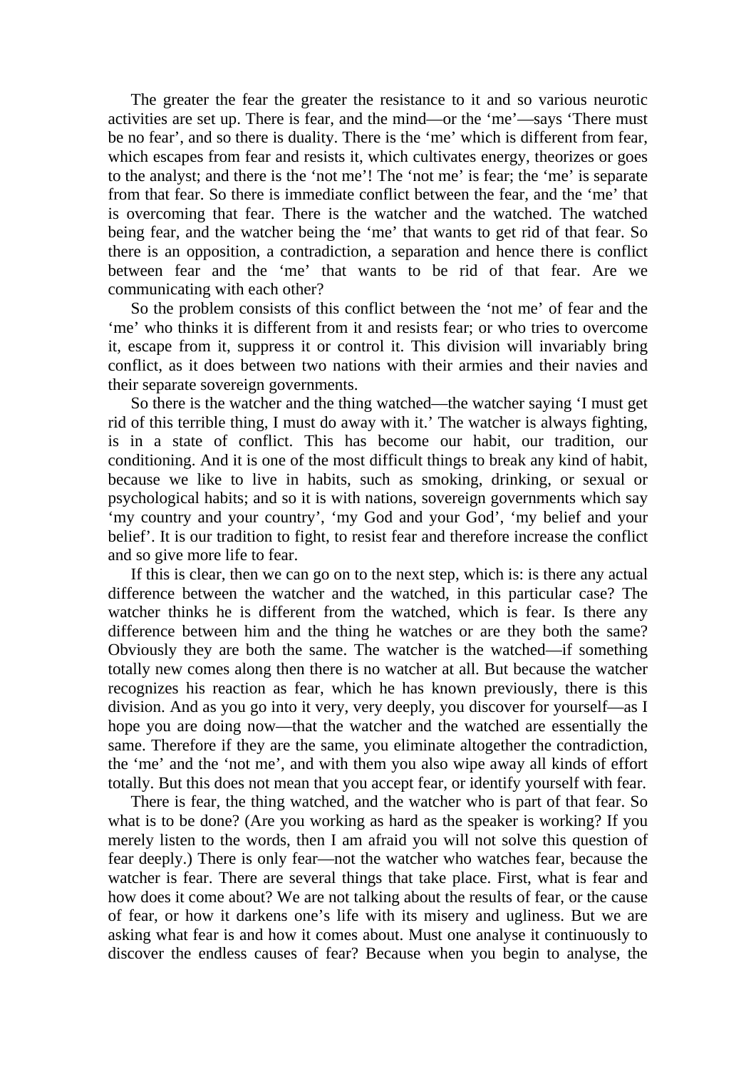The greater the fear the greater the resistance to it and so various neurotic activities are set up. There is fear, and the mind—or the 'me'—says 'There must be no fear', and so there is duality. There is the 'me' which is different from fear, which escapes from fear and resists it, which cultivates energy, theorizes or goes to the analyst; and there is the 'not me'! The 'not me' is fear; the 'me' is separate from that fear. So there is immediate conflict between the fear, and the 'me' that is overcoming that fear. There is the watcher and the watched. The watched being fear, and the watcher being the 'me' that wants to get rid of that fear. So there is an opposition, a contradiction, a separation and hence there is conflict between fear and the 'me' that wants to be rid of that fear. Are we communicating with each other?

So the problem consists of this conflict between the 'not me' of fear and the 'me' who thinks it is different from it and resists fear; or who tries to overcome it, escape from it, suppress it or control it. This division will invariably bring conflict, as it does between two nations with their armies and their navies and their separate sovereign governments.

So there is the watcher and the thing watched—the watcher saying 'I must get rid of this terrible thing, I must do away with it.' The watcher is always fighting, is in a state of conflict. This has become our habit, our tradition, our conditioning. And it is one of the most difficult things to break any kind of habit, because we like to live in habits, such as smoking, drinking, or sexual or psychological habits; and so it is with nations, sovereign governments which say 'my country and your country', 'my God and your God', 'my belief and your belief'. It is our tradition to fight, to resist fear and therefore increase the conflict and so give more life to fear.

If this is clear, then we can go on to the next step, which is: is there any actual difference between the watcher and the watched, in this particular case? The watcher thinks he is different from the watched, which is fear. Is there any difference between him and the thing he watches or are they both the same? Obviously they are both the same. The watcher is the watched—if something totally new comes along then there is no watcher at all. But because the watcher recognizes his reaction as fear, which he has known previously, there is this division. And as you go into it very, very deeply, you discover for yourself—as I hope you are doing now—that the watcher and the watched are essentially the same. Therefore if they are the same, you eliminate altogether the contradiction, the 'me' and the 'not me', and with them you also wipe away all kinds of effort totally. But this does not mean that you accept fear, or identify yourself with fear.

There is fear, the thing watched, and the watcher who is part of that fear. So what is to be done? (Are you working as hard as the speaker is working? If you merely listen to the words, then I am afraid you will not solve this question of fear deeply.) There is only fear—not the watcher who watches fear, because the watcher is fear. There are several things that take place. First, what is fear and how does it come about? We are not talking about the results of fear, or the cause of fear, or how it darkens one's life with its misery and ugliness. But we are asking what fear is and how it comes about. Must one analyse it continuously to discover the endless causes of fear? Because when you begin to analyse, the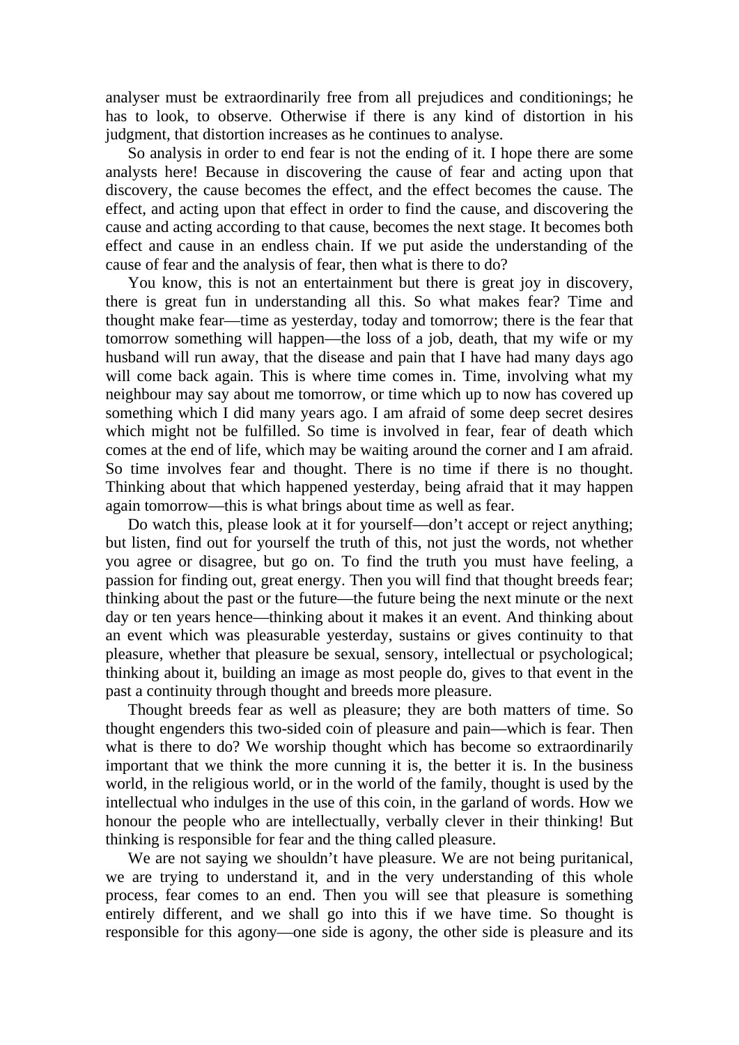analyser must be extraordinarily free from all prejudices and conditionings; he has to look, to observe. Otherwise if there is any kind of distortion in his judgment, that distortion increases as he continues to analyse.

So analysis in order to end fear is not the ending of it. I hope there are some analysts here! Because in discovering the cause of fear and acting upon that discovery, the cause becomes the effect, and the effect becomes the cause. The effect, and acting upon that effect in order to find the cause, and discovering the cause and acting according to that cause, becomes the next stage. It becomes both effect and cause in an endless chain. If we put aside the understanding of the cause of fear and the analysis of fear, then what is there to do?

You know, this is not an entertainment but there is great joy in discovery, there is great fun in understanding all this. So what makes fear? Time and thought make fear—time as yesterday, today and tomorrow; there is the fear that tomorrow something will happen—the loss of a job, death, that my wife or my husband will run away, that the disease and pain that I have had many days ago will come back again. This is where time comes in. Time, involving what my neighbour may say about me tomorrow, or time which up to now has covered up something which I did many years ago. I am afraid of some deep secret desires which might not be fulfilled. So time is involved in fear, fear of death which comes at the end of life, which may be waiting around the corner and I am afraid. So time involves fear and thought. There is no time if there is no thought. Thinking about that which happened yesterday, being afraid that it may happen again tomorrow—this is what brings about time as well as fear.

Do watch this, please look at it for yourself—don't accept or reject anything; but listen, find out for yourself the truth of this, not just the words, not whether you agree or disagree, but go on. To find the truth you must have feeling, a passion for finding out, great energy. Then you will find that thought breeds fear; thinking about the past or the future—the future being the next minute or the next day or ten years hence—thinking about it makes it an event. And thinking about an event which was pleasurable yesterday, sustains or gives continuity to that pleasure, whether that pleasure be sexual, sensory, intellectual or psychological; thinking about it, building an image as most people do, gives to that event in the past a continuity through thought and breeds more pleasure.

Thought breeds fear as well as pleasure; they are both matters of time. So thought engenders this two-sided coin of pleasure and pain—which is fear. Then what is there to do? We worship thought which has become so extraordinarily important that we think the more cunning it is, the better it is. In the business world, in the religious world, or in the world of the family, thought is used by the intellectual who indulges in the use of this coin, in the garland of words. How we honour the people who are intellectually, verbally clever in their thinking! But thinking is responsible for fear and the thing called pleasure.

We are not saying we shouldn't have pleasure. We are not being puritanical, we are trying to understand it, and in the very understanding of this whole process, fear comes to an end. Then you will see that pleasure is something entirely different, and we shall go into this if we have time. So thought is responsible for this agony—one side is agony, the other side is pleasure and its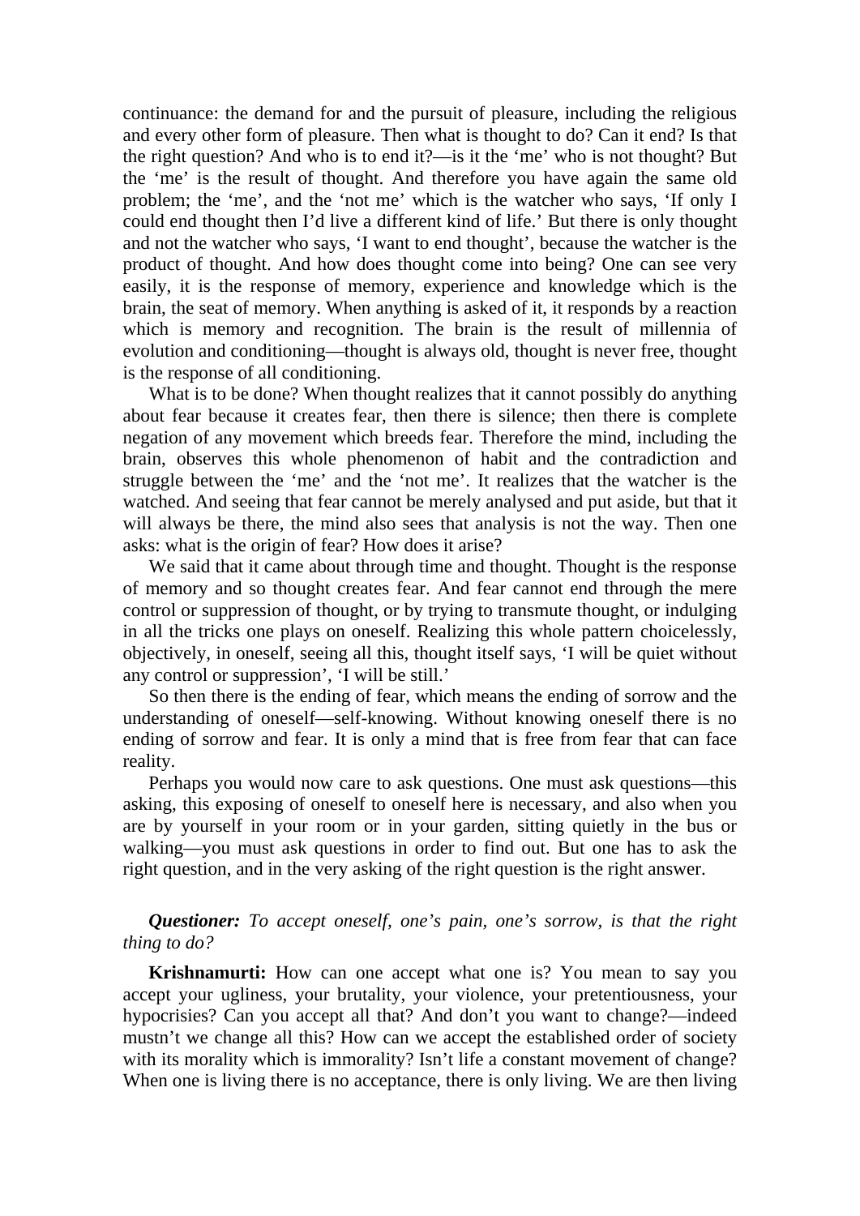continuance: the demand for and the pursuit of pleasure, including the religious and every other form of pleasure. Then what is thought to do? Can it end? Is that the right question? And who is to end it?—is it the 'me' who is not thought? But the 'me' is the result of thought. And therefore you have again the same old problem; the 'me', and the 'not me' which is the watcher who says, 'If only I could end thought then I'd live a different kind of life.' But there is only thought and not the watcher who says, 'I want to end thought', because the watcher is the product of thought. And how does thought come into being? One can see very easily, it is the response of memory, experience and knowledge which is the brain, the seat of memory. When anything is asked of it, it responds by a reaction which is memory and recognition. The brain is the result of millennia of evolution and conditioning—thought is always old, thought is never free, thought is the response of all conditioning.

What is to be done? When thought realizes that it cannot possibly do anything about fear because it creates fear, then there is silence; then there is complete negation of any movement which breeds fear. Therefore the mind, including the brain, observes this whole phenomenon of habit and the contradiction and struggle between the 'me' and the 'not me'. It realizes that the watcher is the watched. And seeing that fear cannot be merely analysed and put aside, but that it will always be there, the mind also sees that analysis is not the way. Then one asks: what is the origin of fear? How does it arise?

We said that it came about through time and thought. Thought is the response of memory and so thought creates fear. And fear cannot end through the mere control or suppression of thought, or by trying to transmute thought, or indulging in all the tricks one plays on oneself. Realizing this whole pattern choicelessly, objectively, in oneself, seeing all this, thought itself says, 'I will be quiet without any control or suppression', 'I will be still.'

So then there is the ending of fear, which means the ending of sorrow and the understanding of oneself—self-knowing. Without knowing oneself there is no ending of sorrow and fear. It is only a mind that is free from fear that can face reality.

Perhaps you would now care to ask questions. One must ask questions—this asking, this exposing of oneself to oneself here is necessary, and also when you are by yourself in your room or in your garden, sitting quietly in the bus or walking—you must ask questions in order to find out. But one has to ask the right question, and in the very asking of the right question is the right answer.

***Questioner:*** *To accept oneself, one's pain, one's sorrow, is that the right thing to do?*

**Krishnamurti:** How can one accept what one is? You mean to say you accept your ugliness, your brutality, your violence, your pretentiousness, your hypocrisies? Can you accept all that? And don't you want to change?—indeed mustn't we change all this? How can we accept the established order of society with its morality which is immorality? Isn't life a constant movement of change? When one is living there is no acceptance, there is only living. We are then living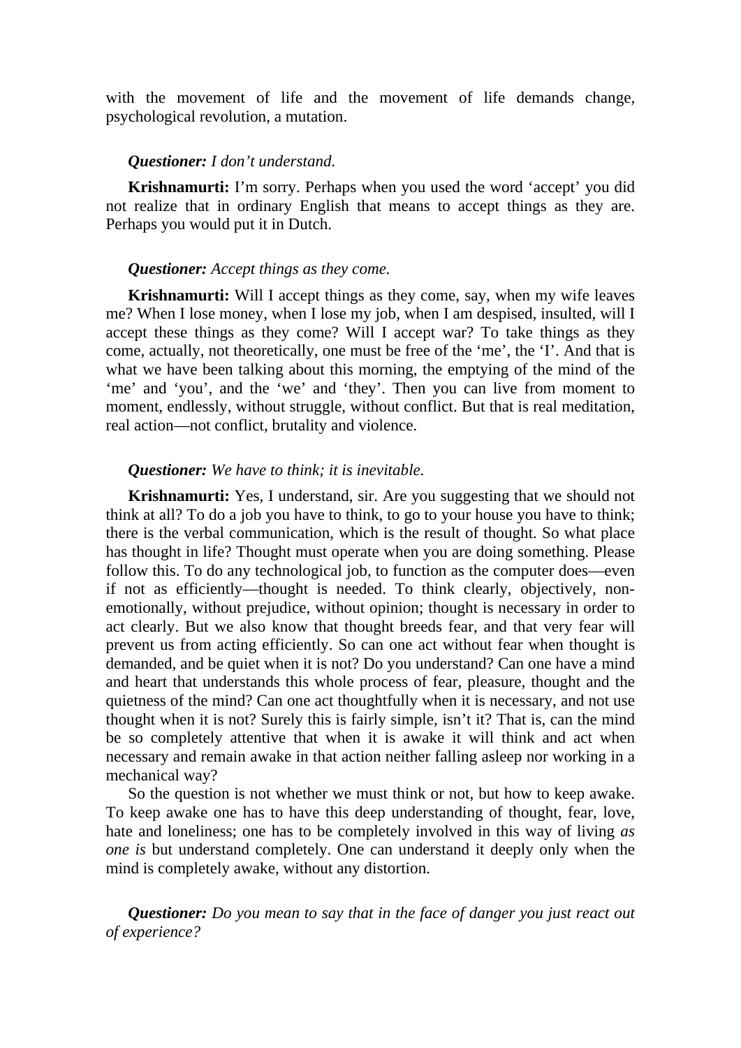with the movement of life and the movement of life demands change, psychological revolution, a mutation.

***Questioner:*** *I don't understand.*

**Krishnamurti:** I'm sorry. Perhaps when you used the word 'accept' you did not realize that in ordinary English that means to accept things as they are. Perhaps you would put it in Dutch.

***Questioner:*** *Accept things as they come.*

**Krishnamurti:** Will I accept things as they come, say, when my wife leaves me? When I lose money, when I lose my job, when I am despised, insulted, will I accept these things as they come? Will I accept war? To take things as they come, actually, not theoretically, one must be free of the 'me', the 'I'. And that is what we have been talking about this morning, the emptying of the mind of the 'me' and 'you', and the 'we' and 'they'. Then you can live from moment to moment, endlessly, without struggle, without conflict. But that is real meditation, real action—not conflict, brutality and violence.

***Questioner:*** *We have to think; it is inevitable.*

**Krishnamurti:** Yes, I understand, sir. Are you suggesting that we should not think at all? To do a job you have to think, to go to your house you have to think; there is the verbal communication, which is the result of thought. So what place has thought in life? Thought must operate when you are doing something. Please follow this. To do any technological job, to function as the computer does—even if not as efficiently—thought is needed. To think clearly, objectively, non-emotionally, without prejudice, without opinion; thought is necessary in order to act clearly. But we also know that thought breeds fear, and that very fear will prevent us from acting efficiently. So can one act without fear when thought is demanded, and be quiet when it is not? Do you understand? Can one have a mind and heart that understands this whole process of fear, pleasure, thought and the quietness of the mind? Can one act thoughtfully when it is necessary, and not use thought when it is not? Surely this is fairly simple, isn't it? That is, can the mind be so completely attentive that when it is awake it will think and act when necessary and remain awake in that action neither falling asleep nor working in a mechanical way?

So the question is not whether we must think or not, but how to keep awake. To keep awake one has to have this deep understanding of thought, fear, love, hate and loneliness; one has to be completely involved in this way of living *as one is* but understand completely. One can understand it deeply only when the mind is completely awake, without any distortion.

***Questioner:*** *Do you mean to say that in the face of danger you just react out of experience?*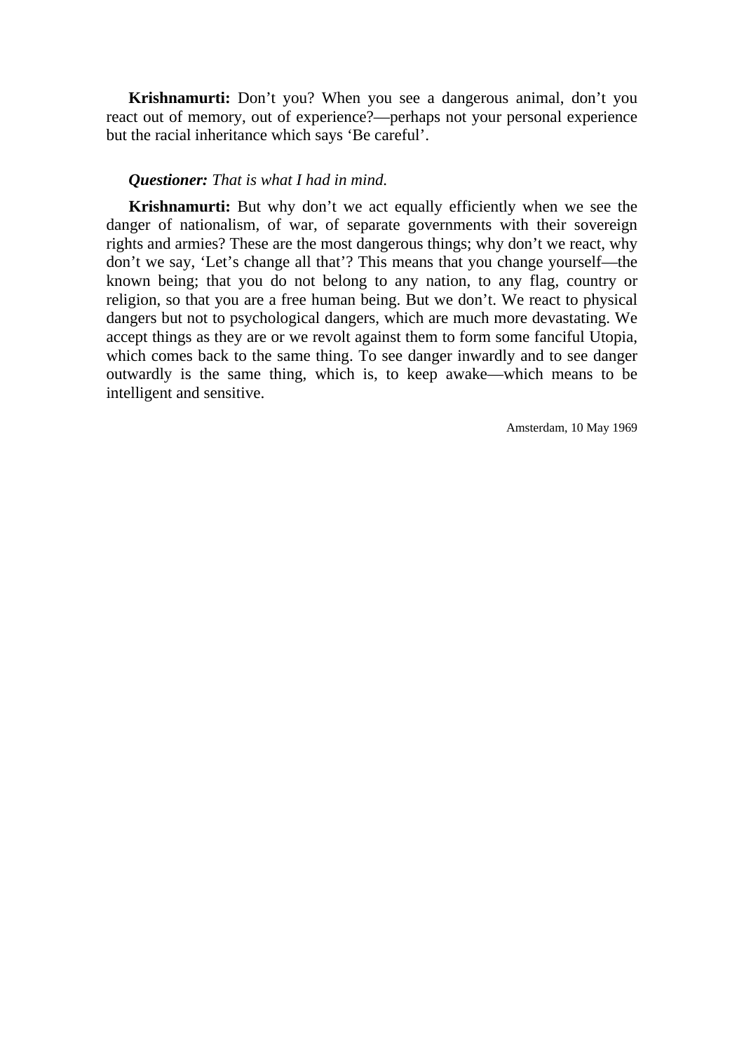**Krishnamurti:** Don’t you? When you see a dangerous animal, don’t you react out of memory, out of experience?—perhaps not your personal experience but the racial inheritance which says ‘Be careful’.

***Questioner:*** *That is what I had in mind.*

**Krishnamurti:** But why don’t we act equally efficiently when we see the danger of nationalism, of war, of separate governments with their sovereign rights and armies? These are the most dangerous things; why don’t we react, why don’t we say, ‘Let’s change all that’? This means that you change yourself—the known being; that you do not belong to any nation, to any flag, country or religion, so that you are a free human being. But we don’t. We react to physical dangers but not to psychological dangers, which are much more devastating. We accept things as they are or we revolt against them to form some fanciful Utopia, which comes back to the same thing. To see danger inwardly and to see danger outwardly is the same thing, which is, to keep awake—which means to be intelligent and sensitive.

Amsterdam, 10 May 1969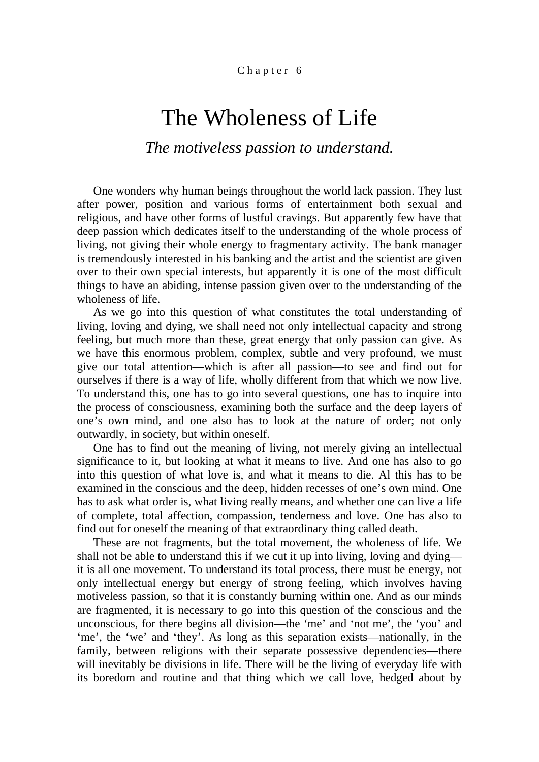Chapter 6

# The Wholeness of Life

## *The motiveless passion to understand.*

One wonders why human beings throughout the world lack passion. They lust after power, position and various forms of entertainment both sexual and religious, and have other forms of lustful cravings. But apparently few have that deep passion which dedicates itself to the understanding of the whole process of living, not giving their whole energy to fragmentary activity. The bank manager is tremendously interested in his banking and the artist and the scientist are given over to their own special interests, but apparently it is one of the most difficult things to have an abiding, intense passion given over to the understanding of the wholeness of life.

As we go into this question of what constitutes the total understanding of living, loving and dying, we shall need not only intellectual capacity and strong feeling, but much more than these, great energy that only passion can give. As we have this enormous problem, complex, subtle and very profound, we must give our total attention—which is after all passion—to see and find out for ourselves if there is a way of life, wholly different from that which we now live. To understand this, one has to go into several questions, one has to inquire into the process of consciousness, examining both the surface and the deep layers of one's own mind, and one also has to look at the nature of order; not only outwardly, in society, but within oneself.

One has to find out the meaning of living, not merely giving an intellectual significance to it, but looking at what it means to live. And one has also to go into this question of what love is, and what it means to die. Al this has to be examined in the conscious and the deep, hidden recesses of one's own mind. One has to ask what order is, what living really means, and whether one can live a life of complete, total affection, compassion, tenderness and love. One has also to find out for oneself the meaning of that extraordinary thing called death.

These are not fragments, but the total movement, the wholeness of life. We shall not be able to understand this if we cut it up into living, loving and dying—it is all one movement. To understand its total process, there must be energy, not only intellectual energy but energy of strong feeling, which involves having motiveless passion, so that it is constantly burning within one. And as our minds are fragmented, it is necessary to go into this question of the conscious and the unconscious, for there begins all division—the 'me' and 'not me', the 'you' and 'me', the 'we' and 'they'. As long as this separation exists—nationally, in the family, between religions with their separate possessive dependencies—there will inevitably be divisions in life. There will be the living of everyday life with its boredom and routine and that thing which we call love, hedged about by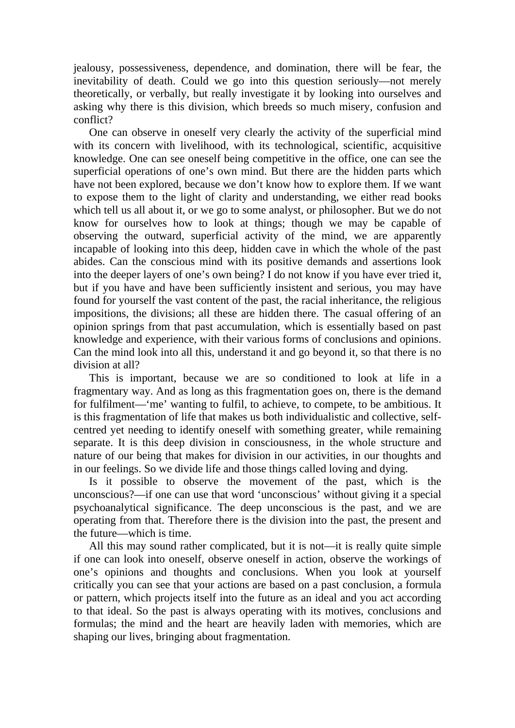jealousy, possessiveness, dependence, and domination, there will be fear, the inevitability of death. Could we go into this question seriously—not merely theoretically, or verbally, but really investigate it by looking into ourselves and asking why there is this division, which breeds so much misery, confusion and conflict?

One can observe in oneself very clearly the activity of the superficial mind with its concern with livelihood, with its technological, scientific, acquisitive knowledge. One can see oneself being competitive in the office, one can see the superficial operations of one's own mind. But there are the hidden parts which have not been explored, because we don't know how to explore them. If we want to expose them to the light of clarity and understanding, we either read books which tell us all about it, or we go to some analyst, or philosopher. But we do not know for ourselves how to look at things; though we may be capable of observing the outward, superficial activity of the mind, we are apparently incapable of looking into this deep, hidden cave in which the whole of the past abides. Can the conscious mind with its positive demands and assertions look into the deeper layers of one's own being? I do not know if you have ever tried it, but if you have and have been sufficiently insistent and serious, you may have found for yourself the vast content of the past, the racial inheritance, the religious impositions, the divisions; all these are hidden there. The casual offering of an opinion springs from that past accumulation, which is essentially based on past knowledge and experience, with their various forms of conclusions and opinions. Can the mind look into all this, understand it and go beyond it, so that there is no division at all?

This is important, because we are so conditioned to look at life in a fragmentary way. And as long as this fragmentation goes on, there is the demand for fulfilment—'me' wanting to fulfil, to achieve, to compete, to be ambitious. It is this fragmentation of life that makes us both individualistic and collective, self-centred yet needing to identify oneself with something greater, while remaining separate. It is this deep division in consciousness, in the whole structure and nature of our being that makes for division in our activities, in our thoughts and in our feelings. So we divide life and those things called loving and dying.

Is it possible to observe the movement of the past, which is the unconscious?—if one can use that word 'unconscious' without giving it a special psychoanalytical significance. The deep unconscious is the past, and we are operating from that. Therefore there is the division into the past, the present and the future—which is time.

All this may sound rather complicated, but it is not—it is really quite simple if one can look into oneself, observe oneself in action, observe the workings of one's opinions and thoughts and conclusions. When you look at yourself critically you can see that your actions are based on a past conclusion, a formula or pattern, which projects itself into the future as an ideal and you act according to that ideal. So the past is always operating with its motives, conclusions and formulas; the mind and the heart are heavily laden with memories, which are shaping our lives, bringing about fragmentation.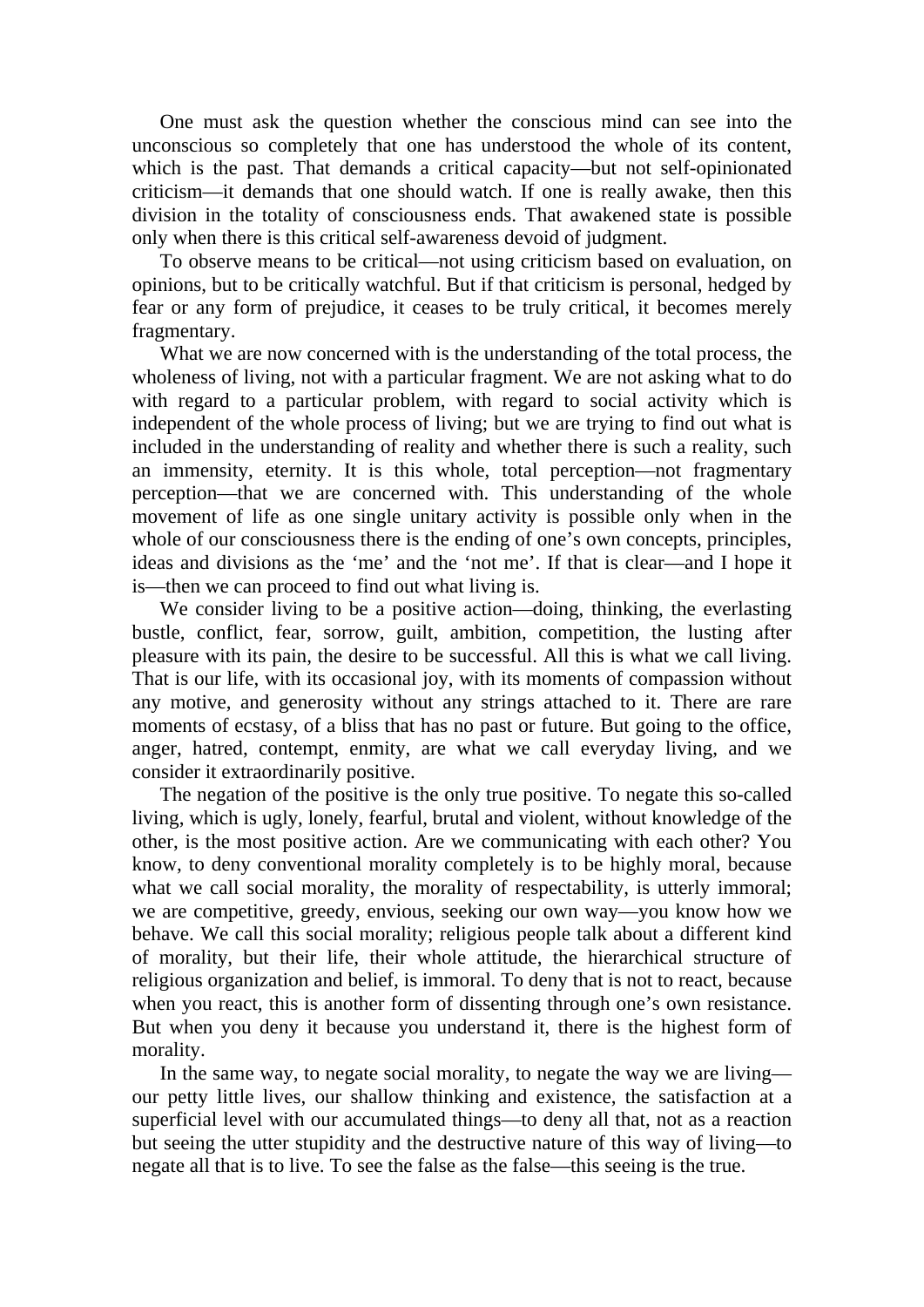One must ask the question whether the conscious mind can see into the unconscious so completely that one has understood the whole of its content, which is the past. That demands a critical capacity—but not self-opinionated criticism—it demands that one should watch. If one is really awake, then this division in the totality of consciousness ends. That awakened state is possible only when there is this critical self-awareness devoid of judgment.

To observe means to be critical—not using criticism based on evaluation, on opinions, but to be critically watchful. But if that criticism is personal, hedged by fear or any form of prejudice, it ceases to be truly critical, it becomes merely fragmentary.

What we are now concerned with is the understanding of the total process, the wholeness of living, not with a particular fragment. We are not asking what to do with regard to a particular problem, with regard to social activity which is independent of the whole process of living; but we are trying to find out what is included in the understanding of reality and whether there is such a reality, such an immensity, eternity. It is this whole, total perception—not fragmentary perception—that we are concerned with. This understanding of the whole movement of life as one single unitary activity is possible only when in the whole of our consciousness there is the ending of one's own concepts, principles, ideas and divisions as the 'me' and the 'not me'. If that is clear—and I hope it is—then we can proceed to find out what living is.

We consider living to be a positive action—doing, thinking, the everlasting bustle, conflict, fear, sorrow, guilt, ambition, competition, the lusting after pleasure with its pain, the desire to be successful. All this is what we call living. That is our life, with its occasional joy, with its moments of compassion without any motive, and generosity without any strings attached to it. There are rare moments of ecstasy, of a bliss that has no past or future. But going to the office, anger, hatred, contempt, enmity, are what we call everyday living, and we consider it extraordinarily positive.

The negation of the positive is the only true positive. To negate this so-called living, which is ugly, lonely, fearful, brutal and violent, without knowledge of the other, is the most positive action. Are we communicating with each other? You know, to deny conventional morality completely is to be highly moral, because what we call social morality, the morality of respectability, is utterly immoral; we are competitive, greedy, envious, seeking our own way—you know how we behave. We call this social morality; religious people talk about a different kind of morality, but their life, their whole attitude, the hierarchical structure of religious organization and belief, is immoral. To deny that is not to react, because when you react, this is another form of dissenting through one's own resistance. But when you deny it because you understand it, there is the highest form of morality.

In the same way, to negate social morality, to negate the way we are living—our petty little lives, our shallow thinking and existence, the satisfaction at a superficial level with our accumulated things—to deny all that, not as a reaction but seeing the utter stupidity and the destructive nature of this way of living—to negate all that is to live. To see the false as the false—this seeing is the true.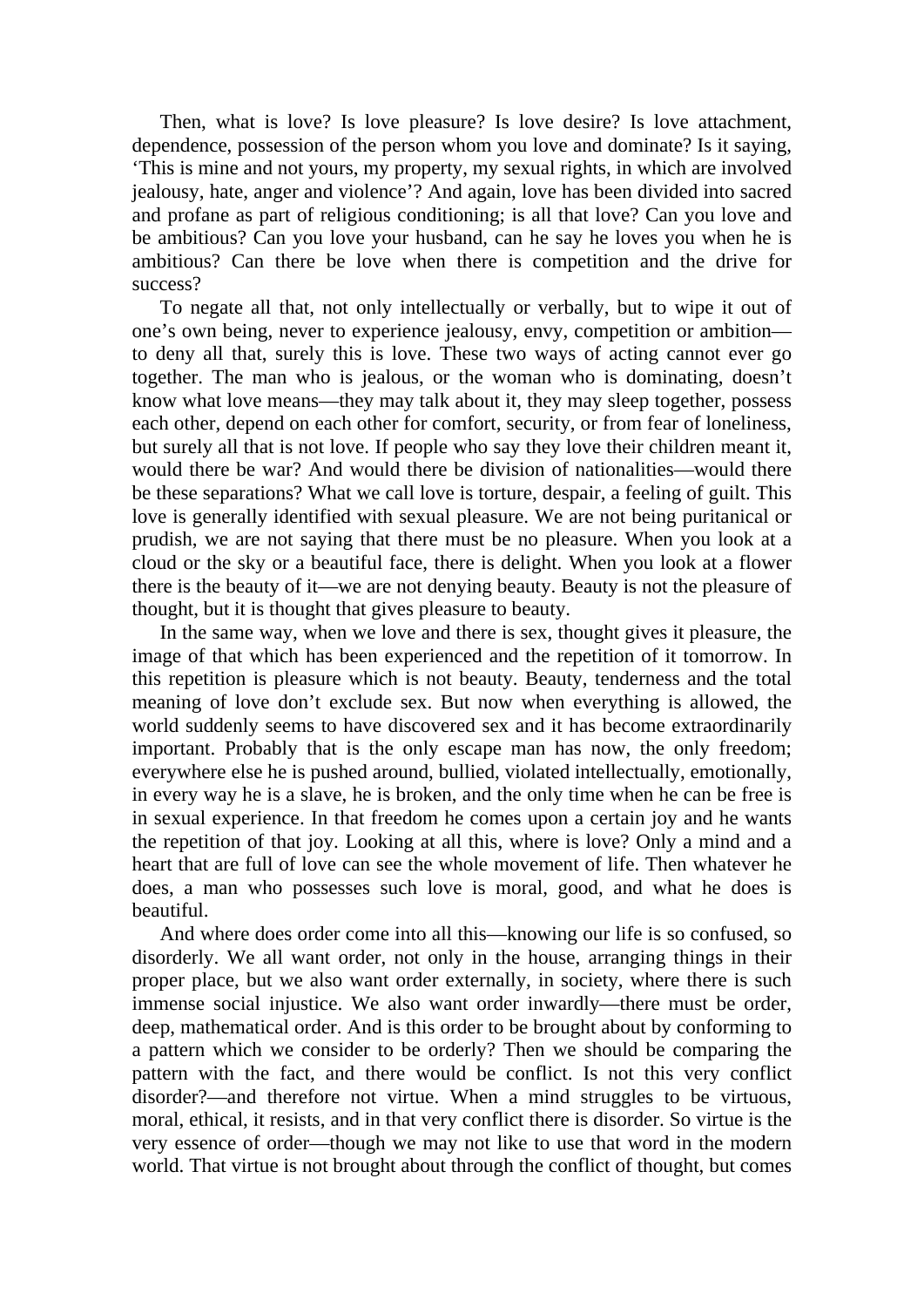Then, what is love? Is love pleasure? Is love desire? Is love attachment, dependence, possession of the person whom you love and dominate? Is it saying, ‘This is mine and not yours, my property, my sexual rights, in which are involved jealousy, hate, anger and violence’? And again, love has been divided into sacred and profane as part of religious conditioning; is all that love? Can you love and be ambitious? Can you love your husband, can he say he loves you when he is ambitious? Can there be love when there is competition and the drive for success?

To negate all that, not only intellectually or verbally, but to wipe it out of one’s own being, never to experience jealousy, envy, competition or ambition—to deny all that, surely this is love. These two ways of acting cannot ever go together. The man who is jealous, or the woman who is dominating, doesn’t know what love means—they may talk about it, they may sleep together, possess each other, depend on each other for comfort, security, or from fear of loneliness, but surely all that is not love. If people who say they love their children meant it, would there be war? And would there be division of nationalities—would there be these separations? What we call love is torture, despair, a feeling of guilt. This love is generally identified with sexual pleasure. We are not being puritanical or prudish, we are not saying that there must be no pleasure. When you look at a cloud or the sky or a beautiful face, there is delight. When you look at a flower there is the beauty of it—we are not denying beauty. Beauty is not the pleasure of thought, but it is thought that gives pleasure to beauty.

In the same way, when we love and there is sex, thought gives it pleasure, the image of that which has been experienced and the repetition of it tomorrow. In this repetition is pleasure which is not beauty. Beauty, tenderness and the total meaning of love don’t exclude sex. But now when everything is allowed, the world suddenly seems to have discovered sex and it has become extraordinarily important. Probably that is the only escape man has now, the only freedom; everywhere else he is pushed around, bullied, violated intellectually, emotionally, in every way he is a slave, he is broken, and the only time when he can be free is in sexual experience. In that freedom he comes upon a certain joy and he wants the repetition of that joy. Looking at all this, where is love? Only a mind and a heart that are full of love can see the whole movement of life. Then whatever he does, a man who possesses such love is moral, good, and what he does is beautiful.

And where does order come into all this—knowing our life is so confused, so disorderly. We all want order, not only in the house, arranging things in their proper place, but we also want order externally, in society, where there is such immense social injustice. We also want order inwardly—there must be order, deep, mathematical order. And is this order to be brought about by conforming to a pattern which we consider to be orderly? Then we should be comparing the pattern with the fact, and there would be conflict. Is not this very conflict disorder?—and therefore not virtue. When a mind struggles to be virtuous, moral, ethical, it resists, and in that very conflict there is disorder. So virtue is the very essence of order—though we may not like to use that word in the modern world. That virtue is not brought about through the conflict of thought, but comes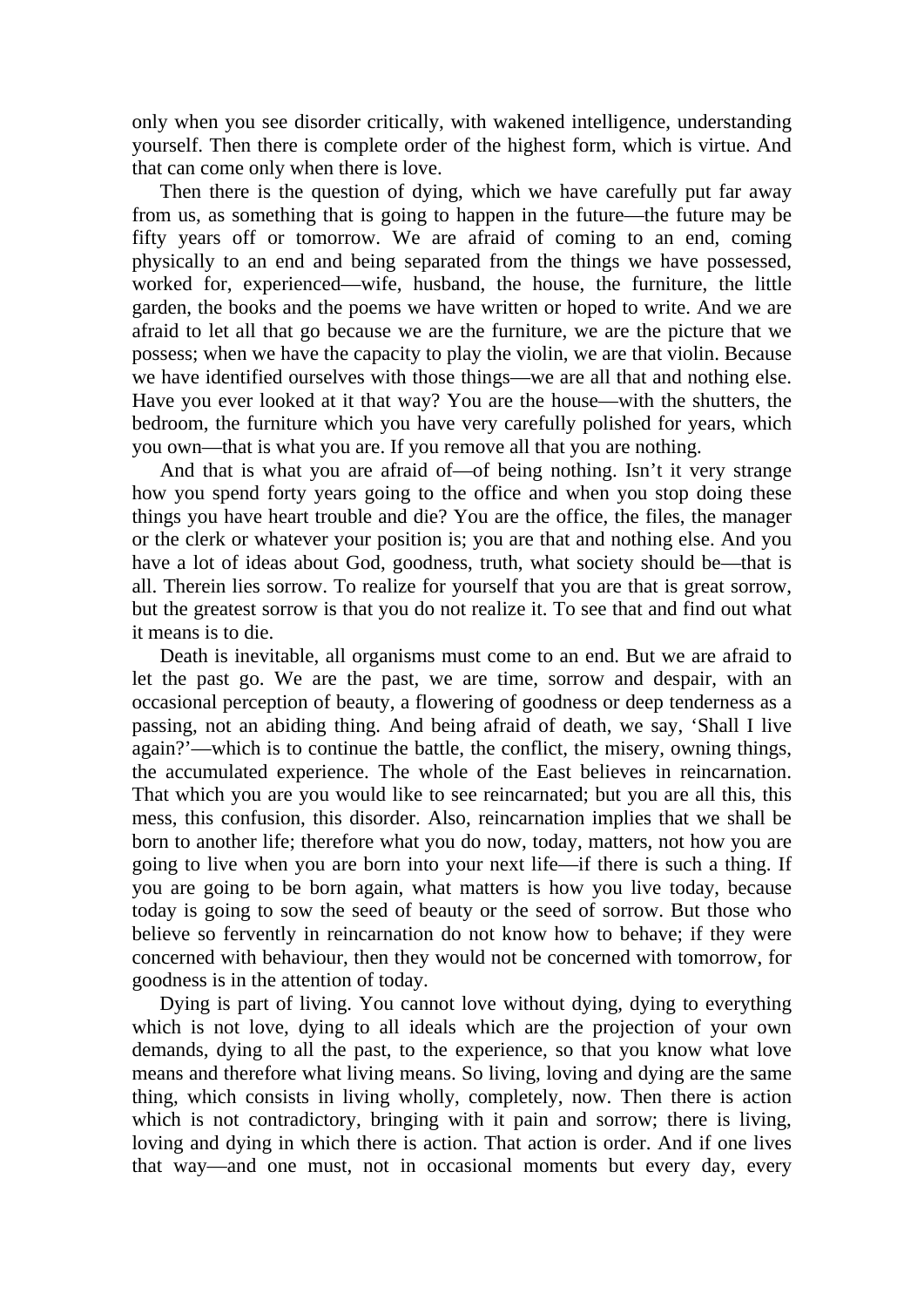only when you see disorder critically, with wakened intelligence, understanding yourself. Then there is complete order of the highest form, which is virtue. And that can come only when there is love.

Then there is the question of dying, which we have carefully put far away from us, as something that is going to happen in the future—the future may be fifty years off or tomorrow. We are afraid of coming to an end, coming physically to an end and being separated from the things we have possessed, worked for, experienced—wife, husband, the house, the furniture, the little garden, the books and the poems we have written or hoped to write. And we are afraid to let all that go because we are the furniture, we are the picture that we possess; when we have the capacity to play the violin, we are that violin. Because we have identified ourselves with those things—we are all that and nothing else. Have you ever looked at it that way? You are the house—with the shutters, the bedroom, the furniture which you have very carefully polished for years, which you own—that is what you are. If you remove all that you are nothing.

And that is what you are afraid of—of being nothing. Isn't it very strange how you spend forty years going to the office and when you stop doing these things you have heart trouble and die? You are the office, the files, the manager or the clerk or whatever your position is; you are that and nothing else. And you have a lot of ideas about God, goodness, truth, what society should be—that is all. Therein lies sorrow. To realize for yourself that you are that is great sorrow, but the greatest sorrow is that you do not realize it. To see that and find out what it means is to die.

Death is inevitable, all organisms must come to an end. But we are afraid to let the past go. We are the past, we are time, sorrow and despair, with an occasional perception of beauty, a flowering of goodness or deep tenderness as a passing, not an abiding thing. And being afraid of death, we say, 'Shall I live again?'—which is to continue the battle, the conflict, the misery, owning things, the accumulated experience. The whole of the East believes in reincarnation. That which you are you would like to see reincarnated; but you are all this, this mess, this confusion, this disorder. Also, reincarnation implies that we shall be born to another life; therefore what you do now, today, matters, not how you are going to live when you are born into your next life—if there is such a thing. If you are going to be born again, what matters is how you live today, because today is going to sow the seed of beauty or the seed of sorrow. But those who believe so fervently in reincarnation do not know how to behave; if they were concerned with behaviour, then they would not be concerned with tomorrow, for goodness is in the attention of today.

Dying is part of living. You cannot love without dying, dying to everything which is not love, dying to all ideals which are the projection of your own demands, dying to all the past, to the experience, so that you know what love means and therefore what living means. So living, loving and dying are the same thing, which consists in living wholly, completely, now. Then there is action which is not contradictory, bringing with it pain and sorrow; there is living, loving and dying in which there is action. That action is order. And if one lives that way—and one must, not in occasional moments but every day, every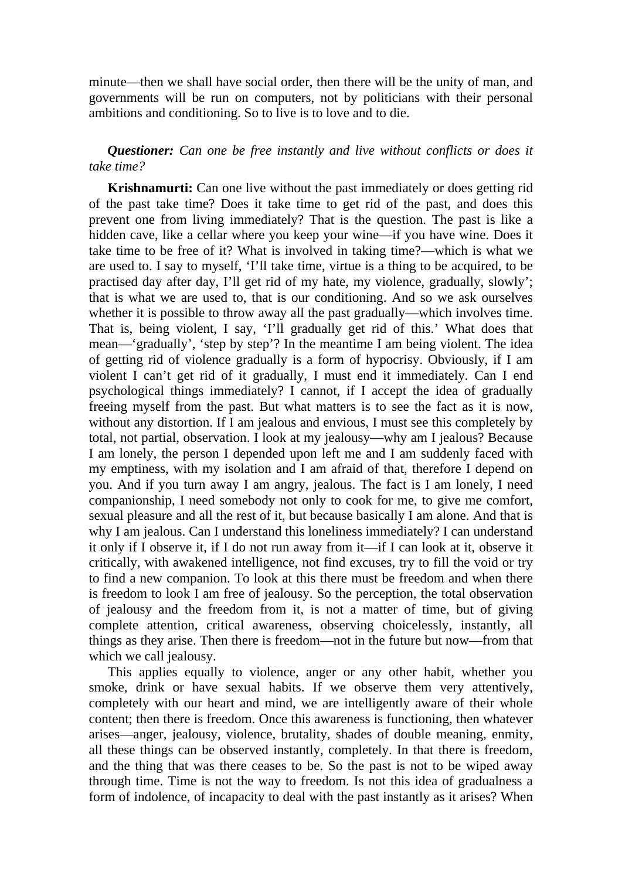minute—then we shall have social order, then there will be the unity of man, and governments will be run on computers, not by politicians with their personal ambitions and conditioning. So to live is to love and to die.

***Questioner:*** *Can one be free instantly and live without conflicts or does it take time?*

**Krishnamurti:** Can one live without the past immediately or does getting rid of the past take time? Does it take time to get rid of the past, and does this prevent one from living immediately? That is the question. The past is like a hidden cave, like a cellar where you keep your wine—if you have wine. Does it take time to be free of it? What is involved in taking time?—which is what we are used to. I say to myself, 'I'll take time, virtue is a thing to be acquired, to be practised day after day, I'll get rid of my hate, my violence, gradually, slowly'; that is what we are used to, that is our conditioning. And so we ask ourselves whether it is possible to throw away all the past gradually—which involves time. That is, being violent, I say, 'I'll gradually get rid of this.' What does that mean—'gradually', 'step by step'? In the meantime I am being violent. The idea of getting rid of violence gradually is a form of hypocrisy. Obviously, if I am violent I can't get rid of it gradually, I must end it immediately. Can I end psychological things immediately? I cannot, if I accept the idea of gradually freeing myself from the past. But what matters is to see the fact as it is now, without any distortion. If I am jealous and envious, I must see this completely by total, not partial, observation. I look at my jealousy—why am I jealous? Because I am lonely, the person I depended upon left me and I am suddenly faced with my emptiness, with my isolation and I am afraid of that, therefore I depend on you. And if you turn away I am angry, jealous. The fact is I am lonely, I need companionship, I need somebody not only to cook for me, to give me comfort, sexual pleasure and all the rest of it, but because basically I am alone. And that is why I am jealous. Can I understand this loneliness immediately? I can understand it only if I observe it, if I do not run away from it—if I can look at it, observe it critically, with awakened intelligence, not find excuses, try to fill the void or try to find a new companion. To look at this there must be freedom and when there is freedom to look I am free of jealousy. So the perception, the total observation of jealousy and the freedom from it, is not a matter of time, but of giving complete attention, critical awareness, observing choicelessly, instantly, all things as they arise. Then there is freedom—not in the future but now—from that which we call jealousy.

This applies equally to violence, anger or any other habit, whether you smoke, drink or have sexual habits. If we observe them very attentively, completely with our heart and mind, we are intelligently aware of their whole content; then there is freedom. Once this awareness is functioning, then whatever arises—anger, jealousy, violence, brutality, shades of double meaning, enmity, all these things can be observed instantly, completely. In that there is freedom, and the thing that was there ceases to be. So the past is not to be wiped away through time. Time is not the way to freedom. Is not this idea of gradualness a form of indolence, of incapacity to deal with the past instantly as it arises? When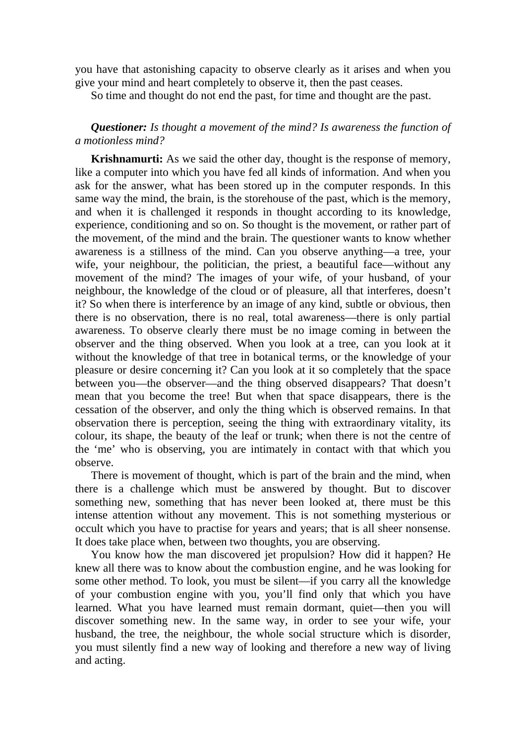you have that astonishing capacity to observe clearly as it arises and when you give your mind and heart completely to observe it, then the past ceases.

So time and thought do not end the past, for time and thought are the past.

***Questioner:*** *Is thought a movement of the mind? Is awareness the function of a motionless mind?*

**Krishnamurti:** As we said the other day, thought is the response of memory, like a computer into which you have fed all kinds of information. And when you ask for the answer, what has been stored up in the computer responds. In this same way the mind, the brain, is the storehouse of the past, which is the memory, and when it is challenged it responds in thought according to its knowledge, experience, conditioning and so on. So thought is the movement, or rather part of the movement, of the mind and the brain. The questioner wants to know whether awareness is a stillness of the mind. Can you observe anything—a tree, your wife, your neighbour, the politician, the priest, a beautiful face—without any movement of the mind? The images of your wife, of your husband, of your neighbour, the knowledge of the cloud or of pleasure, all that interferes, doesn't it? So when there is interference by an image of any kind, subtle or obvious, then there is no observation, there is no real, total awareness—there is only partial awareness. To observe clearly there must be no image coming in between the observer and the thing observed. When you look at a tree, can you look at it without the knowledge of that tree in botanical terms, or the knowledge of your pleasure or desire concerning it? Can you look at it so completely that the space between you—the observer—and the thing observed disappears? That doesn't mean that you become the tree! But when that space disappears, there is the cessation of the observer, and only the thing which is observed remains. In that observation there is perception, seeing the thing with extraordinary vitality, its colour, its shape, the beauty of the leaf or trunk; when there is not the centre of the 'me' who is observing, you are intimately in contact with that which you observe.

There is movement of thought, which is part of the brain and the mind, when there is a challenge which must be answered by thought. But to discover something new, something that has never been looked at, there must be this intense attention without any movement. This is not something mysterious or occult which you have to practise for years and years; that is all sheer nonsense. It does take place when, between two thoughts, you are observing.

You know how the man discovered jet propulsion? How did it happen? He knew all there was to know about the combustion engine, and he was looking for some other method. To look, you must be silent—if you carry all the knowledge of your combustion engine with you, you'll find only that which you have learned. What you have learned must remain dormant, quiet—then you will discover something new. In the same way, in order to see your wife, your husband, the tree, the neighbour, the whole social structure which is disorder, you must silently find a new way of looking and therefore a new way of living and acting.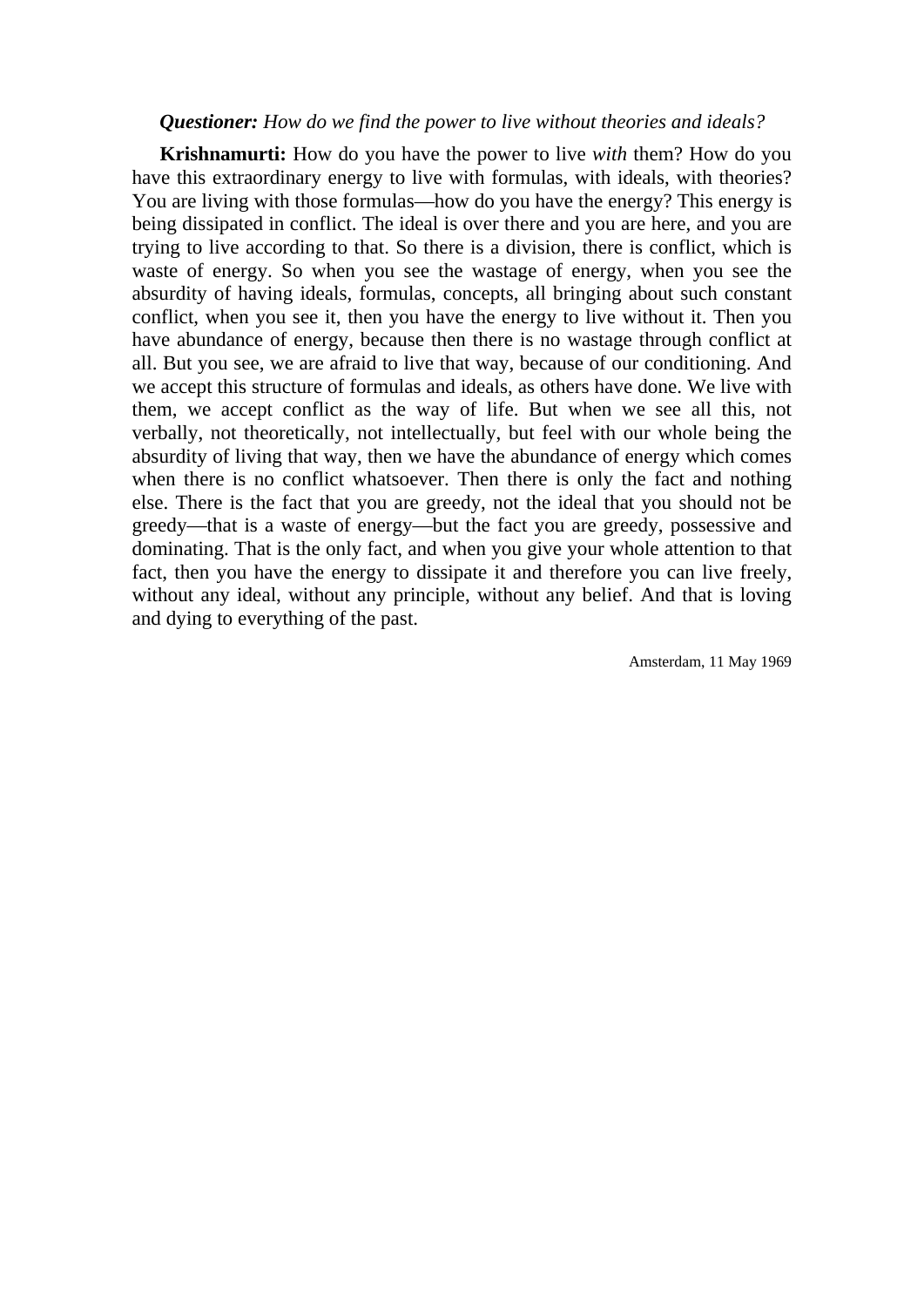***Questioner:*** *How do we find the power to live without theories and ideals?*

**Krishnamurti:** How do you have the power to live *with* them? How do you have this extraordinary energy to live with formulas, with ideals, with theories? You are living with those formulas—how do you have the energy? This energy is being dissipated in conflict. The ideal is over there and you are here, and you are trying to live according to that. So there is a division, there is conflict, which is waste of energy. So when you see the wastage of energy, when you see the absurdity of having ideals, formulas, concepts, all bringing about such constant conflict, when you see it, then you have the energy to live without it. Then you have abundance of energy, because then there is no wastage through conflict at all. But you see, we are afraid to live that way, because of our conditioning. And we accept this structure of formulas and ideals, as others have done. We live with them, we accept conflict as the way of life. But when we see all this, not verbally, not theoretically, not intellectually, but feel with our whole being the absurdity of living that way, then we have the abundance of energy which comes when there is no conflict whatsoever. Then there is only the fact and nothing else. There is the fact that you are greedy, not the ideal that you should not be greedy—that is a waste of energy—but the fact you are greedy, possessive and dominating. That is the only fact, and when you give your whole attention to that fact, then you have the energy to dissipate it and therefore you can live freely, without any ideal, without any principle, without any belief. And that is loving and dying to everything of the past.

Amsterdam, 11 May 1969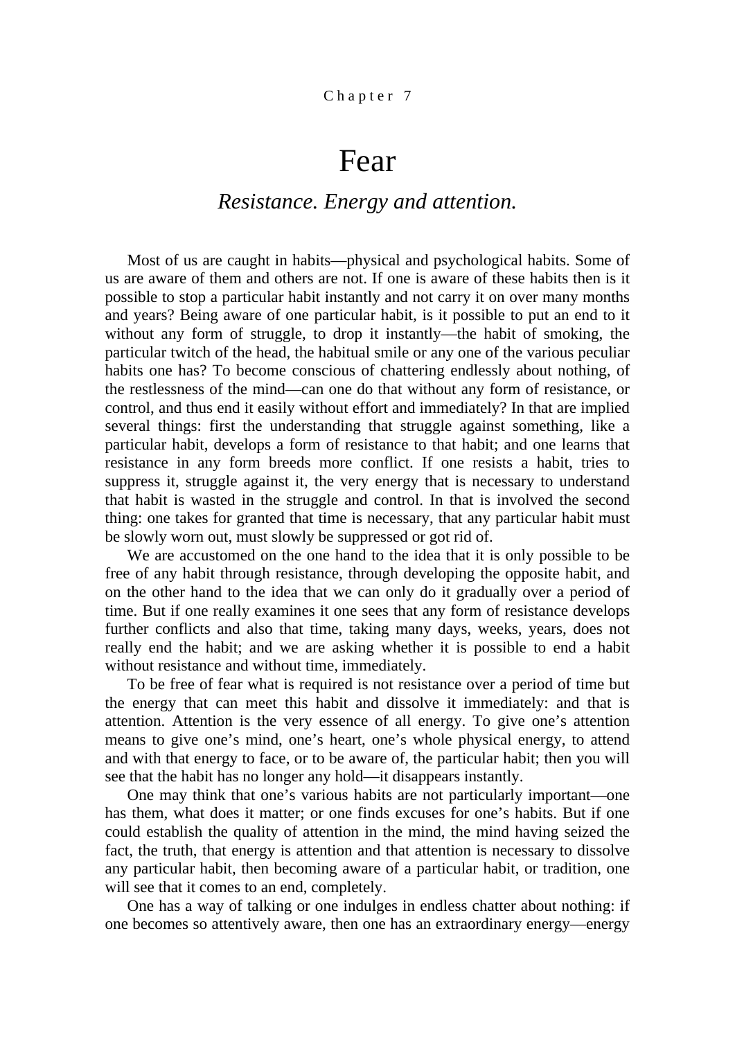Chapter 7

# Fear

## *Resistance. Energy and attention.*

Most of us are caught in habits—physical and psychological habits. Some of us are aware of them and others are not. If one is aware of these habits then is it possible to stop a particular habit instantly and not carry it on over many months and years? Being aware of one particular habit, is it possible to put an end to it without any form of struggle, to drop it instantly—the habit of smoking, the particular twitch of the head, the habitual smile or any one of the various peculiar habits one has? To become conscious of chattering endlessly about nothing, of the restlessness of the mind—can one do that without any form of resistance, or control, and thus end it easily without effort and immediately? In that are implied several things: first the understanding that struggle against something, like a particular habit, develops a form of resistance to that habit; and one learns that resistance in any form breeds more conflict. If one resists a habit, tries to suppress it, struggle against it, the very energy that is necessary to understand that habit is wasted in the struggle and control. In that is involved the second thing: one takes for granted that time is necessary, that any particular habit must be slowly worn out, must slowly be suppressed or got rid of.

We are accustomed on the one hand to the idea that it is only possible to be free of any habit through resistance, through developing the opposite habit, and on the other hand to the idea that we can only do it gradually over a period of time. But if one really examines it one sees that any form of resistance develops further conflicts and also that time, taking many days, weeks, years, does not really end the habit; and we are asking whether it is possible to end a habit without resistance and without time, immediately.

To be free of fear what is required is not resistance over a period of time but the energy that can meet this habit and dissolve it immediately: and that is attention. Attention is the very essence of all energy. To give one's attention means to give one's mind, one's heart, one's whole physical energy, to attend and with that energy to face, or to be aware of, the particular habit; then you will see that the habit has no longer any hold—it disappears instantly.

One may think that one's various habits are not particularly important—one has them, what does it matter; or one finds excuses for one's habits. But if one could establish the quality of attention in the mind, the mind having seized the fact, the truth, that energy is attention and that attention is necessary to dissolve any particular habit, then becoming aware of a particular habit, or tradition, one will see that it comes to an end, completely.

One has a way of talking or one indulges in endless chatter about nothing: if one becomes so attentively aware, then one has an extraordinary energy—energy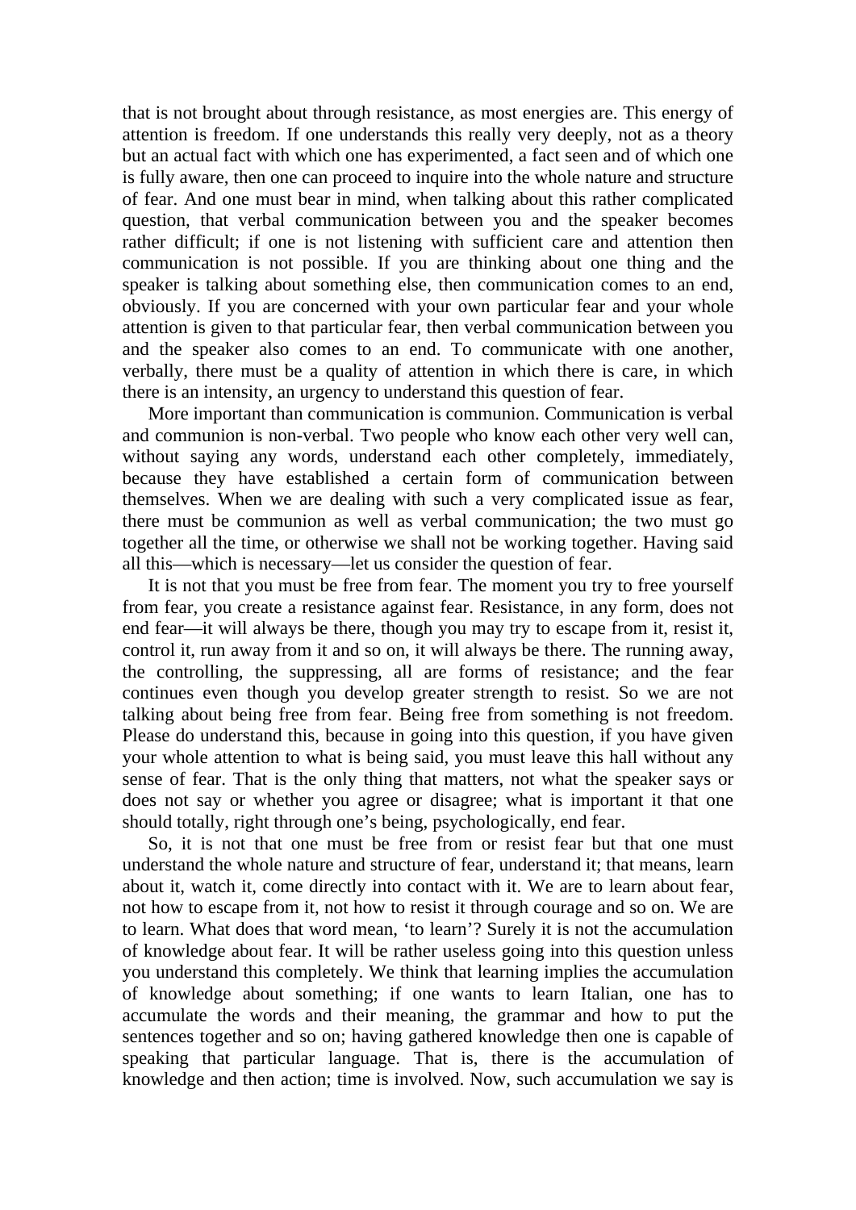that is not brought about through resistance, as most energies are. This energy of attention is freedom. If one understands this really very deeply, not as a theory but an actual fact with which one has experimented, a fact seen and of which one is fully aware, then one can proceed to inquire into the whole nature and structure of fear. And one must bear in mind, when talking about this rather complicated question, that verbal communication between you and the speaker becomes rather difficult; if one is not listening with sufficient care and attention then communication is not possible. If you are thinking about one thing and the speaker is talking about something else, then communication comes to an end, obviously. If you are concerned with your own particular fear and your whole attention is given to that particular fear, then verbal communication between you and the speaker also comes to an end. To communicate with one another, verbally, there must be a quality of attention in which there is care, in which there is an intensity, an urgency to understand this question of fear.

More important than communication is communion. Communication is verbal and communion is non-verbal. Two people who know each other very well can, without saying any words, understand each other completely, immediately, because they have established a certain form of communication between themselves. When we are dealing with such a very complicated issue as fear, there must be communion as well as verbal communication; the two must go together all the time, or otherwise we shall not be working together. Having said all this—which is necessary—let us consider the question of fear.

It is not that you must be free from fear. The moment you try to free yourself from fear, you create a resistance against fear. Resistance, in any form, does not end fear—it will always be there, though you may try to escape from it, resist it, control it, run away from it and so on, it will always be there. The running away, the controlling, the suppressing, all are forms of resistance; and the fear continues even though you develop greater strength to resist. So we are not talking about being free from fear. Being free from something is not freedom. Please do understand this, because in going into this question, if you have given your whole attention to what is being said, you must leave this hall without any sense of fear. That is the only thing that matters, not what the speaker says or does not say or whether you agree or disagree; what is important it that one should totally, right through one's being, psychologically, end fear.

So, it is not that one must be free from or resist fear but that one must understand the whole nature and structure of fear, understand it; that means, learn about it, watch it, come directly into contact with it. We are to learn about fear, not how to escape from it, not how to resist it through courage and so on. We are to learn. What does that word mean, 'to learn'? Surely it is not the accumulation of knowledge about fear. It will be rather useless going into this question unless you understand this completely. We think that learning implies the accumulation of knowledge about something; if one wants to learn Italian, one has to accumulate the words and their meaning, the grammar and how to put the sentences together and so on; having gathered knowledge then one is capable of speaking that particular language. That is, there is the accumulation of knowledge and then action; time is involved. Now, such accumulation we say is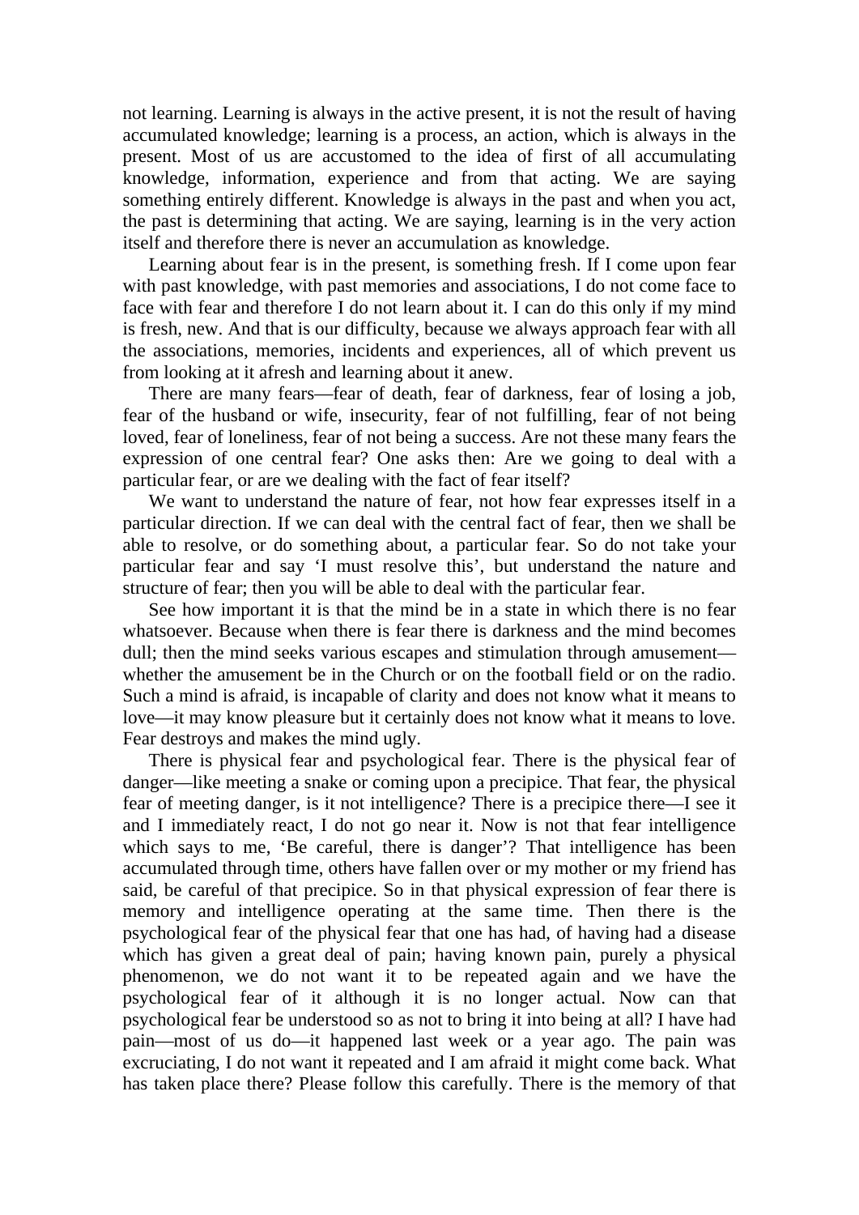not learning. Learning is always in the active present, it is not the result of having accumulated knowledge; learning is a process, an action, which is always in the present. Most of us are accustomed to the idea of first of all accumulating knowledge, information, experience and from that acting. We are saying something entirely different. Knowledge is always in the past and when you act, the past is determining that acting. We are saying, learning is in the very action itself and therefore there is never an accumulation as knowledge.

Learning about fear is in the present, is something fresh. If I come upon fear with past knowledge, with past memories and associations, I do not come face to face with fear and therefore I do not learn about it. I can do this only if my mind is fresh, new. And that is our difficulty, because we always approach fear with all the associations, memories, incidents and experiences, all of which prevent us from looking at it afresh and learning about it anew.

There are many fears—fear of death, fear of darkness, fear of losing a job, fear of the husband or wife, insecurity, fear of not fulfilling, fear of not being loved, fear of loneliness, fear of not being a success. Are not these many fears the expression of one central fear? One asks then: Are we going to deal with a particular fear, or are we dealing with the fact of fear itself?

We want to understand the nature of fear, not how fear expresses itself in a particular direction. If we can deal with the central fact of fear, then we shall be able to resolve, or do something about, a particular fear. So do not take your particular fear and say 'I must resolve this', but understand the nature and structure of fear; then you will be able to deal with the particular fear.

See how important it is that the mind be in a state in which there is no fear whatsoever. Because when there is fear there is darkness and the mind becomes dull; then the mind seeks various escapes and stimulation through amusement—whether the amusement be in the Church or on the football field or on the radio. Such a mind is afraid, is incapable of clarity and does not know what it means to love—it may know pleasure but it certainly does not know what it means to love. Fear destroys and makes the mind ugly.

There is physical fear and psychological fear. There is the physical fear of danger—like meeting a snake or coming upon a precipice. That fear, the physical fear of meeting danger, is it not intelligence? There is a precipice there—I see it and I immediately react, I do not go near it. Now is not that fear intelligence which says to me, 'Be careful, there is danger'? That intelligence has been accumulated through time, others have fallen over or my mother or my friend has said, be careful of that precipice. So in that physical expression of fear there is memory and intelligence operating at the same time. Then there is the psychological fear of the physical fear that one has had, of having had a disease which has given a great deal of pain; having known pain, purely a physical phenomenon, we do not want it to be repeated again and we have the psychological fear of it although it is no longer actual. Now can that psychological fear be understood so as not to bring it into being at all? I have had pain—most of us do—it happened last week or a year ago. The pain was excruciating, I do not want it repeated and I am afraid it might come back. What has taken place there? Please follow this carefully. There is the memory of that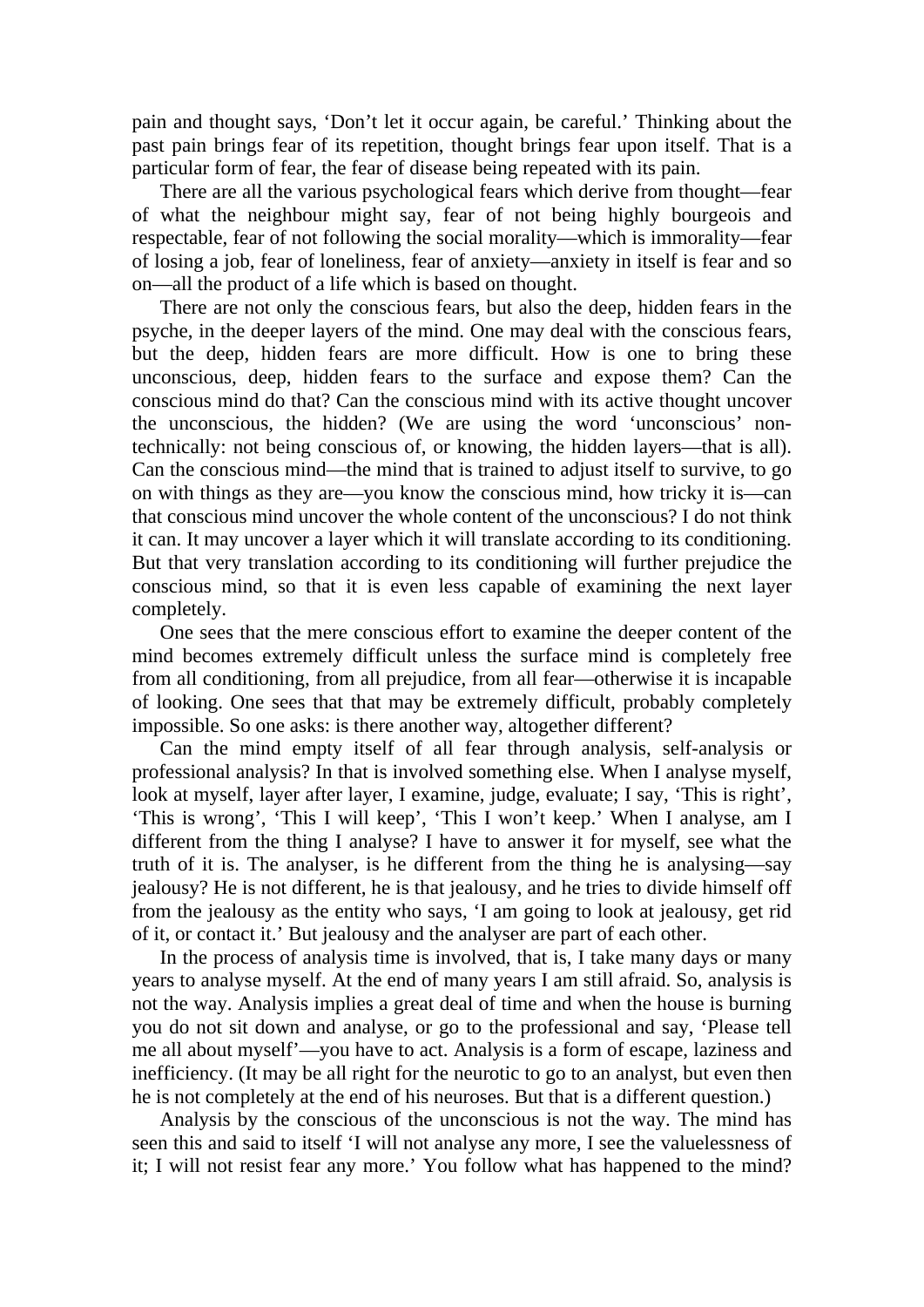pain and thought says, 'Don't let it occur again, be careful.' Thinking about the past pain brings fear of its repetition, thought brings fear upon itself. That is a particular form of fear, the fear of disease being repeated with its pain.

There are all the various psychological fears which derive from thought—fear of what the neighbour might say, fear of not being highly bourgeois and respectable, fear of not following the social morality—which is immorality—fear of losing a job, fear of loneliness, fear of anxiety—anxiety in itself is fear and so on—all the product of a life which is based on thought.

There are not only the conscious fears, but also the deep, hidden fears in the psyche, in the deeper layers of the mind. One may deal with the conscious fears, but the deep, hidden fears are more difficult. How is one to bring these unconscious, deep, hidden fears to the surface and expose them? Can the conscious mind do that? Can the conscious mind with its active thought uncover the unconscious, the hidden? (We are using the word 'unconscious' non-technically: not being conscious of, or knowing, the hidden layers—that is all). Can the conscious mind—the mind that is trained to adjust itself to survive, to go on with things as they are—you know the conscious mind, how tricky it is—can that conscious mind uncover the whole content of the unconscious? I do not think it can. It may uncover a layer which it will translate according to its conditioning. But that very translation according to its conditioning will further prejudice the conscious mind, so that it is even less capable of examining the next layer completely.

One sees that the mere conscious effort to examine the deeper content of the mind becomes extremely difficult unless the surface mind is completely free from all conditioning, from all prejudice, from all fear—otherwise it is incapable of looking. One sees that that may be extremely difficult, probably completely impossible. So one asks: is there another way, altogether different?

Can the mind empty itself of all fear through analysis, self-analysis or professional analysis? In that is involved something else. When I analyse myself, look at myself, layer after layer, I examine, judge, evaluate; I say, 'This is right', 'This is wrong', 'This I will keep', 'This I won't keep.' When I analyse, am I different from the thing I analyse? I have to answer it for myself, see what the truth of it is. The analyser, is he different from the thing he is analysing—say jealousy? He is not different, he is that jealousy, and he tries to divide himself off from the jealousy as the entity who says, 'I am going to look at jealousy, get rid of it, or contact it.' But jealousy and the analyser are part of each other.

In the process of analysis time is involved, that is, I take many days or many years to analyse myself. At the end of many years I am still afraid. So, analysis is not the way. Analysis implies a great deal of time and when the house is burning you do not sit down and analyse, or go to the professional and say, 'Please tell me all about myself'—you have to act. Analysis is a form of escape, laziness and inefficiency. (It may be all right for the neurotic to go to an analyst, but even then he is not completely at the end of his neuroses. But that is a different question.)

Analysis by the conscious of the unconscious is not the way. The mind has seen this and said to itself 'I will not analyse any more, I see the valuelessness of it; I will not resist fear any more.' You follow what has happened to the mind?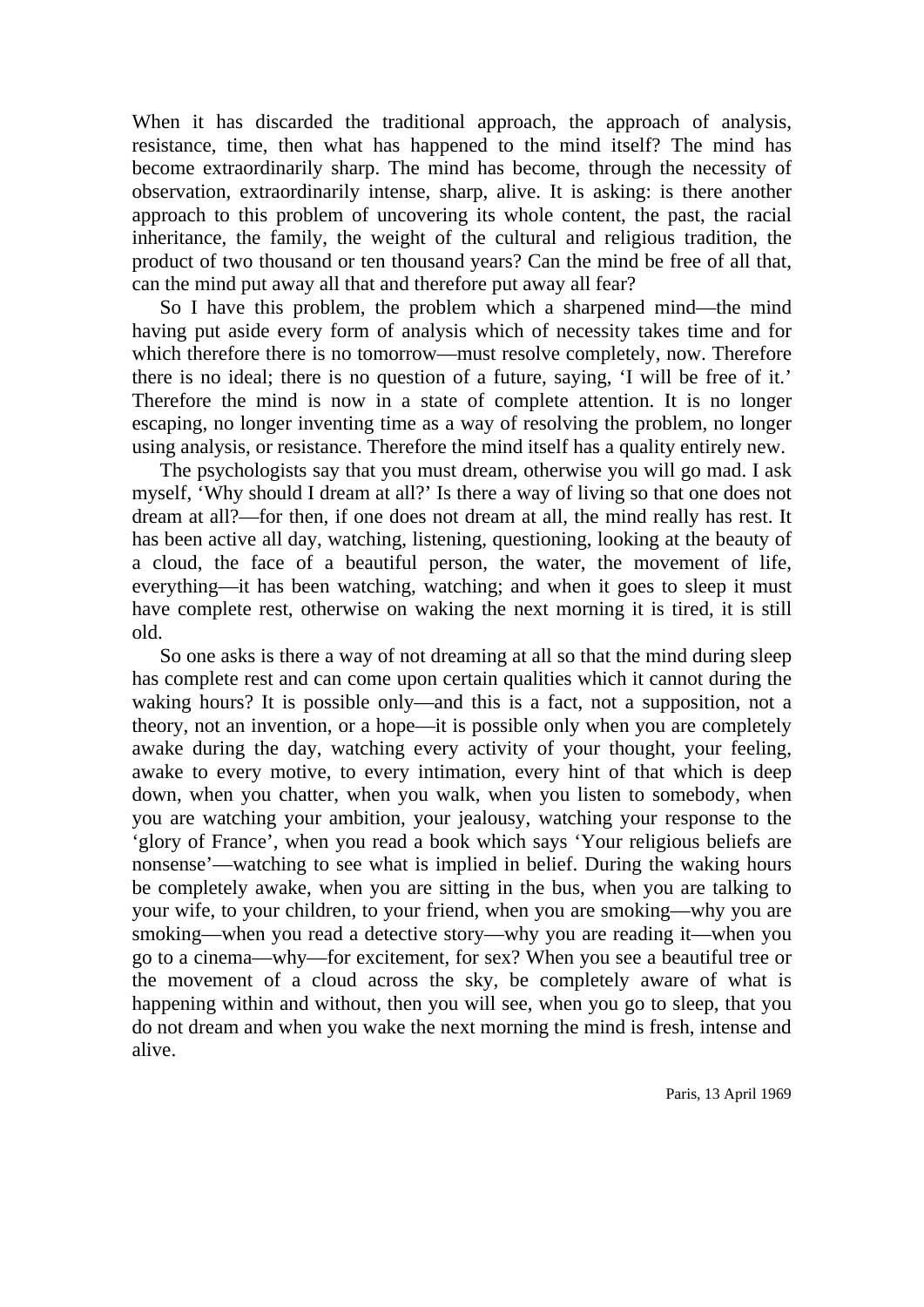When it has discarded the traditional approach, the approach of analysis, resistance, time, then what has happened to the mind itself? The mind has become extraordinarily sharp. The mind has become, through the necessity of observation, extraordinarily intense, sharp, alive. It is asking: is there another approach to this problem of uncovering its whole content, the past, the racial inheritance, the family, the weight of the cultural and religious tradition, the product of two thousand or ten thousand years? Can the mind be free of all that, can the mind put away all that and therefore put away all fear?

So I have this problem, the problem which a sharpened mind—the mind having put aside every form of analysis which of necessity takes time and for which therefore there is no tomorrow—must resolve completely, now. Therefore there is no ideal; there is no question of a future, saying, 'I will be free of it.' Therefore the mind is now in a state of complete attention. It is no longer escaping, no longer inventing time as a way of resolving the problem, no longer using analysis, or resistance. Therefore the mind itself has a quality entirely new.

The psychologists say that you must dream, otherwise you will go mad. I ask myself, 'Why should I dream at all?' Is there a way of living so that one does not dream at all?—for then, if one does not dream at all, the mind really has rest. It has been active all day, watching, listening, questioning, looking at the beauty of a cloud, the face of a beautiful person, the water, the movement of life, everything—it has been watching, watching; and when it goes to sleep it must have complete rest, otherwise on waking the next morning it is tired, it is still old.

So one asks is there a way of not dreaming at all so that the mind during sleep has complete rest and can come upon certain qualities which it cannot during the waking hours? It is possible only—and this is a fact, not a supposition, not a theory, not an invention, or a hope—it is possible only when you are completely awake during the day, watching every activity of your thought, your feeling, awake to every motive, to every intimation, every hint of that which is deep down, when you chatter, when you walk, when you listen to somebody, when you are watching your ambition, your jealousy, watching your response to the 'glory of France', when you read a book which says 'Your religious beliefs are nonsense'—watching to see what is implied in belief. During the waking hours be completely awake, when you are sitting in the bus, when you are talking to your wife, to your children, to your friend, when you are smoking—why you are smoking—when you read a detective story—why you are reading it—when you go to a cinema—why—for excitement, for sex? When you see a beautiful tree or the movement of a cloud across the sky, be completely aware of what is happening within and without, then you will see, when you go to sleep, that you do not dream and when you wake the next morning the mind is fresh, intense and alive.

Paris, 13 April 1969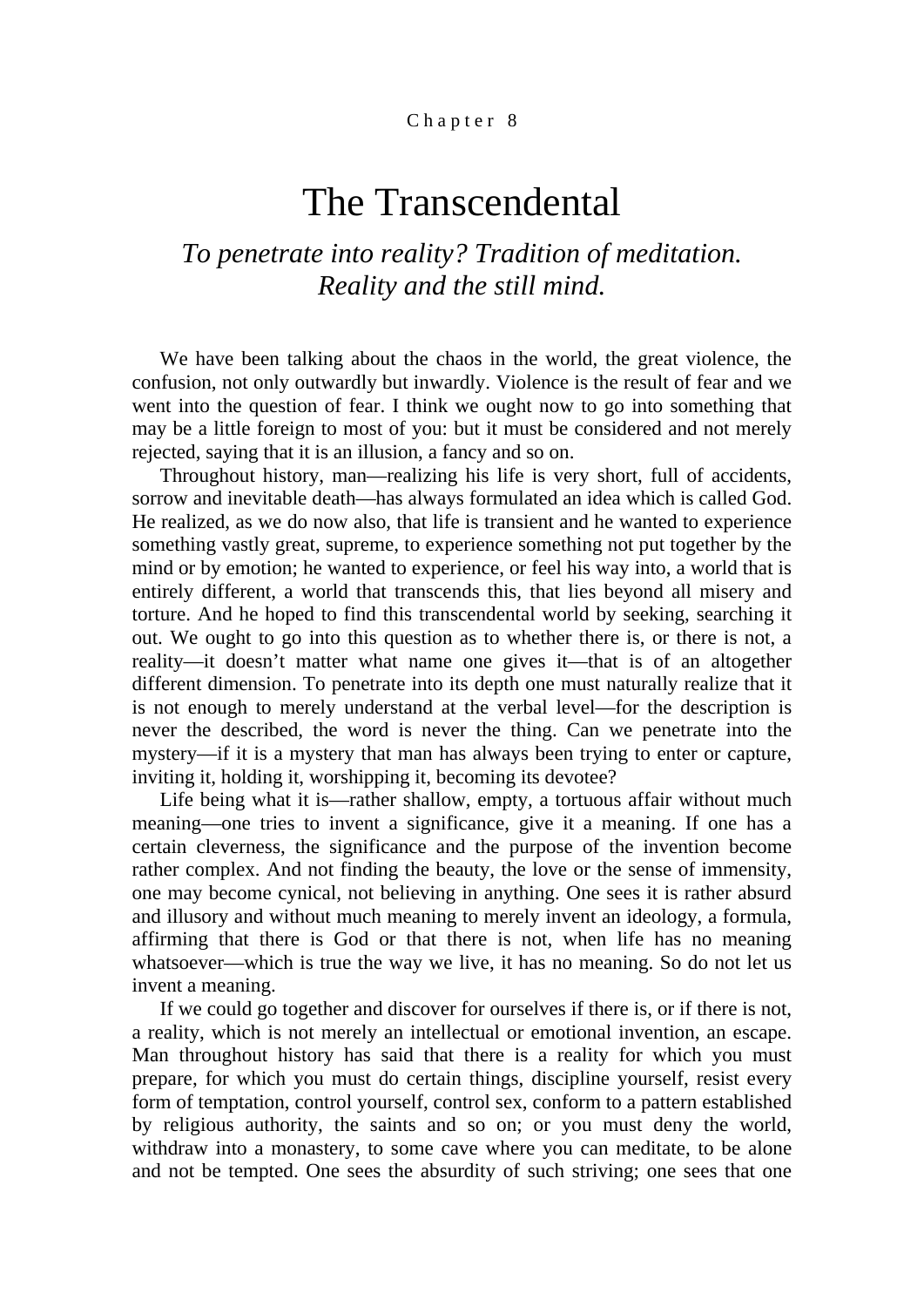Chapter 8

# The Transcendental

*To penetrate into reality? Tradition of meditation. Reality and the still mind.*

We have been talking about the chaos in the world, the great violence, the confusion, not only outwardly but inwardly. Violence is the result of fear and we went into the question of fear. I think we ought now to go into something that may be a little foreign to most of you: but it must be considered and not merely rejected, saying that it is an illusion, a fancy and so on.

Throughout history, man—realizing his life is very short, full of accidents, sorrow and inevitable death—has always formulated an idea which is called God. He realized, as we do now also, that life is transient and he wanted to experience something vastly great, supreme, to experience something not put together by the mind or by emotion; he wanted to experience, or feel his way into, a world that is entirely different, a world that transcends this, that lies beyond all misery and torture. And he hoped to find this transcendental world by seeking, searching it out. We ought to go into this question as to whether there is, or there is not, a reality—it doesn't matter what name one gives it—that is of an altogether different dimension. To penetrate into its depth one must naturally realize that it is not enough to merely understand at the verbal level—for the description is never the described, the word is never the thing. Can we penetrate into the mystery—if it is a mystery that man has always been trying to enter or capture, inviting it, holding it, worshipping it, becoming its devotee?

Life being what it is—rather shallow, empty, a tortuous affair without much meaning—one tries to invent a significance, give it a meaning. If one has a certain cleverness, the significance and the purpose of the invention become rather complex. And not finding the beauty, the love or the sense of immensity, one may become cynical, not believing in anything. One sees it is rather absurd and illusory and without much meaning to merely invent an ideology, a formula, affirming that there is God or that there is not, when life has no meaning whatsoever—which is true the way we live, it has no meaning. So do not let us invent a meaning.

If we could go together and discover for ourselves if there is, or if there is not, a reality, which is not merely an intellectual or emotional invention, an escape. Man throughout history has said that there is a reality for which you must prepare, for which you must do certain things, discipline yourself, resist every form of temptation, control yourself, control sex, conform to a pattern established by religious authority, the saints and so on; or you must deny the world, withdraw into a monastery, to some cave where you can meditate, to be alone and not be tempted. One sees the absurdity of such striving; one sees that one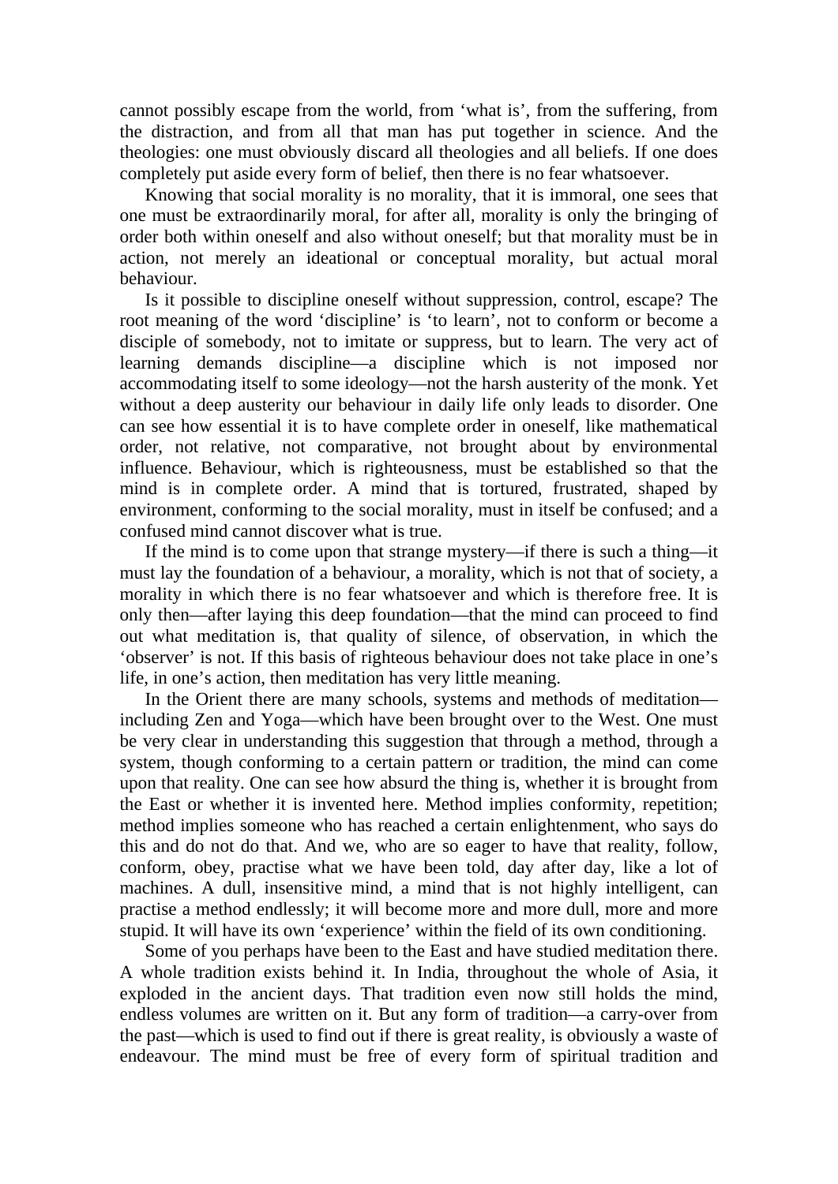cannot possibly escape from the world, from 'what is', from the suffering, from the distraction, and from all that man has put together in science. And the theologies: one must obviously discard all theologies and all beliefs. If one does completely put aside every form of belief, then there is no fear whatsoever.

Knowing that social morality is no morality, that it is immoral, one sees that one must be extraordinarily moral, for after all, morality is only the bringing of order both within oneself and also without oneself; but that morality must be in action, not merely an ideational or conceptual morality, but actual moral behaviour.

Is it possible to discipline oneself without suppression, control, escape? The root meaning of the word 'discipline' is 'to learn', not to conform or become a disciple of somebody, not to imitate or suppress, but to learn. The very act of learning demands discipline—a discipline which is not imposed nor accommodating itself to some ideology—not the harsh austerity of the monk. Yet without a deep austerity our behaviour in daily life only leads to disorder. One can see how essential it is to have complete order in oneself, like mathematical order, not relative, not comparative, not brought about by environmental influence. Behaviour, which is righteousness, must be established so that the mind is in complete order. A mind that is tortured, frustrated, shaped by environment, conforming to the social morality, must in itself be confused; and a confused mind cannot discover what is true.

If the mind is to come upon that strange mystery—if there is such a thing—it must lay the foundation of a behaviour, a morality, which is not that of society, a morality in which there is no fear whatsoever and which is therefore free. It is only then—after laying this deep foundation—that the mind can proceed to find out what meditation is, that quality of silence, of observation, in which the 'observer' is not. If this basis of righteous behaviour does not take place in one's life, in one's action, then meditation has very little meaning.

In the Orient there are many schools, systems and methods of meditation—including Zen and Yoga—which have been brought over to the West. One must be very clear in understanding this suggestion that through a method, through a system, though conforming to a certain pattern or tradition, the mind can come upon that reality. One can see how absurd the thing is, whether it is brought from the East or whether it is invented here. Method implies conformity, repetition; method implies someone who has reached a certain enlightenment, who says do this and do not do that. And we, who are so eager to have that reality, follow, conform, obey, practise what we have been told, day after day, like a lot of machines. A dull, insensitive mind, a mind that is not highly intelligent, can practise a method endlessly; it will become more and more dull, more and more stupid. It will have its own 'experience' within the field of its own conditioning.

Some of you perhaps have been to the East and have studied meditation there. A whole tradition exists behind it. In India, throughout the whole of Asia, it exploded in the ancient days. That tradition even now still holds the mind, endless volumes are written on it. But any form of tradition—a carry-over from the past—which is used to find out if there is great reality, is obviously a waste of endeavour. The mind must be free of every form of spiritual tradition and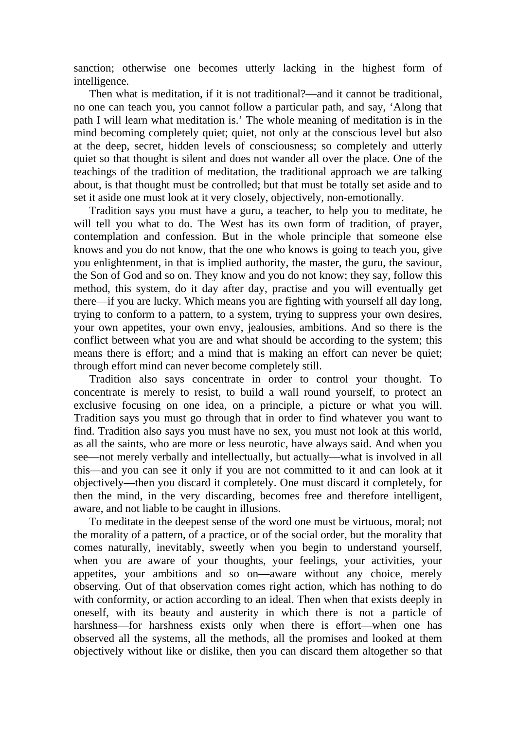sanction; otherwise one becomes utterly lacking in the highest form of intelligence.

Then what is meditation, if it is not traditional?—and it cannot be traditional, no one can teach you, you cannot follow a particular path, and say, 'Along that path I will learn what meditation is.' The whole meaning of meditation is in the mind becoming completely quiet; quiet, not only at the conscious level but also at the deep, secret, hidden levels of consciousness; so completely and utterly quiet so that thought is silent and does not wander all over the place. One of the teachings of the tradition of meditation, the traditional approach we are talking about, is that thought must be controlled; but that must be totally set aside and to set it aside one must look at it very closely, objectively, non-emotionally.

Tradition says you must have a guru, a teacher, to help you to meditate, he will tell you what to do. The West has its own form of tradition, of prayer, contemplation and confession. But in the whole principle that someone else knows and you do not know, that the one who knows is going to teach you, give you enlightenment, in that is implied authority, the master, the guru, the saviour, the Son of God and so on. They know and you do not know; they say, follow this method, this system, do it day after day, practise and you will eventually get there—if you are lucky. Which means you are fighting with yourself all day long, trying to conform to a pattern, to a system, trying to suppress your own desires, your own appetites, your own envy, jealousies, ambitions. And so there is the conflict between what you are and what should be according to the system; this means there is effort; and a mind that is making an effort can never be quiet; through effort mind can never become completely still.

Tradition also says concentrate in order to control your thought. To concentrate is merely to resist, to build a wall round yourself, to protect an exclusive focusing on one idea, on a principle, a picture or what you will. Tradition says you must go through that in order to find whatever you want to find. Tradition also says you must have no sex, you must not look at this world, as all the saints, who are more or less neurotic, have always said. And when you see—not merely verbally and intellectually, but actually—what is involved in all this—and you can see it only if you are not committed to it and can look at it objectively—then you discard it completely. One must discard it completely, for then the mind, in the very discarding, becomes free and therefore intelligent, aware, and not liable to be caught in illusions.

To meditate in the deepest sense of the word one must be virtuous, moral; not the morality of a pattern, of a practice, or of the social order, but the morality that comes naturally, inevitably, sweetly when you begin to understand yourself, when you are aware of your thoughts, your feelings, your activities, your appetites, your ambitions and so on—aware without any choice, merely observing. Out of that observation comes right action, which has nothing to do with conformity, or action according to an ideal. Then when that exists deeply in oneself, with its beauty and austerity in which there is not a particle of harshness—for harshness exists only when there is effort—when one has observed all the systems, all the methods, all the promises and looked at them objectively without like or dislike, then you can discard them altogether so that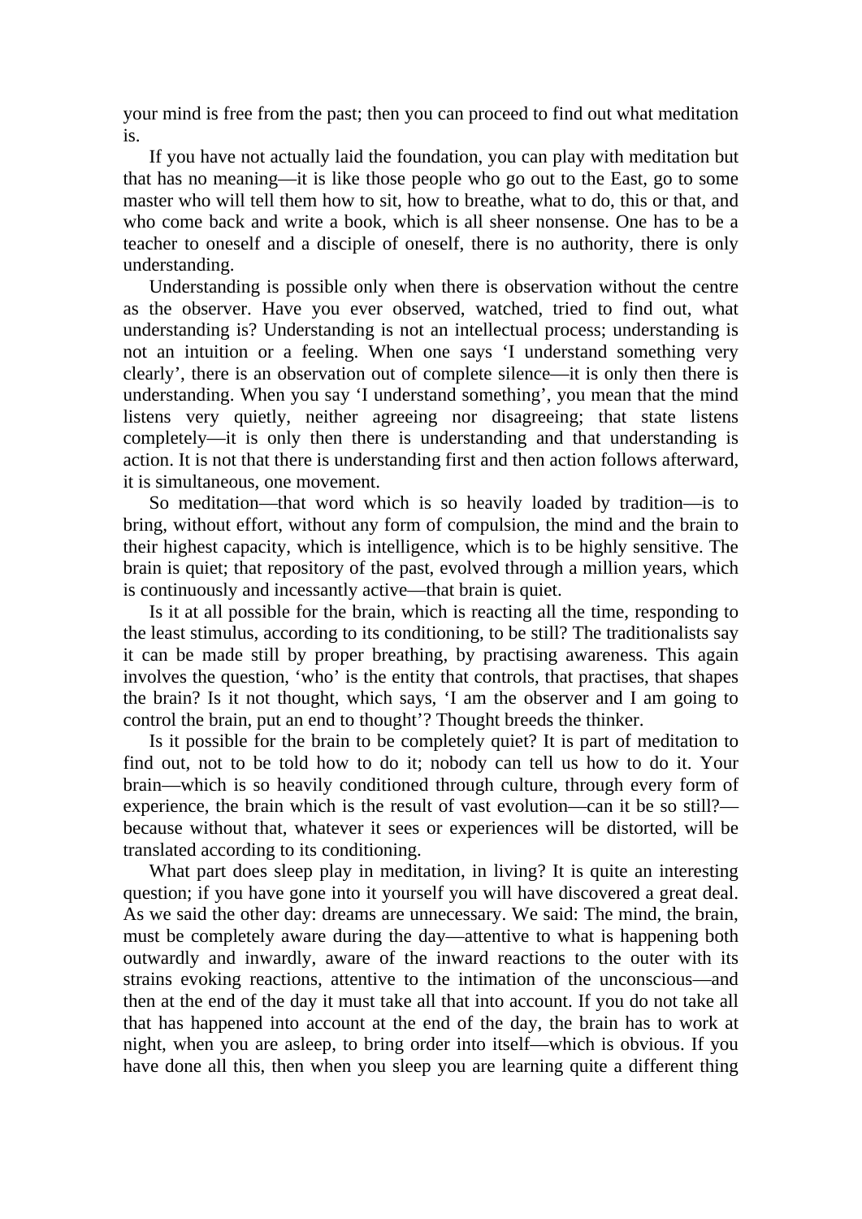your mind is free from the past; then you can proceed to find out what meditation is.

If you have not actually laid the foundation, you can play with meditation but that has no meaning—it is like those people who go out to the East, go to some master who will tell them how to sit, how to breathe, what to do, this or that, and who come back and write a book, which is all sheer nonsense. One has to be a teacher to oneself and a disciple of oneself, there is no authority, there is only understanding.

Understanding is possible only when there is observation without the centre as the observer. Have you ever observed, watched, tried to find out, what understanding is? Understanding is not an intellectual process; understanding is not an intuition or a feeling. When one says 'I understand something very clearly', there is an observation out of complete silence—it is only then there is understanding. When you say 'I understand something', you mean that the mind listens very quietly, neither agreeing nor disagreeing; that state listens completely—it is only then there is understanding and that understanding is action. It is not that there is understanding first and then action follows afterward, it is simultaneous, one movement.

So meditation—that word which is so heavily loaded by tradition—is to bring, without effort, without any form of compulsion, the mind and the brain to their highest capacity, which is intelligence, which is to be highly sensitive. The brain is quiet; that repository of the past, evolved through a million years, which is continuously and incessantly active—that brain is quiet.

Is it at all possible for the brain, which is reacting all the time, responding to the least stimulus, according to its conditioning, to be still? The traditionalists say it can be made still by proper breathing, by practising awareness. This again involves the question, 'who' is the entity that controls, that practises, that shapes the brain? Is it not thought, which says, 'I am the observer and I am going to control the brain, put an end to thought'? Thought breeds the thinker.

Is it possible for the brain to be completely quiet? It is part of meditation to find out, not to be told how to do it; nobody can tell us how to do it. Your brain—which is so heavily conditioned through culture, through every form of experience, the brain which is the result of vast evolution—can it be so still?—because without that, whatever it sees or experiences will be distorted, will be translated according to its conditioning.

What part does sleep play in meditation, in living? It is quite an interesting question; if you have gone into it yourself you will have discovered a great deal. As we said the other day: dreams are unnecessary. We said: The mind, the brain, must be completely aware during the day—attentive to what is happening both outwardly and inwardly, aware of the inward reactions to the outer with its strains evoking reactions, attentive to the intimation of the unconscious—and then at the end of the day it must take all that into account. If you do not take all that has happened into account at the end of the day, the brain has to work at night, when you are asleep, to bring order into itself—which is obvious. If you have done all this, then when you sleep you are learning quite a different thing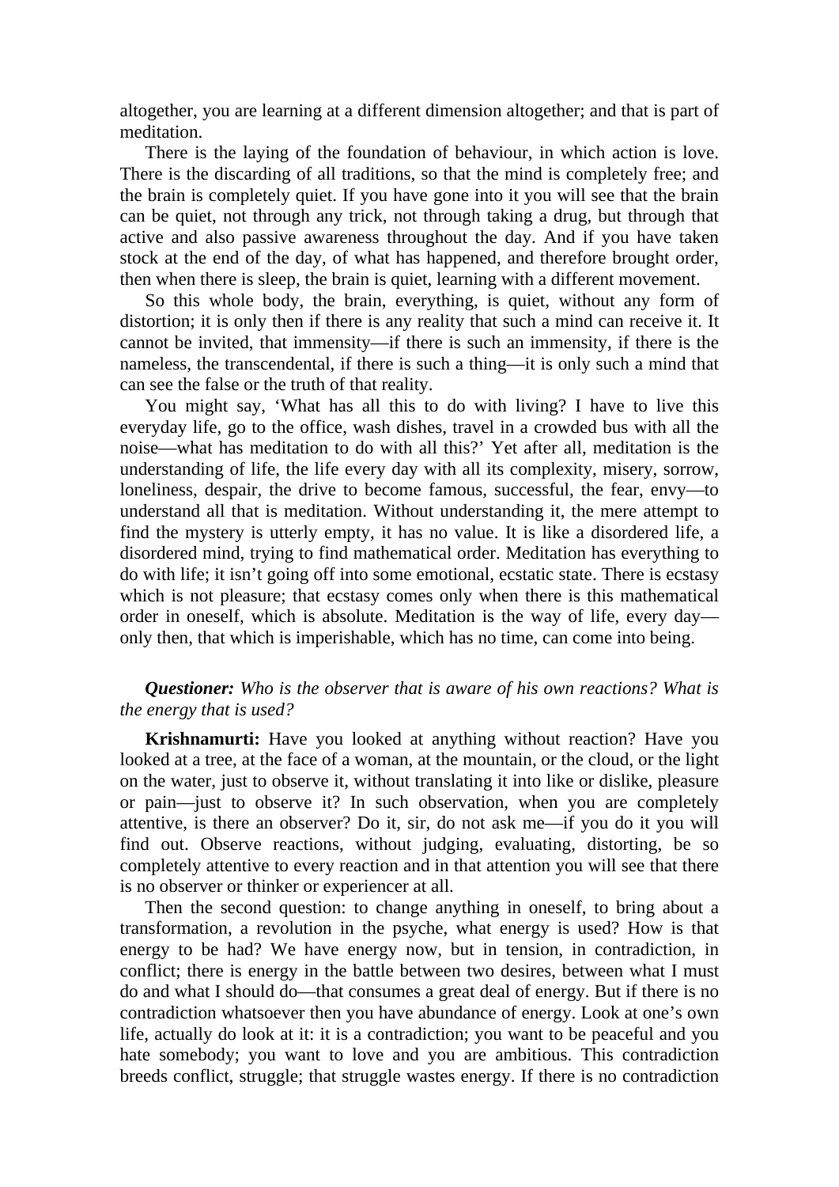altogether, you are learning at a different dimension altogether; and that is part of meditation.

There is the laying of the foundation of behaviour, in which action is love. There is the discarding of all traditions, so that the mind is completely free; and the brain is completely quiet. If you have gone into it you will see that the brain can be quiet, not through any trick, not through taking a drug, but through that active and also passive awareness throughout the day. And if you have taken stock at the end of the day, of what has happened, and therefore brought order, then when there is sleep, the brain is quiet, learning with a different movement.

So this whole body, the brain, everything, is quiet, without any form of distortion; it is only then if there is any reality that such a mind can receive it. It cannot be invited, that immensity—if there is such an immensity, if there is the nameless, the transcendental, if there is such a thing—it is only such a mind that can see the false or the truth of that reality.

You might say, 'What has all this to do with living? I have to live this everyday life, go to the office, wash dishes, travel in a crowded bus with all the noise—what has meditation to do with all this?' Yet after all, meditation is the understanding of life, the life every day with all its complexity, misery, sorrow, loneliness, despair, the drive to become famous, successful, the fear, envy—to understand all that is meditation. Without understanding it, the mere attempt to find the mystery is utterly empty, it has no value. It is like a disordered life, a disordered mind, trying to find mathematical order. Meditation has everything to do with life; it isn't going off into some emotional, ecstatic state. There is ecstasy which is not pleasure; that ecstasy comes only when there is this mathematical order in oneself, which is absolute. Meditation is the way of life, every day—only then, that which is imperishable, which has no time, can come into being.

***Questioner:*** *Who is the observer that is aware of his own reactions? What is the energy that is used?*

**Krishnamurti:** Have you looked at anything without reaction? Have you looked at a tree, at the face of a woman, at the mountain, or the cloud, or the light on the water, just to observe it, without translating it into like or dislike, pleasure or pain—just to observe it? In such observation, when you are completely attentive, is there an observer? Do it, sir, do not ask me—if you do it you will find out. Observe reactions, without judging, evaluating, distorting, be so completely attentive to every reaction and in that attention you will see that there is no observer or thinker or experiencer at all.

Then the second question: to change anything in oneself, to bring about a transformation, a revolution in the psyche, what energy is used? How is that energy to be had? We have energy now, but in tension, in contradiction, in conflict; there is energy in the battle between two desires, between what I must do and what I should do—that consumes a great deal of energy. But if there is no contradiction whatsoever then you have abundance of energy. Look at one's own life, actually do look at it: it is a contradiction; you want to be peaceful and you hate somebody; you want to love and you are ambitious. This contradiction breeds conflict, struggle; that struggle wastes energy. If there is no contradiction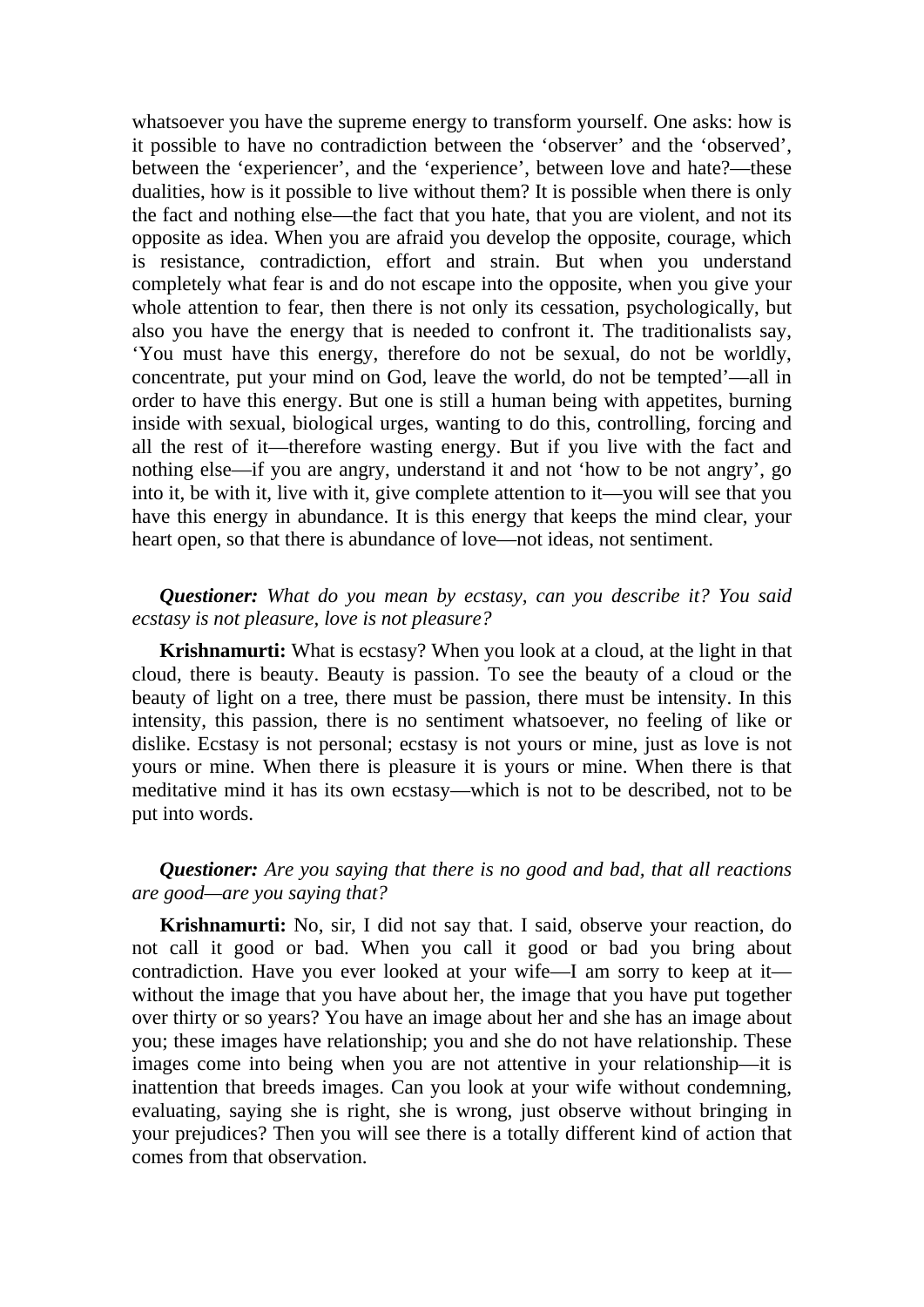whatsoever you have the supreme energy to transform yourself. One asks: how is it possible to have no contradiction between the 'observer' and the 'observed', between the 'experiencer', and the 'experience', between love and hate?—these dualities, how is it possible to live without them? It is possible when there is only the fact and nothing else—the fact that you hate, that you are violent, and not its opposite as idea. When you are afraid you develop the opposite, courage, which is resistance, contradiction, effort and strain. But when you understand completely what fear is and do not escape into the opposite, when you give your whole attention to fear, then there is not only its cessation, psychologically, but also you have the energy that is needed to confront it. The traditionalists say, 'You must have this energy, therefore do not be sexual, do not be worldly, concentrate, put your mind on God, leave the world, do not be tempted'—all in order to have this energy. But one is still a human being with appetites, burning inside with sexual, biological urges, wanting to do this, controlling, forcing and all the rest of it—therefore wasting energy. But if you live with the fact and nothing else—if you are angry, understand it and not 'how to be not angry', go into it, be with it, live with it, give complete attention to it—you will see that you have this energy in abundance. It is this energy that keeps the mind clear, your heart open, so that there is abundance of love—not ideas, not sentiment.

***Questioner:*** *What do you mean by ecstasy, can you describe it? You said ecstasy is not pleasure, love is not pleasure?*

**Krishnamurti:** What is ecstasy? When you look at a cloud, at the light in that cloud, there is beauty. Beauty is passion. To see the beauty of a cloud or the beauty of light on a tree, there must be passion, there must be intensity. In this intensity, this passion, there is no sentiment whatsoever, no feeling of like or dislike. Ecstasy is not personal; ecstasy is not yours or mine, just as love is not yours or mine. When there is pleasure it is yours or mine. When there is that meditative mind it has its own ecstasy—which is not to be described, not to be put into words.

***Questioner:*** *Are you saying that there is no good and bad, that all reactions are good—are you saying that?*

**Krishnamurti:** No, sir, I did not say that. I said, observe your reaction, do not call it good or bad. When you call it good or bad you bring about contradiction. Have you ever looked at your wife—I am sorry to keep at it—without the image that you have about her, the image that you have put together over thirty or so years? You have an image about her and she has an image about you; these images have relationship; you and she do not have relationship. These images come into being when you are not attentive in your relationship—it is inattention that breeds images. Can you look at your wife without condemning, evaluating, saying she is right, she is wrong, just observe without bringing in your prejudices? Then you will see there is a totally different kind of action that comes from that observation.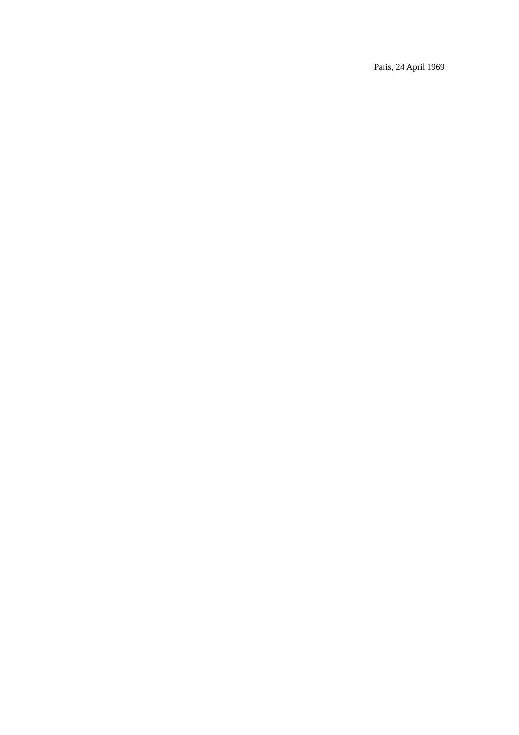Paris, 24 April 1969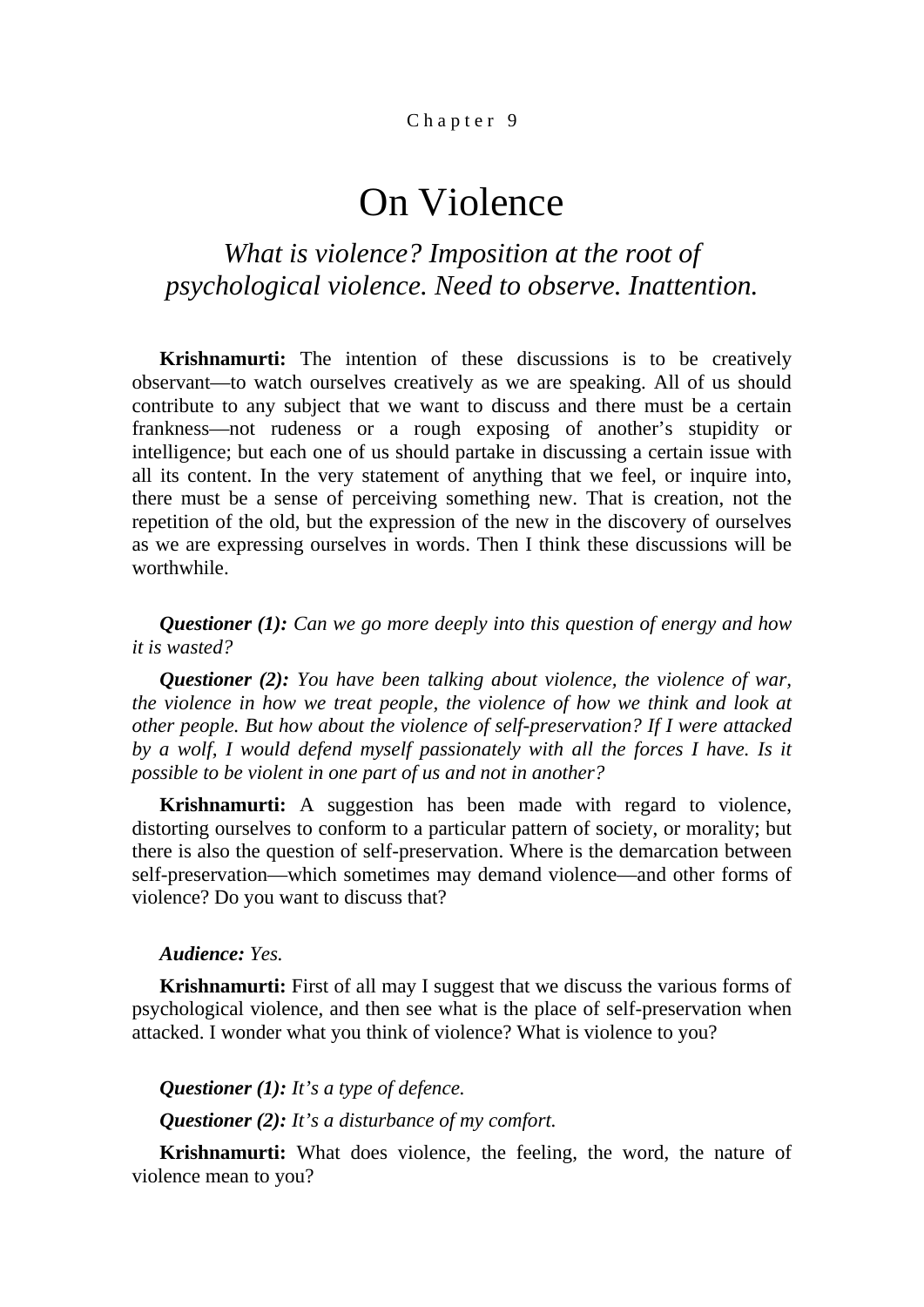Chapter 9

# On Violence

## *What is violence? Imposition at the root of psychological violence. Need to observe. Inattention.*

**Krishnamurti:** The intention of these discussions is to be creatively observant—to watch ourselves creatively as we are speaking. All of us should contribute to any subject that we want to discuss and there must be a certain frankness—not rudeness or a rough exposing of another's stupidity or intelligence; but each one of us should partake in discussing a certain issue with all its content. In the very statement of anything that we feel, or inquire into, there must be a sense of perceiving something new. That is creation, not the repetition of the old, but the expression of the new in the discovery of ourselves as we are expressing ourselves in words. Then I think these discussions will be worthwhile.

***Questioner (1):*** *Can we go more deeply into this question of energy and how it is wasted?*

***Questioner (2):*** *You have been talking about violence, the violence of war, the violence in how we treat people, the violence of how we think and look at other people. But how about the violence of self-preservation? If I were attacked by a wolf, I would defend myself passionately with all the forces I have. Is it possible to be violent in one part of us and not in another?*

**Krishnamurti:** A suggestion has been made with regard to violence, distorting ourselves to conform to a particular pattern of society, or morality; but there is also the question of self-preservation. Where is the demarcation between self-preservation—which sometimes may demand violence—and other forms of violence? Do you want to discuss that?

***Audience:*** *Yes.*

**Krishnamurti:** First of all may I suggest that we discuss the various forms of psychological violence, and then see what is the place of self-preservation when attacked. I wonder what you think of violence? What is violence to you?

***Questioner (1):*** *It's a type of defence.*

***Questioner (2):*** *It's a disturbance of my comfort.*

**Krishnamurti:** What does violence, the feeling, the word, the nature of violence mean to you?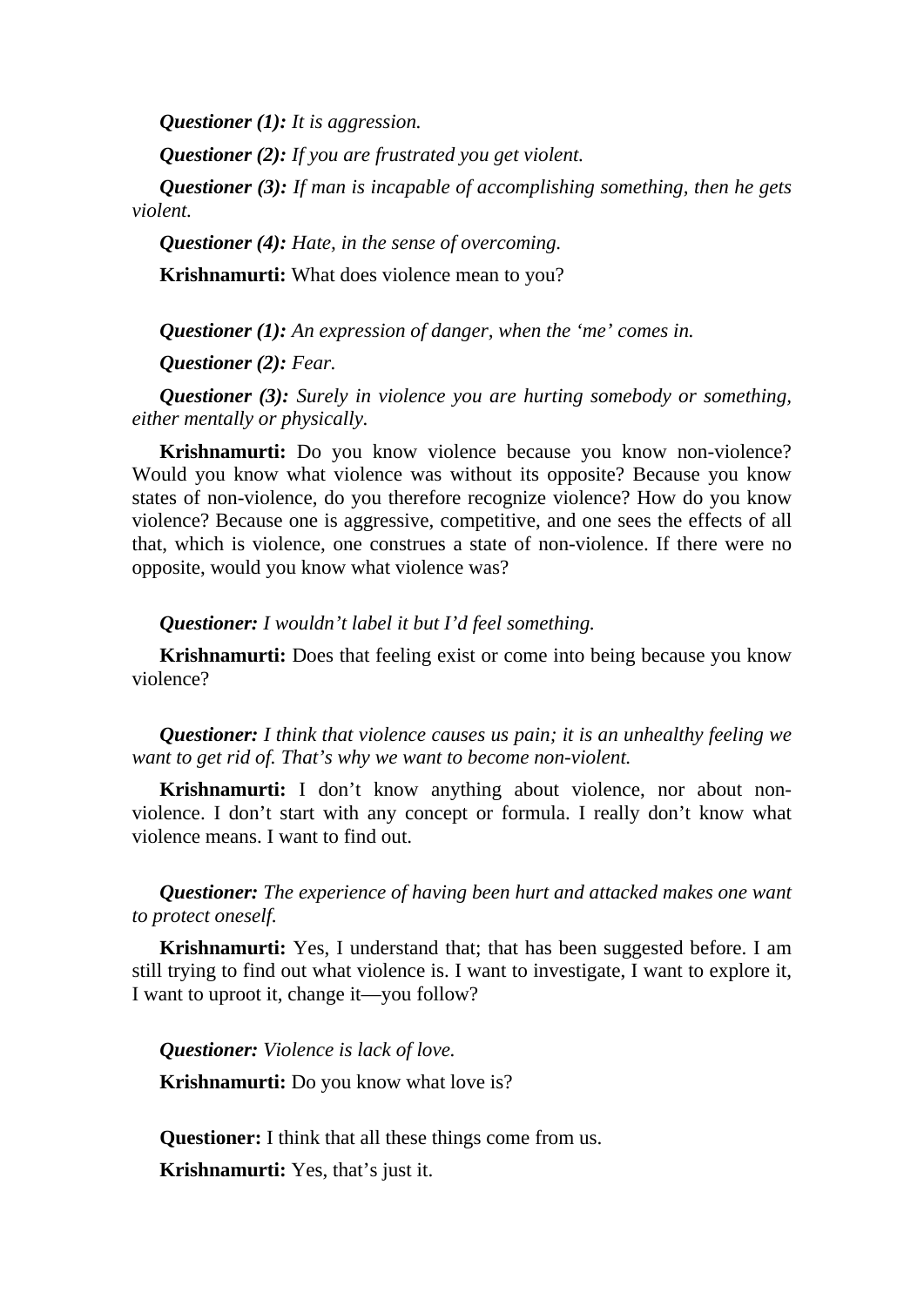***Questioner (1):*** *It is aggression.*

***Questioner (2):*** *If you are frustrated you get violent.*

***Questioner (3):*** *If man is incapable of accomplishing something, then he gets violent.*

***Questioner (4):*** *Hate, in the sense of overcoming.*

**Krishnamurti:** What does violence mean to you?

***Questioner (1):*** *An expression of danger, when the 'me' comes in.*

***Questioner (2):*** *Fear.*

***Questioner (3):*** *Surely in violence you are hurting somebody or something, either mentally or physically.*

**Krishnamurti:** Do you know violence because you know non-violence? Would you know what violence was without its opposite? Because you know states of non-violence, do you therefore recognize violence? How do you know violence? Because one is aggressive, competitive, and one sees the effects of all that, which is violence, one construes a state of non-violence. If there were no opposite, would you know what violence was?

***Questioner:*** *I wouldn't label it but I'd feel something.*

**Krishnamurti:** Does that feeling exist or come into being because you know violence?

***Questioner:*** *I think that violence causes us pain; it is an unhealthy feeling we want to get rid of. That's why we want to become non-violent.*

**Krishnamurti:** I don't know anything about violence, nor about non-violence. I don't start with any concept or formula. I really don't know what violence means. I want to find out.

***Questioner:*** *The experience of having been hurt and attacked makes one want to protect oneself.*

**Krishnamurti:** Yes, I understand that; that has been suggested before. I am still trying to find out what violence is. I want to investigate, I want to explore it, I want to uproot it, change it—you follow?

***Questioner:*** *Violence is lack of love.*

**Krishnamurti:** Do you know what love is?

**Questioner:** I think that all these things come from us.

**Krishnamurti:** Yes, that's just it.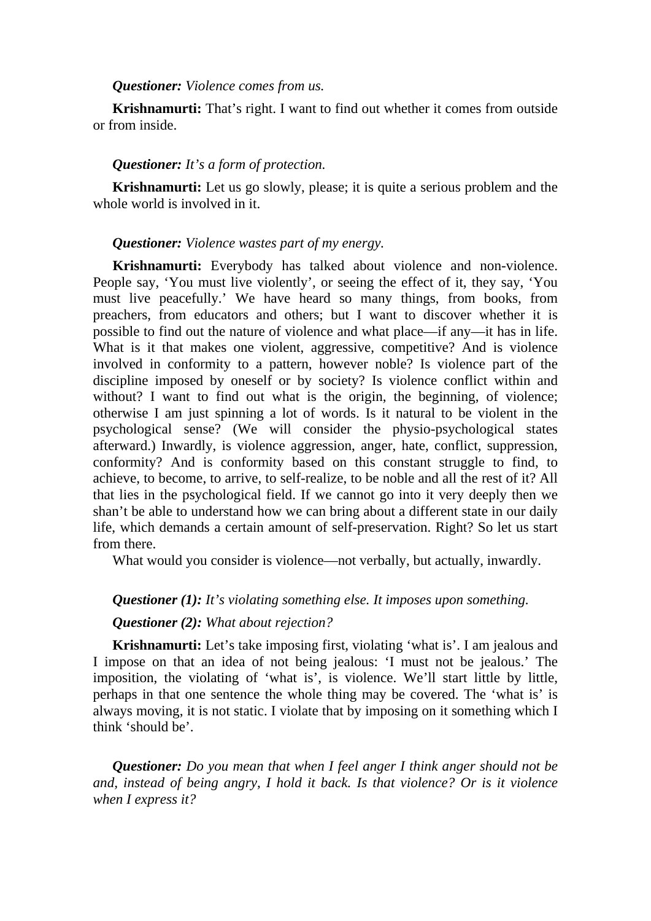***Questioner:*** *Violence comes from us.*

**Krishnamurti:** That's right. I want to find out whether it comes from outside or from inside.

***Questioner:*** *It's a form of protection.*

**Krishnamurti:** Let us go slowly, please; it is quite a serious problem and the whole world is involved in it.

***Questioner:*** *Violence wastes part of my energy.*

**Krishnamurti:** Everybody has talked about violence and non-violence. People say, 'You must live violently', or seeing the effect of it, they say, 'You must live peacefully.' We have heard so many things, from books, from preachers, from educators and others; but I want to discover whether it is possible to find out the nature of violence and what place—if any—it has in life. What is it that makes one violent, aggressive, competitive? And is violence involved in conformity to a pattern, however noble? Is violence part of the discipline imposed by oneself or by society? Is violence conflict within and without? I want to find out what is the origin, the beginning, of violence; otherwise I am just spinning a lot of words. Is it natural to be violent in the psychological sense? (We will consider the physio-psychological states afterward.) Inwardly, is violence aggression, anger, hate, conflict, suppression, conformity? And is conformity based on this constant struggle to find, to achieve, to become, to arrive, to self-realize, to be noble and all the rest of it? All that lies in the psychological field. If we cannot go into it very deeply then we shan't be able to understand how we can bring about a different state in our daily life, which demands a certain amount of self-preservation. Right? So let us start from there.

What would you consider is violence—not verbally, but actually, inwardly.

***Questioner (1):*** *It's violating something else. It imposes upon something.*

***Questioner (2):*** *What about rejection?*

**Krishnamurti:** Let's take imposing first, violating 'what is'. I am jealous and I impose on that an idea of not being jealous: 'I must not be jealous.' The imposition, the violating of 'what is', is violence. We'll start little by little, perhaps in that one sentence the whole thing may be covered. The 'what is' is always moving, it is not static. I violate that by imposing on it something which I think 'should be'.

***Questioner:*** *Do you mean that when I feel anger I think anger should not be and, instead of being angry, I hold it back. Is that violence? Or is it violence when I express it?*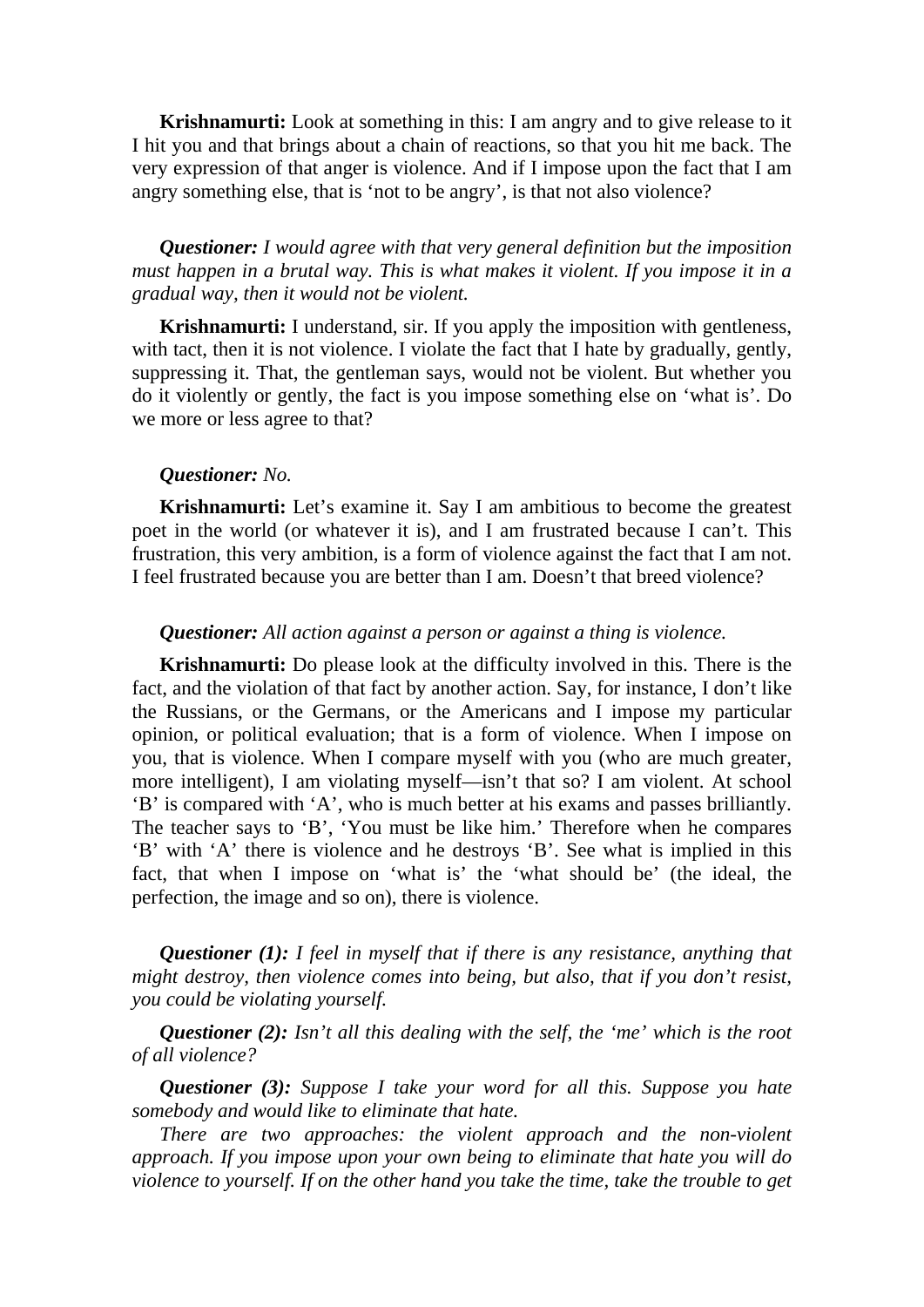**Krishnamurti:** Look at something in this: I am angry and to give release to it I hit you and that brings about a chain of reactions, so that you hit me back. The very expression of that anger is violence. And if I impose upon the fact that I am angry something else, that is 'not to be angry', is that not also violence?

***Questioner:*** *I would agree with that very general definition but the imposition must happen in a brutal way. This is what makes it violent. If you impose it in a gradual way, then it would not be violent.*

**Krishnamurti:** I understand, sir. If you apply the imposition with gentleness, with tact, then it is not violence. I violate the fact that I hate by gradually, gently, suppressing it. That, the gentleman says, would not be violent. But whether you do it violently or gently, the fact is you impose something else on 'what is'. Do we more or less agree to that?

***Questioner:*** *No.*

**Krishnamurti:** Let's examine it. Say I am ambitious to become the greatest poet in the world (or whatever it is), and I am frustrated because I can't. This frustration, this very ambition, is a form of violence against the fact that I am not. I feel frustrated because you are better than I am. Doesn't that breed violence?

***Questioner:*** *All action against a person or against a thing is violence.*

**Krishnamurti:** Do please look at the difficulty involved in this. There is the fact, and the violation of that fact by another action. Say, for instance, I don't like the Russians, or the Germans, or the Americans and I impose my particular opinion, or political evaluation; that is a form of violence. When I impose on you, that is violence. When I compare myself with you (who are much greater, more intelligent), I am violating myself—isn't that so? I am violent. At school 'B' is compared with 'A', who is much better at his exams and passes brilliantly. The teacher says to 'B', 'You must be like him.' Therefore when he compares 'B' with 'A' there is violence and he destroys 'B'. See what is implied in this fact, that when I impose on 'what is' the 'what should be' (the ideal, the perfection, the image and so on), there is violence.

***Questioner (1):*** *I feel in myself that if there is any resistance, anything that might destroy, then violence comes into being, but also, that if you don't resist, you could be violating yourself.*

***Questioner (2):*** *Isn't all this dealing with the self, the 'me' which is the root of all violence?*

***Questioner (3):*** *Suppose I take your word for all this. Suppose you hate somebody and would like to eliminate that hate.*

*There are two approaches: the violent approach and the non-violent approach. If you impose upon your own being to eliminate that hate you will do violence to yourself. If on the other hand you take the time, take the trouble to get*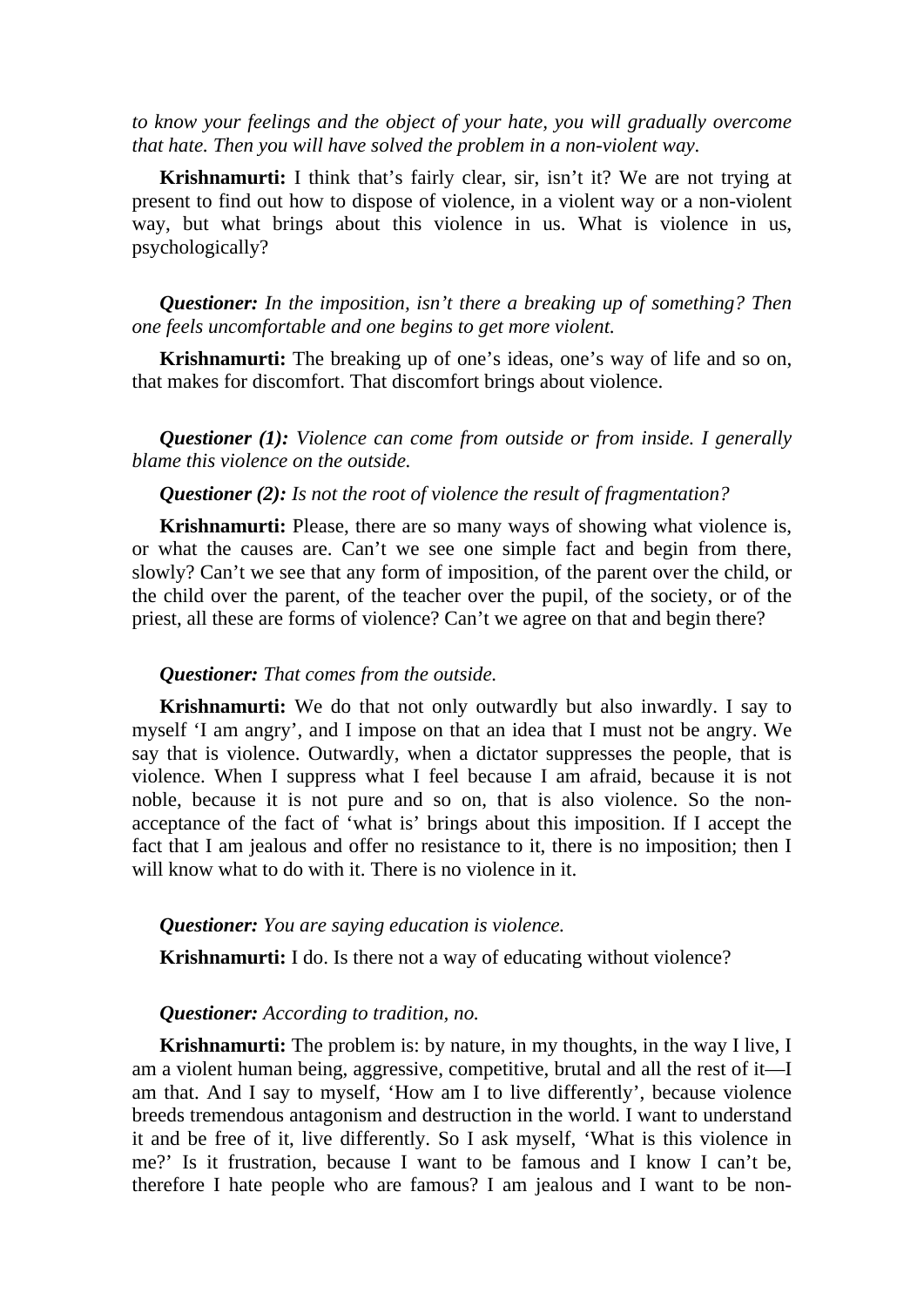*to know your feelings and the object of your hate, you will gradually overcome that hate. Then you will have solved the problem in a non-violent way.*

**Krishnamurti:** I think that's fairly clear, sir, isn't it? We are not trying at present to find out how to dispose of violence, in a violent way or a non-violent way, but what brings about this violence in us. What is violence in us, psychologically?

***Questioner:*** *In the imposition, isn't there a breaking up of something? Then one feels uncomfortable and one begins to get more violent.*

**Krishnamurti:** The breaking up of one's ideas, one's way of life and so on, that makes for discomfort. That discomfort brings about violence.

***Questioner (1):*** *Violence can come from outside or from inside. I generally blame this violence on the outside.*

***Questioner (2):*** *Is not the root of violence the result of fragmentation?*

**Krishnamurti:** Please, there are so many ways of showing what violence is, or what the causes are. Can't we see one simple fact and begin from there, slowly? Can't we see that any form of imposition, of the parent over the child, or the child over the parent, of the teacher over the pupil, of the society, or of the priest, all these are forms of violence? Can't we agree on that and begin there?

***Questioner:*** *That comes from the outside.*

**Krishnamurti:** We do that not only outwardly but also inwardly. I say to myself 'I am angry', and I impose on that an idea that I must not be angry. We say that is violence. Outwardly, when a dictator suppresses the people, that is violence. When I suppress what I feel because I am afraid, because it is not noble, because it is not pure and so on, that is also violence. So the non-acceptance of the fact of 'what is' brings about this imposition. If I accept the fact that I am jealous and offer no resistance to it, there is no imposition; then I will know what to do with it. There is no violence in it.

***Questioner:*** *You are saying education is violence.*

**Krishnamurti:** I do. Is there not a way of educating without violence?

***Questioner:*** *According to tradition, no.*

**Krishnamurti:** The problem is: by nature, in my thoughts, in the way I live, I am a violent human being, aggressive, competitive, brutal and all the rest of it—I am that. And I say to myself, 'How am I to live differently', because violence breeds tremendous antagonism and destruction in the world. I want to understand it and be free of it, live differently. So I ask myself, 'What is this violence in me?' Is it frustration, because I want to be famous and I know I can't be, therefore I hate people who are famous? I am jealous and I want to be non-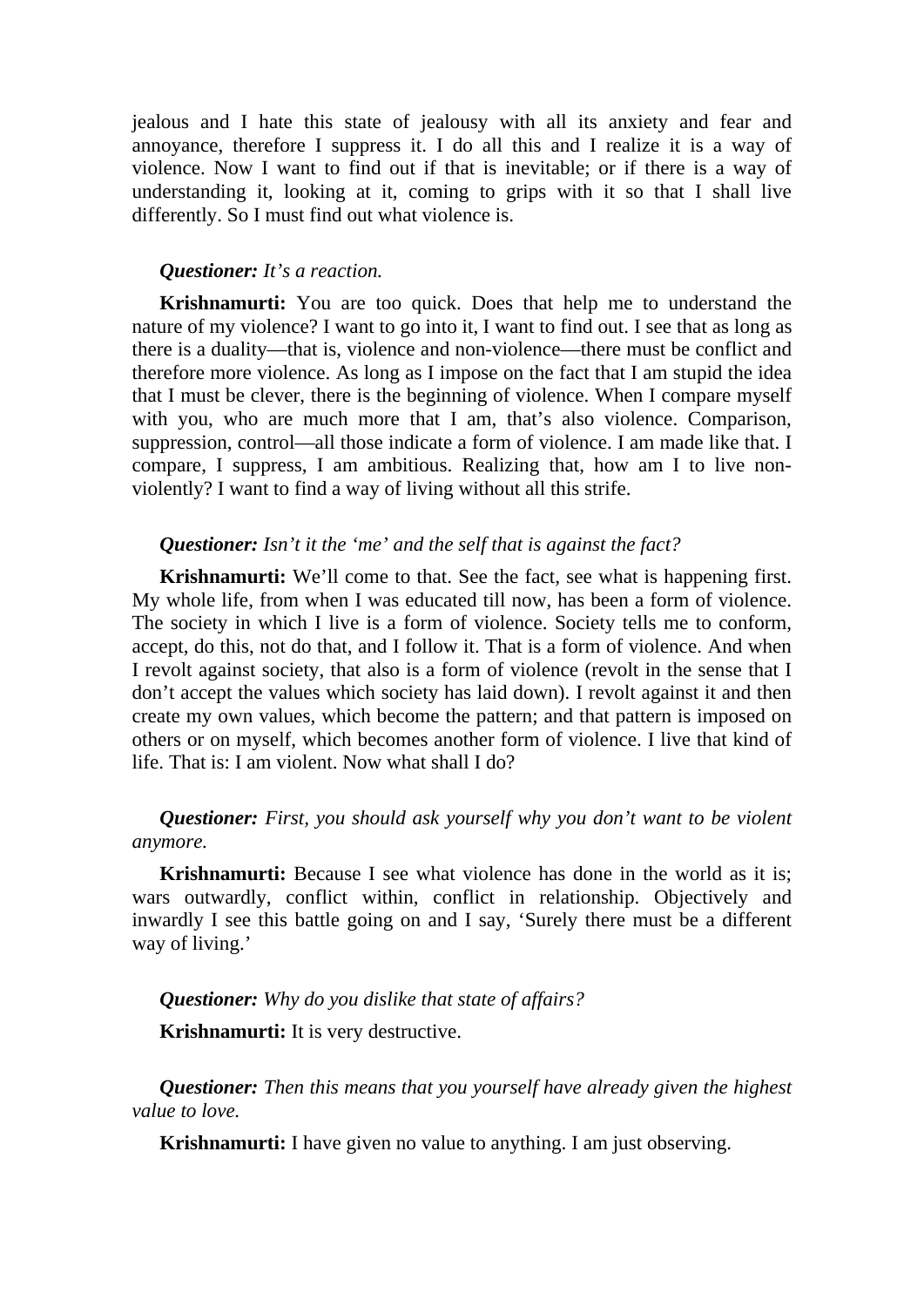jealous and I hate this state of jealousy with all its anxiety and fear and annoyance, therefore I suppress it. I do all this and I realize it is a way of violence. Now I want to find out if that is inevitable; or if there is a way of understanding it, looking at it, coming to grips with it so that I shall live differently. So I must find out what violence is.

***Questioner:*** *It's a reaction.*

**Krishnamurti:** You are too quick. Does that help me to understand the nature of my violence? I want to go into it, I want to find out. I see that as long as there is a duality—that is, violence and non-violence—there must be conflict and therefore more violence. As long as I impose on the fact that I am stupid the idea that I must be clever, there is the beginning of violence. When I compare myself with you, who are much more that I am, that's also violence. Comparison, suppression, control—all those indicate a form of violence. I am made like that. I compare, I suppress, I am ambitious. Realizing that, how am I to live non-violently? I want to find a way of living without all this strife.

***Questioner:*** *Isn't it the 'me' and the self that is against the fact?*

**Krishnamurti:** We'll come to that. See the fact, see what is happening first. My whole life, from when I was educated till now, has been a form of violence. The society in which I live is a form of violence. Society tells me to conform, accept, do this, not do that, and I follow it. That is a form of violence. And when I revolt against society, that also is a form of violence (revolt in the sense that I don't accept the values which society has laid down). I revolt against it and then create my own values, which become the pattern; and that pattern is imposed on others or on myself, which becomes another form of violence. I live that kind of life. That is: I am violent. Now what shall I do?

***Questioner:*** *First, you should ask yourself why you don't want to be violent anymore.*

**Krishnamurti:** Because I see what violence has done in the world as it is; wars outwardly, conflict within, conflict in relationship. Objectively and inwardly I see this battle going on and I say, 'Surely there must be a different way of living.'

***Questioner:*** *Why do you dislike that state of affairs?*

**Krishnamurti:** It is very destructive.

***Questioner:*** *Then this means that you yourself have already given the highest value to love.*

**Krishnamurti:** I have given no value to anything. I am just observing.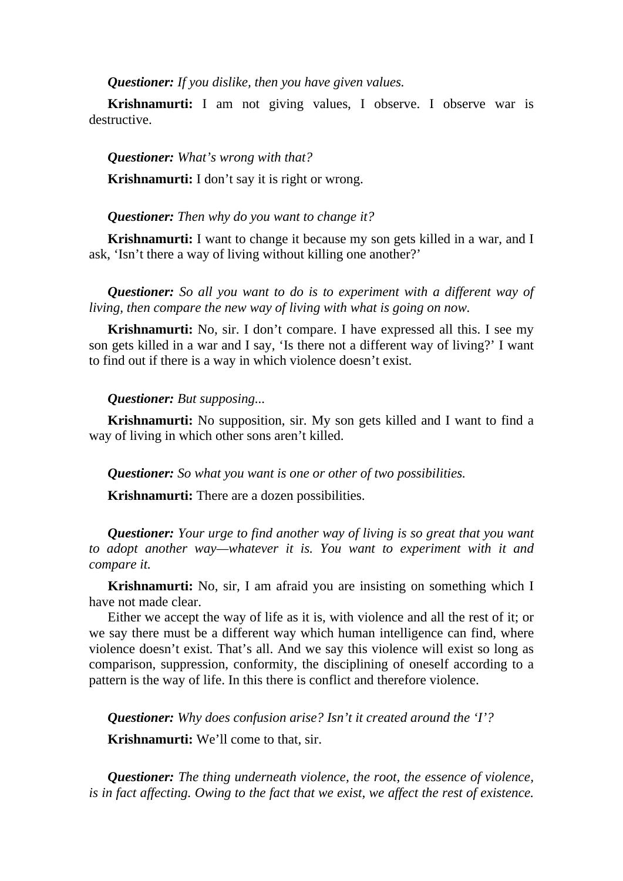***Questioner:*** *If you dislike, then you have given values.*

**Krishnamurti:** I am not giving values, I observe. I observe war is destructive.

***Questioner:*** *What's wrong with that?*

**Krishnamurti:** I don't say it is right or wrong.

***Questioner:*** *Then why do you want to change it?*

**Krishnamurti:** I want to change it because my son gets killed in a war, and I ask, 'Isn't there a way of living without killing one another?'

***Questioner:*** *So all you want to do is to experiment with a different way of living, then compare the new way of living with what is going on now.*

**Krishnamurti:** No, sir. I don't compare. I have expressed all this. I see my son gets killed in a war and I say, 'Is there not a different way of living?' I want to find out if there is a way in which violence doesn't exist.

***Questioner:*** *But supposing...*

**Krishnamurti:** No supposition, sir. My son gets killed and I want to find a way of living in which other sons aren't killed.

***Questioner:*** *So what you want is one or other of two possibilities.*

**Krishnamurti:** There are a dozen possibilities.

***Questioner:*** *Your urge to find another way of living is so great that you want to adopt another way—whatever it is. You want to experiment with it and compare it.*

**Krishnamurti:** No, sir, I am afraid you are insisting on something which I have not made clear.

Either we accept the way of life as it is, with violence and all the rest of it; or we say there must be a different way which human intelligence can find, where violence doesn't exist. That's all. And we say this violence will exist so long as comparison, suppression, conformity, the disciplining of oneself according to a pattern is the way of life. In this there is conflict and therefore violence.

***Questioner:*** *Why does confusion arise? Isn't it created around the 'I'?*

**Krishnamurti:** We'll come to that, sir.

***Questioner:*** *The thing underneath violence, the root, the essence of violence, is in fact affecting. Owing to the fact that we exist, we affect the rest of existence.*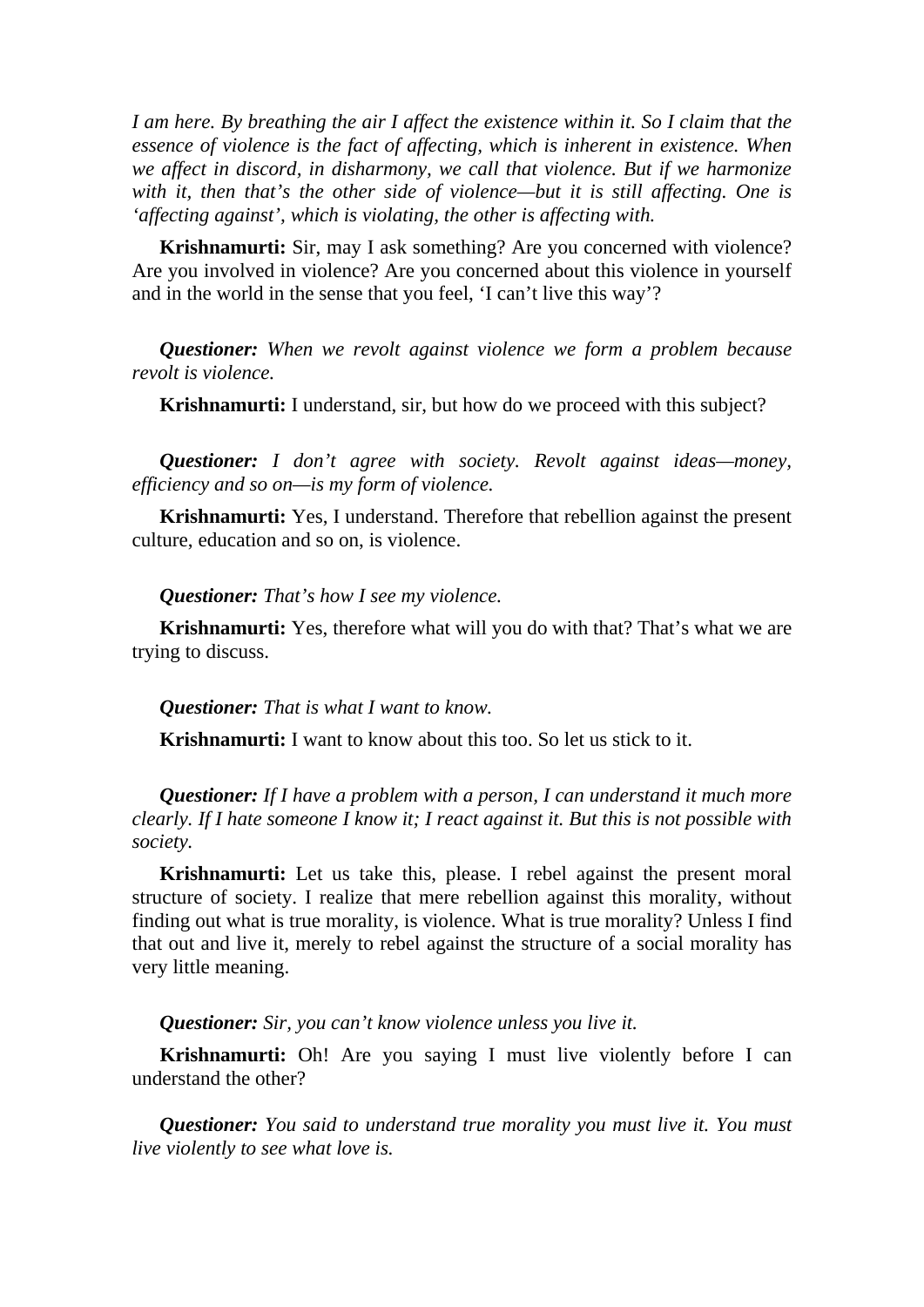*I am here. By breathing the air I affect the existence within it. So I claim that the essence of violence is the fact of affecting, which is inherent in existence. When we affect in discord, in disharmony, we call that violence. But if we harmonize with it, then that's the other side of violence—but it is still affecting. One is 'affecting against', which is violating, the other is affecting with.*

**Krishnamurti:** Sir, may I ask something? Are you concerned with violence? Are you involved in violence? Are you concerned about this violence in yourself and in the world in the sense that you feel, 'I can't live this way'?

***Questioner:*** *When we revolt against violence we form a problem because revolt is violence.*

**Krishnamurti:** I understand, sir, but how do we proceed with this subject?

***Questioner:*** *I don't agree with society. Revolt against ideas—money, efficiency and so on—is my form of violence.*

**Krishnamurti:** Yes, I understand. Therefore that rebellion against the present culture, education and so on, is violence.

***Questioner:*** *That's how I see my violence.*

**Krishnamurti:** Yes, therefore what will you do with that? That's what we are trying to discuss.

***Questioner:*** *That is what I want to know.*

**Krishnamurti:** I want to know about this too. So let us stick to it.

***Questioner:*** *If I have a problem with a person, I can understand it much more clearly. If I hate someone I know it; I react against it. But this is not possible with society.*

**Krishnamurti:** Let us take this, please. I rebel against the present moral structure of society. I realize that mere rebellion against this morality, without finding out what is true morality, is violence. What is true morality? Unless I find that out and live it, merely to rebel against the structure of a social morality has very little meaning.

***Questioner:*** *Sir, you can't know violence unless you live it.*

**Krishnamurti:** Oh! Are you saying I must live violently before I can understand the other?

***Questioner:*** *You said to understand true morality you must live it. You must live violently to see what love is.*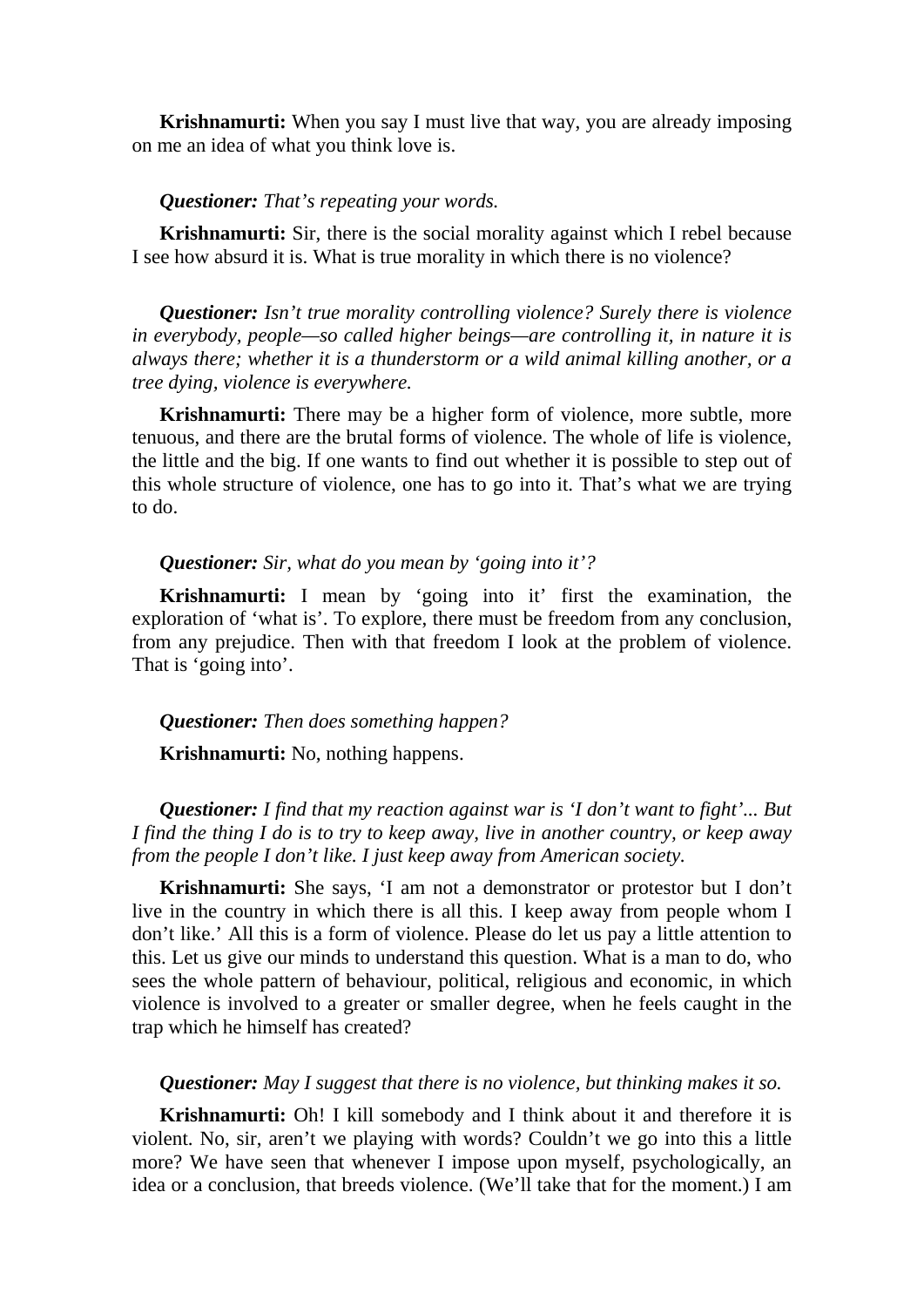**Krishnamurti:** When you say I must live that way, you are already imposing on me an idea of what you think love is.

***Questioner:*** *That's repeating your words.*

**Krishnamurti:** Sir, there is the social morality against which I rebel because I see how absurd it is. What is true morality in which there is no violence?

***Questioner:*** *Isn't true morality controlling violence? Surely there is violence in everybody, people—so called higher beings—are controlling it, in nature it is always there; whether it is a thunderstorm or a wild animal killing another, or a tree dying, violence is everywhere.*

**Krishnamurti:** There may be a higher form of violence, more subtle, more tenuous, and there are the brutal forms of violence. The whole of life is violence, the little and the big. If one wants to find out whether it is possible to step out of this whole structure of violence, one has to go into it. That's what we are trying to do.

***Questioner:*** *Sir, what do you mean by 'going into it'?*

**Krishnamurti:** I mean by 'going into it' first the examination, the exploration of 'what is'. To explore, there must be freedom from any conclusion, from any prejudice. Then with that freedom I look at the problem of violence. That is 'going into'.

***Questioner:*** *Then does something happen?*

**Krishnamurti:** No, nothing happens.

***Questioner:*** *I find that my reaction against war is 'I don't want to fight'... But I find the thing I do is to try to keep away, live in another country, or keep away from the people I don't like. I just keep away from American society.*

**Krishnamurti:** She says, 'I am not a demonstrator or protestor but I don't live in the country in which there is all this. I keep away from people whom I don't like.' All this is a form of violence. Please do let us pay a little attention to this. Let us give our minds to understand this question. What is a man to do, who sees the whole pattern of behaviour, political, religious and economic, in which violence is involved to a greater or smaller degree, when he feels caught in the trap which he himself has created?

***Questioner:*** *May I suggest that there is no violence, but thinking makes it so.*

**Krishnamurti:** Oh! I kill somebody and I think about it and therefore it is violent. No, sir, aren't we playing with words? Couldn't we go into this a little more? We have seen that whenever I impose upon myself, psychologically, an idea or a conclusion, that breeds violence. (We'll take that for the moment.) I am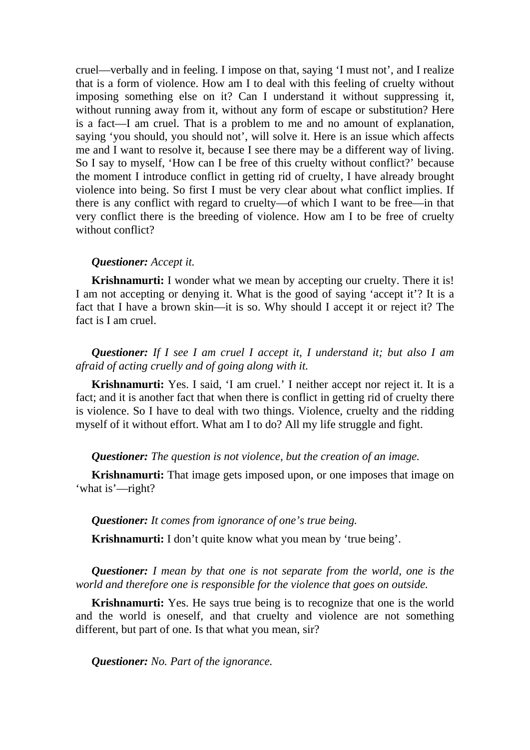cruel—verbally and in feeling. I impose on that, saying 'I must not', and I realize that is a form of violence. How am I to deal with this feeling of cruelty without imposing something else on it? Can I understand it without suppressing it, without running away from it, without any form of escape or substitution? Here is a fact—I am cruel. That is a problem to me and no amount of explanation, saying 'you should, you should not', will solve it. Here is an issue which affects me and I want to resolve it, because I see there may be a different way of living. So I say to myself, 'How can I be free of this cruelty without conflict?' because the moment I introduce conflict in getting rid of cruelty, I have already brought violence into being. So first I must be very clear about what conflict implies. If there is any conflict with regard to cruelty—of which I want to be free—in that very conflict there is the breeding of violence. How am I to be free of cruelty without conflict?

***Questioner:*** *Accept it.*

**Krishnamurti:** I wonder what we mean by accepting our cruelty. There it is! I am not accepting or denying it. What is the good of saying 'accept it'? It is a fact that I have a brown skin—it is so. Why should I accept it or reject it? The fact is I am cruel.

***Questioner:*** *If I see I am cruel I accept it, I understand it; but also I am afraid of acting cruelly and of going along with it.*

**Krishnamurti:** Yes. I said, 'I am cruel.' I neither accept nor reject it. It is a fact; and it is another fact that when there is conflict in getting rid of cruelty there is violence. So I have to deal with two things. Violence, cruelty and the ridding myself of it without effort. What am I to do? All my life struggle and fight.

***Questioner:*** *The question is not violence, but the creation of an image.*

**Krishnamurti:** That image gets imposed upon, or one imposes that image on 'what is'—right?

***Questioner:*** *It comes from ignorance of one's true being.*

**Krishnamurti:** I don't quite know what you mean by 'true being'.

***Questioner:*** *I mean by that one is not separate from the world, one is the world and therefore one is responsible for the violence that goes on outside.*

**Krishnamurti:** Yes. He says true being is to recognize that one is the world and the world is oneself, and that cruelty and violence are not something different, but part of one. Is that what you mean, sir?

***Questioner:*** *No. Part of the ignorance.*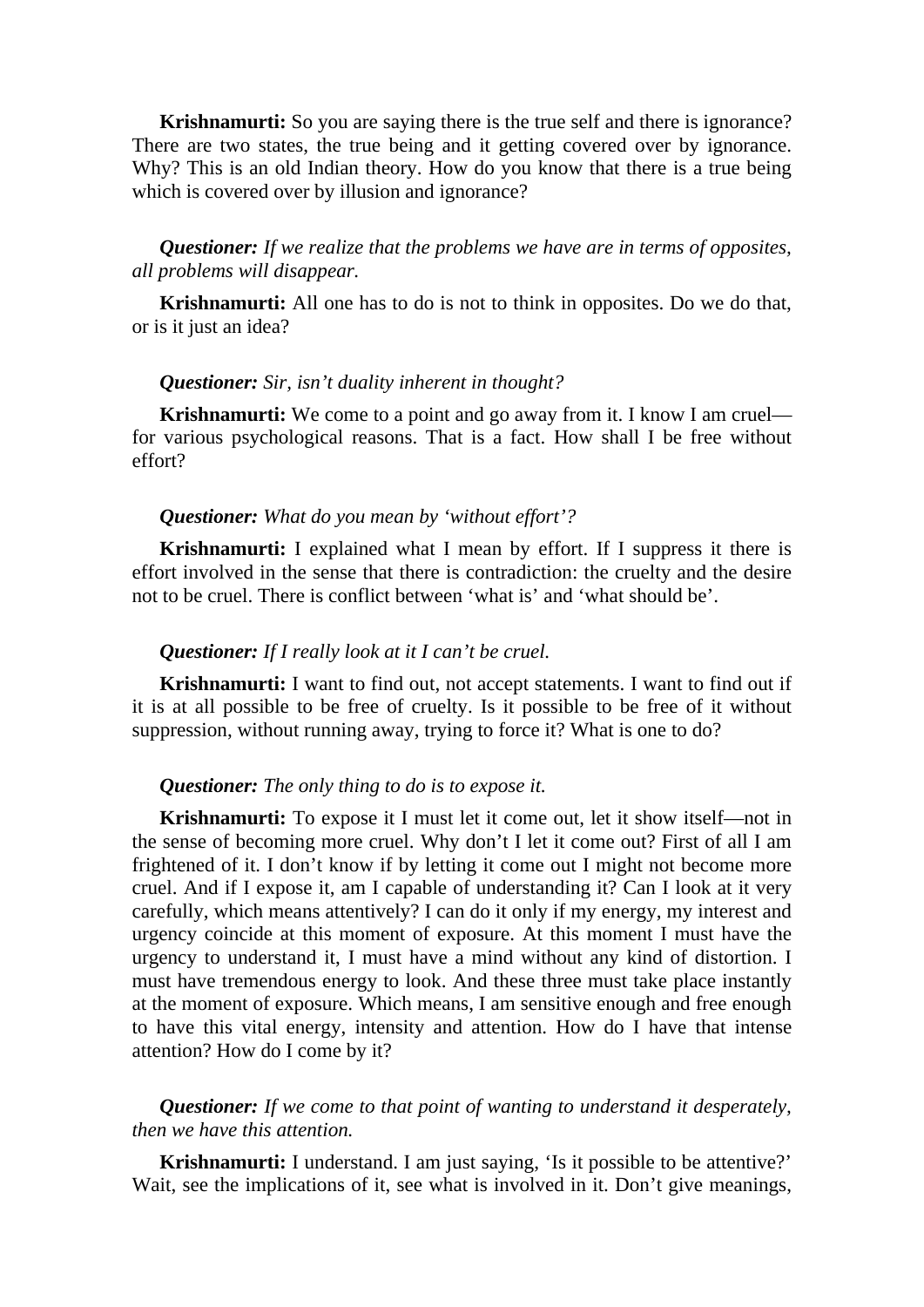**Krishnamurti:** So you are saying there is the true self and there is ignorance? There are two states, the true being and it getting covered over by ignorance. Why? This is an old Indian theory. How do you know that there is a true being which is covered over by illusion and ignorance?

***Questioner:*** *If we realize that the problems we have are in terms of opposites, all problems will disappear.*

**Krishnamurti:** All one has to do is not to think in opposites. Do we do that, or is it just an idea?

***Questioner:*** *Sir, isn't duality inherent in thought?*

**Krishnamurti:** We come to a point and go away from it. I know I am cruel—for various psychological reasons. That is a fact. How shall I be free without effort?

***Questioner:*** *What do you mean by 'without effort'?*

**Krishnamurti:** I explained what I mean by effort. If I suppress it there is effort involved in the sense that there is contradiction: the cruelty and the desire not to be cruel. There is conflict between 'what is' and 'what should be'.

***Questioner:*** *If I really look at it I can't be cruel.*

**Krishnamurti:** I want to find out, not accept statements. I want to find out if it is at all possible to be free of cruelty. Is it possible to be free of it without suppression, without running away, trying to force it? What is one to do?

***Questioner:*** *The only thing to do is to expose it.*

**Krishnamurti:** To expose it I must let it come out, let it show itself—not in the sense of becoming more cruel. Why don't I let it come out? First of all I am frightened of it. I don't know if by letting it come out I might not become more cruel. And if I expose it, am I capable of understanding it? Can I look at it very carefully, which means attentively? I can do it only if my energy, my interest and urgency coincide at this moment of exposure. At this moment I must have the urgency to understand it, I must have a mind without any kind of distortion. I must have tremendous energy to look. And these three must take place instantly at the moment of exposure. Which means, I am sensitive enough and free enough to have this vital energy, intensity and attention. How do I have that intense attention? How do I come by it?

***Questioner:*** *If we come to that point of wanting to understand it desperately, then we have this attention.*

**Krishnamurti:** I understand. I am just saying, 'Is it possible to be attentive?' Wait, see the implications of it, see what is involved in it. Don't give meanings,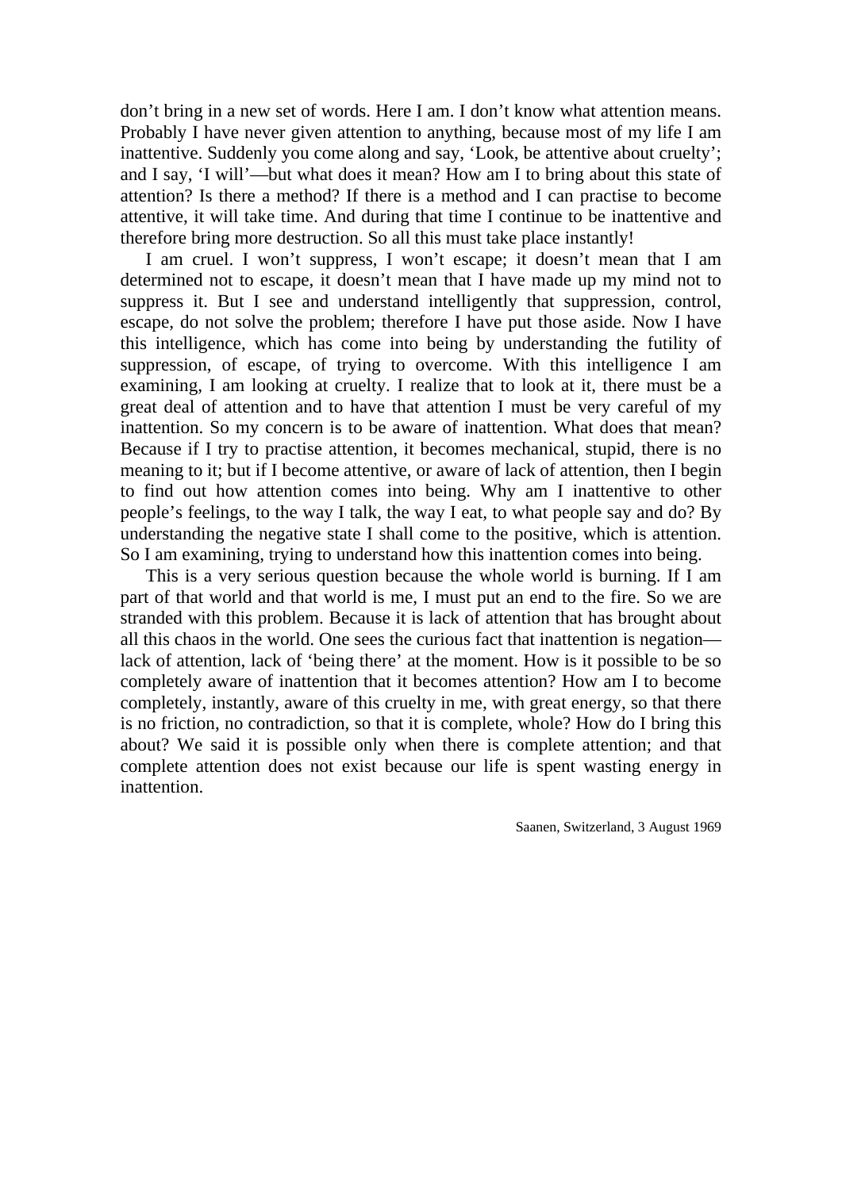don't bring in a new set of words. Here I am. I don't know what attention means. Probably I have never given attention to anything, because most of my life I am inattentive. Suddenly you come along and say, 'Look, be attentive about cruelty'; and I say, 'I will'—but what does it mean? How am I to bring about this state of attention? Is there a method? If there is a method and I can practise to become attentive, it will take time. And during that time I continue to be inattentive and therefore bring more destruction. So all this must take place instantly!

I am cruel. I won't suppress, I won't escape; it doesn't mean that I am determined not to escape, it doesn't mean that I have made up my mind not to suppress it. But I see and understand intelligently that suppression, control, escape, do not solve the problem; therefore I have put those aside. Now I have this intelligence, which has come into being by understanding the futility of suppression, of escape, of trying to overcome. With this intelligence I am examining, I am looking at cruelty. I realize that to look at it, there must be a great deal of attention and to have that attention I must be very careful of my inattention. So my concern is to be aware of inattention. What does that mean? Because if I try to practise attention, it becomes mechanical, stupid, there is no meaning to it; but if I become attentive, or aware of lack of attention, then I begin to find out how attention comes into being. Why am I inattentive to other people's feelings, to the way I talk, the way I eat, to what people say and do? By understanding the negative state I shall come to the positive, which is attention. So I am examining, trying to understand how this inattention comes into being.

This is a very serious question because the whole world is burning. If I am part of that world and that world is me, I must put an end to the fire. So we are stranded with this problem. Because it is lack of attention that has brought about all this chaos in the world. One sees the curious fact that inattention is negation—lack of attention, lack of 'being there' at the moment. How is it possible to be so completely aware of inattention that it becomes attention? How am I to become completely, instantly, aware of this cruelty in me, with great energy, so that there is no friction, no contradiction, so that it is complete, whole? How do I bring this about? We said it is possible only when there is complete attention; and that complete attention does not exist because our life is spent wasting energy in inattention.

Saanen, Switzerland, 3 August 1969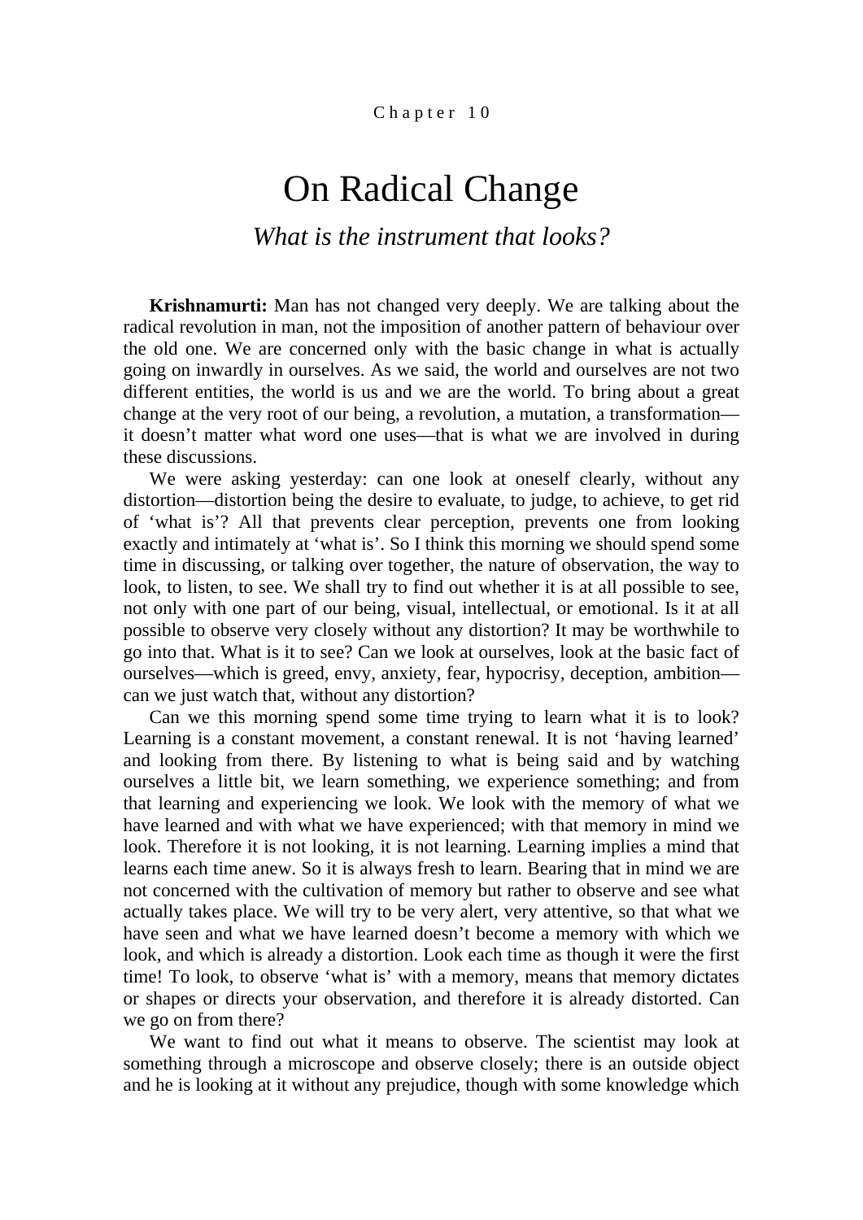Chapter 10

# On Radical Change

## *What is the instrument that looks?*

**Krishnamurti:** Man has not changed very deeply. We are talking about the radical revolution in man, not the imposition of another pattern of behaviour over the old one. We are concerned only with the basic change in what is actually going on inwardly in ourselves. As we said, the world and ourselves are not two different entities, the world is us and we are the world. To bring about a great change at the very root of our being, a revolution, a mutation, a transformation—it doesn't matter what word one uses—that is what we are involved in during these discussions.

We were asking yesterday: can one look at oneself clearly, without any distortion—distortion being the desire to evaluate, to judge, to achieve, to get rid of 'what is'? All that prevents clear perception, prevents one from looking exactly and intimately at 'what is'. So I think this morning we should spend some time in discussing, or talking over together, the nature of observation, the way to look, to listen, to see. We shall try to find out whether it is at all possible to see, not only with one part of our being, visual, intellectual, or emotional. Is it at all possible to observe very closely without any distortion? It may be worthwhile to go into that. What is it to see? Can we look at ourselves, look at the basic fact of ourselves—which is greed, envy, anxiety, fear, hypocrisy, deception, ambition—can we just watch that, without any distortion?

Can we this morning spend some time trying to learn what it is to look? Learning is a constant movement, a constant renewal. It is not 'having learned' and looking from there. By listening to what is being said and by watching ourselves a little bit, we learn something, we experience something; and from that learning and experiencing we look. We look with the memory of what we have learned and with what we have experienced; with that memory in mind we look. Therefore it is not looking, it is not learning. Learning implies a mind that learns each time anew. So it is always fresh to learn. Bearing that in mind we are not concerned with the cultivation of memory but rather to observe and see what actually takes place. We will try to be very alert, very attentive, so that what we have seen and what we have learned doesn't become a memory with which we look, and which is already a distortion. Look each time as though it were the first time! To look, to observe 'what is' with a memory, means that memory dictates or shapes or directs your observation, and therefore it is already distorted. Can we go on from there?

We want to find out what it means to observe. The scientist may look at something through a microscope and observe closely; there is an outside object and he is looking at it without any prejudice, though with some knowledge which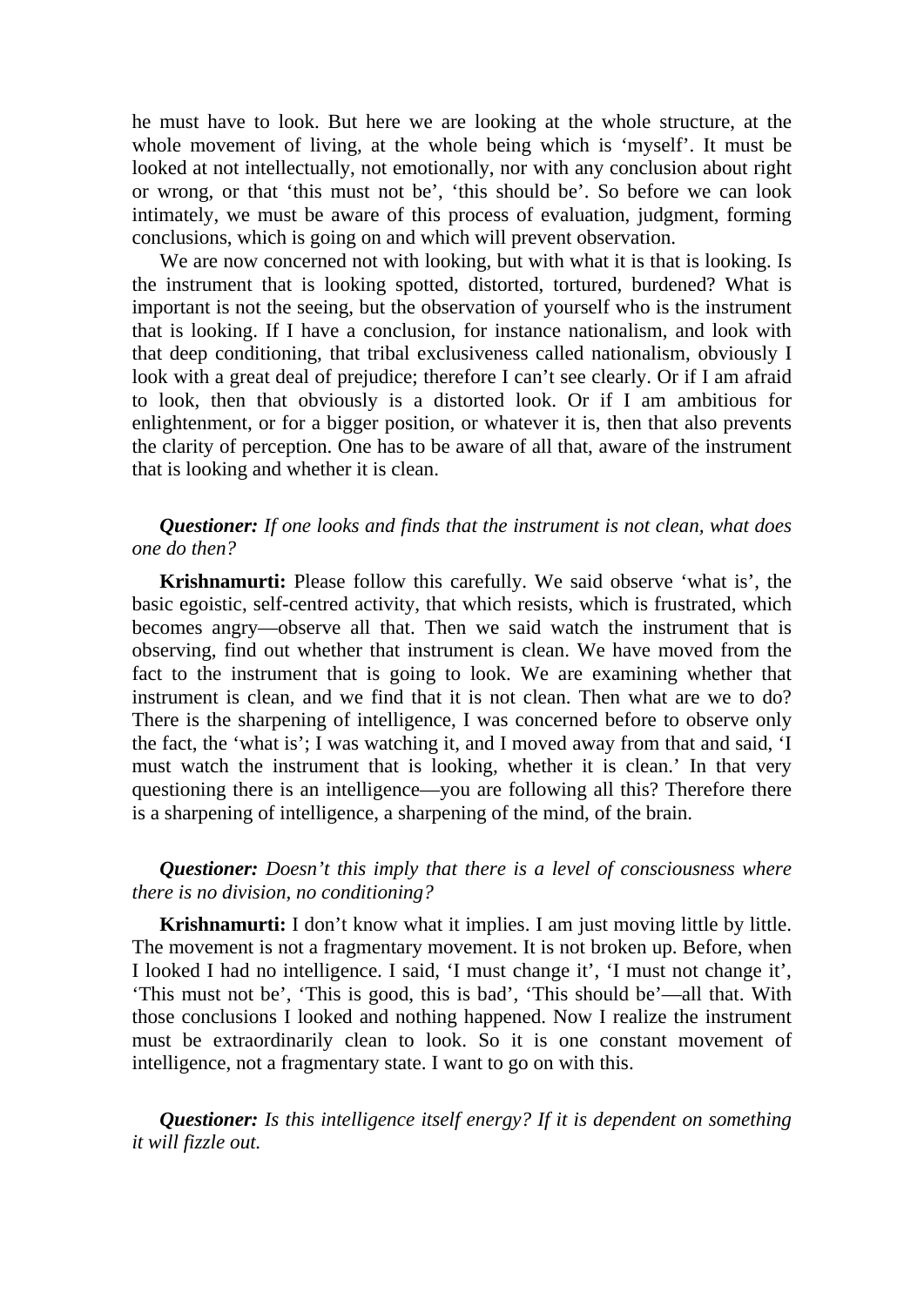he must have to look. But here we are looking at the whole structure, at the whole movement of living, at the whole being which is 'myself'. It must be looked at not intellectually, not emotionally, nor with any conclusion about right or wrong, or that 'this must not be', 'this should be'. So before we can look intimately, we must be aware of this process of evaluation, judgment, forming conclusions, which is going on and which will prevent observation.

We are now concerned not with looking, but with what it is that is looking. Is the instrument that is looking spotted, distorted, tortured, burdened? What is important is not the seeing, but the observation of yourself who is the instrument that is looking. If I have a conclusion, for instance nationalism, and look with that deep conditioning, that tribal exclusiveness called nationalism, obviously I look with a great deal of prejudice; therefore I can't see clearly. Or if I am afraid to look, then that obviously is a distorted look. Or if I am ambitious for enlightenment, or for a bigger position, or whatever it is, then that also prevents the clarity of perception. One has to be aware of all that, aware of the instrument that is looking and whether it is clean.

***Questioner:*** *If one looks and finds that the instrument is not clean, what does one do then?*

**Krishnamurti:** Please follow this carefully. We said observe 'what is', the basic egoistic, self-centred activity, that which resists, which is frustrated, which becomes angry—observe all that. Then we said watch the instrument that is observing, find out whether that instrument is clean. We have moved from the fact to the instrument that is going to look. We are examining whether that instrument is clean, and we find that it is not clean. Then what are we to do? There is the sharpening of intelligence, I was concerned before to observe only the fact, the 'what is'; I was watching it, and I moved away from that and said, 'I must watch the instrument that is looking, whether it is clean.' In that very questioning there is an intelligence—you are following all this? Therefore there is a sharpening of intelligence, a sharpening of the mind, of the brain.

***Questioner:*** *Doesn't this imply that there is a level of consciousness where there is no division, no conditioning?*

**Krishnamurti:** I don't know what it implies. I am just moving little by little. The movement is not a fragmentary movement. It is not broken up. Before, when I looked I had no intelligence. I said, 'I must change it', 'I must not change it', 'This must not be', 'This is good, this is bad', 'This should be'—all that. With those conclusions I looked and nothing happened. Now I realize the instrument must be extraordinarily clean to look. So it is one constant movement of intelligence, not a fragmentary state. I want to go on with this.

***Questioner:*** *Is this intelligence itself energy? If it is dependent on something it will fizzle out.*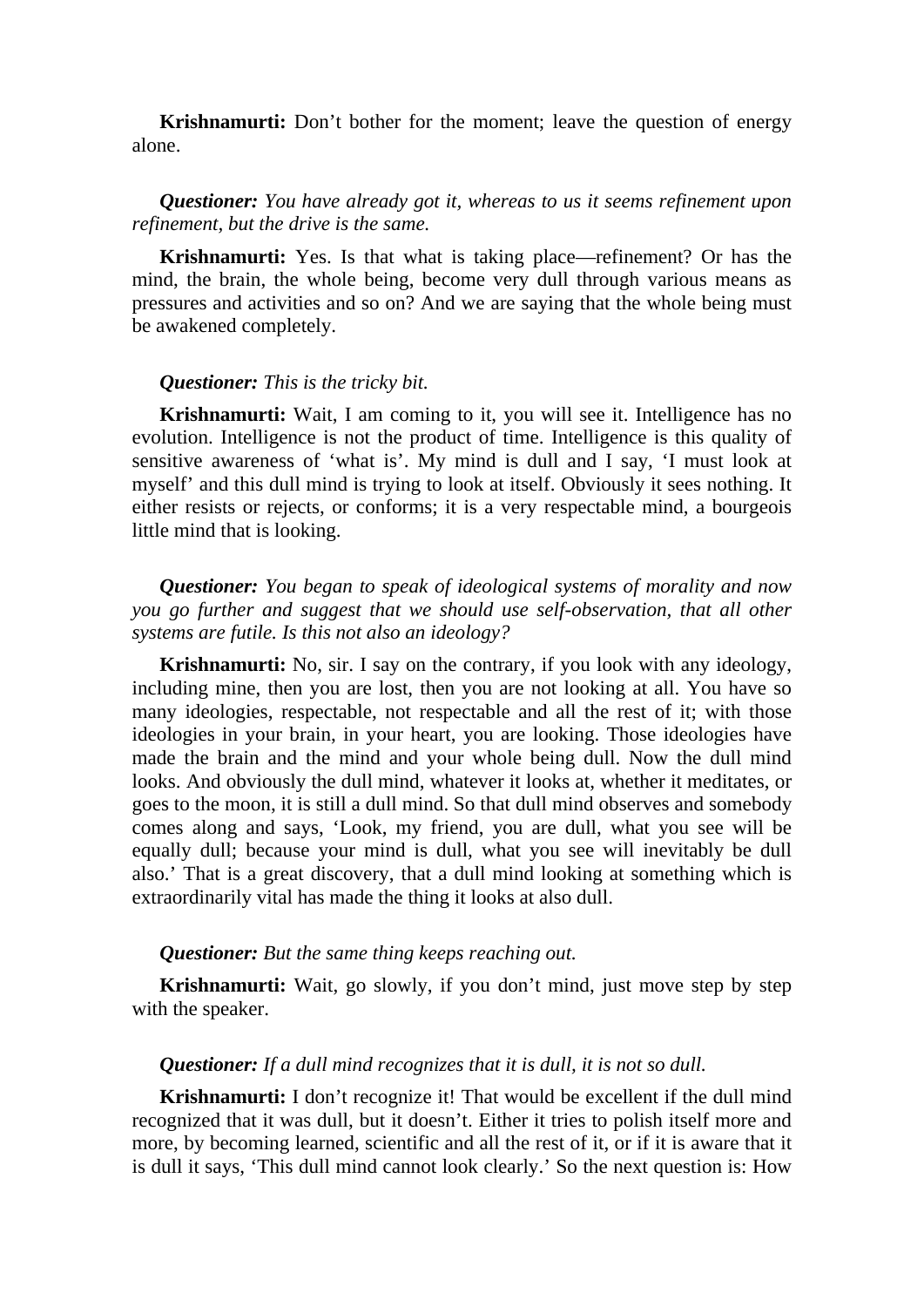**Krishnamurti:** Don’t bother for the moment; leave the question of energy alone.

***Questioner:*** *You have already got it, whereas to us it seems refinement upon refinement, but the drive is the same.*

**Krishnamurti:** Yes. Is that what is taking place—refinement? Or has the mind, the brain, the whole being, become very dull through various means as pressures and activities and so on? And we are saying that the whole being must be awakened completely.

***Questioner:*** *This is the tricky bit.*

**Krishnamurti:** Wait, I am coming to it, you will see it. Intelligence has no evolution. Intelligence is not the product of time. Intelligence is this quality of sensitive awareness of ‘what is’. My mind is dull and I say, ‘I must look at myself’ and this dull mind is trying to look at itself. Obviously it sees nothing. It either resists or rejects, or conforms; it is a very respectable mind, a bourgeois little mind that is looking.

***Questioner:*** *You began to speak of ideological systems of morality and now you go further and suggest that we should use self-observation, that all other systems are futile. Is this not also an ideology?*

**Krishnamurti:** No, sir. I say on the contrary, if you look with any ideology, including mine, then you are lost, then you are not looking at all. You have so many ideologies, respectable, not respectable and all the rest of it; with those ideologies in your brain, in your heart, you are looking. Those ideologies have made the brain and the mind and your whole being dull. Now the dull mind looks. And obviously the dull mind, whatever it looks at, whether it meditates, or goes to the moon, it is still a dull mind. So that dull mind observes and somebody comes along and says, ‘Look, my friend, you are dull, what you see will be equally dull; because your mind is dull, what you see will inevitably be dull also.’ That is a great discovery, that a dull mind looking at something which is extraordinarily vital has made the thing it looks at also dull.

***Questioner:*** *But the same thing keeps reaching out.*

**Krishnamurti:** Wait, go slowly, if you don’t mind, just move step by step with the speaker.

***Questioner:*** *If a dull mind recognizes that it is dull, it is not so dull.*

**Krishnamurti:** I don’t recognize it! That would be excellent if the dull mind recognized that it was dull, but it doesn’t. Either it tries to polish itself more and more, by becoming learned, scientific and all the rest of it, or if it is aware that it is dull it says, ‘This dull mind cannot look clearly.’ So the next question is: How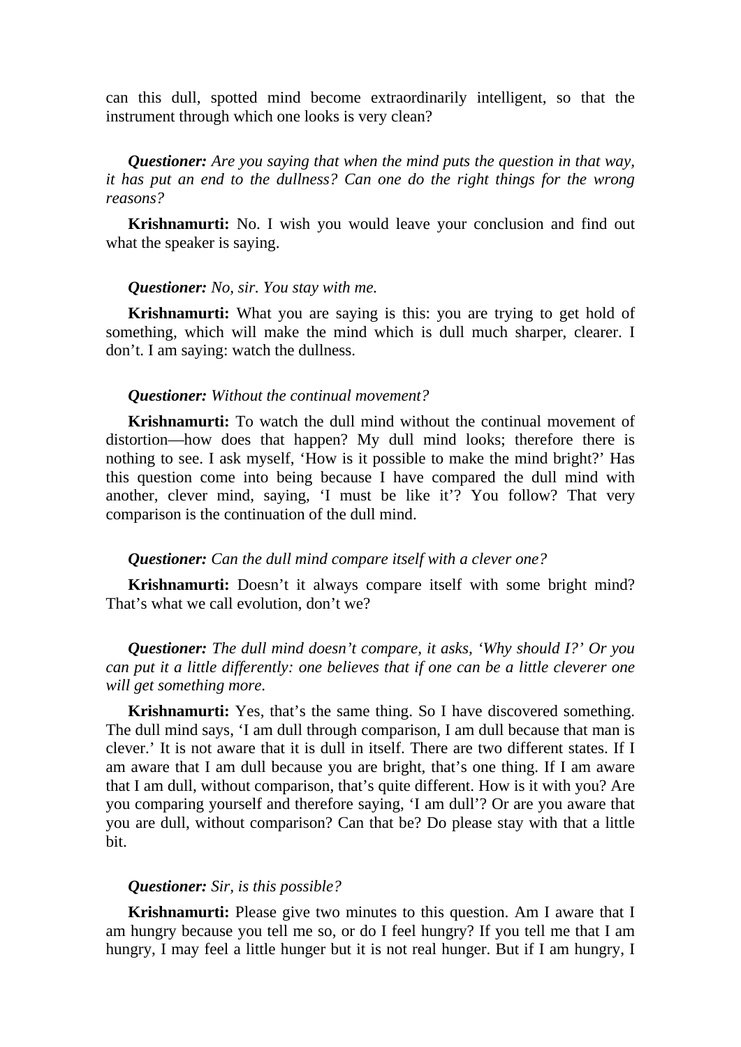can this dull, spotted mind become extraordinarily intelligent, so that the instrument through which one looks is very clean?

***Questioner:*** *Are you saying that when the mind puts the question in that way, it has put an end to the dullness? Can one do the right things for the wrong reasons?*

**Krishnamurti:** No. I wish you would leave your conclusion and find out what the speaker is saying.

***Questioner:*** *No, sir. You stay with me.*

**Krishnamurti:** What you are saying is this: you are trying to get hold of something, which will make the mind which is dull much sharper, clearer. I don't. I am saying: watch the dullness.

***Questioner:*** *Without the continual movement?*

**Krishnamurti:** To watch the dull mind without the continual movement of distortion—how does that happen? My dull mind looks; therefore there is nothing to see. I ask myself, 'How is it possible to make the mind bright?' Has this question come into being because I have compared the dull mind with another, clever mind, saying, 'I must be like it'? You follow? That very comparison is the continuation of the dull mind.

***Questioner:*** *Can the dull mind compare itself with a clever one?*

**Krishnamurti:** Doesn't it always compare itself with some bright mind? That's what we call evolution, don't we?

***Questioner:*** *The dull mind doesn't compare, it asks, 'Why should I?' Or you can put it a little differently: one believes that if one can be a little cleverer one will get something more.*

**Krishnamurti:** Yes, that's the same thing. So I have discovered something. The dull mind says, 'I am dull through comparison, I am dull because that man is clever.' It is not aware that it is dull in itself. There are two different states. If I am aware that I am dull because you are bright, that's one thing. If I am aware that I am dull, without comparison, that's quite different. How is it with you? Are you comparing yourself and therefore saying, 'I am dull'? Or are you aware that you are dull, without comparison? Can that be? Do please stay with that a little bit.

***Questioner:*** *Sir, is this possible?*

**Krishnamurti:** Please give two minutes to this question. Am I aware that I am hungry because you tell me so, or do I feel hungry? If you tell me that I am hungry, I may feel a little hunger but it is not real hunger. But if I am hungry, I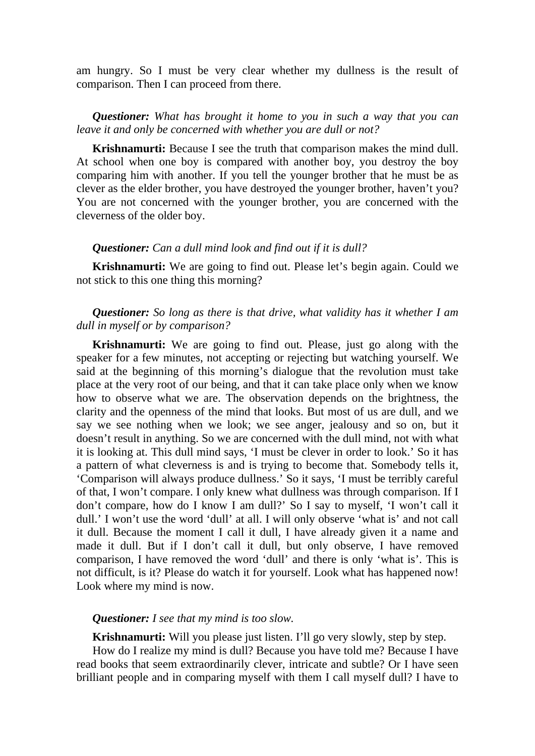am hungry. So I must be very clear whether my dullness is the result of comparison. Then I can proceed from there.

***Questioner:*** *What has brought it home to you in such a way that you can leave it and only be concerned with whether you are dull or not?*

**Krishnamurti:** Because I see the truth that comparison makes the mind dull. At school when one boy is compared with another boy, you destroy the boy comparing him with another. If you tell the younger brother that he must be as clever as the elder brother, you have destroyed the younger brother, haven't you? You are not concerned with the younger brother, you are concerned with the cleverness of the older boy.

***Questioner:*** *Can a dull mind look and find out if it is dull?*

**Krishnamurti:** We are going to find out. Please let's begin again. Could we not stick to this one thing this morning?

***Questioner:*** *So long as there is that drive, what validity has it whether I am dull in myself or by comparison?*

**Krishnamurti:** We are going to find out. Please, just go along with the speaker for a few minutes, not accepting or rejecting but watching yourself. We said at the beginning of this morning's dialogue that the revolution must take place at the very root of our being, and that it can take place only when we know how to observe what we are. The observation depends on the brightness, the clarity and the openness of the mind that looks. But most of us are dull, and we say we see nothing when we look; we see anger, jealousy and so on, but it doesn't result in anything. So we are concerned with the dull mind, not with what it is looking at. This dull mind says, 'I must be clever in order to look.' So it has a pattern of what cleverness is and is trying to become that. Somebody tells it, 'Comparison will always produce dullness.' So it says, 'I must be terribly careful of that, I won't compare. I only knew what dullness was through comparison. If I don't compare, how do I know I am dull?' So I say to myself, 'I won't call it dull.' I won't use the word 'dull' at all. I will only observe 'what is' and not call it dull. Because the moment I call it dull, I have already given it a name and made it dull. But if I don't call it dull, but only observe, I have removed comparison, I have removed the word 'dull' and there is only 'what is'. This is not difficult, is it? Please do watch it for yourself. Look what has happened now! Look where my mind is now.

***Questioner:*** *I see that my mind is too slow.*

**Krishnamurti:** Will you please just listen. I'll go very slowly, step by step.

How do I realize my mind is dull? Because you have told me? Because I have read books that seem extraordinarily clever, intricate and subtle? Or I have seen brilliant people and in comparing myself with them I call myself dull? I have to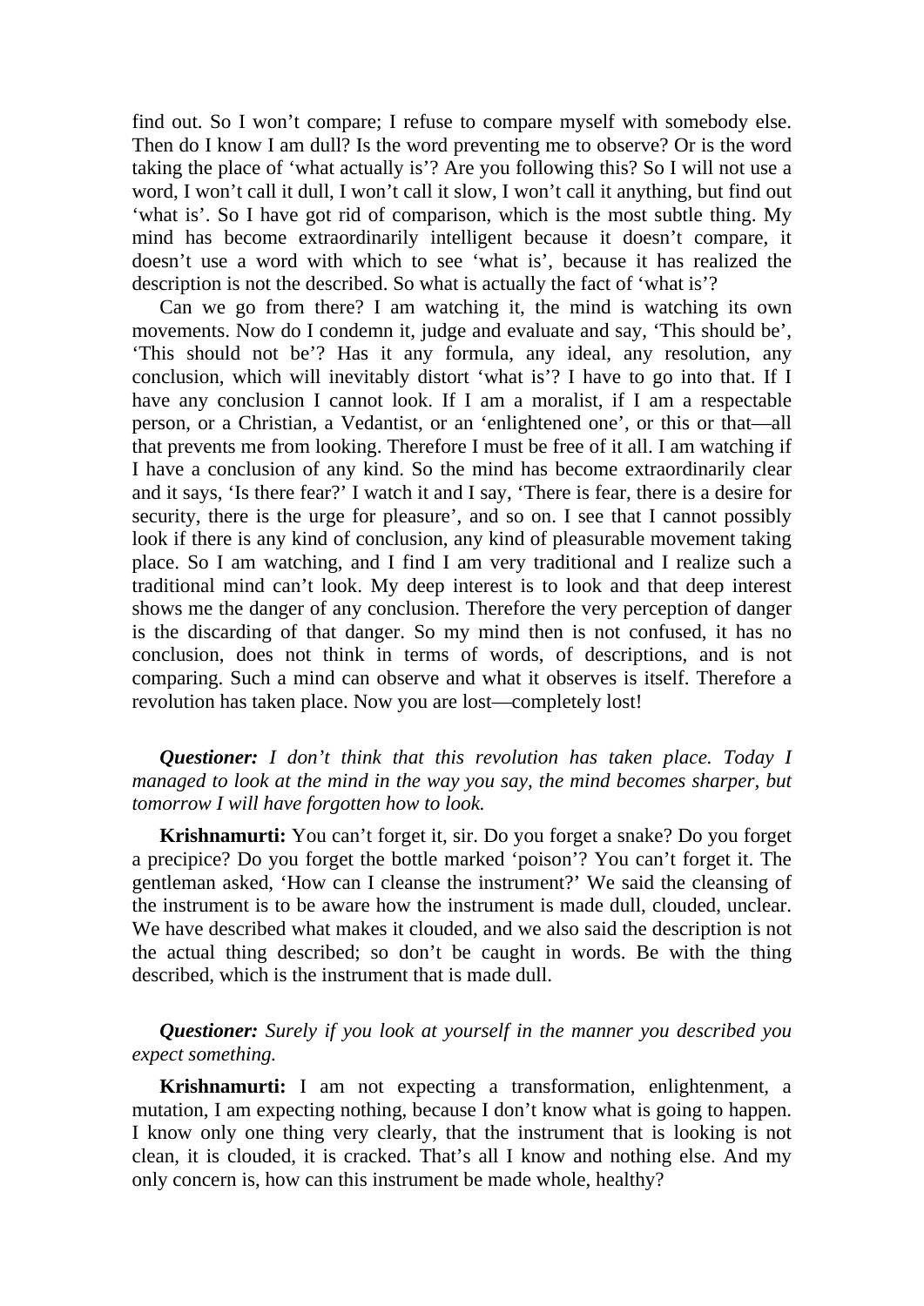find out. So I won't compare; I refuse to compare myself with somebody else. Then do I know I am dull? Is the word preventing me to observe? Or is the word taking the place of 'what actually is'? Are you following this? So I will not use a word, I won't call it dull, I won't call it slow, I won't call it anything, but find out 'what is'. So I have got rid of comparison, which is the most subtle thing. My mind has become extraordinarily intelligent because it doesn't compare, it doesn't use a word with which to see 'what is', because it has realized the description is not the described. So what is actually the fact of 'what is'?

Can we go from there? I am watching it, the mind is watching its own movements. Now do I condemn it, judge and evaluate and say, 'This should be', 'This should not be'? Has it any formula, any ideal, any resolution, any conclusion, which will inevitably distort 'what is'? I have to go into that. If I have any conclusion I cannot look. If I am a moralist, if I am a respectable person, or a Christian, a Vedantist, or an 'enlightened one', or this or that—all that prevents me from looking. Therefore I must be free of it all. I am watching if I have a conclusion of any kind. So the mind has become extraordinarily clear and it says, 'Is there fear?' I watch it and I say, 'There is fear, there is a desire for security, there is the urge for pleasure', and so on. I see that I cannot possibly look if there is any kind of conclusion, any kind of pleasurable movement taking place. So I am watching, and I find I am very traditional and I realize such a traditional mind can't look. My deep interest is to look and that deep interest shows me the danger of any conclusion. Therefore the very perception of danger is the discarding of that danger. So my mind then is not confused, it has no conclusion, does not think in terms of words, of descriptions, and is not comparing. Such a mind can observe and what it observes is itself. Therefore a revolution has taken place. Now you are lost—completely lost!

***Questioner:*** *I don't think that this revolution has taken place. Today I managed to look at the mind in the way you say, the mind becomes sharper, but tomorrow I will have forgotten how to look.*

**Krishnamurti:** You can't forget it, sir. Do you forget a snake? Do you forget a precipice? Do you forget the bottle marked 'poison'? You can't forget it. The gentleman asked, 'How can I cleanse the instrument?' We said the cleansing of the instrument is to be aware how the instrument is made dull, clouded, unclear. We have described what makes it clouded, and we also said the description is not the actual thing described; so don't be caught in words. Be with the thing described, which is the instrument that is made dull.

***Questioner:*** *Surely if you look at yourself in the manner you described you expect something.*

**Krishnamurti:** I am not expecting a transformation, enlightenment, a mutation, I am expecting nothing, because I don't know what is going to happen. I know only one thing very clearly, that the instrument that is looking is not clean, it is clouded, it is cracked. That's all I know and nothing else. And my only concern is, how can this instrument be made whole, healthy?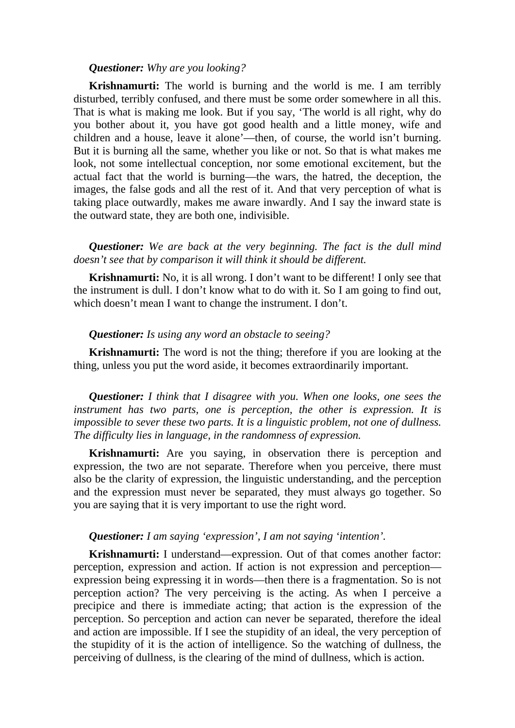***Questioner:*** *Why are you looking?*

**Krishnamurti:** The world is burning and the world is me. I am terribly disturbed, terribly confused, and there must be some order somewhere in all this. That is what is making me look. But if you say, 'The world is all right, why do you bother about it, you have got good health and a little money, wife and children and a house, leave it alone'—then, of course, the world isn't burning. But it is burning all the same, whether you like or not. So that is what makes me look, not some intellectual conception, nor some emotional excitement, but the actual fact that the world is burning—the wars, the hatred, the deception, the images, the false gods and all the rest of it. And that very perception of what is taking place outwardly, makes me aware inwardly. And I say the inward state is the outward state, they are both one, indivisible.

***Questioner:*** *We are back at the very beginning. The fact is the dull mind doesn't see that by comparison it will think it should be different.*

**Krishnamurti:** No, it is all wrong. I don't want to be different! I only see that the instrument is dull. I don't know what to do with it. So I am going to find out, which doesn't mean I want to change the instrument. I don't.

***Questioner:*** *Is using any word an obstacle to seeing?*

**Krishnamurti:** The word is not the thing; therefore if you are looking at the thing, unless you put the word aside, it becomes extraordinarily important.

***Questioner:*** *I think that I disagree with you. When one looks, one sees the instrument has two parts, one is perception, the other is expression. It is impossible to sever these two parts. It is a linguistic problem, not one of dullness. The difficulty lies in language, in the randomness of expression.*

**Krishnamurti:** Are you saying, in observation there is perception and expression, the two are not separate. Therefore when you perceive, there must also be the clarity of expression, the linguistic understanding, and the perception and the expression must never be separated, they must always go together. So you are saying that it is very important to use the right word.

***Questioner:*** *I am saying 'expression', I am not saying 'intention'.*

**Krishnamurti:** I understand—expression. Out of that comes another factor: perception, expression and action. If action is not expression and perception—expression being expressing it in words—then there is a fragmentation. So is not perception action? The very perceiving is the acting. As when I perceive a precipice and there is immediate acting; that action is the expression of the perception. So perception and action can never be separated, therefore the ideal and action are impossible. If I see the stupidity of an ideal, the very perception of the stupidity of it is the action of intelligence. So the watching of dullness, the perceiving of dullness, is the clearing of the mind of dullness, which is action.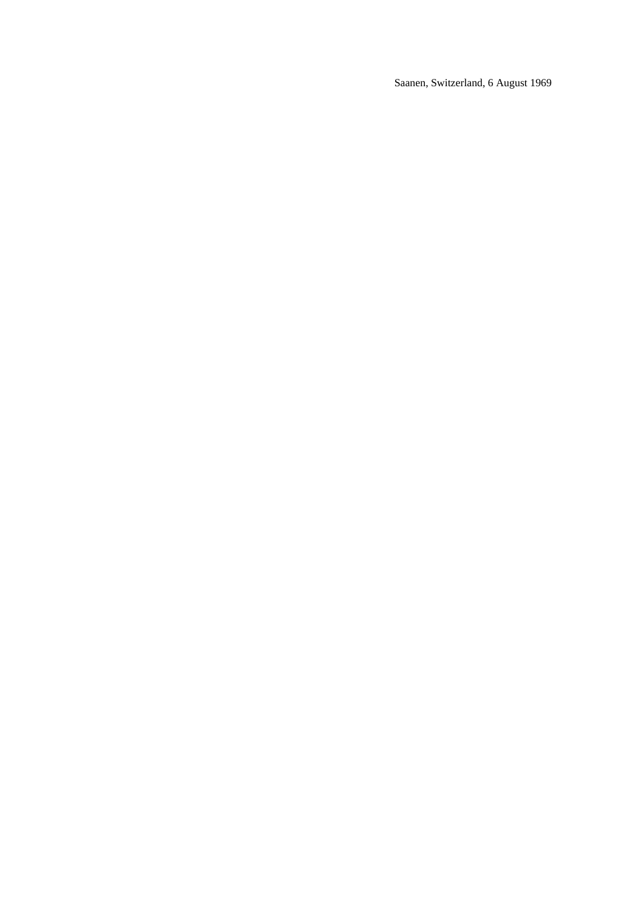Saanen, Switzerland, 6 August 1969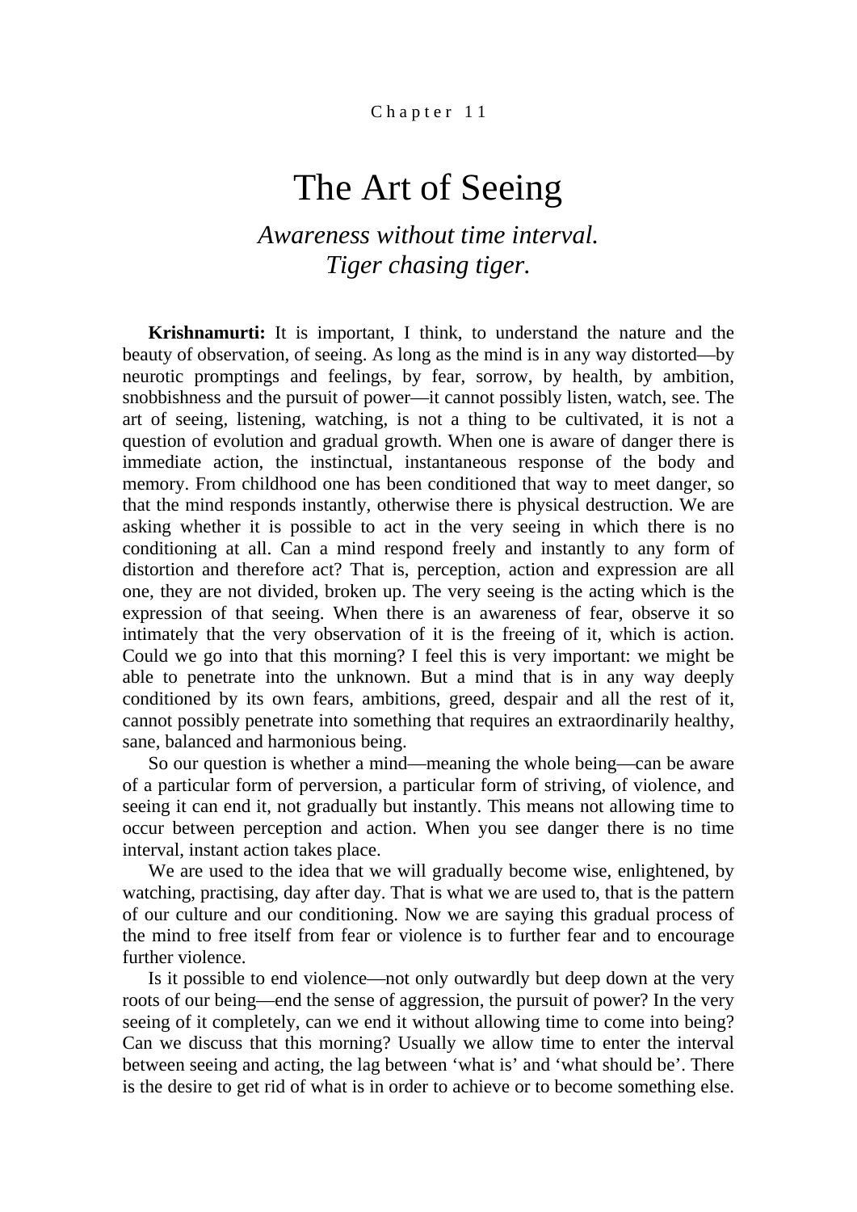Chapter 11

# The Art of Seeing

*Awareness without time interval.*
*Tiger chasing tiger.*

**Krishnamurti:** It is important, I think, to understand the nature and the beauty of observation, of seeing. As long as the mind is in any way distorted—by neurotic promptings and feelings, by fear, sorrow, by health, by ambition, snobbishness and the pursuit of power—it cannot possibly listen, watch, see. The art of seeing, listening, watching, is not a thing to be cultivated, it is not a question of evolution and gradual growth. When one is aware of danger there is immediate action, the instinctual, instantaneous response of the body and memory. From childhood one has been conditioned that way to meet danger, so that the mind responds instantly, otherwise there is physical destruction. We are asking whether it is possible to act in the very seeing in which there is no conditioning at all. Can a mind respond freely and instantly to any form of distortion and therefore act? That is, perception, action and expression are all one, they are not divided, broken up. The very seeing is the acting which is the expression of that seeing. When there is an awareness of fear, observe it so intimately that the very observation of it is the freeing of it, which is action. Could we go into that this morning? I feel this is very important: we might be able to penetrate into the unknown. But a mind that is in any way deeply conditioned by its own fears, ambitions, greed, despair and all the rest of it, cannot possibly penetrate into something that requires an extraordinarily healthy, sane, balanced and harmonious being.

So our question is whether a mind—meaning the whole being—can be aware of a particular form of perversion, a particular form of striving, of violence, and seeing it can end it, not gradually but instantly. This means not allowing time to occur between perception and action. When you see danger there is no time interval, instant action takes place.

We are used to the idea that we will gradually become wise, enlightened, by watching, practising, day after day. That is what we are used to, that is the pattern of our culture and our conditioning. Now we are saying this gradual process of the mind to free itself from fear or violence is to further fear and to encourage further violence.

Is it possible to end violence—not only outwardly but deep down at the very roots of our being—end the sense of aggression, the pursuit of power? In the very seeing of it completely, can we end it without allowing time to come into being? Can we discuss that this morning? Usually we allow time to enter the interval between seeing and acting, the lag between 'what is' and 'what should be'. There is the desire to get rid of what is in order to achieve or to become something else.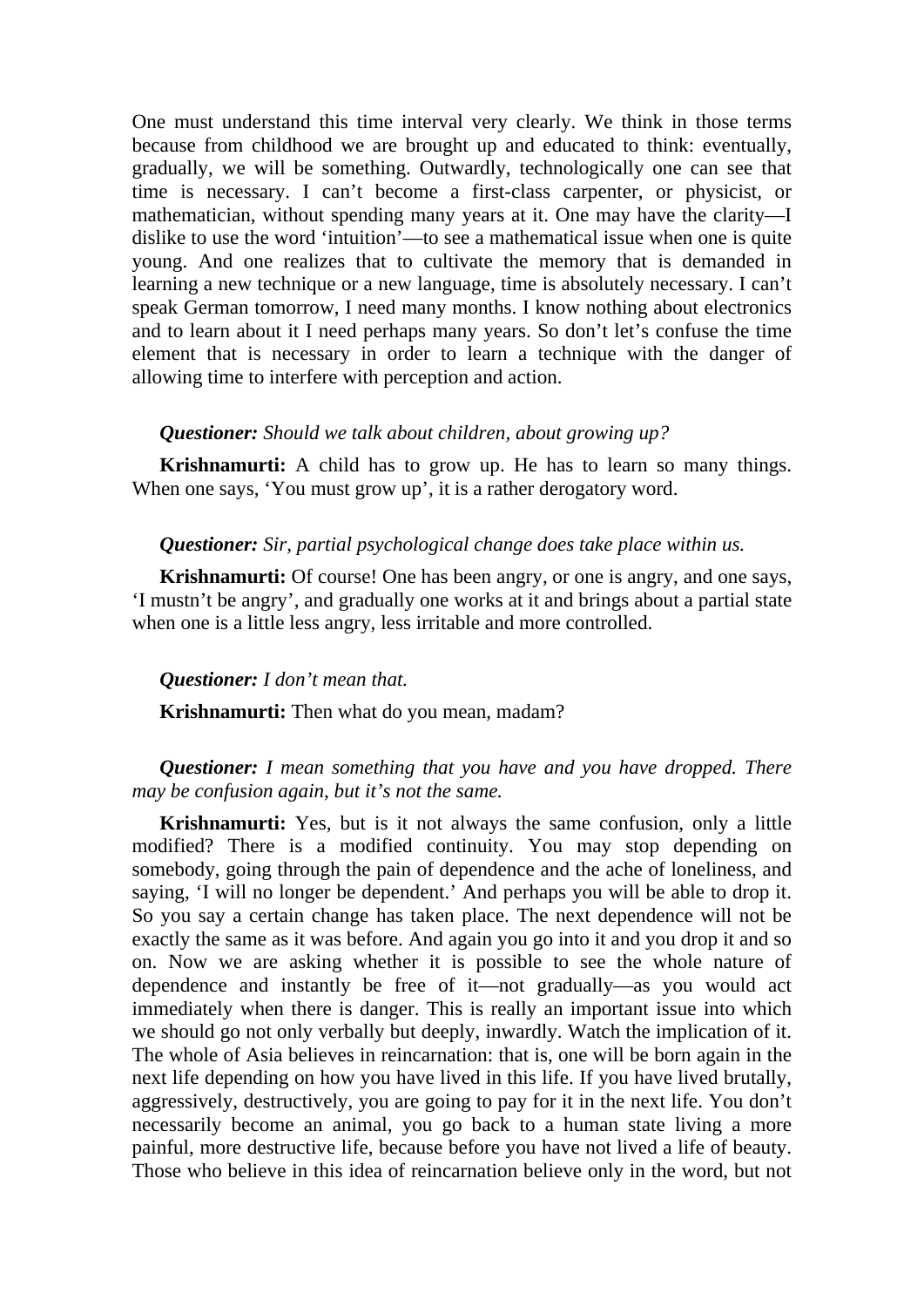One must understand this time interval very clearly. We think in those terms because from childhood we are brought up and educated to think: eventually, gradually, we will be something. Outwardly, technologically one can see that time is necessary. I can't become a first-class carpenter, or physicist, or mathematician, without spending many years at it. One may have the clarity—I dislike to use the word 'intuition'—to see a mathematical issue when one is quite young. And one realizes that to cultivate the memory that is demanded in learning a new technique or a new language, time is absolutely necessary. I can't speak German tomorrow, I need many months. I know nothing about electronics and to learn about it I need perhaps many years. So don't let's confuse the time element that is necessary in order to learn a technique with the danger of allowing time to interfere with perception and action.

***Questioner:*** *Should we talk about children, about growing up?*

**Krishnamurti:** A child has to grow up. He has to learn so many things. When one says, 'You must grow up', it is a rather derogatory word.

***Questioner:*** *Sir, partial psychological change does take place within us.*

**Krishnamurti:** Of course! One has been angry, or one is angry, and one says, 'I mustn't be angry', and gradually one works at it and brings about a partial state when one is a little less angry, less irritable and more controlled.

***Questioner:*** *I don't mean that.*

**Krishnamurti:** Then what do you mean, madam?

***Questioner:*** *I mean something that you have and you have dropped. There may be confusion again, but it's not the same.*

**Krishnamurti:** Yes, but is it not always the same confusion, only a little modified? There is a modified continuity. You may stop depending on somebody, going through the pain of dependence and the ache of loneliness, and saying, 'I will no longer be dependent.' And perhaps you will be able to drop it. So you say a certain change has taken place. The next dependence will not be exactly the same as it was before. And again you go into it and you drop it and so on. Now we are asking whether it is possible to see the whole nature of dependence and instantly be free of it—not gradually—as you would act immediately when there is danger. This is really an important issue into which we should go not only verbally but deeply, inwardly. Watch the implication of it. The whole of Asia believes in reincarnation: that is, one will be born again in the next life depending on how you have lived in this life. If you have lived brutally, aggressively, destructively, you are going to pay for it in the next life. You don't necessarily become an animal, you go back to a human state living a more painful, more destructive life, because before you have not lived a life of beauty. Those who believe in this idea of reincarnation believe only in the word, but not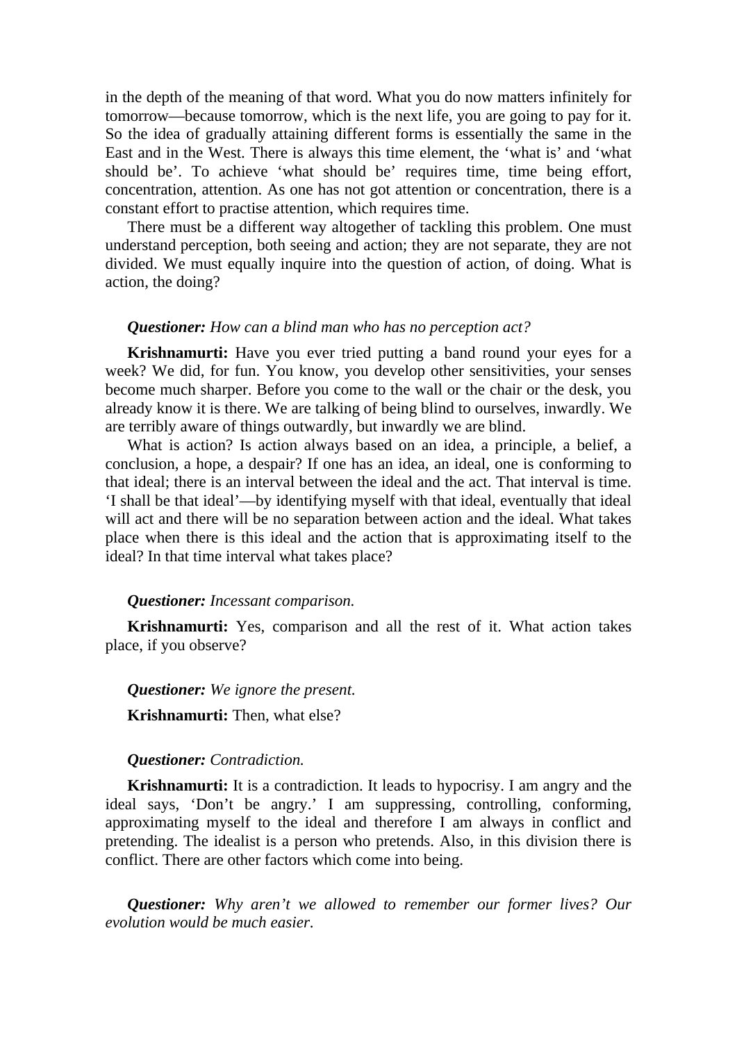in the depth of the meaning of that word. What you do now matters infinitely for tomorrow—because tomorrow, which is the next life, you are going to pay for it. So the idea of gradually attaining different forms is essentially the same in the East and in the West. There is always this time element, the 'what is' and 'what should be'. To achieve 'what should be' requires time, time being effort, concentration, attention. As one has not got attention or concentration, there is a constant effort to practise attention, which requires time.

There must be a different way altogether of tackling this problem. One must understand perception, both seeing and action; they are not separate, they are not divided. We must equally inquire into the question of action, of doing. What is action, the doing?

***Questioner:*** *How can a blind man who has no perception act?*

**Krishnamurti:** Have you ever tried putting a band round your eyes for a week? We did, for fun. You know, you develop other sensitivities, your senses become much sharper. Before you come to the wall or the chair or the desk, you already know it is there. We are talking of being blind to ourselves, inwardly. We are terribly aware of things outwardly, but inwardly we are blind.

What is action? Is action always based on an idea, a principle, a belief, a conclusion, a hope, a despair? If one has an idea, an ideal, one is conforming to that ideal; there is an interval between the ideal and the act. That interval is time. 'I shall be that ideal'—by identifying myself with that ideal, eventually that ideal will act and there will be no separation between action and the ideal. What takes place when there is this ideal and the action that is approximating itself to the ideal? In that time interval what takes place?

***Questioner:*** *Incessant comparison.*

**Krishnamurti:** Yes, comparison and all the rest of it. What action takes place, if you observe?

***Questioner:*** *We ignore the present.*

**Krishnamurti:** Then, what else?

***Questioner:*** *Contradiction.*

**Krishnamurti:** It is a contradiction. It leads to hypocrisy. I am angry and the ideal says, 'Don't be angry.' I am suppressing, controlling, conforming, approximating myself to the ideal and therefore I am always in conflict and pretending. The idealist is a person who pretends. Also, in this division there is conflict. There are other factors which come into being.

***Questioner:*** *Why aren't we allowed to remember our former lives? Our evolution would be much easier.*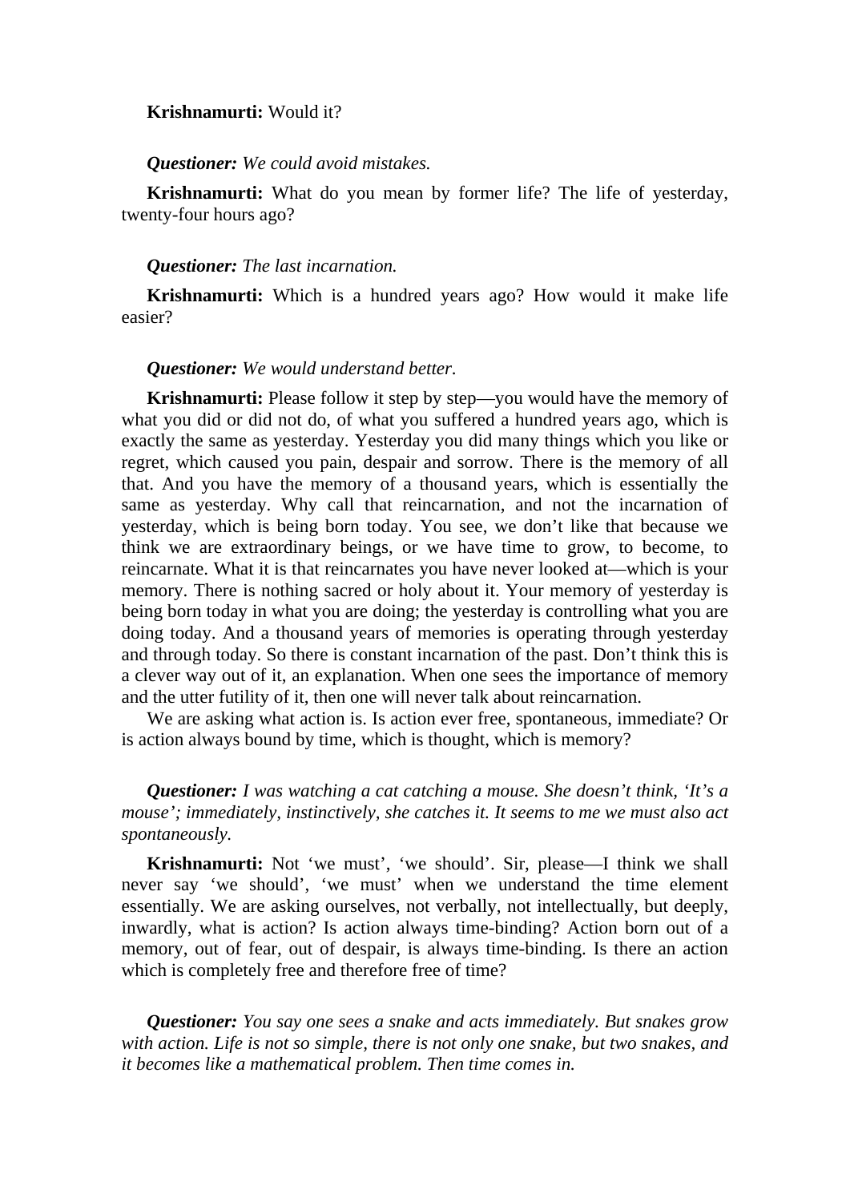**Krishnamurti:** Would it?

***Questioner:*** *We could avoid mistakes.*

**Krishnamurti:** What do you mean by former life? The life of yesterday, twenty-four hours ago?

***Questioner:*** *The last incarnation.*

**Krishnamurti:** Which is a hundred years ago? How would it make life easier?

***Questioner:*** *We would understand better.*

**Krishnamurti:** Please follow it step by step—you would have the memory of what you did or did not do, of what you suffered a hundred years ago, which is exactly the same as yesterday. Yesterday you did many things which you like or regret, which caused you pain, despair and sorrow. There is the memory of all that. And you have the memory of a thousand years, which is essentially the same as yesterday. Why call that reincarnation, and not the incarnation of yesterday, which is being born today. You see, we don't like that because we think we are extraordinary beings, or we have time to grow, to become, to reincarnate. What it is that reincarnates you have never looked at—which is your memory. There is nothing sacred or holy about it. Your memory of yesterday is being born today in what you are doing; the yesterday is controlling what you are doing today. And a thousand years of memories is operating through yesterday and through today. So there is constant incarnation of the past. Don't think this is a clever way out of it, an explanation. When one sees the importance of memory and the utter futility of it, then one will never talk about reincarnation.

We are asking what action is. Is action ever free, spontaneous, immediate? Or is action always bound by time, which is thought, which is memory?

***Questioner:*** *I was watching a cat catching a mouse. She doesn't think, 'It's a mouse'; immediately, instinctively, she catches it. It seems to me we must also act spontaneously.*

**Krishnamurti:** Not 'we must', 'we should'. Sir, please—I think we shall never say 'we should', 'we must' when we understand the time element essentially. We are asking ourselves, not verbally, not intellectually, but deeply, inwardly, what is action? Is action always time-binding? Action born out of a memory, out of fear, out of despair, is always time-binding. Is there an action which is completely free and therefore free of time?

***Questioner:*** *You say one sees a snake and acts immediately. But snakes grow with action. Life is not so simple, there is not only one snake, but two snakes, and it becomes like a mathematical problem. Then time comes in.*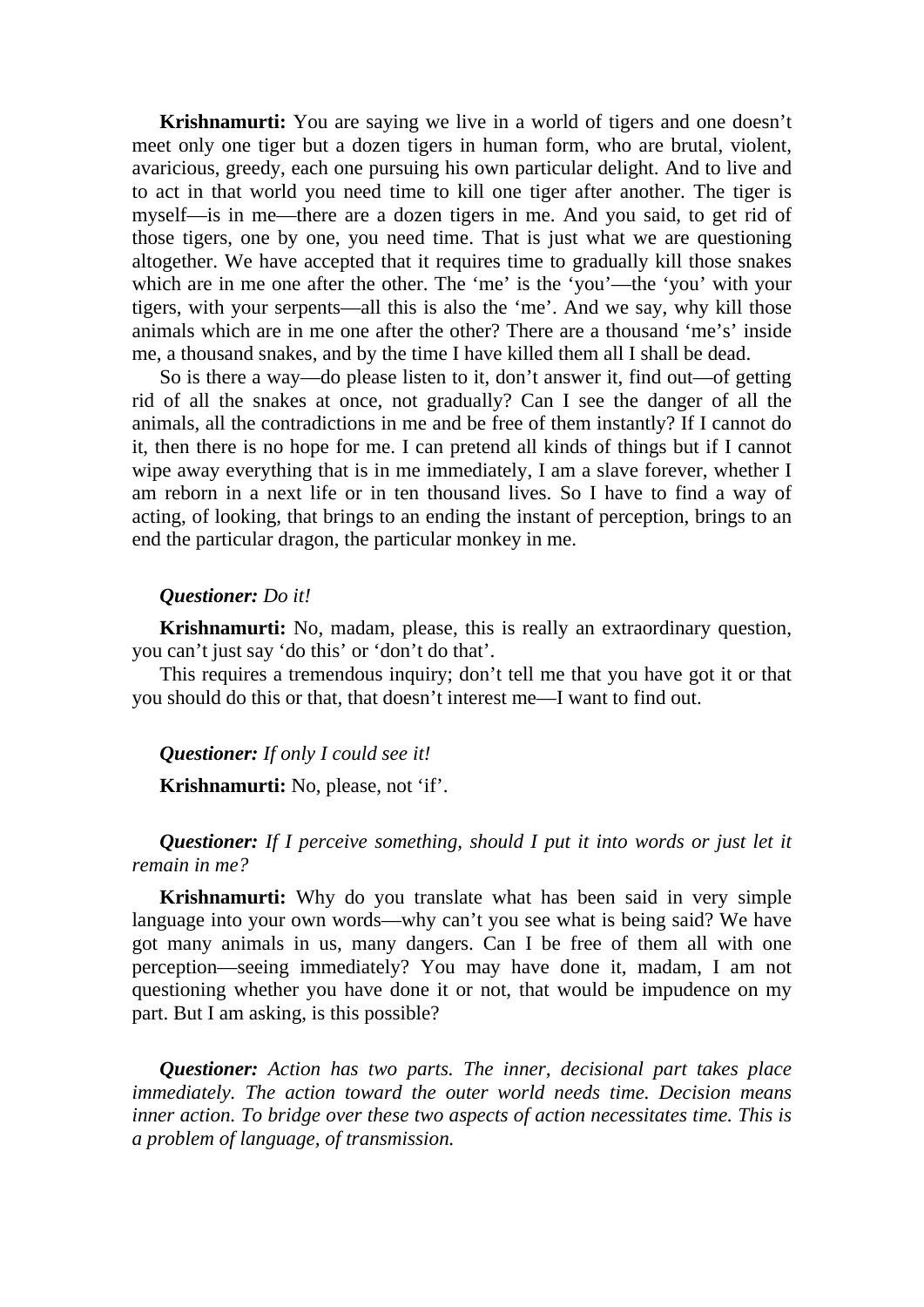**Krishnamurti:** You are saying we live in a world of tigers and one doesn't meet only one tiger but a dozen tigers in human form, who are brutal, violent, avaricious, greedy, each one pursuing his own particular delight. And to live and to act in that world you need time to kill one tiger after another. The tiger is myself—is in me—there are a dozen tigers in me. And you said, to get rid of those tigers, one by one, you need time. That is just what we are questioning altogether. We have accepted that it requires time to gradually kill those snakes which are in me one after the other. The 'me' is the 'you'—the 'you' with your tigers, with your serpents—all this is also the 'me'. And we say, why kill those animals which are in me one after the other? There are a thousand 'me's' inside me, a thousand snakes, and by the time I have killed them all I shall be dead.

So is there a way—do please listen to it, don't answer it, find out—of getting rid of all the snakes at once, not gradually? Can I see the danger of all the animals, all the contradictions in me and be free of them instantly? If I cannot do it, then there is no hope for me. I can pretend all kinds of things but if I cannot wipe away everything that is in me immediately, I am a slave forever, whether I am reborn in a next life or in ten thousand lives. So I have to find a way of acting, of looking, that brings to an ending the instant of perception, brings to an end the particular dragon, the particular monkey in me.

***Questioner:*** *Do it!*

**Krishnamurti:** No, madam, please, this is really an extraordinary question, you can't just say 'do this' or 'don't do that'.

This requires a tremendous inquiry; don't tell me that you have got it or that you should do this or that, that doesn't interest me—I want to find out.

***Questioner:*** *If only I could see it!*

**Krishnamurti:** No, please, not 'if'.

***Questioner:*** *If I perceive something, should I put it into words or just let it remain in me?*

**Krishnamurti:** Why do you translate what has been said in very simple language into your own words—why can't you see what is being said? We have got many animals in us, many dangers. Can I be free of them all with one perception—seeing immediately? You may have done it, madam, I am not questioning whether you have done it or not, that would be impudence on my part. But I am asking, is this possible?

***Questioner:*** *Action has two parts. The inner, decisional part takes place immediately. The action toward the outer world needs time. Decision means inner action. To bridge over these two aspects of action necessitates time. This is a problem of language, of transmission.*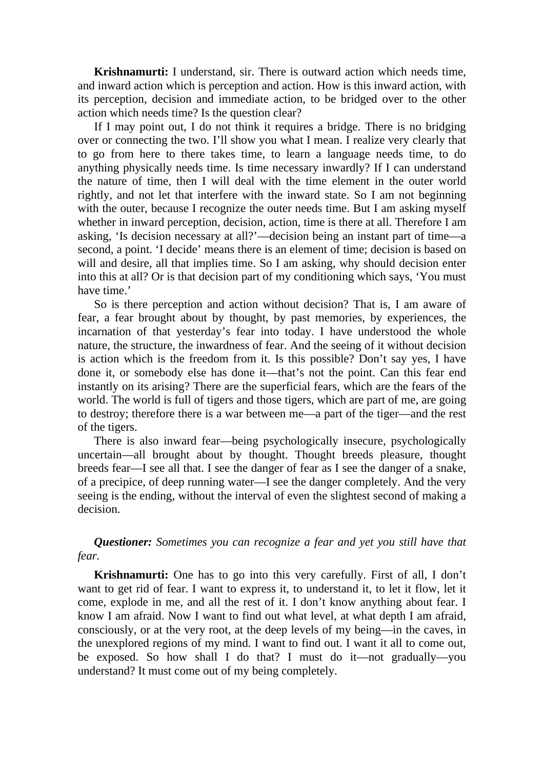**Krishnamurti:** I understand, sir. There is outward action which needs time, and inward action which is perception and action. How is this inward action, with its perception, decision and immediate action, to be bridged over to the other action which needs time? Is the question clear?

If I may point out, I do not think it requires a bridge. There is no bridging over or connecting the two. I'll show you what I mean. I realize very clearly that to go from here to there takes time, to learn a language needs time, to do anything physically needs time. Is time necessary inwardly? If I can understand the nature of time, then I will deal with the time element in the outer world rightly, and not let that interfere with the inward state. So I am not beginning with the outer, because I recognize the outer needs time. But I am asking myself whether in inward perception, decision, action, time is there at all. Therefore I am asking, 'Is decision necessary at all?'—decision being an instant part of time—a second, a point. 'I decide' means there is an element of time; decision is based on will and desire, all that implies time. So I am asking, why should decision enter into this at all? Or is that decision part of my conditioning which says, 'You must have time.'

So is there perception and action without decision? That is, I am aware of fear, a fear brought about by thought, by past memories, by experiences, the incarnation of that yesterday's fear into today. I have understood the whole nature, the structure, the inwardness of fear. And the seeing of it without decision is action which is the freedom from it. Is this possible? Don't say yes, I have done it, or somebody else has done it—that's not the point. Can this fear end instantly on its arising? There are the superficial fears, which are the fears of the world. The world is full of tigers and those tigers, which are part of me, are going to destroy; therefore there is a war between me—a part of the tiger—and the rest of the tigers.

There is also inward fear—being psychologically insecure, psychologically uncertain—all brought about by thought. Thought breeds pleasure, thought breeds fear—I see all that. I see the danger of fear as I see the danger of a snake, of a precipice, of deep running water—I see the danger completely. And the very seeing is the ending, without the interval of even the slightest second of making a decision.

***Questioner:*** *Sometimes you can recognize a fear and yet you still have that fear.*

**Krishnamurti:** One has to go into this very carefully. First of all, I don't want to get rid of fear. I want to express it, to understand it, to let it flow, let it come, explode in me, and all the rest of it. I don't know anything about fear. I know I am afraid. Now I want to find out what level, at what depth I am afraid, consciously, or at the very root, at the deep levels of my being—in the caves, in the unexplored regions of my mind. I want to find out. I want it all to come out, be exposed. So how shall I do that? I must do it—not gradually—you understand? It must come out of my being completely.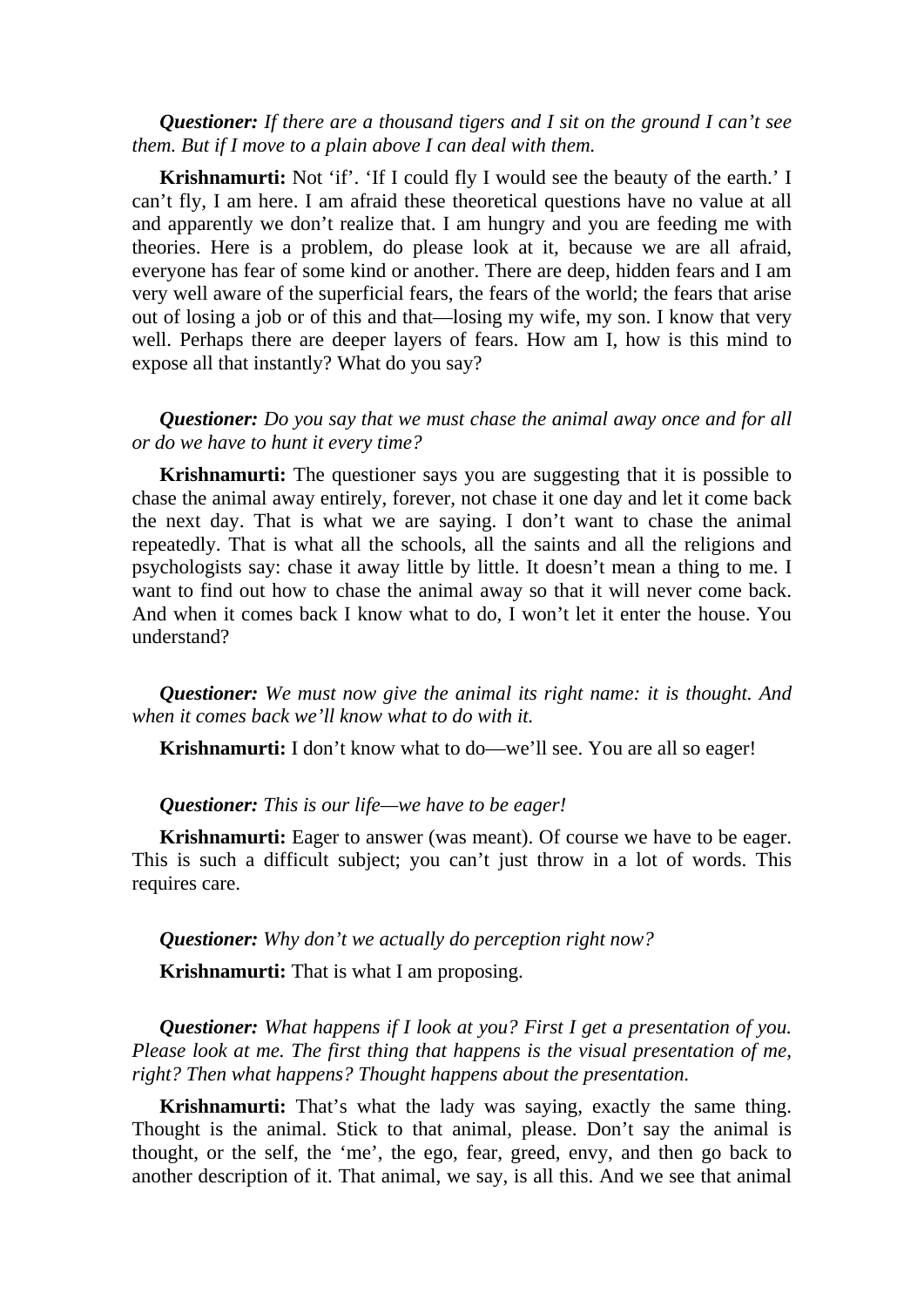***Questioner:*** *If there are a thousand tigers and I sit on the ground I can't see them. But if I move to a plain above I can deal with them.*

**Krishnamurti:** Not 'if'. 'If I could fly I would see the beauty of the earth.' I can't fly, I am here. I am afraid these theoretical questions have no value at all and apparently we don't realize that. I am hungry and you are feeding me with theories. Here is a problem, do please look at it, because we are all afraid, everyone has fear of some kind or another. There are deep, hidden fears and I am very well aware of the superficial fears, the fears of the world; the fears that arise out of losing a job or of this and that—losing my wife, my son. I know that very well. Perhaps there are deeper layers of fears. How am I, how is this mind to expose all that instantly? What do you say?

***Questioner:*** *Do you say that we must chase the animal away once and for all or do we have to hunt it every time?*

**Krishnamurti:** The questioner says you are suggesting that it is possible to chase the animal away entirely, forever, not chase it one day and let it come back the next day. That is what we are saying. I don't want to chase the animal repeatedly. That is what all the schools, all the saints and all the religions and psychologists say: chase it away little by little. It doesn't mean a thing to me. I want to find out how to chase the animal away so that it will never come back. And when it comes back I know what to do, I won't let it enter the house. You understand?

***Questioner:*** *We must now give the animal its right name: it is thought. And when it comes back we'll know what to do with it.*

**Krishnamurti:** I don't know what to do—we'll see. You are all so eager!

***Questioner:*** *This is our life—we have to be eager!*

**Krishnamurti:** Eager to answer (was meant). Of course we have to be eager. This is such a difficult subject; you can't just throw in a lot of words. This requires care.

***Questioner:*** *Why don't we actually do perception right now?*

**Krishnamurti:** That is what I am proposing.

***Questioner:*** *What happens if I look at you? First I get a presentation of you. Please look at me. The first thing that happens is the visual presentation of me, right? Then what happens? Thought happens about the presentation.*

**Krishnamurti:** That's what the lady was saying, exactly the same thing. Thought is the animal. Stick to that animal, please. Don't say the animal is thought, or the self, the 'me', the ego, fear, greed, envy, and then go back to another description of it. That animal, we say, is all this. And we see that animal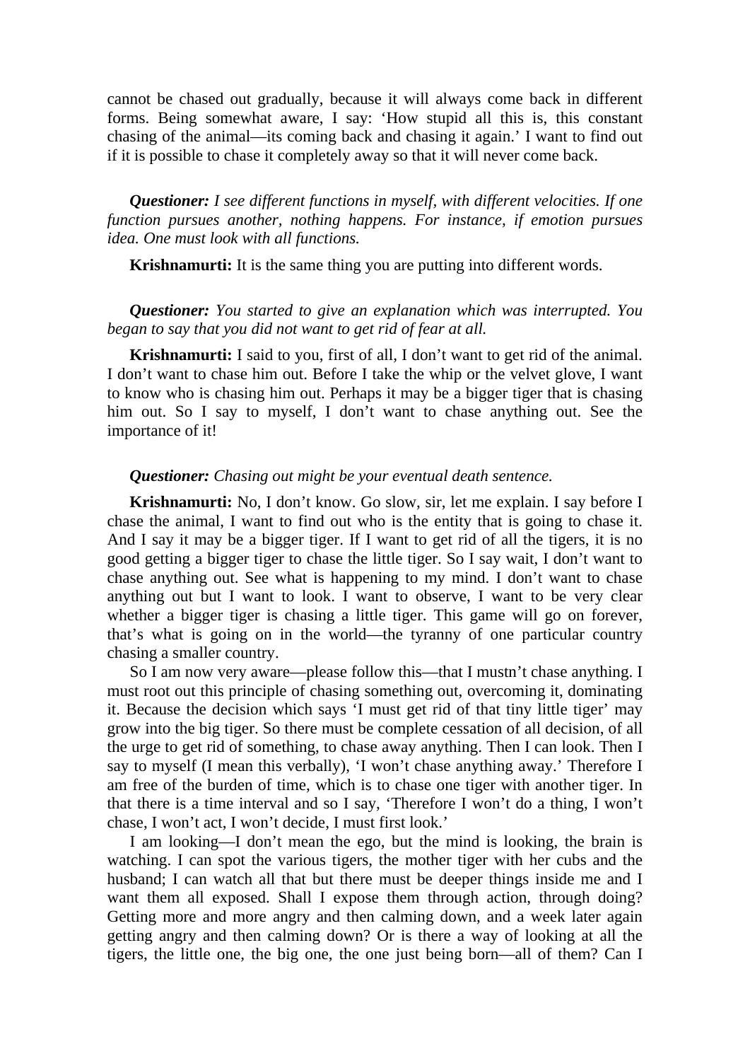cannot be chased out gradually, because it will always come back in different forms. Being somewhat aware, I say: 'How stupid all this is, this constant chasing of the animal—its coming back and chasing it again.' I want to find out if it is possible to chase it completely away so that it will never come back.

***Questioner:*** *I see different functions in myself, with different velocities. If one function pursues another, nothing happens. For instance, if emotion pursues idea. One must look with all functions.*

**Krishnamurti:** It is the same thing you are putting into different words.

***Questioner:*** *You started to give an explanation which was interrupted. You began to say that you did not want to get rid of fear at all.*

**Krishnamurti:** I said to you, first of all, I don't want to get rid of the animal. I don't want to chase him out. Before I take the whip or the velvet glove, I want to know who is chasing him out. Perhaps it may be a bigger tiger that is chasing him out. So I say to myself, I don't want to chase anything out. See the importance of it!

***Questioner:*** *Chasing out might be your eventual death sentence.*

**Krishnamurti:** No, I don't know. Go slow, sir, let me explain. I say before I chase the animal, I want to find out who is the entity that is going to chase it. And I say it may be a bigger tiger. If I want to get rid of all the tigers, it is no good getting a bigger tiger to chase the little tiger. So I say wait, I don't want to chase anything out. See what is happening to my mind. I don't want to chase anything out but I want to look. I want to observe, I want to be very clear whether a bigger tiger is chasing a little tiger. This game will go on forever, that's what is going on in the world—the tyranny of one particular country chasing a smaller country.

So I am now very aware—please follow this—that I mustn't chase anything. I must root out this principle of chasing something out, overcoming it, dominating it. Because the decision which says 'I must get rid of that tiny little tiger' may grow into the big tiger. So there must be complete cessation of all decision, of all the urge to get rid of something, to chase away anything. Then I can look. Then I say to myself (I mean this verbally), 'I won't chase anything away.' Therefore I am free of the burden of time, which is to chase one tiger with another tiger. In that there is a time interval and so I say, 'Therefore I won't do a thing, I won't chase, I won't act, I won't decide, I must first look.'

I am looking—I don't mean the ego, but the mind is looking, the brain is watching. I can spot the various tigers, the mother tiger with her cubs and the husband; I can watch all that but there must be deeper things inside me and I want them all exposed. Shall I expose them through action, through doing? Getting more and more angry and then calming down, and a week later again getting angry and then calming down? Or is there a way of looking at all the tigers, the little one, the big one, the one just being born—all of them? Can I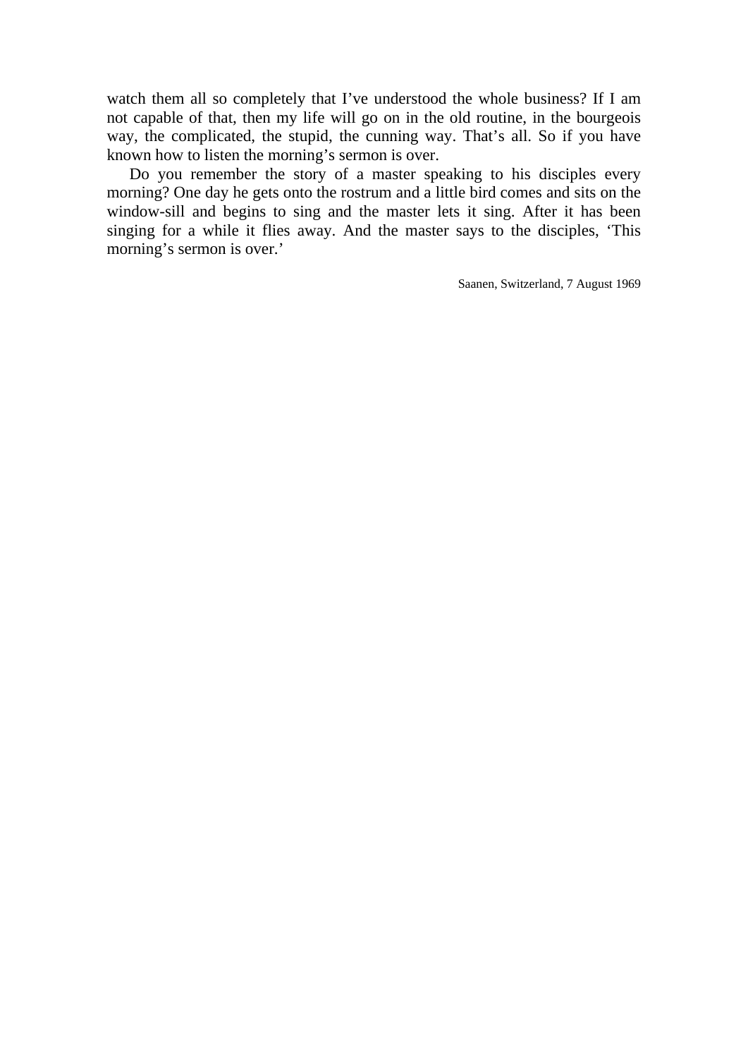watch them all so completely that I've understood the whole business? If I am not capable of that, then my life will go on in the old routine, in the bourgeois way, the complicated, the stupid, the cunning way. That's all. So if you have known how to listen the morning's sermon is over.

Do you remember the story of a master speaking to his disciples every morning? One day he gets onto the rostrum and a little bird comes and sits on the window-sill and begins to sing and the master lets it sing. After it has been singing for a while it flies away. And the master says to the disciples, 'This morning's sermon is over.'

Saanen, Switzerland, 7 August 1969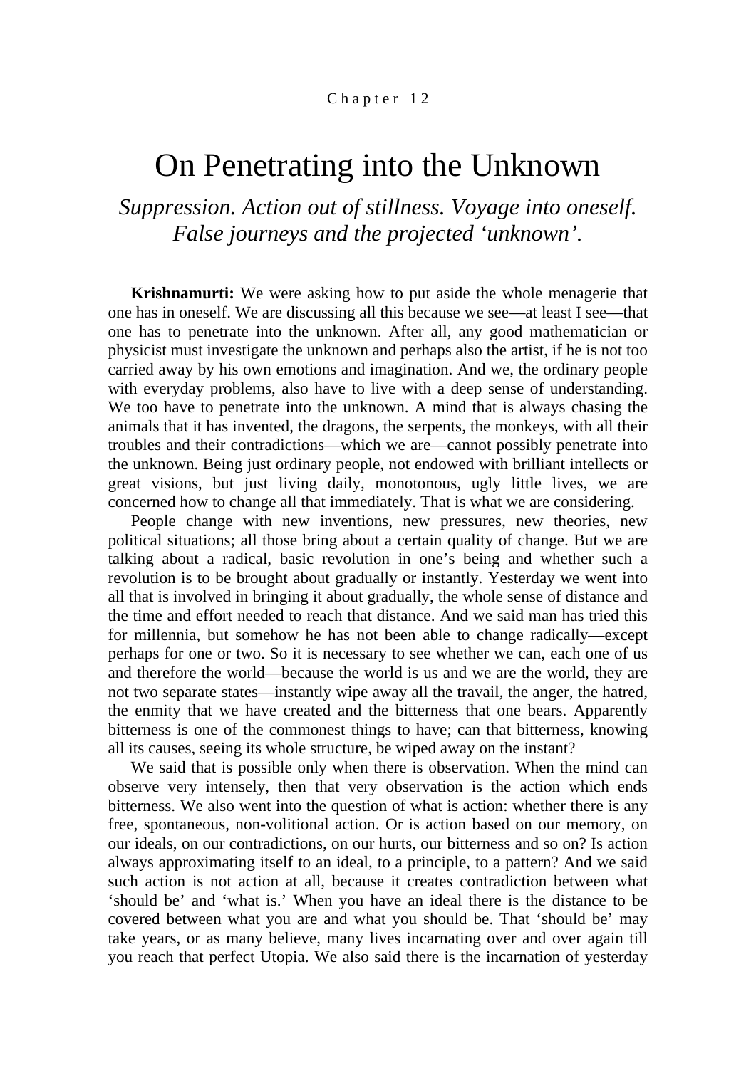Chapter 12

# On Penetrating into the Unknown

*Suppression. Action out of stillness. Voyage into oneself. False journeys and the projected 'unknown'.*

**Krishnamurti:** We were asking how to put aside the whole menagerie that one has in oneself. We are discussing all this because we see—at least I see—that one has to penetrate into the unknown. After all, any good mathematician or physicist must investigate the unknown and perhaps also the artist, if he is not too carried away by his own emotions and imagination. And we, the ordinary people with everyday problems, also have to live with a deep sense of understanding. We too have to penetrate into the unknown. A mind that is always chasing the animals that it has invented, the dragons, the serpents, the monkeys, with all their troubles and their contradictions—which we are—cannot possibly penetrate into the unknown. Being just ordinary people, not endowed with brilliant intellects or great visions, but just living daily, monotonous, ugly little lives, we are concerned how to change all that immediately. That is what we are considering.

People change with new inventions, new pressures, new theories, new political situations; all those bring about a certain quality of change. But we are talking about a radical, basic revolution in one's being and whether such a revolution is to be brought about gradually or instantly. Yesterday we went into all that is involved in bringing it about gradually, the whole sense of distance and the time and effort needed to reach that distance. And we said man has tried this for millennia, but somehow he has not been able to change radically—except perhaps for one or two. So it is necessary to see whether we can, each one of us and therefore the world—because the world is us and we are the world, they are not two separate states—instantly wipe away all the travail, the anger, the hatred, the enmity that we have created and the bitterness that one bears. Apparently bitterness is one of the commonest things to have; can that bitterness, knowing all its causes, seeing its whole structure, be wiped away on the instant?

We said that is possible only when there is observation. When the mind can observe very intensely, then that very observation is the action which ends bitterness. We also went into the question of what is action: whether there is any free, spontaneous, non-volitional action. Or is action based on our memory, on our ideals, on our contradictions, on our hurts, our bitterness and so on? Is action always approximating itself to an ideal, to a principle, to a pattern? And we said such action is not action at all, because it creates contradiction between what 'should be' and 'what is.' When you have an ideal there is the distance to be covered between what you are and what you should be. That 'should be' may take years, or as many believe, many lives incarnating over and over again till you reach that perfect Utopia. We also said there is the incarnation of yesterday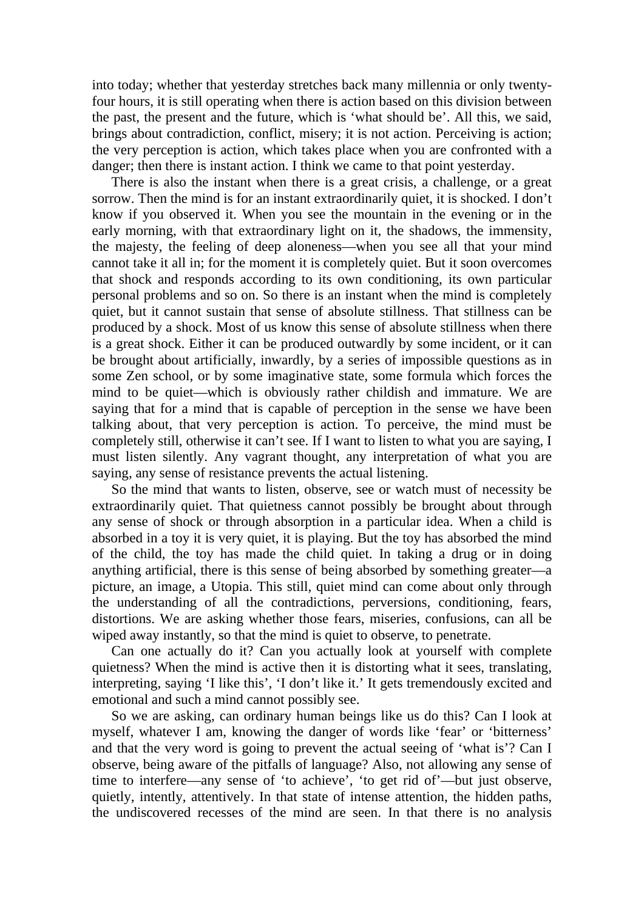into today; whether that yesterday stretches back many millennia or only twenty-four hours, it is still operating when there is action based on this division between the past, the present and the future, which is 'what should be'. All this, we said, brings about contradiction, conflict, misery; it is not action. Perceiving is action; the very perception is action, which takes place when you are confronted with a danger; then there is instant action. I think we came to that point yesterday.

There is also the instant when there is a great crisis, a challenge, or a great sorrow. Then the mind is for an instant extraordinarily quiet, it is shocked. I don't know if you observed it. When you see the mountain in the evening or in the early morning, with that extraordinary light on it, the shadows, the immensity, the majesty, the feeling of deep aloneness—when you see all that your mind cannot take it all in; for the moment it is completely quiet. But it soon overcomes that shock and responds according to its own conditioning, its own particular personal problems and so on. So there is an instant when the mind is completely quiet, but it cannot sustain that sense of absolute stillness. That stillness can be produced by a shock. Most of us know this sense of absolute stillness when there is a great shock. Either it can be produced outwardly by some incident, or it can be brought about artificially, inwardly, by a series of impossible questions as in some Zen school, or by some imaginative state, some formula which forces the mind to be quiet—which is obviously rather childish and immature. We are saying that for a mind that is capable of perception in the sense we have been talking about, that very perception is action. To perceive, the mind must be completely still, otherwise it can't see. If I want to listen to what you are saying, I must listen silently. Any vagrant thought, any interpretation of what you are saying, any sense of resistance prevents the actual listening.

So the mind that wants to listen, observe, see or watch must of necessity be extraordinarily quiet. That quietness cannot possibly be brought about through any sense of shock or through absorption in a particular idea. When a child is absorbed in a toy it is very quiet, it is playing. But the toy has absorbed the mind of the child, the toy has made the child quiet. In taking a drug or in doing anything artificial, there is this sense of being absorbed by something greater—a picture, an image, a Utopia. This still, quiet mind can come about only through the understanding of all the contradictions, perversions, conditioning, fears, distortions. We are asking whether those fears, miseries, confusions, can all be wiped away instantly, so that the mind is quiet to observe, to penetrate.

Can one actually do it? Can you actually look at yourself with complete quietness? When the mind is active then it is distorting what it sees, translating, interpreting, saying 'I like this', 'I don't like it.' It gets tremendously excited and emotional and such a mind cannot possibly see.

So we are asking, can ordinary human beings like us do this? Can I look at myself, whatever I am, knowing the danger of words like 'fear' or 'bitterness' and that the very word is going to prevent the actual seeing of 'what is'? Can I observe, being aware of the pitfalls of language? Also, not allowing any sense of time to interfere—any sense of 'to achieve', 'to get rid of'—but just observe, quietly, intently, attentively. In that state of intense attention, the hidden paths, the undiscovered recesses of the mind are seen. In that there is no analysis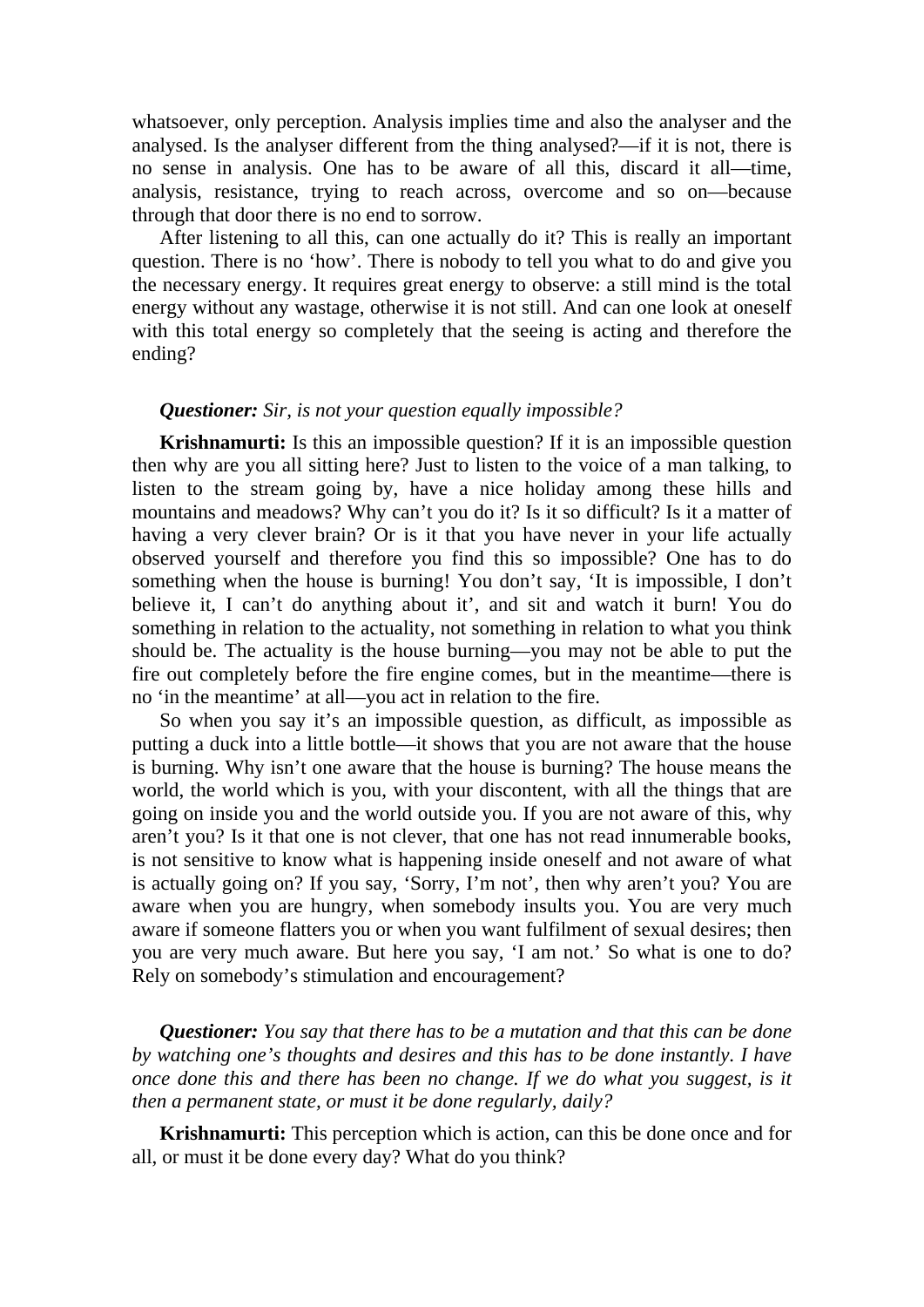whatsoever, only perception. Analysis implies time and also the analyser and the analysed. Is the analyser different from the thing analysed?—if it is not, there is no sense in analysis. One has to be aware of all this, discard it all—time, analysis, resistance, trying to reach across, overcome and so on—because through that door there is no end to sorrow.

After listening to all this, can one actually do it? This is really an important question. There is no 'how'. There is nobody to tell you what to do and give you the necessary energy. It requires great energy to observe: a still mind is the total energy without any wastage, otherwise it is not still. And can one look at oneself with this total energy so completely that the seeing is acting and therefore the ending?

***Questioner:*** *Sir, is not your question equally impossible?*

**Krishnamurti:** Is this an impossible question? If it is an impossible question then why are you all sitting here? Just to listen to the voice of a man talking, to listen to the stream going by, have a nice holiday among these hills and mountains and meadows? Why can't you do it? Is it so difficult? Is it a matter of having a very clever brain? Or is it that you have never in your life actually observed yourself and therefore you find this so impossible? One has to do something when the house is burning! You don't say, 'It is impossible, I don't believe it, I can't do anything about it', and sit and watch it burn! You do something in relation to the actuality, not something in relation to what you think should be. The actuality is the house burning—you may not be able to put the fire out completely before the fire engine comes, but in the meantime—there is no 'in the meantime' at all—you act in relation to the fire.

So when you say it's an impossible question, as difficult, as impossible as putting a duck into a little bottle—it shows that you are not aware that the house is burning. Why isn't one aware that the house is burning? The house means the world, the world which is you, with your discontent, with all the things that are going on inside you and the world outside you. If you are not aware of this, why aren't you? Is it that one is not clever, that one has not read innumerable books, is not sensitive to know what is happening inside oneself and not aware of what is actually going on? If you say, 'Sorry, I'm not', then why aren't you? You are aware when you are hungry, when somebody insults you. You are very much aware if someone flatters you or when you want fulfilment of sexual desires; then you are very much aware. But here you say, 'I am not.' So what is one to do? Rely on somebody's stimulation and encouragement?

***Questioner:*** *You say that there has to be a mutation and that this can be done by watching one's thoughts and desires and this has to be done instantly. I have once done this and there has been no change. If we do what you suggest, is it then a permanent state, or must it be done regularly, daily?*

**Krishnamurti:** This perception which is action, can this be done once and for all, or must it be done every day? What do you think?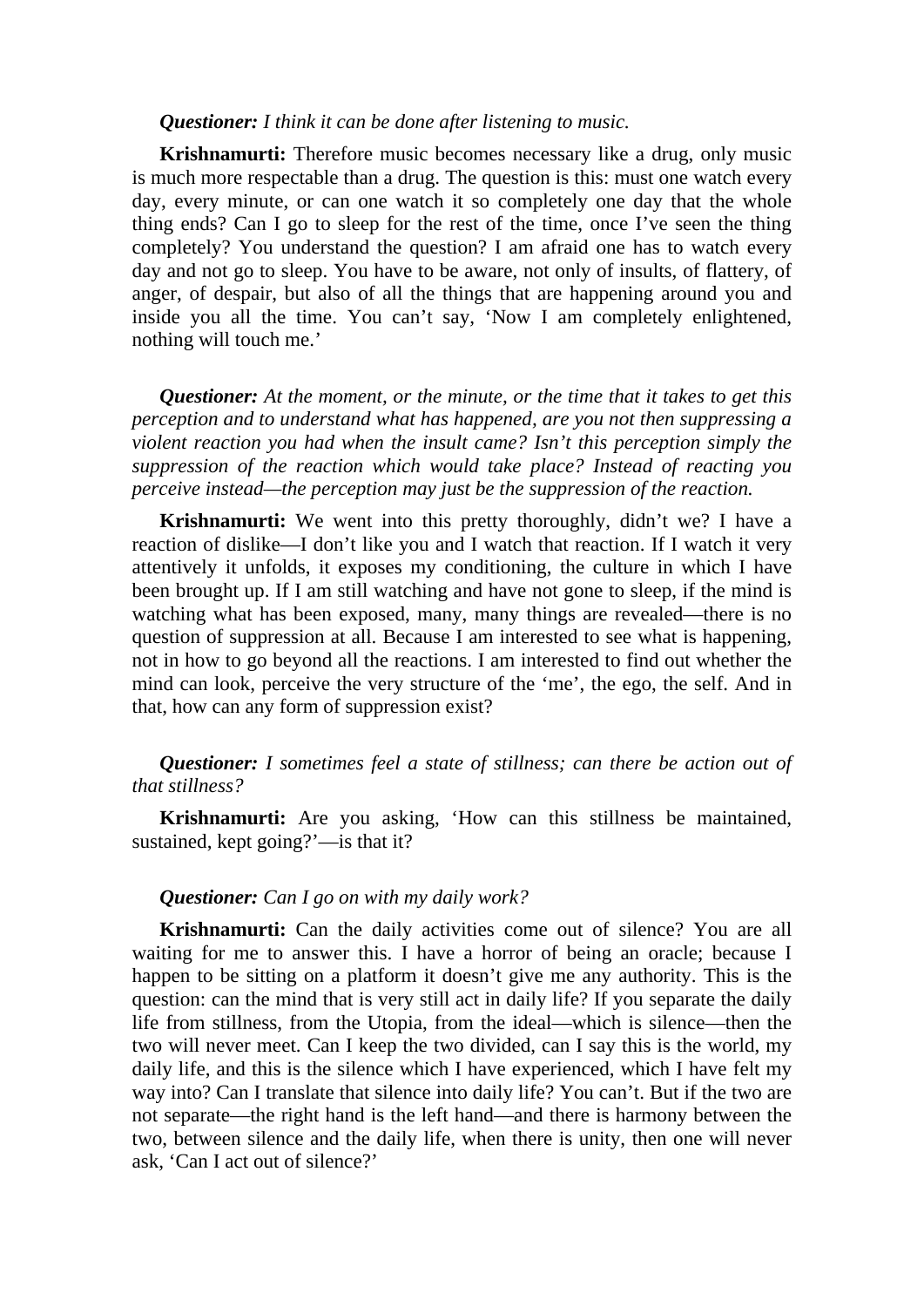***Questioner:*** *I think it can be done after listening to music.*

**Krishnamurti:** Therefore music becomes necessary like a drug, only music is much more respectable than a drug. The question is this: must one watch every day, every minute, or can one watch it so completely one day that the whole thing ends? Can I go to sleep for the rest of the time, once I've seen the thing completely? You understand the question? I am afraid one has to watch every day and not go to sleep. You have to be aware, not only of insults, of flattery, of anger, of despair, but also of all the things that are happening around you and inside you all the time. You can't say, 'Now I am completely enlightened, nothing will touch me.'

***Questioner:*** *At the moment, or the minute, or the time that it takes to get this perception and to understand what has happened, are you not then suppressing a violent reaction you had when the insult came? Isn't this perception simply the suppression of the reaction which would take place? Instead of reacting you perceive instead—the perception may just be the suppression of the reaction.*

**Krishnamurti:** We went into this pretty thoroughly, didn't we? I have a reaction of dislike—I don't like you and I watch that reaction. If I watch it very attentively it unfolds, it exposes my conditioning, the culture in which I have been brought up. If I am still watching and have not gone to sleep, if the mind is watching what has been exposed, many, many things are revealed—there is no question of suppression at all. Because I am interested to see what is happening, not in how to go beyond all the reactions. I am interested to find out whether the mind can look, perceive the very structure of the 'me', the ego, the self. And in that, how can any form of suppression exist?

***Questioner:*** *I sometimes feel a state of stillness; can there be action out of that stillness?*

**Krishnamurti:** Are you asking, 'How can this stillness be maintained, sustained, kept going?'—is that it?

***Questioner:*** *Can I go on with my daily work?*

**Krishnamurti:** Can the daily activities come out of silence? You are all waiting for me to answer this. I have a horror of being an oracle; because I happen to be sitting on a platform it doesn't give me any authority. This is the question: can the mind that is very still act in daily life? If you separate the daily life from stillness, from the Utopia, from the ideal—which is silence—then the two will never meet. Can I keep the two divided, can I say this is the world, my daily life, and this is the silence which I have experienced, which I have felt my way into? Can I translate that silence into daily life? You can't. But if the two are not separate—the right hand is the left hand—and there is harmony between the two, between silence and the daily life, when there is unity, then one will never ask, 'Can I act out of silence?'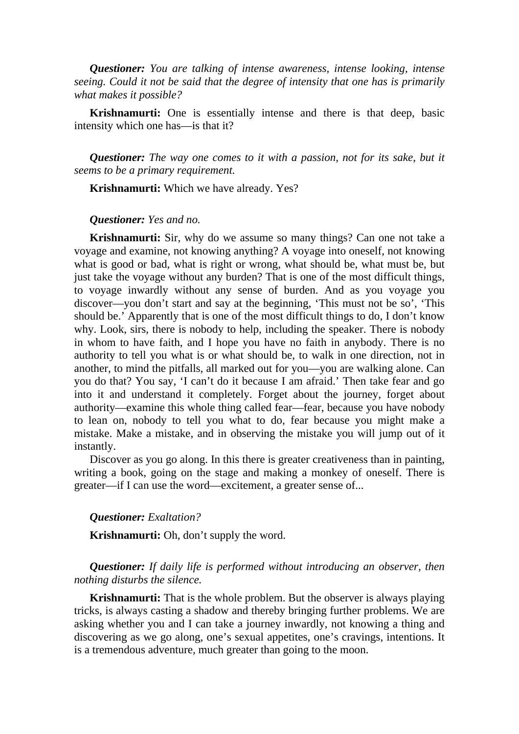***Questioner:*** *You are talking of intense awareness, intense looking, intense seeing. Could it not be said that the degree of intensity that one has is primarily what makes it possible?*

**Krishnamurti:** One is essentially intense and there is that deep, basic intensity which one has—is that it?

***Questioner:*** *The way one comes to it with a passion, not for its sake, but it seems to be a primary requirement.*

**Krishnamurti:** Which we have already. Yes?

***Questioner:*** *Yes and no.*

**Krishnamurti:** Sir, why do we assume so many things? Can one not take a voyage and examine, not knowing anything? A voyage into oneself, not knowing what is good or bad, what is right or wrong, what should be, what must be, but just take the voyage without any burden? That is one of the most difficult things, to voyage inwardly without any sense of burden. And as you voyage you discover—you don't start and say at the beginning, 'This must not be so', 'This should be.' Apparently that is one of the most difficult things to do, I don't know why. Look, sirs, there is nobody to help, including the speaker. There is nobody in whom to have faith, and I hope you have no faith in anybody. There is no authority to tell you what is or what should be, to walk in one direction, not in another, to mind the pitfalls, all marked out for you—you are walking alone. Can you do that? You say, 'I can't do it because I am afraid.' Then take fear and go into it and understand it completely. Forget about the journey, forget about authority—examine this whole thing called fear—fear, because you have nobody to lean on, nobody to tell you what to do, fear because you might make a mistake. Make a mistake, and in observing the mistake you will jump out of it instantly.

Discover as you go along. In this there is greater creativeness than in painting, writing a book, going on the stage and making a monkey of oneself. There is greater—if I can use the word—excitement, a greater sense of...

***Questioner:*** *Exaltation?*

**Krishnamurti:** Oh, don't supply the word.

***Questioner:*** *If daily life is performed without introducing an observer, then nothing disturbs the silence.*

**Krishnamurti:** That is the whole problem. But the observer is always playing tricks, is always casting a shadow and thereby bringing further problems. We are asking whether you and I can take a journey inwardly, not knowing a thing and discovering as we go along, one's sexual appetites, one's cravings, intentions. It is a tremendous adventure, much greater than going to the moon.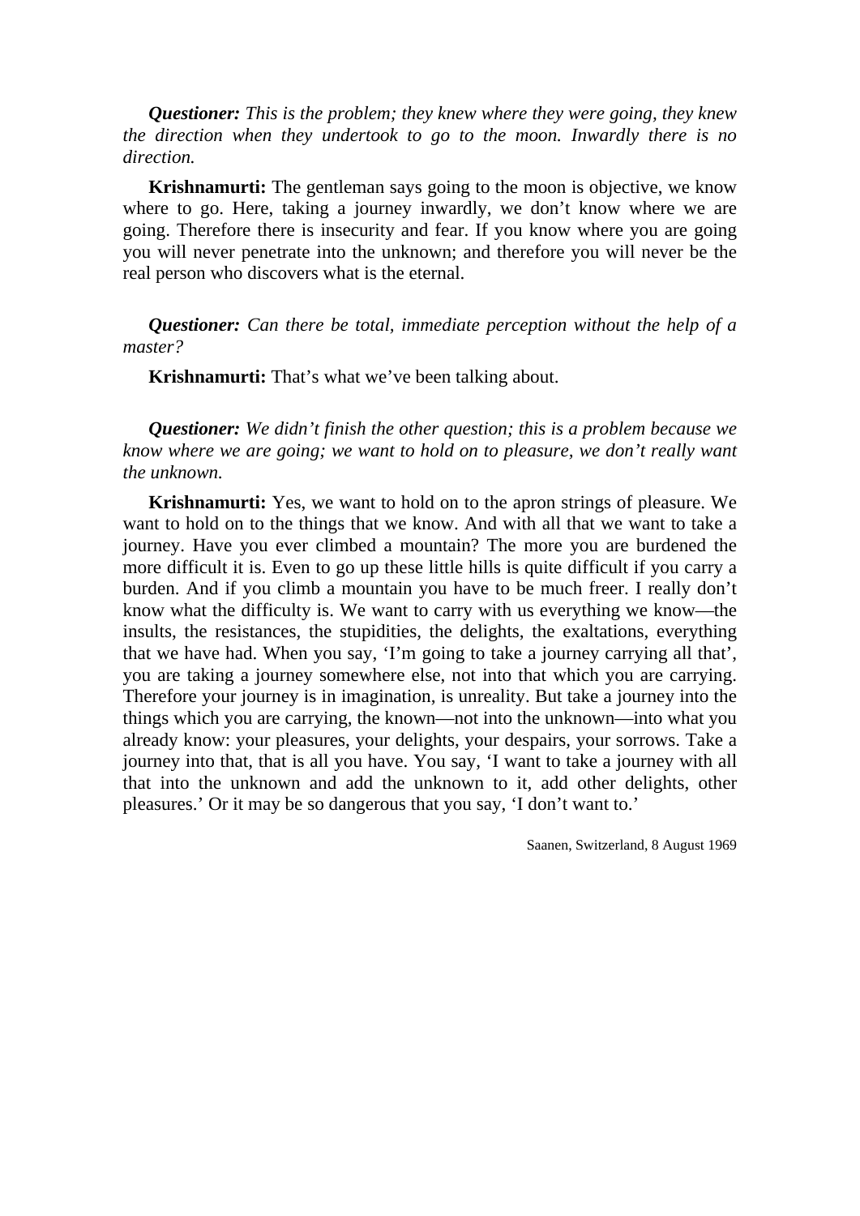***Questioner:*** *This is the problem; they knew where they were going, they knew the direction when they undertook to go to the moon. Inwardly there is no direction.*

**Krishnamurti:** The gentleman says going to the moon is objective, we know where to go. Here, taking a journey inwardly, we don't know where we are going. Therefore there is insecurity and fear. If you know where you are going you will never penetrate into the unknown; and therefore you will never be the real person who discovers what is the eternal.

***Questioner:*** *Can there be total, immediate perception without the help of a master?*

**Krishnamurti:** That's what we've been talking about.

***Questioner:*** *We didn't finish the other question; this is a problem because we know where we are going; we want to hold on to pleasure, we don't really want the unknown.*

**Krishnamurti:** Yes, we want to hold on to the apron strings of pleasure. We want to hold on to the things that we know. And with all that we want to take a journey. Have you ever climbed a mountain? The more you are burdened the more difficult it is. Even to go up these little hills is quite difficult if you carry a burden. And if you climb a mountain you have to be much freer. I really don't know what the difficulty is. We want to carry with us everything we know—the insults, the resistances, the stupidities, the delights, the exaltations, everything that we have had. When you say, 'I'm going to take a journey carrying all that', you are taking a journey somewhere else, not into that which you are carrying. Therefore your journey is in imagination, is unreality. But take a journey into the things which you are carrying, the known—not into the unknown—into what you already know: your pleasures, your delights, your despairs, your sorrows. Take a journey into that, that is all you have. You say, 'I want to take a journey with all that into the unknown and add the unknown to it, add other delights, other pleasures.' Or it may be so dangerous that you say, 'I don't want to.'

Saanen, Switzerland, 8 August 1969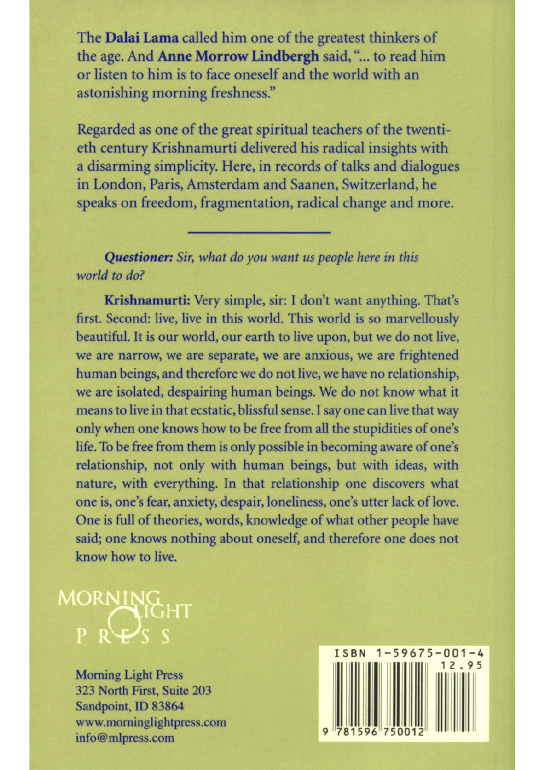The **Dalai Lama** called him one of the greatest thinkers of the age. And **Anne Morrow Lindbergh** said, "... to read him or listen to him is to face oneself and the world with an astonishing morning freshness."

Regarded as one of the great spiritual teachers of the twentieth century Krishnamurti delivered his radical insights with a disarming simplicity. Here, in records of talks and dialogues in London, Paris, Amsterdam and Saanen, Switzerland, he speaks on freedom, fragmentation, radical change and more.

---

***Questioner:** Sir, what do you want us people here in this world to do?*

**Krishnamurti:** Very simple, sir: I don't want anything. That's first. Second: live, live in this world. This world is so marvellously beautiful. It is our world, our earth to live upon, but we do not live, we are narrow, we are separate, we are anxious, we are frightened human beings, and therefore we do not live, we have no relationship, we are isolated, despairing human beings. We do not know what it means to live in that ecstatic, blissful sense. I say one can live that way only when one knows how to be free from all the stupidities of one's life. To be free from them is only possible in becoming aware of one's relationship, not only with human beings, but with ideas, with nature, with everything. In that relationship one discovers what one is, one's fear, anxiety, despair, loneliness, one's utter lack of love. One is full of theories, words, knowledge of what other people have said; one knows nothing about oneself, and therefore one does not know how to live.

MORNING LIGHT PRESS

Morning Light Press
323 North First, Suite 203
Sandpoint, ID 83864
www.morninglightpress.com
info@mlpress.com

ISBN 1-59675-001-4
12.95
9 781596 750012